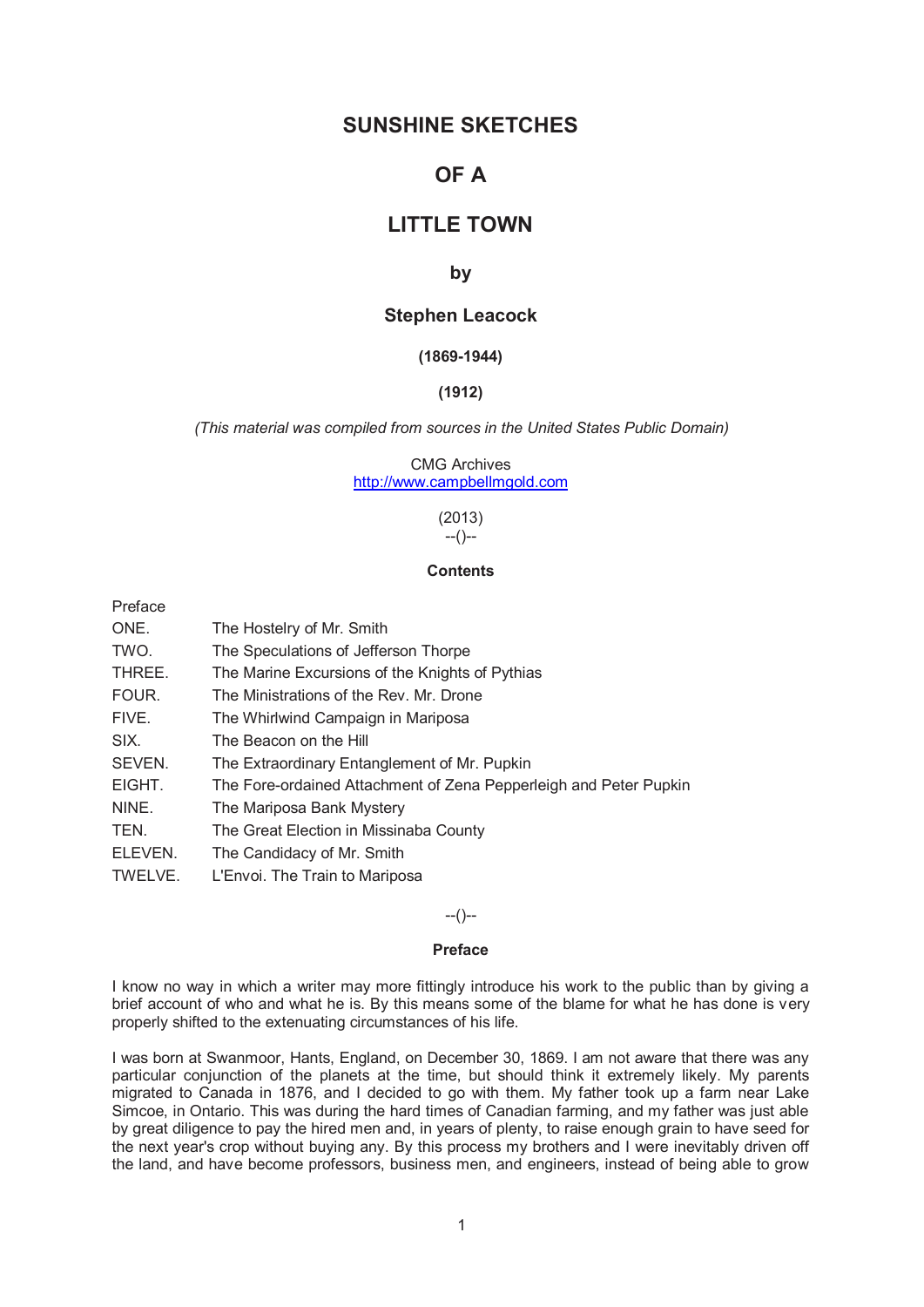# SUNSHINE SKETCHES

# OF A

# LITTLE TOWN

### by

### Stephen Leacock

**(1869-1944)**

**(1912)**

*(This material was compiled from sources in the United States Public Domain)*

CMG Archives
http://www.campbellmgold.com

(2013)

--()--

**Contents**

Preface

| | |
|---|---|
| ONE. | The Hostelry of Mr. Smith |
| TWO. | The Speculations of Jefferson Thorpe |
| THREE. | The Marine Excursions of the Knights of Pythias |
| FOUR. | The Ministrations of the Rev. Mr. Drone |
| FIVE. | The Whirlwind Campaign in Mariposa |
| SIX. | The Beacon on the Hill |
| SEVEN. | The Extraordinary Entanglement of Mr. Pupkin |
| EIGHT. | The Fore-ordained Attachment of Zena Pepperleigh and Peter Pupkin |
| NINE. | The Mariposa Bank Mystery |
| TEN. | The Great Election in Missinaba County |
| ELEVEN. | The Candidacy of Mr. Smith |
| TWELVE. | L'Envoi. The Train to Mariposa |

--()--

**Preface**

I know no way in which a writer may more fittingly introduce his work to the public than by giving a brief account of who and what he is. By this means some of the blame for what he has done is very properly shifted to the extenuating circumstances of his life.

I was born at Swanmoor, Hants, England, on December 30, 1869. I am not aware that there was any particular conjunction of the planets at the time, but should think it extremely likely. My parents migrated to Canada in 1876, and I decided to go with them. My father took up a farm near Lake Simcoe, in Ontario. This was during the hard times of Canadian farming, and my father was just able by great diligence to pay the hired men and, in years of plenty, to raise enough grain to have seed for the next year's crop without buying any. By this process my brothers and I were inevitably driven off the land, and have become professors, business men, and engineers, instead of being able to grow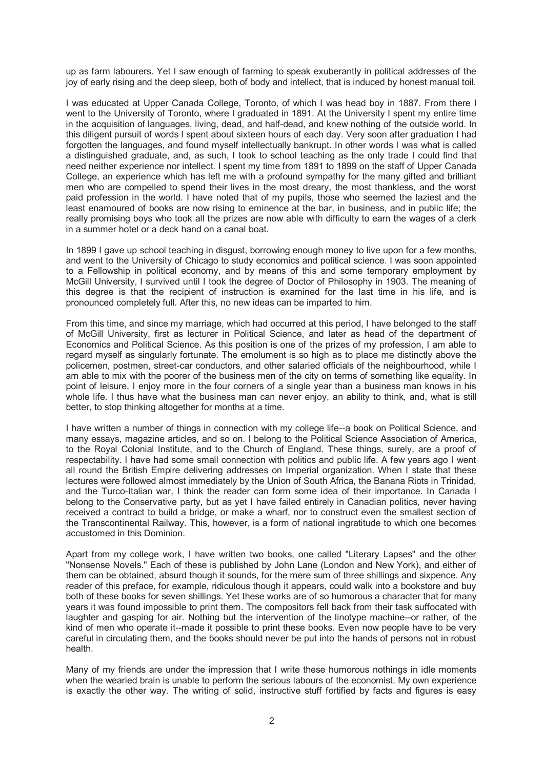up as farm labourers. Yet I saw enough of farming to speak exuberantly in political addresses of the joy of early rising and the deep sleep, both of body and intellect, that is induced by honest manual toil.

I was educated at Upper Canada College, Toronto, of which I was head boy in 1887. From there I went to the University of Toronto, where I graduated in 1891. At the University I spent my entire time in the acquisition of languages, living, dead, and half-dead, and knew nothing of the outside world. In this diligent pursuit of words I spent about sixteen hours of each day. Very soon after graduation I had forgotten the languages, and found myself intellectually bankrupt. In other words I was what is called a distinguished graduate, and, as such, I took to school teaching as the only trade I could find that need neither experience nor intellect. I spent my time from 1891 to 1899 on the staff of Upper Canada College, an experience which has left me with a profound sympathy for the many gifted and brilliant men who are compelled to spend their lives in the most dreary, the most thankless, and the worst paid profession in the world. I have noted that of my pupils, those who seemed the laziest and the least enamoured of books are now rising to eminence at the bar, in business, and in public life; the really promising boys who took all the prizes are now able with difficulty to earn the wages of a clerk in a summer hotel or a deck hand on a canal boat.

In 1899 I gave up school teaching in disgust, borrowing enough money to live upon for a few months, and went to the University of Chicago to study economics and political science. I was soon appointed to a Fellowship in political economy, and by means of this and some temporary employment by McGill University, I survived until I took the degree of Doctor of Philosophy in 1903. The meaning of this degree is that the recipient of instruction is examined for the last time in his life, and is pronounced completely full. After this, no new ideas can be imparted to him.

From this time, and since my marriage, which had occurred at this period, I have belonged to the staff of McGill University, first as lecturer in Political Science, and later as head of the department of Economics and Political Science. As this position is one of the prizes of my profession, I am able to regard myself as singularly fortunate. The emolument is so high as to place me distinctly above the policemen, postmen, street-car conductors, and other salaried officials of the neighbourhood, while I am able to mix with the poorer of the business men of the city on terms of something like equality. In point of leisure, I enjoy more in the four corners of a single year than a business man knows in his whole life. I thus have what the business man can never enjoy, an ability to think, and, what is still better, to stop thinking altogether for months at a time.

I have written a number of things in connection with my college life--a book on Political Science, and many essays, magazine articles, and so on. I belong to the Political Science Association of America, to the Royal Colonial Institute, and to the Church of England. These things, surely, are a proof of respectability. I have had some small connection with politics and public life. A few years ago I went all round the British Empire delivering addresses on Imperial organization. When I state that these lectures were followed almost immediately by the Union of South Africa, the Banana Riots in Trinidad, and the Turco-Italian war, I think the reader can form some idea of their importance. In Canada I belong to the Conservative party, but as yet I have failed entirely in Canadian politics, never having received a contract to build a bridge, or make a wharf, nor to construct even the smallest section of the Transcontinental Railway. This, however, is a form of national ingratitude to which one becomes accustomed in this Dominion.

Apart from my college work, I have written two books, one called "Literary Lapses" and the other "Nonsense Novels." Each of these is published by John Lane (London and New York), and either of them can be obtained, absurd though it sounds, for the mere sum of three shillings and sixpence. Any reader of this preface, for example, ridiculous though it appears, could walk into a bookstore and buy both of these books for seven shillings. Yet these works are of so humorous a character that for many years it was found impossible to print them. The compositors fell back from their task suffocated with laughter and gasping for air. Nothing but the intervention of the linotype machine--or rather, of the kind of men who operate it--made it possible to print these books. Even now people have to be very careful in circulating them, and the books should never be put into the hands of persons not in robust health.

Many of my friends are under the impression that I write these humorous nothings in idle moments when the wearied brain is unable to perform the serious labours of the economist. My own experience is exactly the other way. The writing of solid, instructive stuff fortified by facts and figures is easy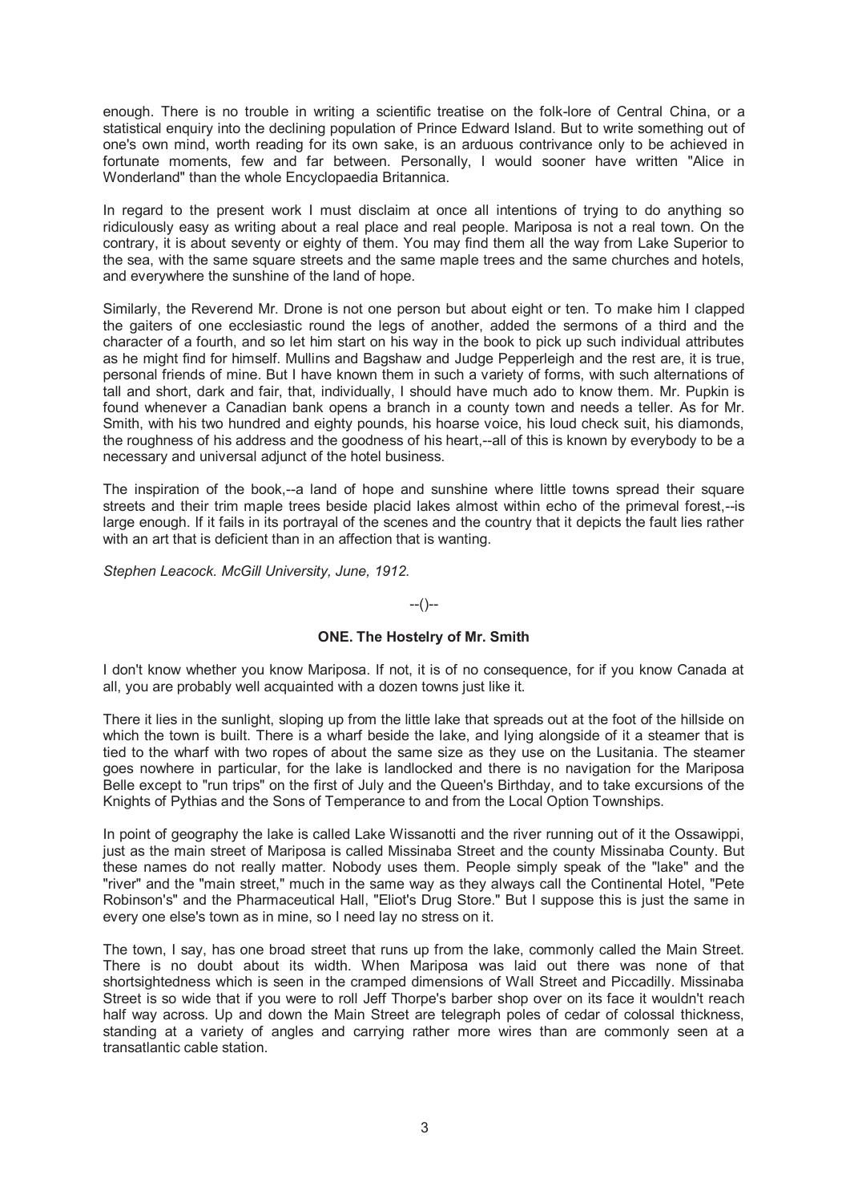enough. There is no trouble in writing a scientific treatise on the folk-lore of Central China, or a statistical enquiry into the declining population of Prince Edward Island. But to write something out of one's own mind, worth reading for its own sake, is an arduous contrivance only to be achieved in fortunate moments, few and far between. Personally, I would sooner have written "Alice in Wonderland" than the whole Encyclopaedia Britannica.

In regard to the present work I must disclaim at once all intentions of trying to do anything so ridiculously easy as writing about a real place and real people. Mariposa is not a real town. On the contrary, it is about seventy or eighty of them. You may find them all the way from Lake Superior to the sea, with the same square streets and the same maple trees and the same churches and hotels, and everywhere the sunshine of the land of hope.

Similarly, the Reverend Mr. Drone is not one person but about eight or ten. To make him I clapped the gaiters of one ecclesiastic round the legs of another, added the sermons of a third and the character of a fourth, and so let him start on his way in the book to pick up such individual attributes as he might find for himself. Mullins and Bagshaw and Judge Pepperleigh and the rest are, it is true, personal friends of mine. But I have known them in such a variety of forms, with such alternations of tall and short, dark and fair, that, individually, I should have much ado to know them. Mr. Pupkin is found whenever a Canadian bank opens a branch in a county town and needs a teller. As for Mr. Smith, with his two hundred and eighty pounds, his hoarse voice, his loud check suit, his diamonds, the roughness of his address and the goodness of his heart,--all of this is known by everybody to be a necessary and universal adjunct of the hotel business.

The inspiration of the book,--a land of hope and sunshine where little towns spread their square streets and their trim maple trees beside placid lakes almost within echo of the primeval forest,--is large enough. If it fails in its portrayal of the scenes and the country that it depicts the fault lies rather with an art that is deficient than in an affection that is wanting.

*Stephen Leacock. McGill University, June, 1912.*

--()--

## ONE. The Hostelry of Mr. Smith

I don't know whether you know Mariposa. If not, it is of no consequence, for if you know Canada at all, you are probably well acquainted with a dozen towns just like it.

There it lies in the sunlight, sloping up from the little lake that spreads out at the foot of the hillside on which the town is built. There is a wharf beside the lake, and lying alongside of it a steamer that is tied to the wharf with two ropes of about the same size as they use on the Lusitania. The steamer goes nowhere in particular, for the lake is landlocked and there is no navigation for the Mariposa Belle except to "run trips" on the first of July and the Queen's Birthday, and to take excursions of the Knights of Pythias and the Sons of Temperance to and from the Local Option Townships.

In point of geography the lake is called Lake Wissanotti and the river running out of it the Ossawippi, just as the main street of Mariposa is called Missinaba Street and the county Missinaba County. But these names do not really matter. Nobody uses them. People simply speak of the "lake" and the "river" and the "main street," much in the same way as they always call the Continental Hotel, "Pete Robinson's" and the Pharmaceutical Hall, "Eliot's Drug Store." But I suppose this is just the same in every one else's town as in mine, so I need lay no stress on it.

The town, I say, has one broad street that runs up from the lake, commonly called the Main Street. There is no doubt about its width. When Mariposa was laid out there was none of that shortsightedness which is seen in the cramped dimensions of Wall Street and Piccadilly. Missinaba Street is so wide that if you were to roll Jeff Thorpe's barber shop over on its face it wouldn't reach half way across. Up and down the Main Street are telegraph poles of cedar of colossal thickness, standing at a variety of angles and carrying rather more wires than are commonly seen at a transatlantic cable station.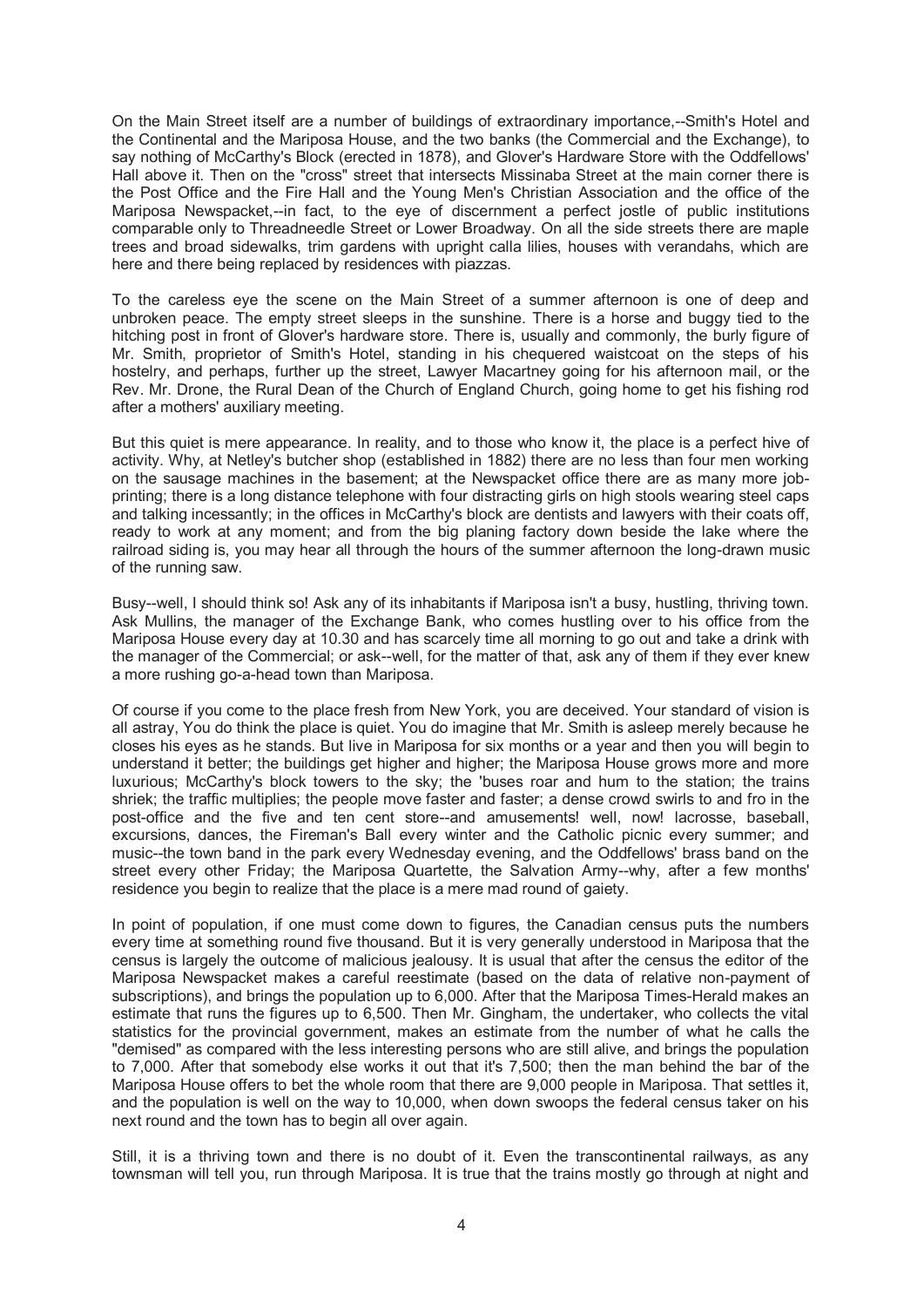On the Main Street itself are a number of buildings of extraordinary importance,--Smith's Hotel and the Continental and the Mariposa House, and the two banks (the Commercial and the Exchange), to say nothing of McCarthy's Block (erected in 1878), and Glover's Hardware Store with the Oddfellows' Hall above it. Then on the "cross" street that intersects Missinaba Street at the main corner there is the Post Office and the Fire Hall and the Young Men's Christian Association and the office of the Mariposa Newspacket,--in fact, to the eye of discernment a perfect jostle of public institutions comparable only to Threadneedle Street or Lower Broadway. On all the side streets there are maple trees and broad sidewalks, trim gardens with upright calla lilies, houses with verandahs, which are here and there being replaced by residences with piazzas.

To the careless eye the scene on the Main Street of a summer afternoon is one of deep and unbroken peace. The empty street sleeps in the sunshine. There is a horse and buggy tied to the hitching post in front of Glover's hardware store. There is, usually and commonly, the burly figure of Mr. Smith, proprietor of Smith's Hotel, standing in his chequered waistcoat on the steps of his hostelry, and perhaps, further up the street, Lawyer Macartney going for his afternoon mail, or the Rev. Mr. Drone, the Rural Dean of the Church of England Church, going home to get his fishing rod after a mothers' auxiliary meeting.

But this quiet is mere appearance. In reality, and to those who know it, the place is a perfect hive of activity. Why, at Netley's butcher shop (established in 1882) there are no less than four men working on the sausage machines in the basement; at the Newspacket office there are as many more job-printing; there is a long distance telephone with four distracting girls on high stools wearing steel caps and talking incessantly; in the offices in McCarthy's block are dentists and lawyers with their coats off, ready to work at any moment; and from the big planing factory down beside the lake where the railroad siding is, you may hear all through the hours of the summer afternoon the long-drawn music of the running saw.

Busy--well, I should think so! Ask any of its inhabitants if Mariposa isn't a busy, hustling, thriving town. Ask Mullins, the manager of the Exchange Bank, who comes hustling over to his office from the Mariposa House every day at 10.30 and has scarcely time all morning to go out and take a drink with the manager of the Commercial; or ask--well, for the matter of that, ask any of them if they ever knew a more rushing go-a-head town than Mariposa.

Of course if you come to the place fresh from New York, you are deceived. Your standard of vision is all astray, You do think the place is quiet. You do imagine that Mr. Smith is asleep merely because he closes his eyes as he stands. But live in Mariposa for six months or a year and then you will begin to understand it better; the buildings get higher and higher; the Mariposa House grows more and more luxurious; McCarthy's block towers to the sky; the 'buses roar and hum to the station; the trains shriek; the traffic multiplies; the people move faster and faster; a dense crowd swirls to and fro in the post-office and the five and ten cent store--and amusements! well, now! lacrosse, baseball, excursions, dances, the Fireman's Ball every winter and the Catholic picnic every summer; and music--the town band in the park every Wednesday evening, and the Oddfellows' brass band on the street every other Friday; the Mariposa Quartette, the Salvation Army--why, after a few months' residence you begin to realize that the place is a mere mad round of gaiety.

In point of population, if one must come down to figures, the Canadian census puts the numbers every time at something round five thousand. But it is very generally understood in Mariposa that the census is largely the outcome of malicious jealousy. It is usual that after the census the editor of the Mariposa Newspacket makes a careful reestimate (based on the data of relative non-payment of subscriptions), and brings the population up to 6,000. After that the Mariposa Times-Herald makes an estimate that runs the figures up to 6,500. Then Mr. Gingham, the undertaker, who collects the vital statistics for the provincial government, makes an estimate from the number of what he calls the "demised" as compared with the less interesting persons who are still alive, and brings the population to 7,000. After that somebody else works it out that it's 7,500; then the man behind the bar of the Mariposa House offers to bet the whole room that there are 9,000 people in Mariposa. That settles it, and the population is well on the way to 10,000, when down swoops the federal census taker on his next round and the town has to begin all over again.

Still, it is a thriving town and there is no doubt of it. Even the transcontinental railways, as any townsman will tell you, run through Mariposa. It is true that the trains mostly go through at night and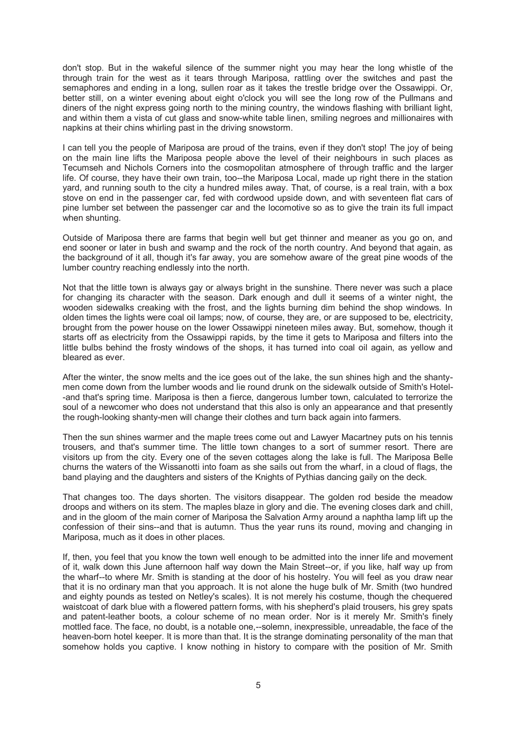don't stop. But in the wakeful silence of the summer night you may hear the long whistle of the through train for the west as it tears through Mariposa, rattling over the switches and past the semaphores and ending in a long, sullen roar as it takes the trestle bridge over the Ossawippi. Or, better still, on a winter evening about eight o'clock you will see the long row of the Pullmans and diners of the night express going north to the mining country, the windows flashing with brilliant light, and within them a vista of cut glass and snow-white table linen, smiling negroes and millionaires with napkins at their chins whirling past in the driving snowstorm.

I can tell you the people of Mariposa are proud of the trains, even if they don't stop! The joy of being on the main line lifts the Mariposa people above the level of their neighbours in such places as Tecumseh and Nichols Corners into the cosmopolitan atmosphere of through traffic and the larger life. Of course, they have their own train, too--the Mariposa Local, made up right there in the station yard, and running south to the city a hundred miles away. That, of course, is a real train, with a box stove on end in the passenger car, fed with cordwood upside down, and with seventeen flat cars of pine lumber set between the passenger car and the locomotive so as to give the train its full impact when shunting.

Outside of Mariposa there are farms that begin well but get thinner and meaner as you go on, and end sooner or later in bush and swamp and the rock of the north country. And beyond that again, as the background of it all, though it's far away, you are somehow aware of the great pine woods of the lumber country reaching endlessly into the north.

Not that the little town is always gay or always bright in the sunshine. There never was such a place for changing its character with the season. Dark enough and dull it seems of a winter night, the wooden sidewalks creaking with the frost, and the lights burning dim behind the shop windows. In olden times the lights were coal oil lamps; now, of course, they are, or are supposed to be, electricity, brought from the power house on the lower Ossawippi nineteen miles away. But, somehow, though it starts off as electricity from the Ossawippi rapids, by the time it gets to Mariposa and filters into the little bulbs behind the frosty windows of the shops, it has turned into coal oil again, as yellow and bleared as ever.

After the winter, the snow melts and the ice goes out of the lake, the sun shines high and the shanty-men come down from the lumber woods and lie round drunk on the sidewalk outside of Smith's Hotel--and that's spring time. Mariposa is then a fierce, dangerous lumber town, calculated to terrorize the soul of a newcomer who does not understand that this also is only an appearance and that presently the rough-looking shanty-men will change their clothes and turn back again into farmers.

Then the sun shines warmer and the maple trees come out and Lawyer Macartney puts on his tennis trousers, and that's summer time. The little town changes to a sort of summer resort. There are visitors up from the city. Every one of the seven cottages along the lake is full. The Mariposa Belle churns the waters of the Wissanotti into foam as she sails out from the wharf, in a cloud of flags, the band playing and the daughters and sisters of the Knights of Pythias dancing gaily on the deck.

That changes too. The days shorten. The visitors disappear. The golden rod beside the meadow droops and withers on its stem. The maples blaze in glory and die. The evening closes dark and chill, and in the gloom of the main corner of Mariposa the Salvation Army around a naphtha lamp lift up the confession of their sins--and that is autumn. Thus the year runs its round, moving and changing in Mariposa, much as it does in other places.

If, then, you feel that you know the town well enough to be admitted into the inner life and movement of it, walk down this June afternoon half way down the Main Street--or, if you like, half way up from the wharf--to where Mr. Smith is standing at the door of his hostelry. You will feel as you draw near that it is no ordinary man that you approach. It is not alone the huge bulk of Mr. Smith (two hundred and eighty pounds as tested on Netley's scales). It is not merely his costume, though the chequered waistcoat of dark blue with a flowered pattern forms, with his shepherd's plaid trousers, his grey spats and patent-leather boots, a colour scheme of no mean order. Nor is it merely Mr. Smith's finely mottled face. The face, no doubt, is a notable one,--solemn, inexpressible, unreadable, the face of the heaven-born hotel keeper. It is more than that. It is the strange dominating personality of the man that somehow holds you captive. I know nothing in history to compare with the position of Mr. Smith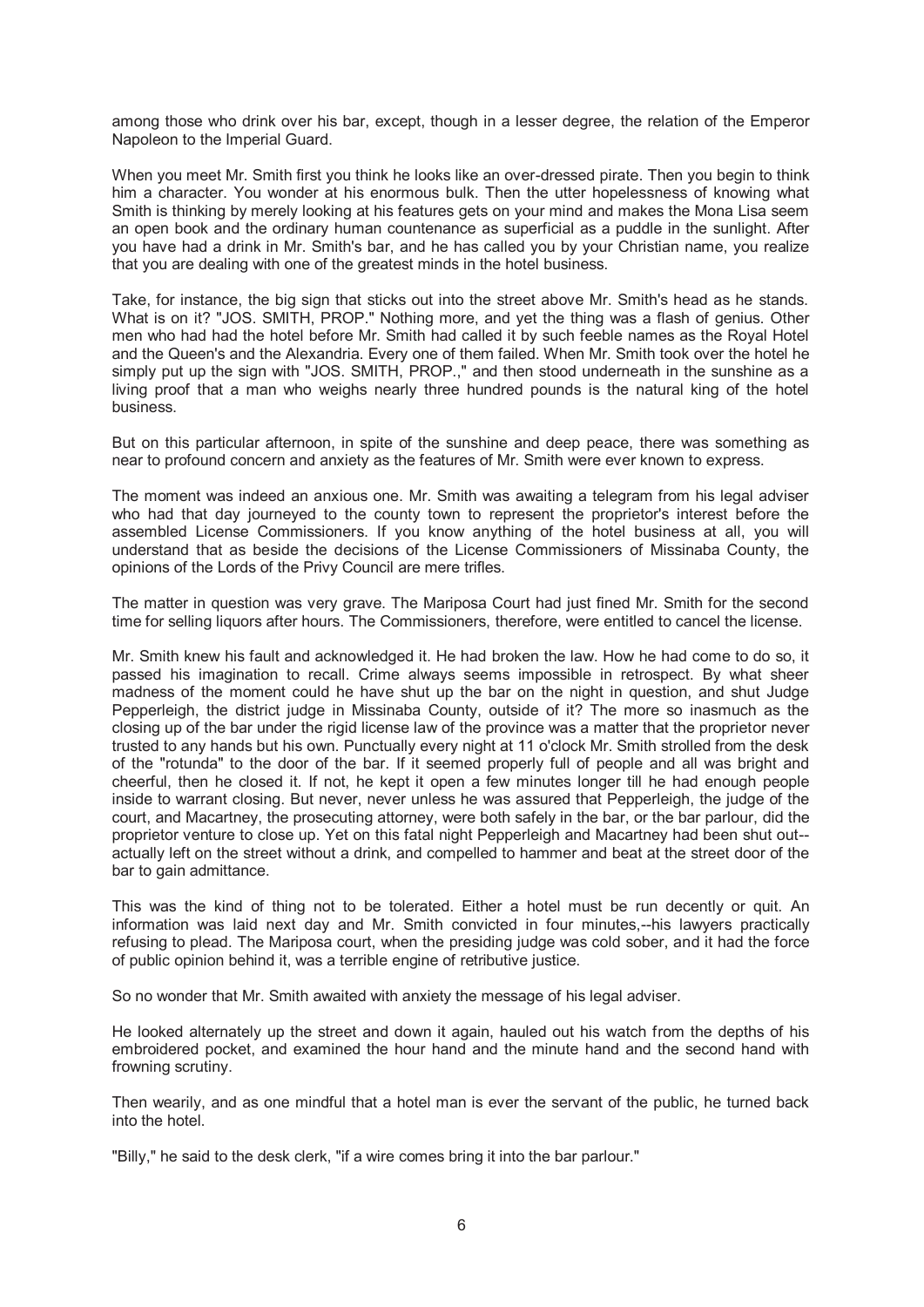among those who drink over his bar, except, though in a lesser degree, the relation of the Emperor Napoleon to the Imperial Guard.

When you meet Mr. Smith first you think he looks like an over-dressed pirate. Then you begin to think him a character. You wonder at his enormous bulk. Then the utter hopelessness of knowing what Smith is thinking by merely looking at his features gets on your mind and makes the Mona Lisa seem an open book and the ordinary human countenance as superficial as a puddle in the sunlight. After you have had a drink in Mr. Smith's bar, and he has called you by your Christian name, you realize that you are dealing with one of the greatest minds in the hotel business.

Take, for instance, the big sign that sticks out into the street above Mr. Smith's head as he stands. What is on it? "JOS. SMITH, PROP." Nothing more, and yet the thing was a flash of genius. Other men who had had the hotel before Mr. Smith had called it by such feeble names as the Royal Hotel and the Queen's and the Alexandria. Every one of them failed. When Mr. Smith took over the hotel he simply put up the sign with "JOS. SMITH, PROP.," and then stood underneath in the sunshine as a living proof that a man who weighs nearly three hundred pounds is the natural king of the hotel business.

But on this particular afternoon, in spite of the sunshine and deep peace, there was something as near to profound concern and anxiety as the features of Mr. Smith were ever known to express.

The moment was indeed an anxious one. Mr. Smith was awaiting a telegram from his legal adviser who had that day journeyed to the county town to represent the proprietor's interest before the assembled License Commissioners. If you know anything of the hotel business at all, you will understand that as beside the decisions of the License Commissioners of Missinaba County, the opinions of the Lords of the Privy Council are mere trifles.

The matter in question was very grave. The Mariposa Court had just fined Mr. Smith for the second time for selling liquors after hours. The Commissioners, therefore, were entitled to cancel the license.

Mr. Smith knew his fault and acknowledged it. He had broken the law. How he had come to do so, it passed his imagination to recall. Crime always seems impossible in retrospect. By what sheer madness of the moment could he have shut up the bar on the night in question, and shut Judge Pepperleigh, the district judge in Missinaba County, outside of it? The more so inasmuch as the closing up of the bar under the rigid license law of the province was a matter that the proprietor never trusted to any hands but his own. Punctually every night at 11 o'clock Mr. Smith strolled from the desk of the "rotunda" to the door of the bar. If it seemed properly full of people and all was bright and cheerful, then he closed it. If not, he kept it open a few minutes longer till he had enough people inside to warrant closing. But never, never unless he was assured that Pepperleigh, the judge of the court, and Macartney, the prosecuting attorney, were both safely in the bar, or the bar parlour, did the proprietor venture to close up. Yet on this fatal night Pepperleigh and Macartney had been shut out--actually left on the street without a drink, and compelled to hammer and beat at the street door of the bar to gain admittance.

This was the kind of thing not to be tolerated. Either a hotel must be run decently or quit. An information was laid next day and Mr. Smith convicted in four minutes,--his lawyers practically refusing to plead. The Mariposa court, when the presiding judge was cold sober, and it had the force of public opinion behind it, was a terrible engine of retributive justice.

So no wonder that Mr. Smith awaited with anxiety the message of his legal adviser.

He looked alternately up the street and down it again, hauled out his watch from the depths of his embroidered pocket, and examined the hour hand and the minute hand and the second hand with frowning scrutiny.

Then wearily, and as one mindful that a hotel man is ever the servant of the public, he turned back into the hotel.

"Billy," he said to the desk clerk, "if a wire comes bring it into the bar parlour."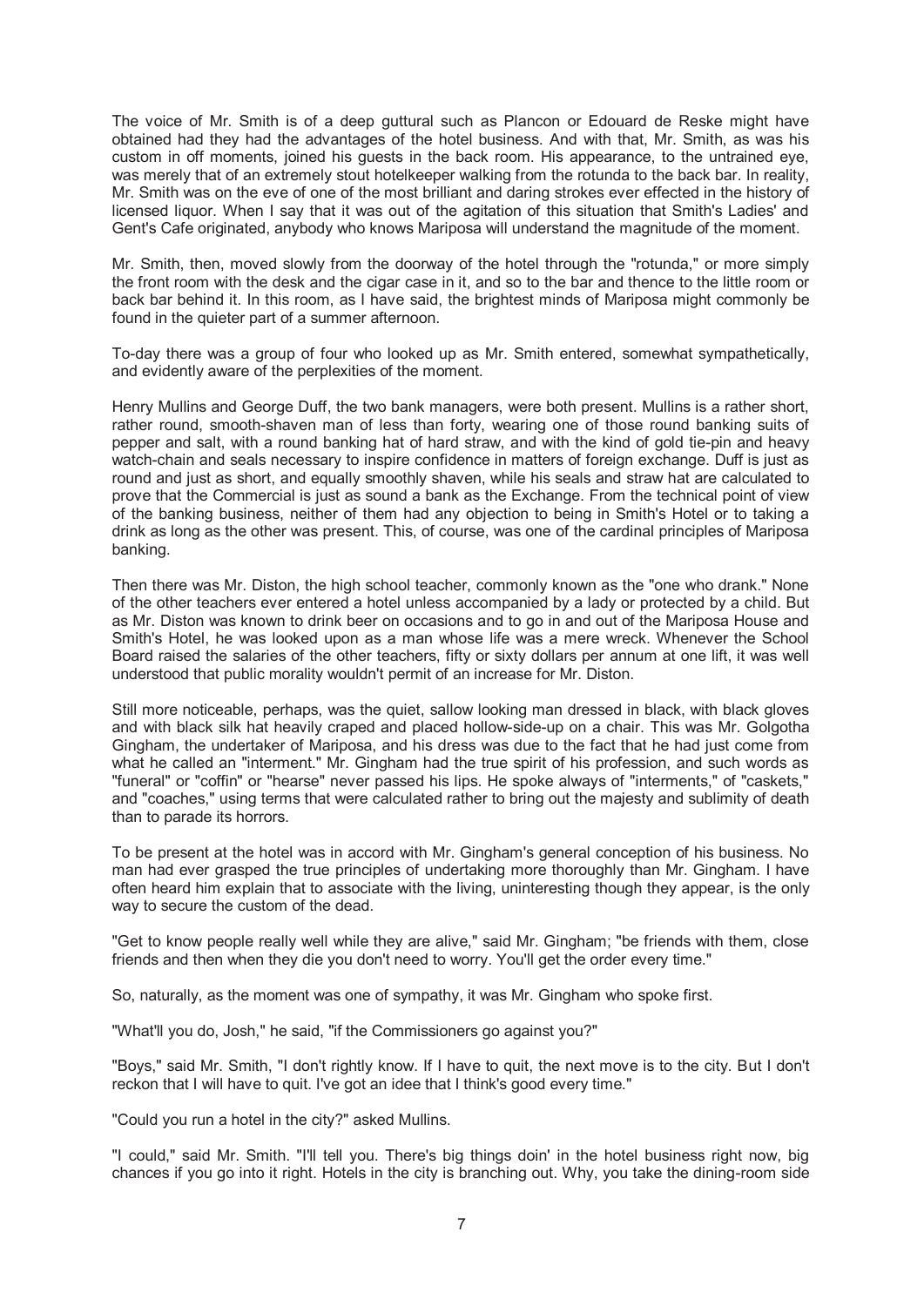The voice of Mr. Smith is of a deep guttural such as Plancon or Edouard de Reske might have obtained had they had the advantages of the hotel business. And with that, Mr. Smith, as was his custom in off moments, joined his guests in the back room. His appearance, to the untrained eye, was merely that of an extremely stout hotelkeeper walking from the rotunda to the back bar. In reality, Mr. Smith was on the eve of one of the most brilliant and daring strokes ever effected in the history of licensed liquor. When I say that it was out of the agitation of this situation that Smith's Ladies' and Gent's Cafe originated, anybody who knows Mariposa will understand the magnitude of the moment.

Mr. Smith, then, moved slowly from the doorway of the hotel through the "rotunda," or more simply the front room with the desk and the cigar case in it, and so to the bar and thence to the little room or back bar behind it. In this room, as I have said, the brightest minds of Mariposa might commonly be found in the quieter part of a summer afternoon.

To-day there was a group of four who looked up as Mr. Smith entered, somewhat sympathetically, and evidently aware of the perplexities of the moment.

Henry Mullins and George Duff, the two bank managers, were both present. Mullins is a rather short, rather round, smooth-shaven man of less than forty, wearing one of those round banking suits of pepper and salt, with a round banking hat of hard straw, and with the kind of gold tie-pin and heavy watch-chain and seals necessary to inspire confidence in matters of foreign exchange. Duff is just as round and just as short, and equally smoothly shaven, while his seals and straw hat are calculated to prove that the Commercial is just as sound a bank as the Exchange. From the technical point of view of the banking business, neither of them had any objection to being in Smith's Hotel or to taking a drink as long as the other was present. This, of course, was one of the cardinal principles of Mariposa banking.

Then there was Mr. Diston, the high school teacher, commonly known as the "one who drank." None of the other teachers ever entered a hotel unless accompanied by a lady or protected by a child. But as Mr. Diston was known to drink beer on occasions and to go in and out of the Mariposa House and Smith's Hotel, he was looked upon as a man whose life was a mere wreck. Whenever the School Board raised the salaries of the other teachers, fifty or sixty dollars per annum at one lift, it was well understood that public morality wouldn't permit of an increase for Mr. Diston.

Still more noticeable, perhaps, was the quiet, sallow looking man dressed in black, with black gloves and with black silk hat heavily craped and placed hollow-side-up on a chair. This was Mr. Golgotha Gingham, the undertaker of Mariposa, and his dress was due to the fact that he had just come from what he called an "interment." Mr. Gingham had the true spirit of his profession, and such words as "funeral" or "coffin" or "hearse" never passed his lips. He spoke always of "interments," of "caskets," and "coaches," using terms that were calculated rather to bring out the majesty and sublimity of death than to parade its horrors.

To be present at the hotel was in accord with Mr. Gingham's general conception of his business. No man had ever grasped the true principles of undertaking more thoroughly than Mr. Gingham. I have often heard him explain that to associate with the living, uninteresting though they appear, is the only way to secure the custom of the dead.

"Get to know people really well while they are alive," said Mr. Gingham; "be friends with them, close friends and then when they die you don't need to worry. You'll get the order every time."

So, naturally, as the moment was one of sympathy, it was Mr. Gingham who spoke first.

"What'll you do, Josh," he said, "if the Commissioners go against you?"

"Boys," said Mr. Smith, "I don't rightly know. If I have to quit, the next move is to the city. But I don't reckon that I will have to quit. I've got an idee that I think's good every time."

"Could you run a hotel in the city?" asked Mullins.

"I could," said Mr. Smith. "I'll tell you. There's big things doin' in the hotel business right now, big chances if you go into it right. Hotels in the city is branching out. Why, you take the dining-room side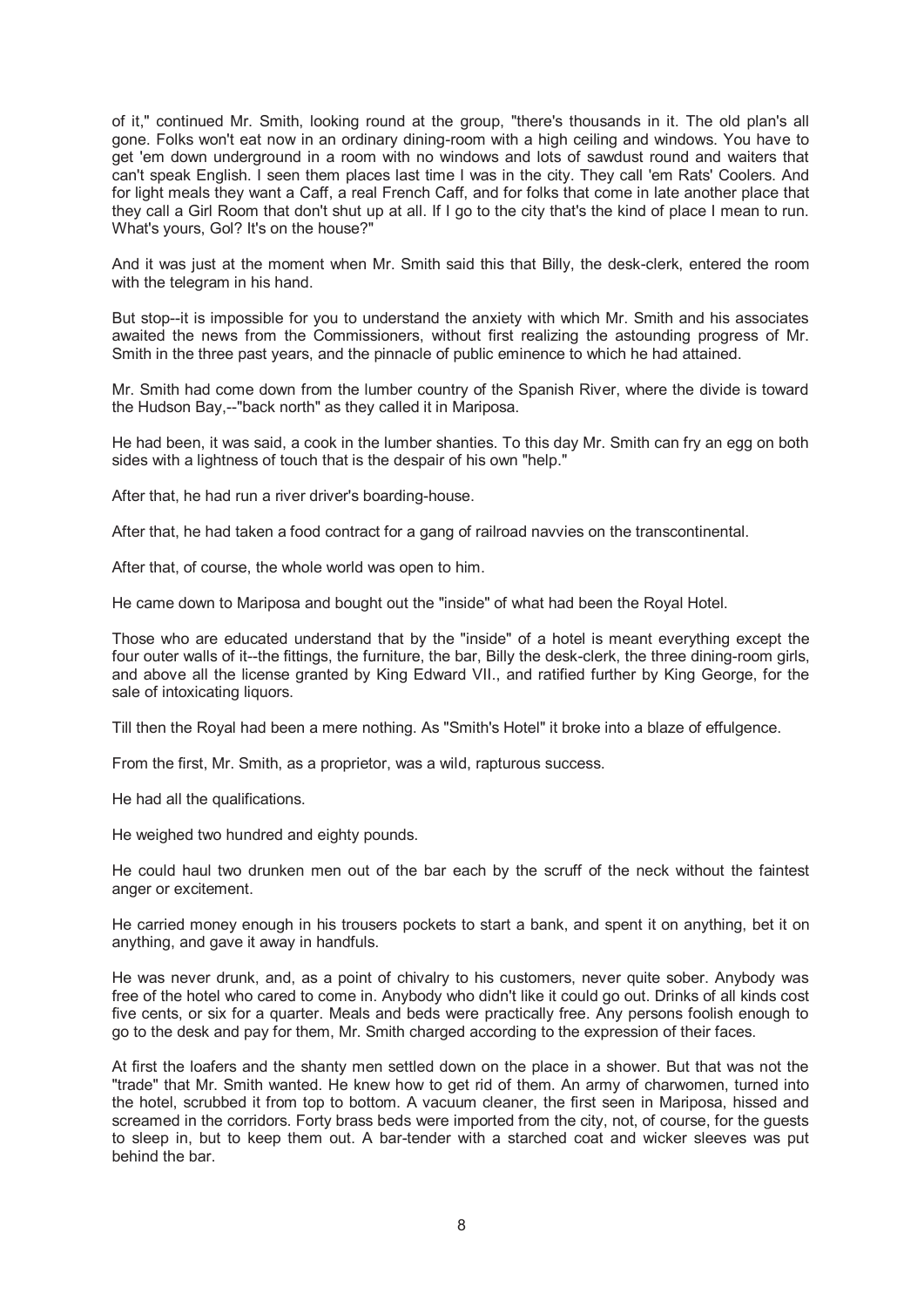of it," continued Mr. Smith, looking round at the group, "there's thousands in it. The old plan's all gone. Folks won't eat now in an ordinary dining-room with a high ceiling and windows. You have to get 'em down underground in a room with no windows and lots of sawdust round and waiters that can't speak English. I seen them places last time I was in the city. They call 'em Rats' Coolers. And for light meals they want a Caff, a real French Caff, and for folks that come in late another place that they call a Girl Room that don't shut up at all. If I go to the city that's the kind of place I mean to run. What's yours, Gol? It's on the house?"

And it was just at the moment when Mr. Smith said this that Billy, the desk-clerk, entered the room with the telegram in his hand.

But stop--it is impossible for you to understand the anxiety with which Mr. Smith and his associates awaited the news from the Commissioners, without first realizing the astounding progress of Mr. Smith in the three past years, and the pinnacle of public eminence to which he had attained.

Mr. Smith had come down from the lumber country of the Spanish River, where the divide is toward the Hudson Bay,--"back north" as they called it in Mariposa.

He had been, it was said, a cook in the lumber shanties. To this day Mr. Smith can fry an egg on both sides with a lightness of touch that is the despair of his own "help."

After that, he had run a river driver's boarding-house.

After that, he had taken a food contract for a gang of railroad navvies on the transcontinental.

After that, of course, the whole world was open to him.

He came down to Mariposa and bought out the "inside" of what had been the Royal Hotel.

Those who are educated understand that by the "inside" of a hotel is meant everything except the four outer walls of it--the fittings, the furniture, the bar, Billy the desk-clerk, the three dining-room girls, and above all the license granted by King Edward VII., and ratified further by King George, for the sale of intoxicating liquors.

Till then the Royal had been a mere nothing. As "Smith's Hotel" it broke into a blaze of effulgence.

From the first, Mr. Smith, as a proprietor, was a wild, rapturous success.

He had all the qualifications.

He weighed two hundred and eighty pounds.

He could haul two drunken men out of the bar each by the scruff of the neck without the faintest anger or excitement.

He carried money enough in his trousers pockets to start a bank, and spent it on anything, bet it on anything, and gave it away in handfuls.

He was never drunk, and, as a point of chivalry to his customers, never quite sober. Anybody was free of the hotel who cared to come in. Anybody who didn't like it could go out. Drinks of all kinds cost five cents, or six for a quarter. Meals and beds were practically free. Any persons foolish enough to go to the desk and pay for them, Mr. Smith charged according to the expression of their faces.

At first the loafers and the shanty men settled down on the place in a shower. But that was not the "trade" that Mr. Smith wanted. He knew how to get rid of them. An army of charwomen, turned into the hotel, scrubbed it from top to bottom. A vacuum cleaner, the first seen in Mariposa, hissed and screamed in the corridors. Forty brass beds were imported from the city, not, of course, for the guests to sleep in, but to keep them out. A bar-tender with a starched coat and wicker sleeves was put behind the bar.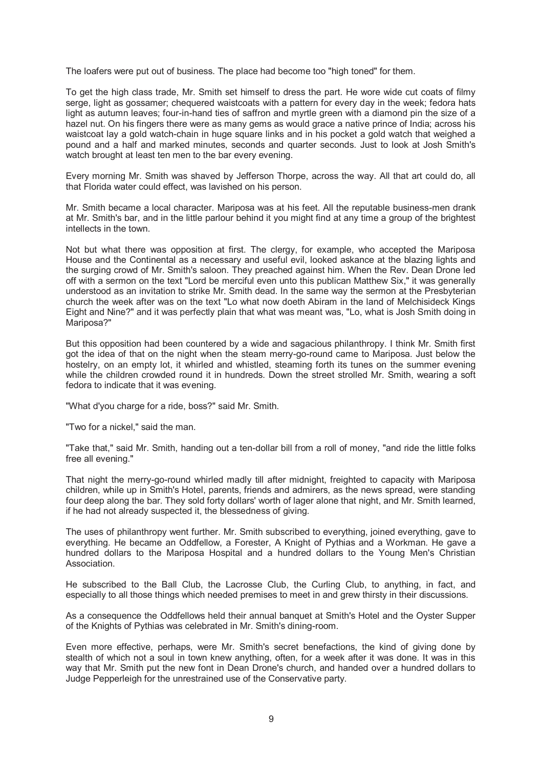The loafers were put out of business. The place had become too "high toned" for them.

To get the high class trade, Mr. Smith set himself to dress the part. He wore wide cut coats of filmy serge, light as gossamer; chequered waistcoats with a pattern for every day in the week; fedora hats light as autumn leaves; four-in-hand ties of saffron and myrtle green with a diamond pin the size of a hazel nut. On his fingers there were as many gems as would grace a native prince of India; across his waistcoat lay a gold watch-chain in huge square links and in his pocket a gold watch that weighed a pound and a half and marked minutes, seconds and quarter seconds. Just to look at Josh Smith's watch brought at least ten men to the bar every evening.

Every morning Mr. Smith was shaved by Jefferson Thorpe, across the way. All that art could do, all that Florida water could effect, was lavished on his person.

Mr. Smith became a local character. Mariposa was at his feet. All the reputable business-men drank at Mr. Smith's bar, and in the little parlour behind it you might find at any time a group of the brightest intellects in the town.

Not but what there was opposition at first. The clergy, for example, who accepted the Mariposa House and the Continental as a necessary and useful evil, looked askance at the blazing lights and the surging crowd of Mr. Smith's saloon. They preached against him. When the Rev. Dean Drone led off with a sermon on the text "Lord be merciful even unto this publican Matthew Six," it was generally understood as an invitation to strike Mr. Smith dead. In the same way the sermon at the Presbyterian church the week after was on the text "Lo what now doeth Abiram in the land of Melchisideck Kings Eight and Nine?" and it was perfectly plain that what was meant was, "Lo, what is Josh Smith doing in Mariposa?"

But this opposition had been countered by a wide and sagacious philanthropy. I think Mr. Smith first got the idea of that on the night when the steam merry-go-round came to Mariposa. Just below the hostelry, on an empty lot, it whirled and whistled, steaming forth its tunes on the summer evening while the children crowded round it in hundreds. Down the street strolled Mr. Smith, wearing a soft fedora to indicate that it was evening.

"What d'you charge for a ride, boss?" said Mr. Smith.

"Two for a nickel," said the man.

"Take that," said Mr. Smith, handing out a ten-dollar bill from a roll of money, "and ride the little folks free all evening."

That night the merry-go-round whirled madly till after midnight, freighted to capacity with Mariposa children, while up in Smith's Hotel, parents, friends and admirers, as the news spread, were standing four deep along the bar. They sold forty dollars' worth of lager alone that night, and Mr. Smith learned, if he had not already suspected it, the blessedness of giving.

The uses of philanthropy went further. Mr. Smith subscribed to everything, joined everything, gave to everything. He became an Oddfellow, a Forester, A Knight of Pythias and a Workman. He gave a hundred dollars to the Mariposa Hospital and a hundred dollars to the Young Men's Christian Association.

He subscribed to the Ball Club, the Lacrosse Club, the Curling Club, to anything, in fact, and especially to all those things which needed premises to meet in and grew thirsty in their discussions.

As a consequence the Oddfellows held their annual banquet at Smith's Hotel and the Oyster Supper of the Knights of Pythias was celebrated in Mr. Smith's dining-room.

Even more effective, perhaps, were Mr. Smith's secret benefactions, the kind of giving done by stealth of which not a soul in town knew anything, often, for a week after it was done. It was in this way that Mr. Smith put the new font in Dean Drone's church, and handed over a hundred dollars to Judge Pepperleigh for the unrestrained use of the Conservative party.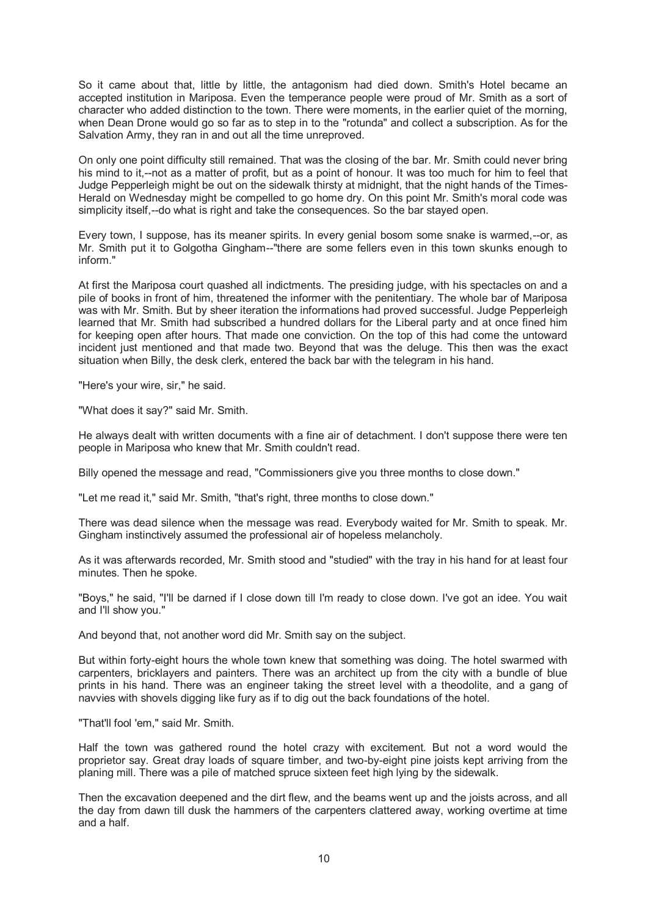So it came about that, little by little, the antagonism had died down. Smith's Hotel became an accepted institution in Mariposa. Even the temperance people were proud of Mr. Smith as a sort of character who added distinction to the town. There were moments, in the earlier quiet of the morning, when Dean Drone would go so far as to step in to the "rotunda" and collect a subscription. As for the Salvation Army, they ran in and out all the time unreproved.

On only one point difficulty still remained. That was the closing of the bar. Mr. Smith could never bring his mind to it,--not as a matter of profit, but as a point of honour. It was too much for him to feel that Judge Pepperleigh might be out on the sidewalk thirsty at midnight, that the night hands of the Times-Herald on Wednesday might be compelled to go home dry. On this point Mr. Smith's moral code was simplicity itself,--do what is right and take the consequences. So the bar stayed open.

Every town, I suppose, has its meaner spirits. In every genial bosom some snake is warmed,--or, as Mr. Smith put it to Golgotha Gingham--"there are some fellers even in this town skunks enough to inform."

At first the Mariposa court quashed all indictments. The presiding judge, with his spectacles on and a pile of books in front of him, threatened the informer with the penitentiary. The whole bar of Mariposa was with Mr. Smith. But by sheer iteration the informations had proved successful. Judge Pepperleigh learned that Mr. Smith had subscribed a hundred dollars for the Liberal party and at once fined him for keeping open after hours. That made one conviction. On the top of this had come the untoward incident just mentioned and that made two. Beyond that was the deluge. This then was the exact situation when Billy, the desk clerk, entered the back bar with the telegram in his hand.

"Here's your wire, sir," he said.

"What does it say?" said Mr. Smith.

He always dealt with written documents with a fine air of detachment. I don't suppose there were ten people in Mariposa who knew that Mr. Smith couldn't read.

Billy opened the message and read, "Commissioners give you three months to close down."

"Let me read it," said Mr. Smith, "that's right, three months to close down."

There was dead silence when the message was read. Everybody waited for Mr. Smith to speak. Mr. Gingham instinctively assumed the professional air of hopeless melancholy.

As it was afterwards recorded, Mr. Smith stood and "studied" with the tray in his hand for at least four minutes. Then he spoke.

"Boys," he said, "I'll be darned if I close down till I'm ready to close down. I've got an idee. You wait and I'll show you."

And beyond that, not another word did Mr. Smith say on the subject.

But within forty-eight hours the whole town knew that something was doing. The hotel swarmed with carpenters, bricklayers and painters. There was an architect up from the city with a bundle of blue prints in his hand. There was an engineer taking the street level with a theodolite, and a gang of navvies with shovels digging like fury as if to dig out the back foundations of the hotel.

"That'll fool 'em," said Mr. Smith.

Half the town was gathered round the hotel crazy with excitement. But not a word would the proprietor say. Great dray loads of square timber, and two-by-eight pine joists kept arriving from the planing mill. There was a pile of matched spruce sixteen feet high lying by the sidewalk.

Then the excavation deepened and the dirt flew, and the beams went up and the joists across, and all the day from dawn till dusk the hammers of the carpenters clattered away, working overtime at time and a half.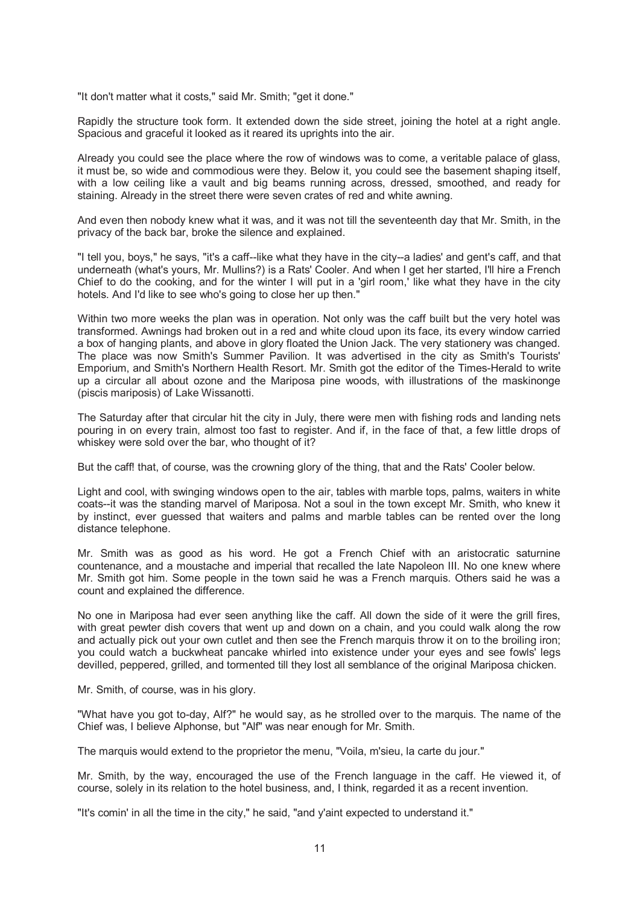"It don't matter what it costs," said Mr. Smith; "get it done."

Rapidly the structure took form. It extended down the side street, joining the hotel at a right angle. Spacious and graceful it looked as it reared its uprights into the air.

Already you could see the place where the row of windows was to come, a veritable palace of glass, it must be, so wide and commodious were they. Below it, you could see the basement shaping itself, with a low ceiling like a vault and big beams running across, dressed, smoothed, and ready for staining. Already in the street there were seven crates of red and white awning.

And even then nobody knew what it was, and it was not till the seventeenth day that Mr. Smith, in the privacy of the back bar, broke the silence and explained.

"I tell you, boys," he says, "it's a caff--like what they have in the city--a ladies' and gent's caff, and that underneath (what's yours, Mr. Mullins?) is a Rats' Cooler. And when I get her started, I'll hire a French Chief to do the cooking, and for the winter I will put in a 'girl room,' like what they have in the city hotels. And I'd like to see who's going to close her up then."

Within two more weeks the plan was in operation. Not only was the caff built but the very hotel was transformed. Awnings had broken out in a red and white cloud upon its face, its every window carried a box of hanging plants, and above in glory floated the Union Jack. The very stationery was changed. The place was now Smith's Summer Pavilion. It was advertised in the city as Smith's Tourists' Emporium, and Smith's Northern Health Resort. Mr. Smith got the editor of the Times-Herald to write up a circular all about ozone and the Mariposa pine woods, with illustrations of the maskinonge (piscis mariposis) of Lake Wissanotti.

The Saturday after that circular hit the city in July, there were men with fishing rods and landing nets pouring in on every train, almost too fast to register. And if, in the face of that, a few little drops of whiskey were sold over the bar, who thought of it?

But the caff! that, of course, was the crowning glory of the thing, that and the Rats' Cooler below.

Light and cool, with swinging windows open to the air, tables with marble tops, palms, waiters in white coats--it was the standing marvel of Mariposa. Not a soul in the town except Mr. Smith, who knew it by instinct, ever guessed that waiters and palms and marble tables can be rented over the long distance telephone.

Mr. Smith was as good as his word. He got a French Chief with an aristocratic saturnine countenance, and a moustache and imperial that recalled the late Napoleon III. No one knew where Mr. Smith got him. Some people in the town said he was a French marquis. Others said he was a count and explained the difference.

No one in Mariposa had ever seen anything like the caff. All down the side of it were the grill fires, with great pewter dish covers that went up and down on a chain, and you could walk along the row and actually pick out your own cutlet and then see the French marquis throw it on to the broiling iron; you could watch a buckwheat pancake whirled into existence under your eyes and see fowls' legs devilled, peppered, grilled, and tormented till they lost all semblance of the original Mariposa chicken.

Mr. Smith, of course, was in his glory.

"What have you got to-day, Alf?" he would say, as he strolled over to the marquis. The name of the Chief was, I believe Alphonse, but "Alf" was near enough for Mr. Smith.

The marquis would extend to the proprietor the menu, "Voila, m'sieu, la carte du jour."

Mr. Smith, by the way, encouraged the use of the French language in the caff. He viewed it, of course, solely in its relation to the hotel business, and, I think, regarded it as a recent invention.

"It's comin' in all the time in the city," he said, "and y'aint expected to understand it."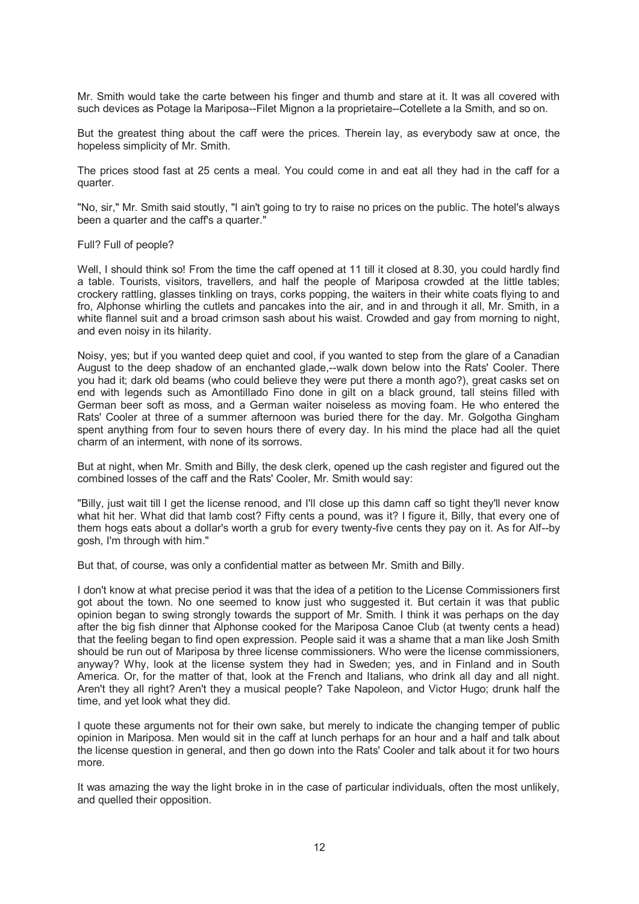Mr. Smith would take the carte between his finger and thumb and stare at it. It was all covered with such devices as Potage la Mariposa--Filet Mignon a la proprietaire--Cotellete a la Smith, and so on.

But the greatest thing about the caff were the prices. Therein lay, as everybody saw at once, the hopeless simplicity of Mr. Smith.

The prices stood fast at 25 cents a meal. You could come in and eat all they had in the caff for a quarter.

"No, sir," Mr. Smith said stoutly, "I ain't going to try to raise no prices on the public. The hotel's always been a quarter and the caff's a quarter."

Full? Full of people?

Well, I should think so! From the time the caff opened at 11 till it closed at 8.30, you could hardly find a table. Tourists, visitors, travellers, and half the people of Mariposa crowded at the little tables; crockery rattling, glasses tinkling on trays, corks popping, the waiters in their white coats flying to and fro, Alphonse whirling the cutlets and pancakes into the air, and in and through it all, Mr. Smith, in a white flannel suit and a broad crimson sash about his waist. Crowded and gay from morning to night, and even noisy in its hilarity.

Noisy, yes; but if you wanted deep quiet and cool, if you wanted to step from the glare of a Canadian August to the deep shadow of an enchanted glade,--walk down below into the Rats' Cooler. There you had it; dark old beams (who could believe they were put there a month ago?), great casks set on end with legends such as Amontillado Fino done in gilt on a black ground, tall steins filled with German beer soft as moss, and a German waiter noiseless as moving foam. He who entered the Rats' Cooler at three of a summer afternoon was buried there for the day. Mr. Golgotha Gingham spent anything from four to seven hours there of every day. In his mind the place had all the quiet charm of an interment, with none of its sorrows.

But at night, when Mr. Smith and Billy, the desk clerk, opened up the cash register and figured out the combined losses of the caff and the Rats' Cooler, Mr. Smith would say:

"Billy, just wait till I get the license renood, and I'll close up this damn caff so tight they'll never know what hit her. What did that lamb cost? Fifty cents a pound, was it? I figure it, Billy, that every one of them hogs eats about a dollar's worth a grub for every twenty-five cents they pay on it. As for Alf--by gosh, I'm through with him."

But that, of course, was only a confidential matter as between Mr. Smith and Billy.

I don't know at what precise period it was that the idea of a petition to the License Commissioners first got about the town. No one seemed to know just who suggested it. But certain it was that public opinion began to swing strongly towards the support of Mr. Smith. I think it was perhaps on the day after the big fish dinner that Alphonse cooked for the Mariposa Canoe Club (at twenty cents a head) that the feeling began to find open expression. People said it was a shame that a man like Josh Smith should be run out of Mariposa by three license commissioners. Who were the license commissioners, anyway? Why, look at the license system they had in Sweden; yes, and in Finland and in South America. Or, for the matter of that, look at the French and Italians, who drink all day and all night. Aren't they all right? Aren't they a musical people? Take Napoleon, and Victor Hugo; drunk half the time, and yet look what they did.

I quote these arguments not for their own sake, but merely to indicate the changing temper of public opinion in Mariposa. Men would sit in the caff at lunch perhaps for an hour and a half and talk about the license question in general, and then go down into the Rats' Cooler and talk about it for two hours more.

It was amazing the way the light broke in in the case of particular individuals, often the most unlikely, and quelled their opposition.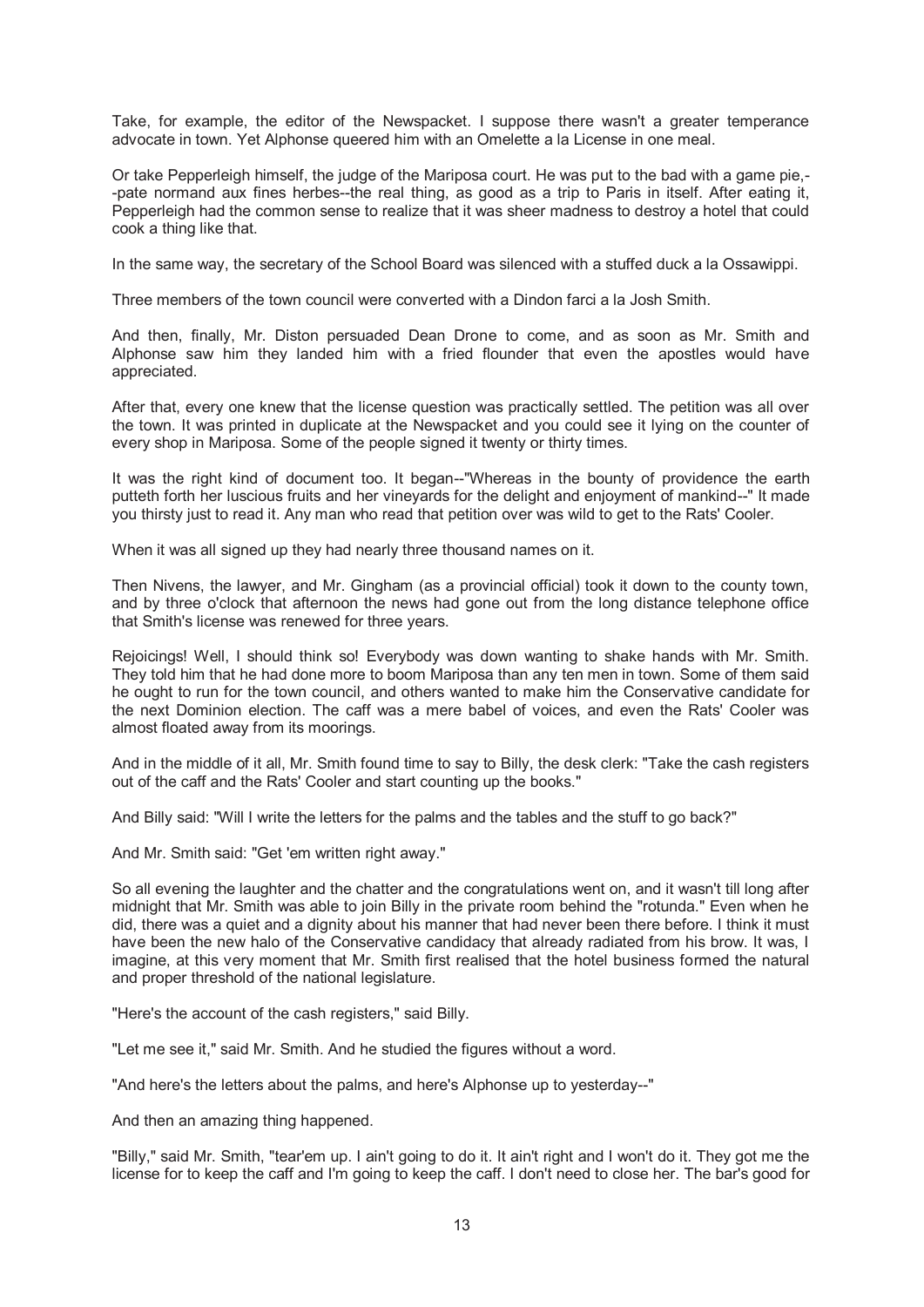Take, for example, the editor of the Newspacket. I suppose there wasn't a greater temperance advocate in town. Yet Alphonse queered him with an Omelette a la License in one meal.

Or take Pepperleigh himself, the judge of the Mariposa court. He was put to the bad with a game pie,--pate normand aux fines herbes--the real thing, as good as a trip to Paris in itself. After eating it, Pepperleigh had the common sense to realize that it was sheer madness to destroy a hotel that could cook a thing like that.

In the same way, the secretary of the School Board was silenced with a stuffed duck a la Ossawippi.

Three members of the town council were converted with a Dindon farci a la Josh Smith.

And then, finally, Mr. Diston persuaded Dean Drone to come, and as soon as Mr. Smith and Alphonse saw him they landed him with a fried flounder that even the apostles would have appreciated.

After that, every one knew that the license question was practically settled. The petition was all over the town. It was printed in duplicate at the Newspacket and you could see it lying on the counter of every shop in Mariposa. Some of the people signed it twenty or thirty times.

It was the right kind of document too. It began--"Whereas in the bounty of providence the earth putteth forth her luscious fruits and her vineyards for the delight and enjoyment of mankind--" It made you thirsty just to read it. Any man who read that petition over was wild to get to the Rats' Cooler.

When it was all signed up they had nearly three thousand names on it.

Then Nivens, the lawyer, and Mr. Gingham (as a provincial official) took it down to the county town, and by three o'clock that afternoon the news had gone out from the long distance telephone office that Smith's license was renewed for three years.

Rejoicings! Well, I should think so! Everybody was down wanting to shake hands with Mr. Smith. They told him that he had done more to boom Mariposa than any ten men in town. Some of them said he ought to run for the town council, and others wanted to make him the Conservative candidate for the next Dominion election. The caff was a mere babel of voices, and even the Rats' Cooler was almost floated away from its moorings.

And in the middle of it all, Mr. Smith found time to say to Billy, the desk clerk: "Take the cash registers out of the caff and the Rats' Cooler and start counting up the books."

And Billy said: "Will I write the letters for the palms and the tables and the stuff to go back?"

And Mr. Smith said: "Get 'em written right away."

So all evening the laughter and the chatter and the congratulations went on, and it wasn't till long after midnight that Mr. Smith was able to join Billy in the private room behind the "rotunda." Even when he did, there was a quiet and a dignity about his manner that had never been there before. I think it must have been the new halo of the Conservative candidacy that already radiated from his brow. It was, I imagine, at this very moment that Mr. Smith first realised that the hotel business formed the natural and proper threshold of the national legislature.

"Here's the account of the cash registers," said Billy.

"Let me see it," said Mr. Smith. And he studied the figures without a word.

"And here's the letters about the palms, and here's Alphonse up to yesterday--"

And then an amazing thing happened.

"Billy," said Mr. Smith, "tear'em up. I ain't going to do it. It ain't right and I won't do it. They got me the license for to keep the caff and I'm going to keep the caff. I don't need to close her. The bar's good for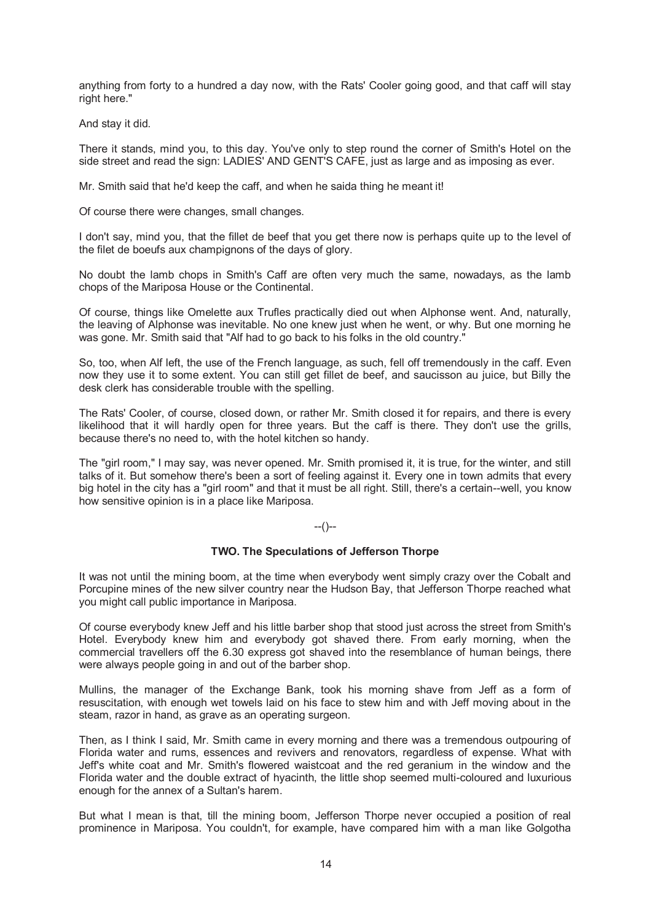anything from forty to a hundred a day now, with the Rats' Cooler going good, and that caff will stay right here."

And stay it did.

There it stands, mind you, to this day. You've only to step round the corner of Smith's Hotel on the side street and read the sign: LADIES' AND GENT'S CAFE, just as large and as imposing as ever.

Mr. Smith said that he'd keep the caff, and when he saida thing he meant it!

Of course there were changes, small changes.

I don't say, mind you, that the fillet de beef that you get there now is perhaps quite up to the level of the filet de boeufs aux champignons of the days of glory.

No doubt the lamb chops in Smith's Caff are often very much the same, nowadays, as the lamb chops of the Mariposa House or the Continental.

Of course, things like Omelette aux Trufles practically died out when Alphonse went. And, naturally, the leaving of Alphonse was inevitable. No one knew just when he went, or why. But one morning he was gone. Mr. Smith said that "Alf had to go back to his folks in the old country."

So, too, when Alf left, the use of the French language, as such, fell off tremendously in the caff. Even now they use it to some extent. You can still get fillet de beef, and saucisson au juice, but Billy the desk clerk has considerable trouble with the spelling.

The Rats' Cooler, of course, closed down, or rather Mr. Smith closed it for repairs, and there is every likelihood that it will hardly open for three years. But the caff is there. They don't use the grills, because there's no need to, with the hotel kitchen so handy.

The "girl room," I may say, was never opened. Mr. Smith promised it, it is true, for the winter, and still talks of it. But somehow there's been a sort of feeling against it. Every one in town admits that every big hotel in the city has a "girl room" and that it must be all right. Still, there's a certain--well, you know how sensitive opinion is in a place like Mariposa.

--()--

## TWO. The Speculations of Jefferson Thorpe

It was not until the mining boom, at the time when everybody went simply crazy over the Cobalt and Porcupine mines of the new silver country near the Hudson Bay, that Jefferson Thorpe reached what you might call public importance in Mariposa.

Of course everybody knew Jeff and his little barber shop that stood just across the street from Smith's Hotel. Everybody knew him and everybody got shaved there. From early morning, when the commercial travellers off the 6.30 express got shaved into the resemblance of human beings, there were always people going in and out of the barber shop.

Mullins, the manager of the Exchange Bank, took his morning shave from Jeff as a form of resuscitation, with enough wet towels laid on his face to stew him and with Jeff moving about in the steam, razor in hand, as grave as an operating surgeon.

Then, as I think I said, Mr. Smith came in every morning and there was a tremendous outpouring of Florida water and rums, essences and revivers and renovators, regardless of expense. What with Jeff's white coat and Mr. Smith's flowered waistcoat and the red geranium in the window and the Florida water and the double extract of hyacinth, the little shop seemed multi-coloured and luxurious enough for the annex of a Sultan's harem.

But what I mean is that, till the mining boom, Jefferson Thorpe never occupied a position of real prominence in Mariposa. You couldn't, for example, have compared him with a man like Golgotha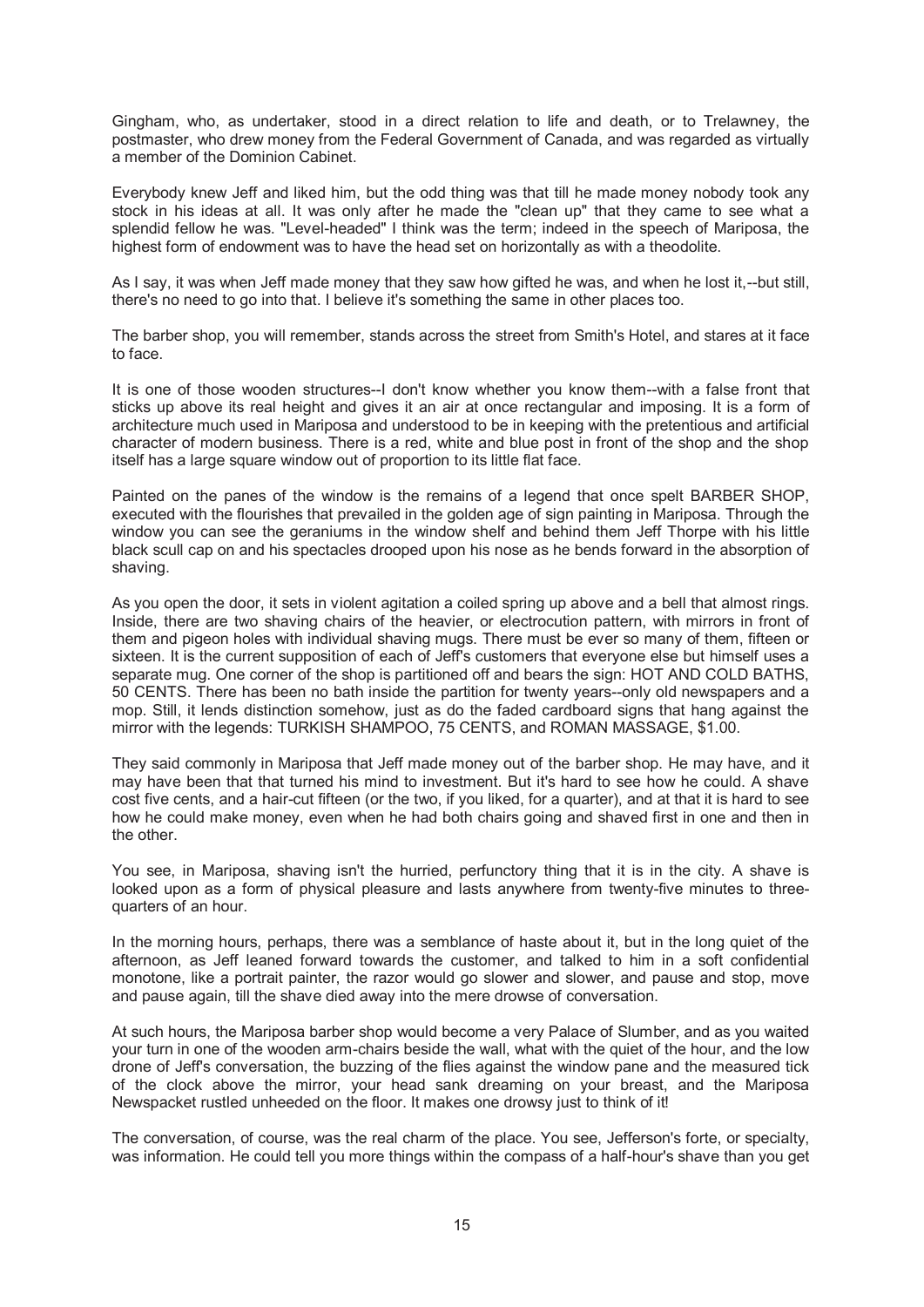Gingham, who, as undertaker, stood in a direct relation to life and death, or to Trelawney, the postmaster, who drew money from the Federal Government of Canada, and was regarded as virtually a member of the Dominion Cabinet.

Everybody knew Jeff and liked him, but the odd thing was that till he made money nobody took any stock in his ideas at all. It was only after he made the "clean up" that they came to see what a splendid fellow he was. "Level-headed" I think was the term; indeed in the speech of Mariposa, the highest form of endowment was to have the head set on horizontally as with a theodolite.

As I say, it was when Jeff made money that they saw how gifted he was, and when he lost it,--but still, there's no need to go into that. I believe it's something the same in other places too.

The barber shop, you will remember, stands across the street from Smith's Hotel, and stares at it face to face.

It is one of those wooden structures--I don't know whether you know them--with a false front that sticks up above its real height and gives it an air at once rectangular and imposing. It is a form of architecture much used in Mariposa and understood to be in keeping with the pretentious and artificial character of modern business. There is a red, white and blue post in front of the shop and the shop itself has a large square window out of proportion to its little flat face.

Painted on the panes of the window is the remains of a legend that once spelt BARBER SHOP, executed with the flourishes that prevailed in the golden age of sign painting in Mariposa. Through the window you can see the geraniums in the window shelf and behind them Jeff Thorpe with his little black scull cap on and his spectacles drooped upon his nose as he bends forward in the absorption of shaving.

As you open the door, it sets in violent agitation a coiled spring up above and a bell that almost rings. Inside, there are two shaving chairs of the heavier, or electrocution pattern, with mirrors in front of them and pigeon holes with individual shaving mugs. There must be ever so many of them, fifteen or sixteen. It is the current supposition of each of Jeff's customers that everyone else but himself uses a separate mug. One corner of the shop is partitioned off and bears the sign: HOT AND COLD BATHS, 50 CENTS. There has been no bath inside the partition for twenty years--only old newspapers and a mop. Still, it lends distinction somehow, just as do the faded cardboard signs that hang against the mirror with the legends: TURKISH SHAMPOO, 75 CENTS, and ROMAN MASSAGE, $1.00.

They said commonly in Mariposa that Jeff made money out of the barber shop. He may have, and it may have been that that turned his mind to investment. But it's hard to see how he could. A shave cost five cents, and a hair-cut fifteen (or the two, if you liked, for a quarter), and at that it is hard to see how he could make money, even when he had both chairs going and shaved first in one and then in the other.

You see, in Mariposa, shaving isn't the hurried, perfunctory thing that it is in the city. A shave is looked upon as a form of physical pleasure and lasts anywhere from twenty-five minutes to three-quarters of an hour.

In the morning hours, perhaps, there was a semblance of haste about it, but in the long quiet of the afternoon, as Jeff leaned forward towards the customer, and talked to him in a soft confidential monotone, like a portrait painter, the razor would go slower and slower, and pause and stop, move and pause again, till the shave died away into the mere drowse of conversation.

At such hours, the Mariposa barber shop would become a very Palace of Slumber, and as you waited your turn in one of the wooden arm-chairs beside the wall, what with the quiet of the hour, and the low drone of Jeff's conversation, the buzzing of the flies against the window pane and the measured tick of the clock above the mirror, your head sank dreaming on your breast, and the Mariposa Newspacket rustled unheeded on the floor. It makes one drowsy just to think of it!

The conversation, of course, was the real charm of the place. You see, Jefferson's forte, or specialty, was information. He could tell you more things within the compass of a half-hour's shave than you get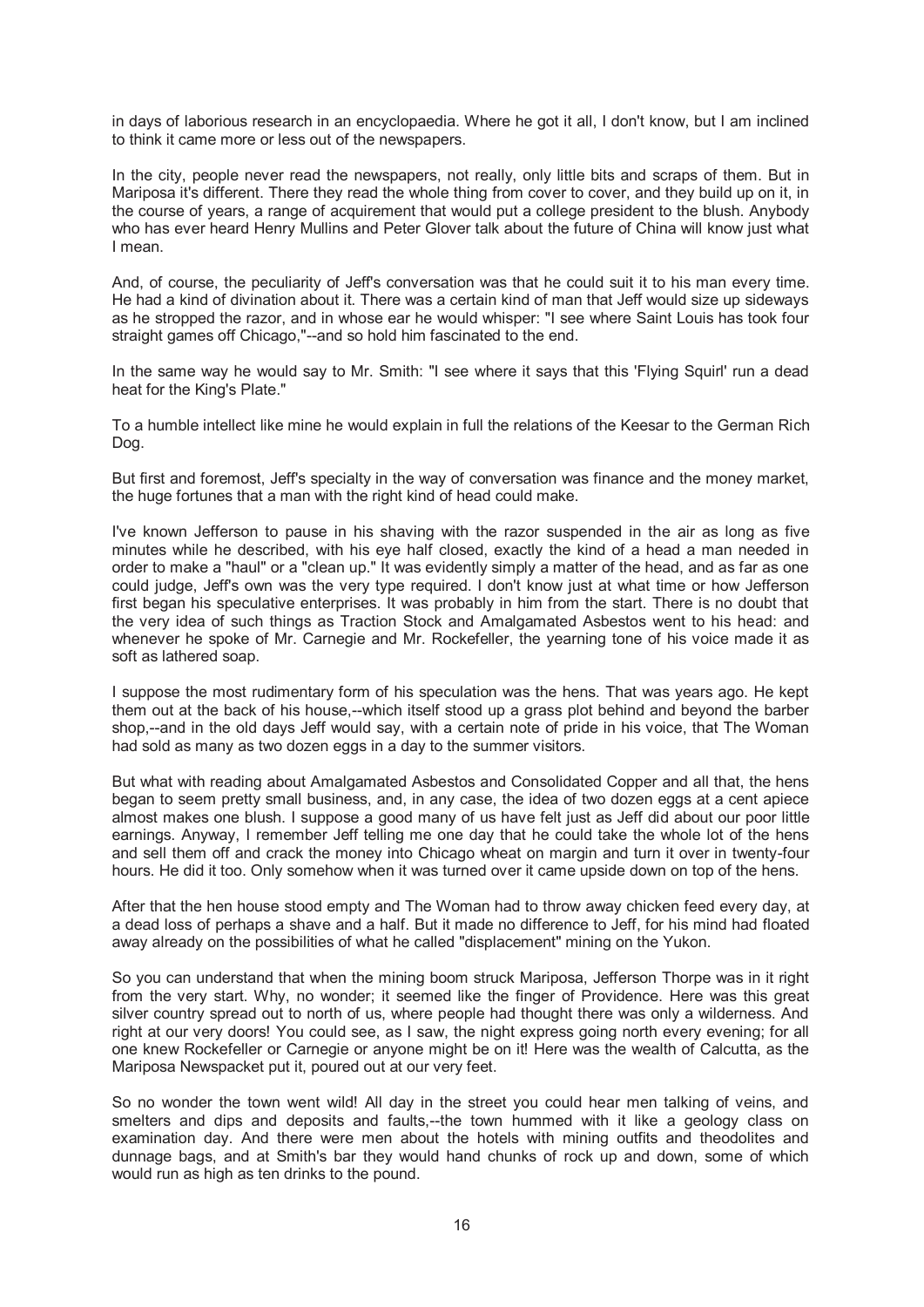in days of laborious research in an encyclopaedia. Where he got it all, I don't know, but I am inclined to think it came more or less out of the newspapers.

In the city, people never read the newspapers, not really, only little bits and scraps of them. But in Mariposa it's different. There they read the whole thing from cover to cover, and they build up on it, in the course of years, a range of acquirement that would put a college president to the blush. Anybody who has ever heard Henry Mullins and Peter Glover talk about the future of China will know just what I mean.

And, of course, the peculiarity of Jeff's conversation was that he could suit it to his man every time. He had a kind of divination about it. There was a certain kind of man that Jeff would size up sideways as he stropped the razor, and in whose ear he would whisper: "I see where Saint Louis has took four straight games off Chicago,"--and so hold him fascinated to the end.

In the same way he would say to Mr. Smith: "I see where it says that this 'Flying Squirl' run a dead heat for the King's Plate."

To a humble intellect like mine he would explain in full the relations of the Keesar to the German Rich Dog.

But first and foremost, Jeff's specialty in the way of conversation was finance and the money market, the huge fortunes that a man with the right kind of head could make.

I've known Jefferson to pause in his shaving with the razor suspended in the air as long as five minutes while he described, with his eye half closed, exactly the kind of a head a man needed in order to make a "haul" or a "clean up." It was evidently simply a matter of the head, and as far as one could judge, Jeff's own was the very type required. I don't know just at what time or how Jefferson first began his speculative enterprises. It was probably in him from the start. There is no doubt that the very idea of such things as Traction Stock and Amalgamated Asbestos went to his head: and whenever he spoke of Mr. Carnegie and Mr. Rockefeller, the yearning tone of his voice made it as soft as lathered soap.

I suppose the most rudimentary form of his speculation was the hens. That was years ago. He kept them out at the back of his house,--which itself stood up a grass plot behind and beyond the barber shop,--and in the old days Jeff would say, with a certain note of pride in his voice, that The Woman had sold as many as two dozen eggs in a day to the summer visitors.

But what with reading about Amalgamated Asbestos and Consolidated Copper and all that, the hens began to seem pretty small business, and, in any case, the idea of two dozen eggs at a cent apiece almost makes one blush. I suppose a good many of us have felt just as Jeff did about our poor little earnings. Anyway, I remember Jeff telling me one day that he could take the whole lot of the hens and sell them off and crack the money into Chicago wheat on margin and turn it over in twenty-four hours. He did it too. Only somehow when it was turned over it came upside down on top of the hens.

After that the hen house stood empty and The Woman had to throw away chicken feed every day, at a dead loss of perhaps a shave and a half. But it made no difference to Jeff, for his mind had floated away already on the possibilities of what he called "displacement" mining on the Yukon.

So you can understand that when the mining boom struck Mariposa, Jefferson Thorpe was in it right from the very start. Why, no wonder; it seemed like the finger of Providence. Here was this great silver country spread out to north of us, where people had thought there was only a wilderness. And right at our very doors! You could see, as I saw, the night express going north every evening; for all one knew Rockefeller or Carnegie or anyone might be on it! Here was the wealth of Calcutta, as the Mariposa Newspacket put it, poured out at our very feet.

So no wonder the town went wild! All day in the street you could hear men talking of veins, and smelters and dips and deposits and faults,--the town hummed with it like a geology class on examination day. And there were men about the hotels with mining outfits and theodolites and dunnage bags, and at Smith's bar they would hand chunks of rock up and down, some of which would run as high as ten drinks to the pound.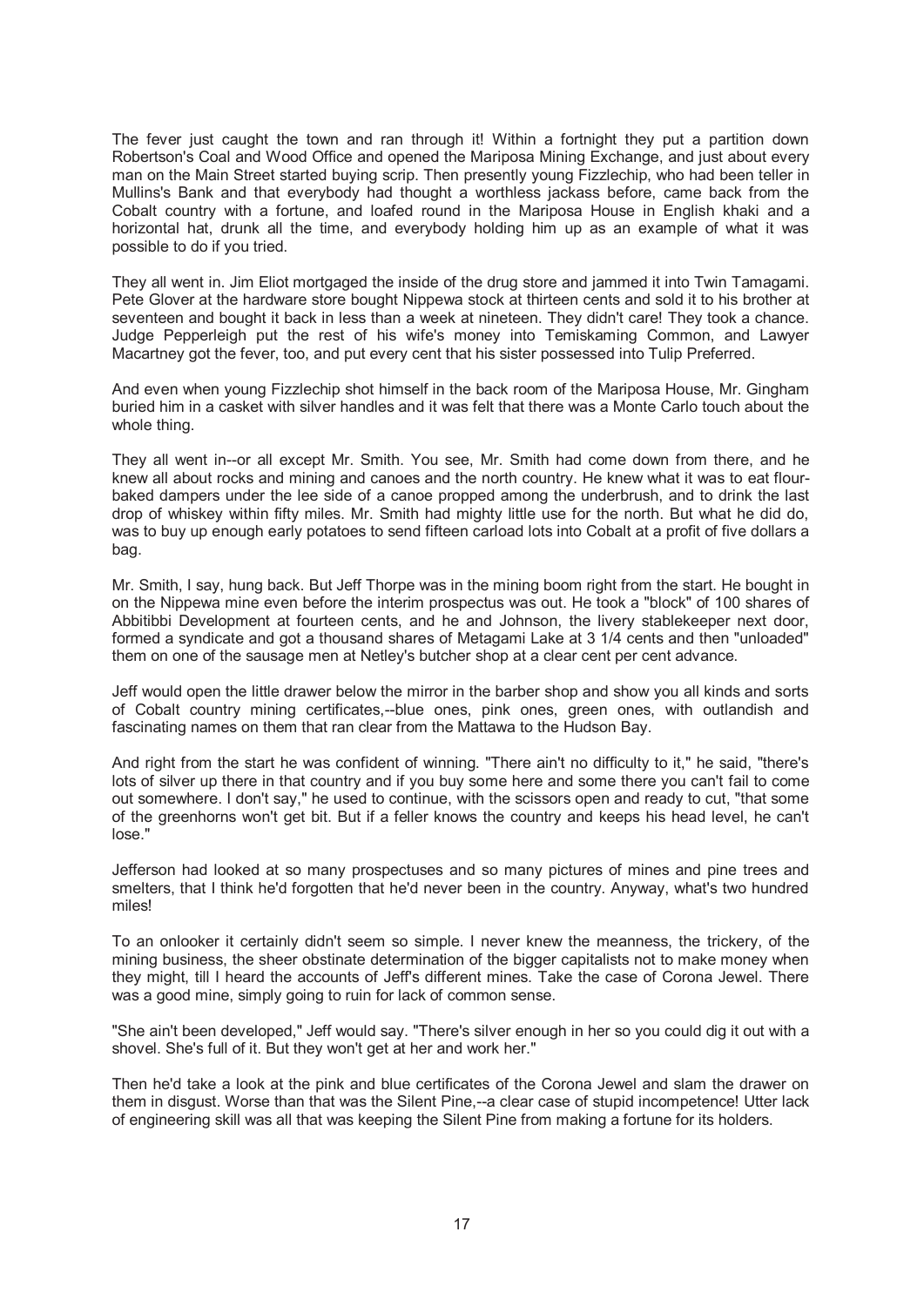The fever just caught the town and ran through it! Within a fortnight they put a partition down Robertson's Coal and Wood Office and opened the Mariposa Mining Exchange, and just about every man on the Main Street started buying scrip. Then presently young Fizzlechip, who had been teller in Mullins's Bank and that everybody had thought a worthless jackass before, came back from the Cobalt country with a fortune, and loafed round in the Mariposa House in English khaki and a horizontal hat, drunk all the time, and everybody holding him up as an example of what it was possible to do if you tried.

They all went in. Jim Eliot mortgaged the inside of the drug store and jammed it into Twin Tamagami. Pete Glover at the hardware store bought Nippewa stock at thirteen cents and sold it to his brother at seventeen and bought it back in less than a week at nineteen. They didn't care! They took a chance. Judge Pepperleigh put the rest of his wife's money into Temiskaming Common, and Lawyer Macartney got the fever, too, and put every cent that his sister possessed into Tulip Preferred.

And even when young Fizzlechip shot himself in the back room of the Mariposa House, Mr. Gingham buried him in a casket with silver handles and it was felt that there was a Monte Carlo touch about the whole thing.

They all went in--or all except Mr. Smith. You see, Mr. Smith had come down from there, and he knew all about rocks and mining and canoes and the north country. He knew what it was to eat flour-baked dampers under the lee side of a canoe propped among the underbrush, and to drink the last drop of whiskey within fifty miles. Mr. Smith had mighty little use for the north. But what he did do, was to buy up enough early potatoes to send fifteen carload lots into Cobalt at a profit of five dollars a bag.

Mr. Smith, I say, hung back. But Jeff Thorpe was in the mining boom right from the start. He bought in on the Nippewa mine even before the interim prospectus was out. He took a "block" of 100 shares of Abbitibbi Development at fourteen cents, and he and Johnson, the livery stablekeeper next door, formed a syndicate and got a thousand shares of Metagami Lake at 3 1/4 cents and then "unloaded" them on one of the sausage men at Netley's butcher shop at a clear cent per cent advance.

Jeff would open the little drawer below the mirror in the barber shop and show you all kinds and sorts of Cobalt country mining certificates,--blue ones, pink ones, green ones, with outlandish and fascinating names on them that ran clear from the Mattawa to the Hudson Bay.

And right from the start he was confident of winning. "There ain't no difficulty to it," he said, "there's lots of silver up there in that country and if you buy some here and some there you can't fail to come out somewhere. I don't say," he used to continue, with the scissors open and ready to cut, "that some of the greenhorns won't get bit. But if a feller knows the country and keeps his head level, he can't lose."

Jefferson had looked at so many prospectuses and so many pictures of mines and pine trees and smelters, that I think he'd forgotten that he'd never been in the country. Anyway, what's two hundred miles!

To an onlooker it certainly didn't seem so simple. I never knew the meanness, the trickery, of the mining business, the sheer obstinate determination of the bigger capitalists not to make money when they might, till I heard the accounts of Jeff's different mines. Take the case of Corona Jewel. There was a good mine, simply going to ruin for lack of common sense.

"She ain't been developed," Jeff would say. "There's silver enough in her so you could dig it out with a shovel. She's full of it. But they won't get at her and work her."

Then he'd take a look at the pink and blue certificates of the Corona Jewel and slam the drawer on them in disgust. Worse than that was the Silent Pine,--a clear case of stupid incompetence! Utter lack of engineering skill was all that was keeping the Silent Pine from making a fortune for its holders.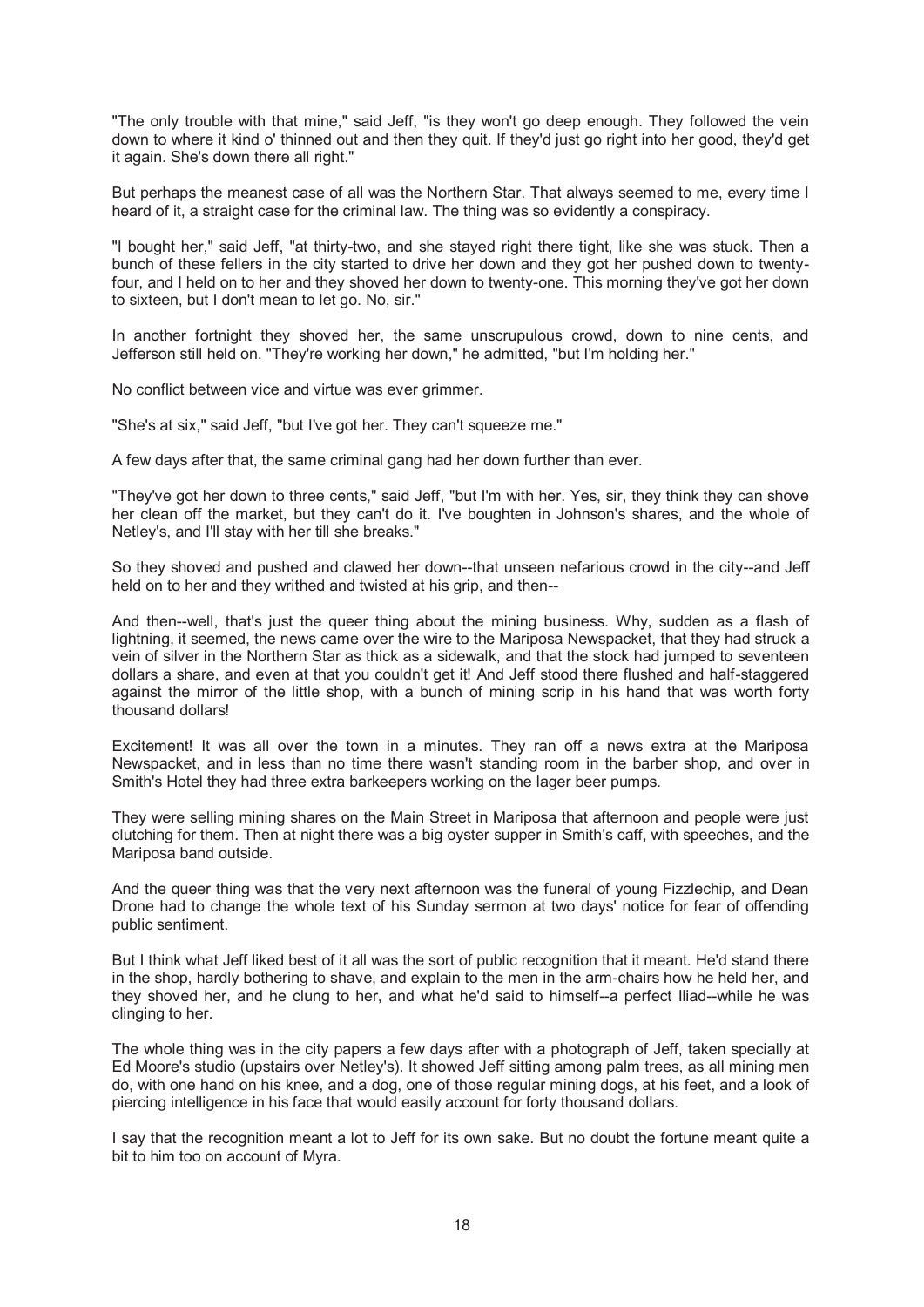"The only trouble with that mine," said Jeff, "is they won't go deep enough. They followed the vein down to where it kind o' thinned out and then they quit. If they'd just go right into her good, they'd get it again. She's down there all right."

But perhaps the meanest case of all was the Northern Star. That always seemed to me, every time I heard of it, a straight case for the criminal law. The thing was so evidently a conspiracy.

"I bought her," said Jeff, "at thirty-two, and she stayed right there tight, like she was stuck. Then a bunch of these fellers in the city started to drive her down and they got her pushed down to twenty-four, and I held on to her and they shoved her down to twenty-one. This morning they've got her down to sixteen, but I don't mean to let go. No, sir."

In another fortnight they shoved her, the same unscrupulous crowd, down to nine cents, and Jefferson still held on. "They're working her down," he admitted, "but I'm holding her."

No conflict between vice and virtue was ever grimmer.

"She's at six," said Jeff, "but I've got her. They can't squeeze me."

A few days after that, the same criminal gang had her down further than ever.

"They've got her down to three cents," said Jeff, "but I'm with her. Yes, sir, they think they can shove her clean off the market, but they can't do it. I've boughten in Johnson's shares, and the whole of Netley's, and I'll stay with her till she breaks."

So they shoved and pushed and clawed her down--that unseen nefarious crowd in the city--and Jeff held on to her and they writhed and twisted at his grip, and then--

And then--well, that's just the queer thing about the mining business. Why, sudden as a flash of lightning, it seemed, the news came over the wire to the Mariposa Newspacket, that they had struck a vein of silver in the Northern Star as thick as a sidewalk, and that the stock had jumped to seventeen dollars a share, and even at that you couldn't get it! And Jeff stood there flushed and half-staggered against the mirror of the little shop, with a bunch of mining scrip in his hand that was worth forty thousand dollars!

Excitement! It was all over the town in a minutes. They ran off a news extra at the Mariposa Newspacket, and in less than no time there wasn't standing room in the barber shop, and over in Smith's Hotel they had three extra barkeepers working on the lager beer pumps.

They were selling mining shares on the Main Street in Mariposa that afternoon and people were just clutching for them. Then at night there was a big oyster supper in Smith's caff, with speeches, and the Mariposa band outside.

And the queer thing was that the very next afternoon was the funeral of young Fizzlechip, and Dean Drone had to change the whole text of his Sunday sermon at two days' notice for fear of offending public sentiment.

But I think what Jeff liked best of it all was the sort of public recognition that it meant. He'd stand there in the shop, hardly bothering to shave, and explain to the men in the arm-chairs how he held her, and they shoved her, and he clung to her, and what he'd said to himself--a perfect Iliad--while he was clinging to her.

The whole thing was in the city papers a few days after with a photograph of Jeff, taken specially at Ed Moore's studio (upstairs over Netley's). It showed Jeff sitting among palm trees, as all mining men do, with one hand on his knee, and a dog, one of those regular mining dogs, at his feet, and a look of piercing intelligence in his face that would easily account for forty thousand dollars.

I say that the recognition meant a lot to Jeff for its own sake. But no doubt the fortune meant quite a bit to him too on account of Myra.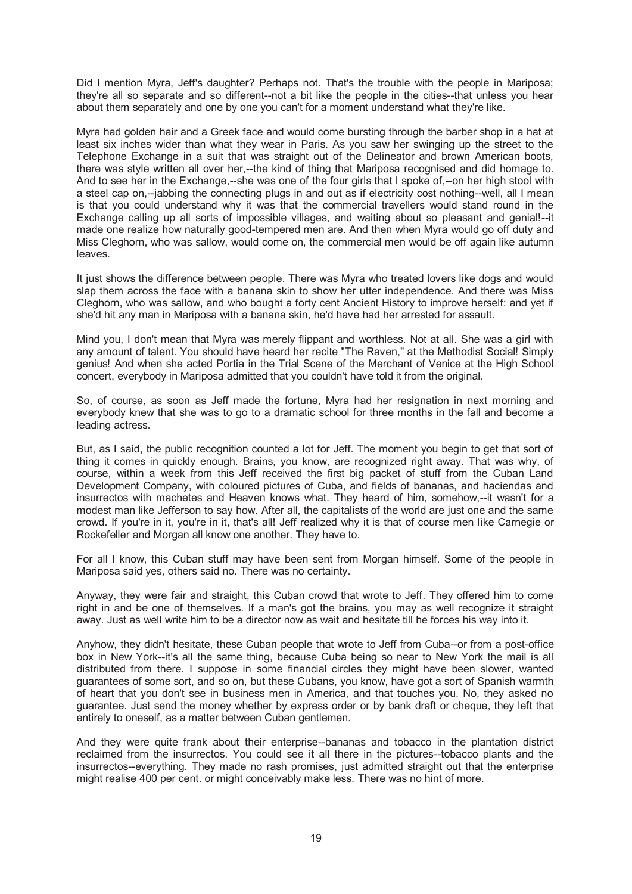Did I mention Myra, Jeff's daughter? Perhaps not. That's the trouble with the people in Mariposa; they're all so separate and so different--not a bit like the people in the cities--that unless you hear about them separately and one by one you can't for a moment understand what they're like.

Myra had golden hair and a Greek face and would come bursting through the barber shop in a hat at least six inches wider than what they wear in Paris. As you saw her swinging up the street to the Telephone Exchange in a suit that was straight out of the Delineator and brown American boots, there was style written all over her,--the kind of thing that Mariposa recognised and did homage to. And to see her in the Exchange,--she was one of the four girls that I spoke of,--on her high stool with a steel cap on,--jabbing the connecting plugs in and out as if electricity cost nothing--well, all I mean is that you could understand why it was that the commercial travellers would stand round in the Exchange calling up all sorts of impossible villages, and waiting about so pleasant and genial!--it made one realize how naturally good-tempered men are. And then when Myra would go off duty and Miss Cleghorn, who was sallow, would come on, the commercial men would be off again like autumn leaves.

It just shows the difference between people. There was Myra who treated lovers like dogs and would slap them across the face with a banana skin to show her utter independence. And there was Miss Cleghorn, who was sallow, and who bought a forty cent Ancient History to improve herself: and yet if she'd hit any man in Mariposa with a banana skin, he'd have had her arrested for assault.

Mind you, I don't mean that Myra was merely flippant and worthless. Not at all. She was a girl with any amount of talent. You should have heard her recite "The Raven," at the Methodist Social! Simply genius! And when she acted Portia in the Trial Scene of the Merchant of Venice at the High School concert, everybody in Mariposa admitted that you couldn't have told it from the original.

So, of course, as soon as Jeff made the fortune, Myra had her resignation in next morning and everybody knew that she was to go to a dramatic school for three months in the fall and become a leading actress.

But, as I said, the public recognition counted a lot for Jeff. The moment you begin to get that sort of thing it comes in quickly enough. Brains, you know, are recognized right away. That was why, of course, within a week from this Jeff received the first big packet of stuff from the Cuban Land Development Company, with coloured pictures of Cuba, and fields of bananas, and haciendas and insurrectos with machetes and Heaven knows what. They heard of him, somehow,--it wasn't for a modest man like Jefferson to say how. After all, the capitalists of the world are just one and the same crowd. If you're in it, you're in it, that's all! Jeff realized why it is that of course men like Carnegie or Rockefeller and Morgan all know one another. They have to.

For all I know, this Cuban stuff may have been sent from Morgan himself. Some of the people in Mariposa said yes, others said no. There was no certainty.

Anyway, they were fair and straight, this Cuban crowd that wrote to Jeff. They offered him to come right in and be one of themselves. If a man's got the brains, you may as well recognize it straight away. Just as well write him to be a director now as wait and hesitate till he forces his way into it.

Anyhow, they didn't hesitate, these Cuban people that wrote to Jeff from Cuba--or from a post-office box in New York--it's all the same thing, because Cuba being so near to New York the mail is all distributed from there. I suppose in some financial circles they might have been slower, wanted guarantees of some sort, and so on, but these Cubans, you know, have got a sort of Spanish warmth of heart that you don't see in business men in America, and that touches you. No, they asked no guarantee. Just send the money whether by express order or by bank draft or cheque, they left that entirely to oneself, as a matter between Cuban gentlemen.

And they were quite frank about their enterprise--bananas and tobacco in the plantation district reclaimed from the insurrectos. You could see it all there in the pictures--tobacco plants and the insurrectos--everything. They made no rash promises, just admitted straight out that the enterprise might realise 400 per cent. or might conceivably make less. There was no hint of more.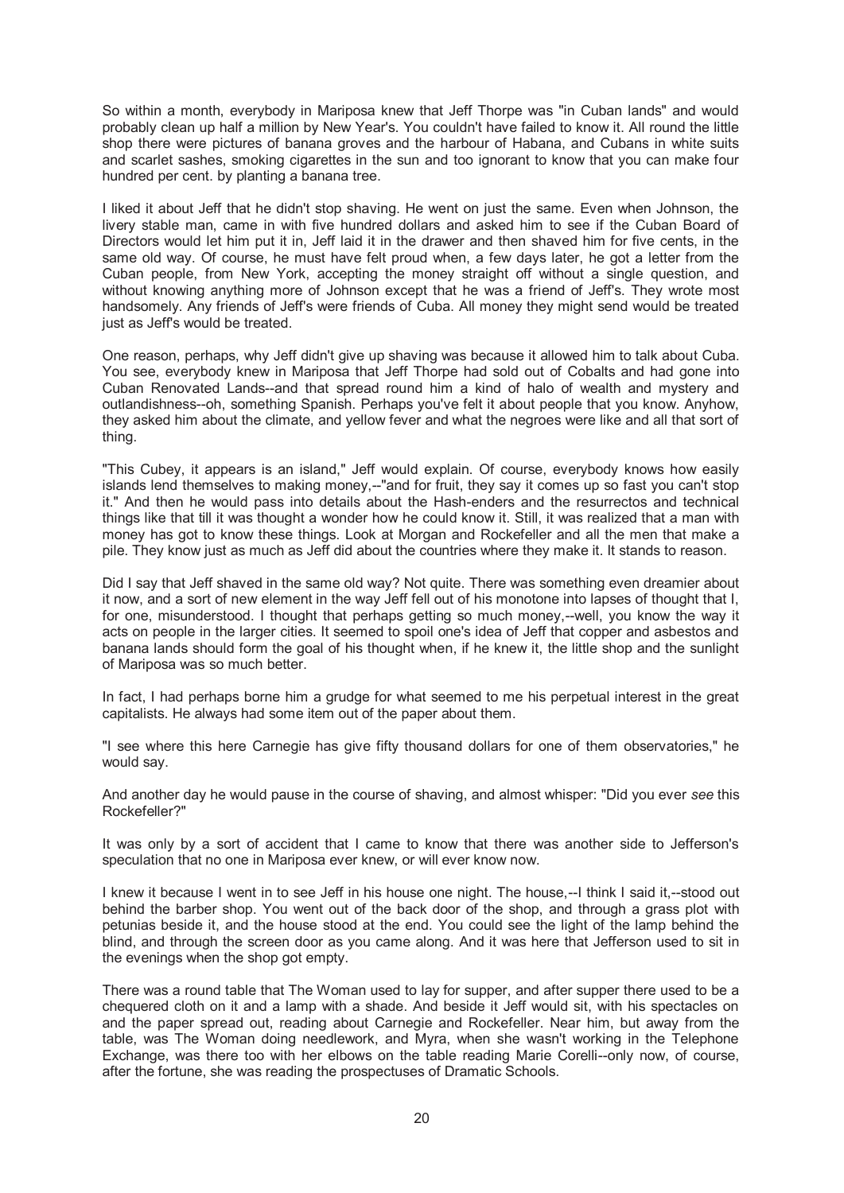So within a month, everybody in Mariposa knew that Jeff Thorpe was "in Cuban lands" and would probably clean up half a million by New Year's. You couldn't have failed to know it. All round the little shop there were pictures of banana groves and the harbour of Habana, and Cubans in white suits and scarlet sashes, smoking cigarettes in the sun and too ignorant to know that you can make four hundred per cent. by planting a banana tree.

I liked it about Jeff that he didn't stop shaving. He went on just the same. Even when Johnson, the livery stable man, came in with five hundred dollars and asked him to see if the Cuban Board of Directors would let him put it in, Jeff laid it in the drawer and then shaved him for five cents, in the same old way. Of course, he must have felt proud when, a few days later, he got a letter from the Cuban people, from New York, accepting the money straight off without a single question, and without knowing anything more of Johnson except that he was a friend of Jeff's. They wrote most handsomely. Any friends of Jeff's were friends of Cuba. All money they might send would be treated just as Jeff's would be treated.

One reason, perhaps, why Jeff didn't give up shaving was because it allowed him to talk about Cuba. You see, everybody knew in Mariposa that Jeff Thorpe had sold out of Cobalts and had gone into Cuban Renovated Lands--and that spread round him a kind of halo of wealth and mystery and outlandishness--oh, something Spanish. Perhaps you've felt it about people that you know. Anyhow, they asked him about the climate, and yellow fever and what the negroes were like and all that sort of thing.

"This Cubey, it appears is an island," Jeff would explain. Of course, everybody knows how easily islands lend themselves to making money,--"and for fruit, they say it comes up so fast you can't stop it." And then he would pass into details about the Hash-enders and the resurrectos and technical things like that till it was thought a wonder how he could know it. Still, it was realized that a man with money has got to know these things. Look at Morgan and Rockefeller and all the men that make a pile. They know just as much as Jeff did about the countries where they make it. It stands to reason.

Did I say that Jeff shaved in the same old way? Not quite. There was something even dreamier about it now, and a sort of new element in the way Jeff fell out of his monotone into lapses of thought that I, for one, misunderstood. I thought that perhaps getting so much money,--well, you know the way it acts on people in the larger cities. It seemed to spoil one's idea of Jeff that copper and asbestos and banana lands should form the goal of his thought when, if he knew it, the little shop and the sunlight of Mariposa was so much better.

In fact, I had perhaps borne him a grudge for what seemed to me his perpetual interest in the great capitalists. He always had some item out of the paper about them.

"I see where this here Carnegie has give fifty thousand dollars for one of them observatories," he would say.

And another day he would pause in the course of shaving, and almost whisper: "Did you ever *see* this Rockefeller?"

It was only by a sort of accident that I came to know that there was another side to Jefferson's speculation that no one in Mariposa ever knew, or will ever know now.

I knew it because I went in to see Jeff in his house one night. The house,--I think I said it,--stood out behind the barber shop. You went out of the back door of the shop, and through a grass plot with petunias beside it, and the house stood at the end. You could see the light of the lamp behind the blind, and through the screen door as you came along. And it was here that Jefferson used to sit in the evenings when the shop got empty.

There was a round table that The Woman used to lay for supper, and after supper there used to be a chequered cloth on it and a lamp with a shade. And beside it Jeff would sit, with his spectacles on and the paper spread out, reading about Carnegie and Rockefeller. Near him, but away from the table, was The Woman doing needlework, and Myra, when she wasn't working in the Telephone Exchange, was there too with her elbows on the table reading Marie Corelli--only now, of course, after the fortune, she was reading the prospectuses of Dramatic Schools.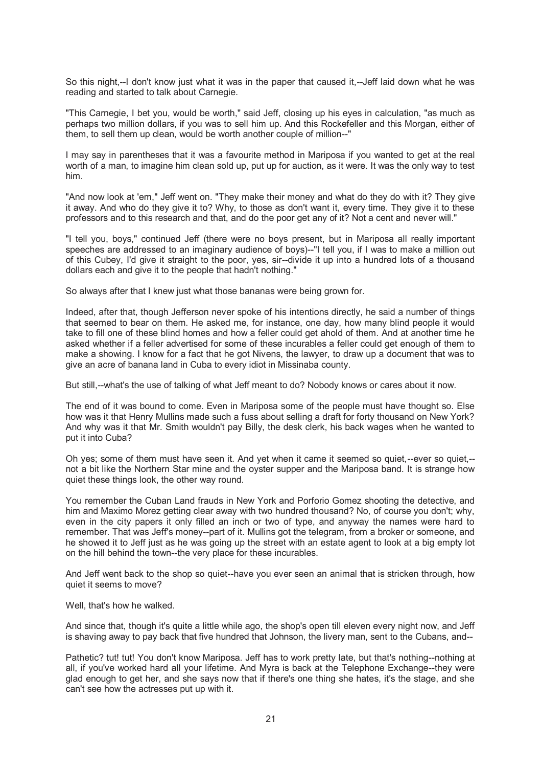So this night,--I don't know just what it was in the paper that caused it,--Jeff laid down what he was reading and started to talk about Carnegie.

"This Carnegie, I bet you, would be worth," said Jeff, closing up his eyes in calculation, "as much as perhaps two million dollars, if you was to sell him up. And this Rockefeller and this Morgan, either of them, to sell them up clean, would be worth another couple of million--"

I may say in parentheses that it was a favourite method in Mariposa if you wanted to get at the real worth of a man, to imagine him clean sold up, put up for auction, as it were. It was the only way to test him.

"And now look at 'em," Jeff went on. "They make their money and what do they do with it? They give it away. And who do they give it to? Why, to those as don't want it, every time. They give it to these professors and to this research and that, and do the poor get any of it? Not a cent and never will."

"I tell you, boys," continued Jeff (there were no boys present, but in Mariposa all really important speeches are addressed to an imaginary audience of boys)--"I tell you, if I was to make a million out of this Cubey, I'd give it straight to the poor, yes, sir--divide it up into a hundred lots of a thousand dollars each and give it to the people that hadn't nothing."

So always after that I knew just what those bananas were being grown for.

Indeed, after that, though Jefferson never spoke of his intentions directly, he said a number of things that seemed to bear on them. He asked me, for instance, one day, how many blind people it would take to fill one of these blind homes and how a feller could get ahold of them. And at another time he asked whether if a feller advertised for some of these incurables a feller could get enough of them to make a showing. I know for a fact that he got Nivens, the lawyer, to draw up a document that was to give an acre of banana land in Cuba to every idiot in Missinaba county.

But still,--what's the use of talking of what Jeff meant to do? Nobody knows or cares about it now.

The end of it was bound to come. Even in Mariposa some of the people must have thought so. Else how was it that Henry Mullins made such a fuss about selling a draft for forty thousand on New York? And why was it that Mr. Smith wouldn't pay Billy, the desk clerk, his back wages when he wanted to put it into Cuba?

Oh yes; some of them must have seen it. And yet when it came it seemed so quiet,--ever so quiet,--not a bit like the Northern Star mine and the oyster supper and the Mariposa band. It is strange how quiet these things look, the other way round.

You remember the Cuban Land frauds in New York and Porforio Gomez shooting the detective, and him and Maximo Morez getting clear away with two hundred thousand? No, of course you don't; why, even in the city papers it only filled an inch or two of type, and anyway the names were hard to remember. That was Jeff's money--part of it. Mullins got the telegram, from a broker or someone, and he showed it to Jeff just as he was going up the street with an estate agent to look at a big empty lot on the hill behind the town--the very place for these incurables.

And Jeff went back to the shop so quiet--have you ever seen an animal that is stricken through, how quiet it seems to move?

Well, that's how he walked.

And since that, though it's quite a little while ago, the shop's open till eleven every night now, and Jeff is shaving away to pay back that five hundred that Johnson, the livery man, sent to the Cubans, and--

Pathetic? tut! tut! You don't know Mariposa. Jeff has to work pretty late, but that's nothing--nothing at all, if you've worked hard all your lifetime. And Myra is back at the Telephone Exchange--they were glad enough to get her, and she says now that if there's one thing she hates, it's the stage, and she can't see how the actresses put up with it.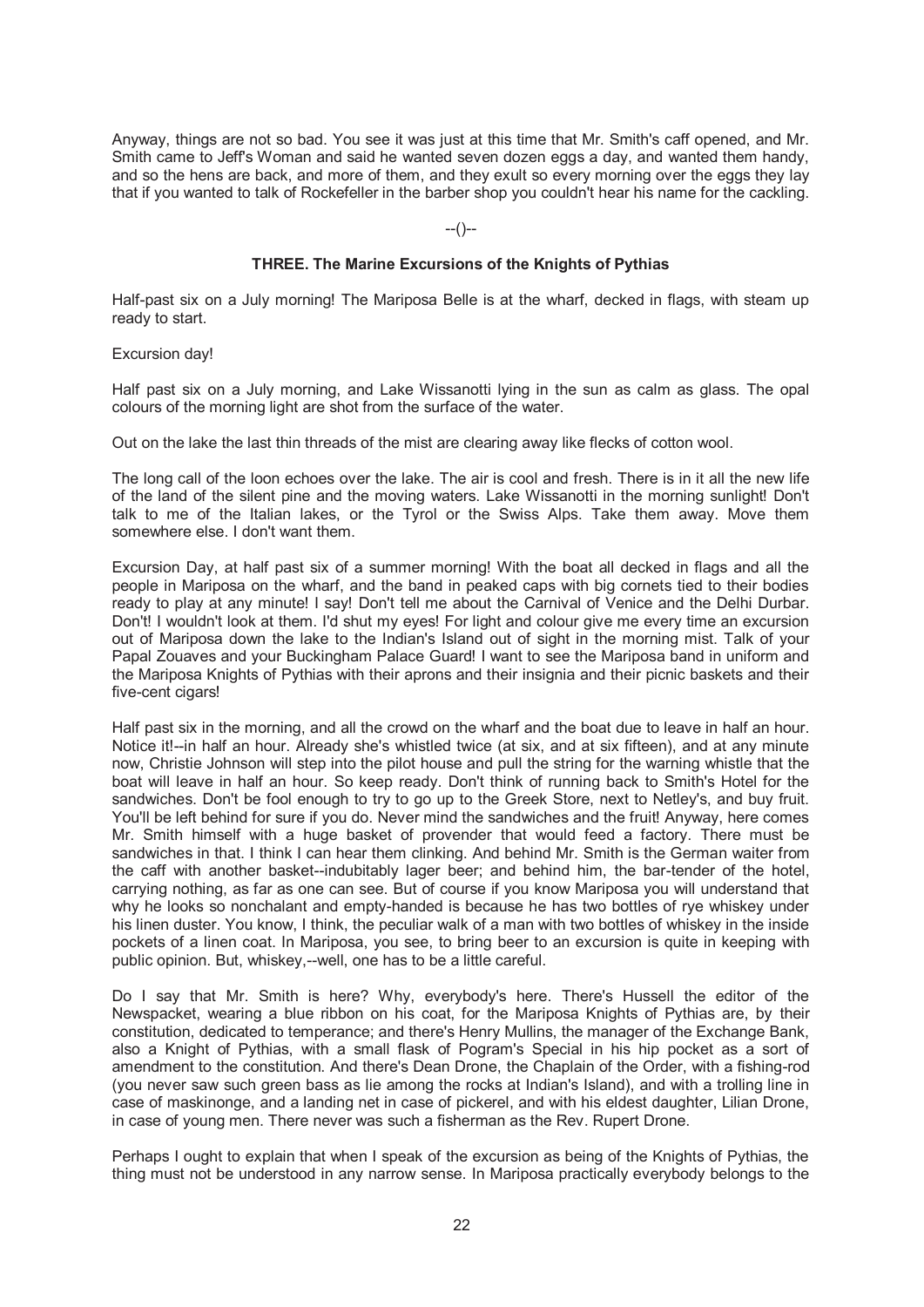Anyway, things are not so bad. You see it was just at this time that Mr. Smith's caff opened, and Mr. Smith came to Jeff's Woman and said he wanted seven dozen eggs a day, and wanted them handy, and so the hens are back, and more of them, and they exult so every morning over the eggs they lay that if you wanted to talk of Rockefeller in the barber shop you couldn't hear his name for the cackling.

--()--

### THREE. The Marine Excursions of the Knights of Pythias

Half-past six on a July morning! The Mariposa Belle is at the wharf, decked in flags, with steam up ready to start.

Excursion day!

Half past six on a July morning, and Lake Wissanotti lying in the sun as calm as glass. The opal colours of the morning light are shot from the surface of the water.

Out on the lake the last thin threads of the mist are clearing away like flecks of cotton wool.

The long call of the loon echoes over the lake. The air is cool and fresh. There is in it all the new life of the land of the silent pine and the moving waters. Lake Wissanotti in the morning sunlight! Don't talk to me of the Italian lakes, or the Tyrol or the Swiss Alps. Take them away. Move them somewhere else. I don't want them.

Excursion Day, at half past six of a summer morning! With the boat all decked in flags and all the people in Mariposa on the wharf, and the band in peaked caps with big cornets tied to their bodies ready to play at any minute! I say! Don't tell me about the Carnival of Venice and the Delhi Durbar. Don't! I wouldn't look at them. I'd shut my eyes! For light and colour give me every time an excursion out of Mariposa down the lake to the Indian's Island out of sight in the morning mist. Talk of your Papal Zouaves and your Buckingham Palace Guard! I want to see the Mariposa band in uniform and the Mariposa Knights of Pythias with their aprons and their insignia and their picnic baskets and their five-cent cigars!

Half past six in the morning, and all the crowd on the wharf and the boat due to leave in half an hour. Notice it!--in half an hour. Already she's whistled twice (at six, and at six fifteen), and at any minute now, Christie Johnson will step into the pilot house and pull the string for the warning whistle that the boat will leave in half an hour. So keep ready. Don't think of running back to Smith's Hotel for the sandwiches. Don't be fool enough to try to go up to the Greek Store, next to Netley's, and buy fruit. You'll be left behind for sure if you do. Never mind the sandwiches and the fruit! Anyway, here comes Mr. Smith himself with a huge basket of provender that would feed a factory. There must be sandwiches in that. I think I can hear them clinking. And behind Mr. Smith is the German waiter from the caff with another basket--indubitably lager beer; and behind him, the bar-tender of the hotel, carrying nothing, as far as one can see. But of course if you know Mariposa you will understand that why he looks so nonchalant and empty-handed is because he has two bottles of rye whiskey under his linen duster. You know, I think, the peculiar walk of a man with two bottles of whiskey in the inside pockets of a linen coat. In Mariposa, you see, to bring beer to an excursion is quite in keeping with public opinion. But, whiskey,--well, one has to be a little careful.

Do I say that Mr. Smith is here? Why, everybody's here. There's Hussell the editor of the Newspacket, wearing a blue ribbon on his coat, for the Mariposa Knights of Pythias are, by their constitution, dedicated to temperance; and there's Henry Mullins, the manager of the Exchange Bank, also a Knight of Pythias, with a small flask of Pogram's Special in his hip pocket as a sort of amendment to the constitution. And there's Dean Drone, the Chaplain of the Order, with a fishing-rod (you never saw such green bass as lie among the rocks at Indian's Island), and with a trolling line in case of maskinonge, and a landing net in case of pickerel, and with his eldest daughter, Lilian Drone, in case of young men. There never was such a fisherman as the Rev. Rupert Drone.

Perhaps I ought to explain that when I speak of the excursion as being of the Knights of Pythias, the thing must not be understood in any narrow sense. In Mariposa practically everybody belongs to the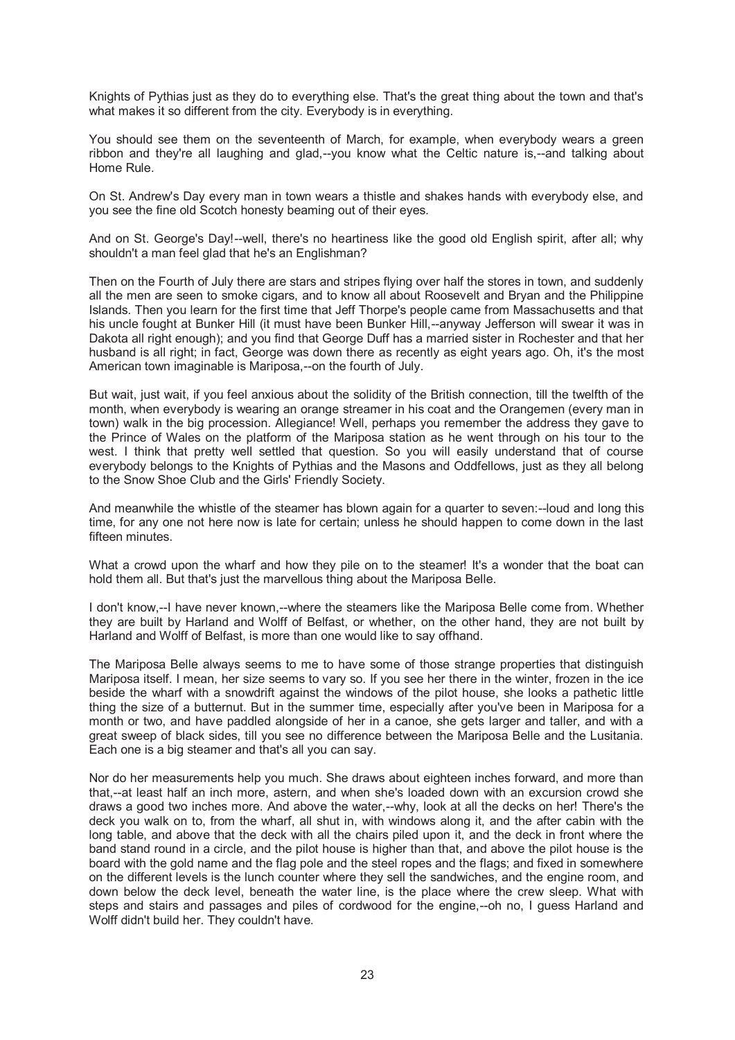Knights of Pythias just as they do to everything else. That's the great thing about the town and that's what makes it so different from the city. Everybody is in everything.

You should see them on the seventeenth of March, for example, when everybody wears a green ribbon and they're all laughing and glad,--you know what the Celtic nature is,--and talking about Home Rule.

On St. Andrew's Day every man in town wears a thistle and shakes hands with everybody else, and you see the fine old Scotch honesty beaming out of their eyes.

And on St. George's Day!--well, there's no heartiness like the good old English spirit, after all; why shouldn't a man feel glad that he's an Englishman?

Then on the Fourth of July there are stars and stripes flying over half the stores in town, and suddenly all the men are seen to smoke cigars, and to know all about Roosevelt and Bryan and the Philippine Islands. Then you learn for the first time that Jeff Thorpe's people came from Massachusetts and that his uncle fought at Bunker Hill (it must have been Bunker Hill,--anyway Jefferson will swear it was in Dakota all right enough); and you find that George Duff has a married sister in Rochester and that her husband is all right; in fact, George was down there as recently as eight years ago. Oh, it's the most American town imaginable is Mariposa,--on the fourth of July.

But wait, just wait, if you feel anxious about the solidity of the British connection, till the twelfth of the month, when everybody is wearing an orange streamer in his coat and the Orangemen (every man in town) walk in the big procession. Allegiance! Well, perhaps you remember the address they gave to the Prince of Wales on the platform of the Mariposa station as he went through on his tour to the west. I think that pretty well settled that question. So you will easily understand that of course everybody belongs to the Knights of Pythias and the Masons and Oddfellows, just as they all belong to the Snow Shoe Club and the Girls' Friendly Society.

And meanwhile the whistle of the steamer has blown again for a quarter to seven:--loud and long this time, for any one not here now is late for certain; unless he should happen to come down in the last fifteen minutes.

What a crowd upon the wharf and how they pile on to the steamer! It's a wonder that the boat can hold them all. But that's just the marvellous thing about the Mariposa Belle.

I don't know,--I have never known,--where the steamers like the Mariposa Belle come from. Whether they are built by Harland and Wolff of Belfast, or whether, on the other hand, they are not built by Harland and Wolff of Belfast, is more than one would like to say offhand.

The Mariposa Belle always seems to me to have some of those strange properties that distinguish Mariposa itself. I mean, her size seems to vary so. If you see her there in the winter, frozen in the ice beside the wharf with a snowdrift against the windows of the pilot house, she looks a pathetic little thing the size of a butternut. But in the summer time, especially after you've been in Mariposa for a month or two, and have paddled alongside of her in a canoe, she gets larger and taller, and with a great sweep of black sides, till you see no difference between the Mariposa Belle and the Lusitania. Each one is a big steamer and that's all you can say.

Nor do her measurements help you much. She draws about eighteen inches forward, and more than that,--at least half an inch more, astern, and when she's loaded down with an excursion crowd she draws a good two inches more. And above the water,--why, look at all the decks on her! There's the deck you walk on to, from the wharf, all shut in, with windows along it, and the after cabin with the long table, and above that the deck with all the chairs piled upon it, and the deck in front where the band stand round in a circle, and the pilot house is higher than that, and above the pilot house is the board with the gold name and the flag pole and the steel ropes and the flags; and fixed in somewhere on the different levels is the lunch counter where they sell the sandwiches, and the engine room, and down below the deck level, beneath the water line, is the place where the crew sleep. What with steps and stairs and passages and piles of cordwood for the engine,--oh no, I guess Harland and Wolff didn't build her. They couldn't have.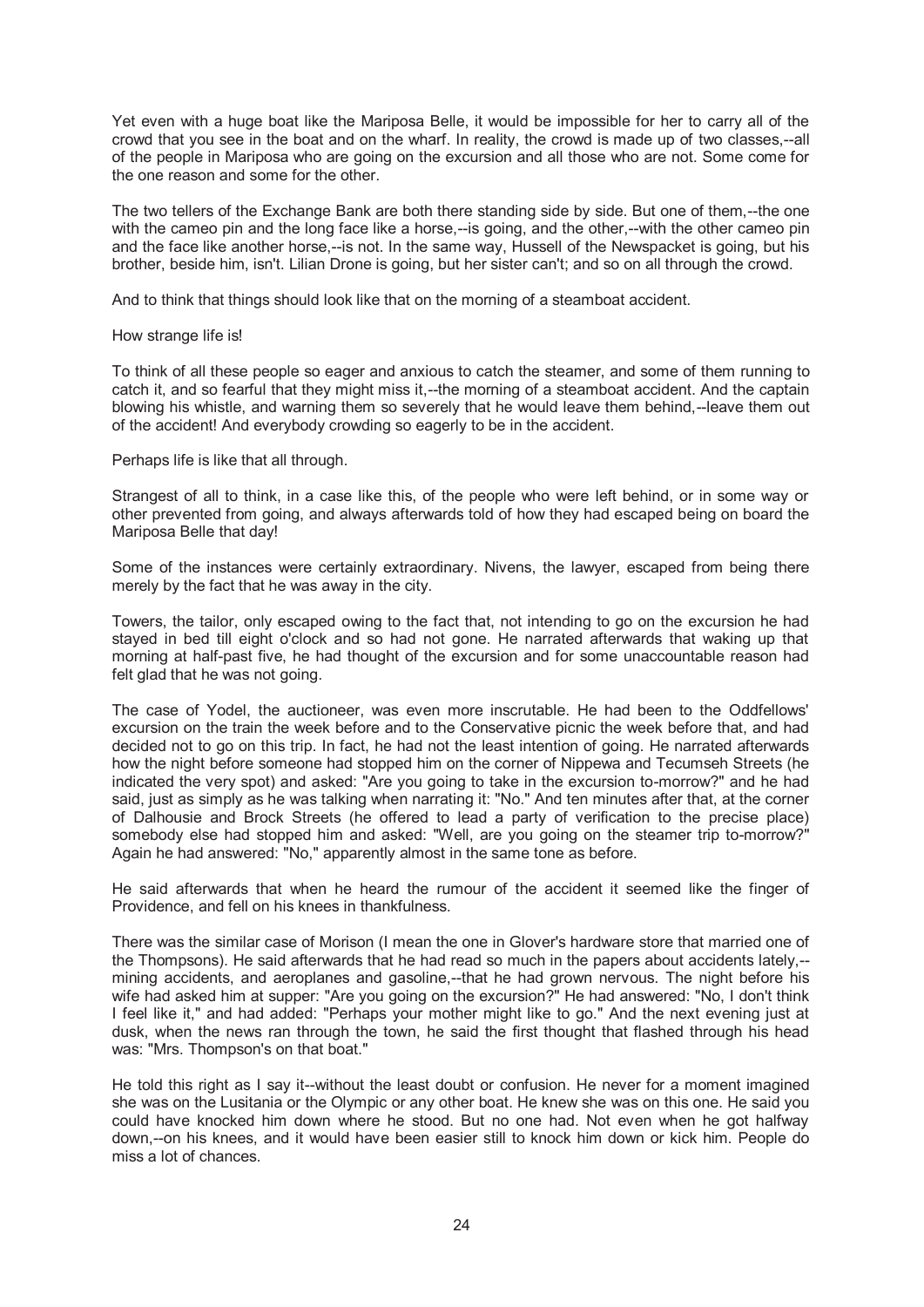Yet even with a huge boat like the Mariposa Belle, it would be impossible for her to carry all of the crowd that you see in the boat and on the wharf. In reality, the crowd is made up of two classes,--all of the people in Mariposa who are going on the excursion and all those who are not. Some come for the one reason and some for the other.

The two tellers of the Exchange Bank are both there standing side by side. But one of them,--the one with the cameo pin and the long face like a horse,--is going, and the other,--with the other cameo pin and the face like another horse,--is not. In the same way, Hussell of the Newspacket is going, but his brother, beside him, isn't. Lilian Drone is going, but her sister can't; and so on all through the crowd.

And to think that things should look like that on the morning of a steamboat accident.

How strange life is!

To think of all these people so eager and anxious to catch the steamer, and some of them running to catch it, and so fearful that they might miss it,--the morning of a steamboat accident. And the captain blowing his whistle, and warning them so severely that he would leave them behind,--leave them out of the accident! And everybody crowding so eagerly to be in the accident.

Perhaps life is like that all through.

Strangest of all to think, in a case like this, of the people who were left behind, or in some way or other prevented from going, and always afterwards told of how they had escaped being on board the Mariposa Belle that day!

Some of the instances were certainly extraordinary. Nivens, the lawyer, escaped from being there merely by the fact that he was away in the city.

Towers, the tailor, only escaped owing to the fact that, not intending to go on the excursion he had stayed in bed till eight o'clock and so had not gone. He narrated afterwards that waking up that morning at half-past five, he had thought of the excursion and for some unaccountable reason had felt glad that he was not going.

The case of Yodel, the auctioneer, was even more inscrutable. He had been to the Oddfellows' excursion on the train the week before and to the Conservative picnic the week before that, and had decided not to go on this trip. In fact, he had not the least intention of going. He narrated afterwards how the night before someone had stopped him on the corner of Nippewa and Tecumseh Streets (he indicated the very spot) and asked: "Are you going to take in the excursion to-morrow?" and he had said, just as simply as he was talking when narrating it: "No." And ten minutes after that, at the corner of Dalhousie and Brock Streets (he offered to lead a party of verification to the precise place) somebody else had stopped him and asked: "Well, are you going on the steamer trip to-morrow?" Again he had answered: "No," apparently almost in the same tone as before.

He said afterwards that when he heard the rumour of the accident it seemed like the finger of Providence, and fell on his knees in thankfulness.

There was the similar case of Morison (I mean the one in Glover's hardware store that married one of the Thompsons). He said afterwards that he had read so much in the papers about accidents lately,--mining accidents, and aeroplanes and gasoline,--that he had grown nervous. The night before his wife had asked him at supper: "Are you going on the excursion?" He had answered: "No, I don't think I feel like it," and had added: "Perhaps your mother might like to go." And the next evening just at dusk, when the news ran through the town, he said the first thought that flashed through his head was: "Mrs. Thompson's on that boat."

He told this right as I say it--without the least doubt or confusion. He never for a moment imagined she was on the Lusitania or the Olympic or any other boat. He knew she was on this one. He said you could have knocked him down where he stood. But no one had. Not even when he got halfway down,--on his knees, and it would have been easier still to knock him down or kick him. People do miss a lot of chances.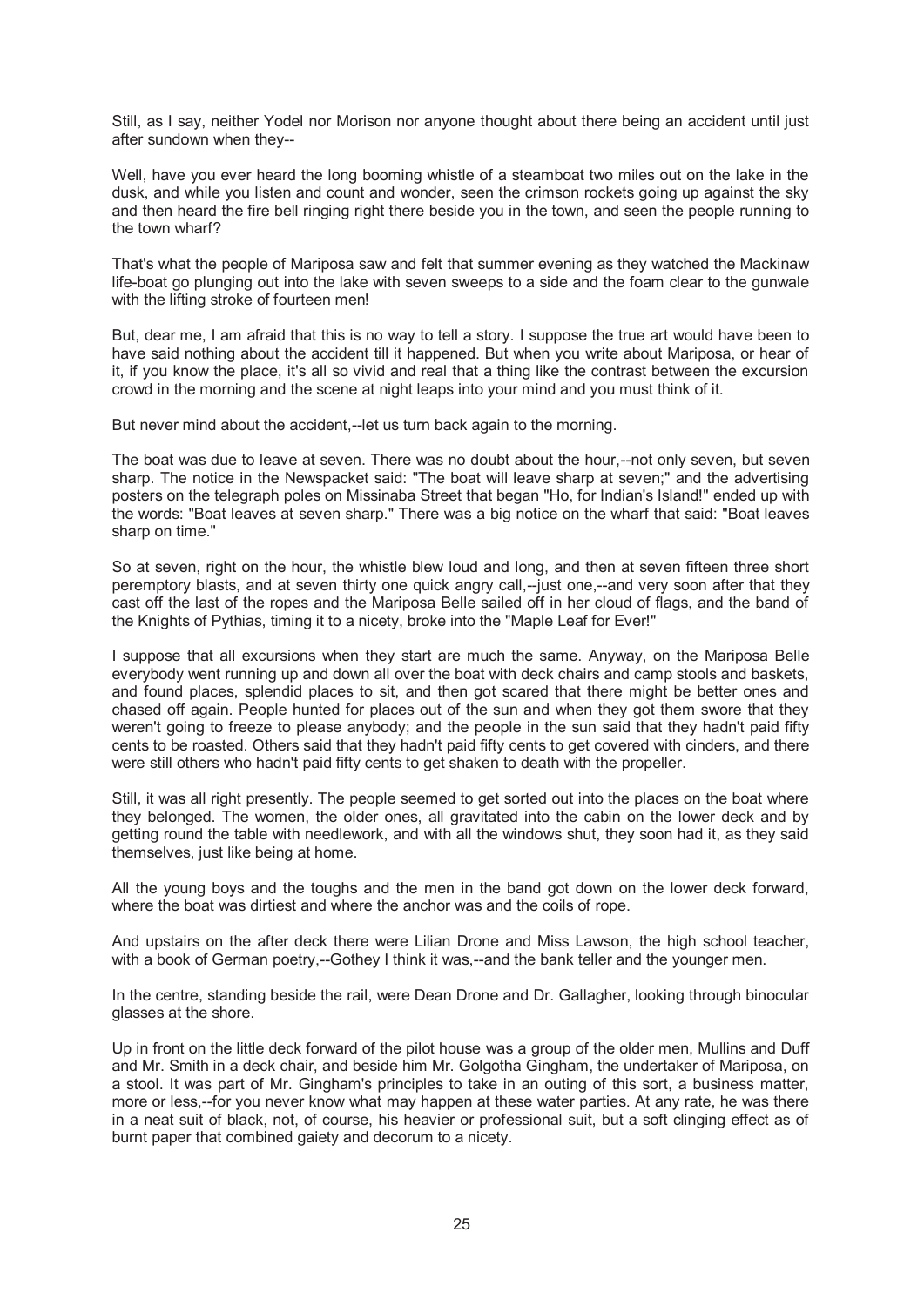Still, as I say, neither Yodel nor Morison nor anyone thought about there being an accident until just after sundown when they--

Well, have you ever heard the long booming whistle of a steamboat two miles out on the lake in the dusk, and while you listen and count and wonder, seen the crimson rockets going up against the sky and then heard the fire bell ringing right there beside you in the town, and seen the people running to the town wharf?

That's what the people of Mariposa saw and felt that summer evening as they watched the Mackinaw life-boat go plunging out into the lake with seven sweeps to a side and the foam clear to the gunwale with the lifting stroke of fourteen men!

But, dear me, I am afraid that this is no way to tell a story. I suppose the true art would have been to have said nothing about the accident till it happened. But when you write about Mariposa, or hear of it, if you know the place, it's all so vivid and real that a thing like the contrast between the excursion crowd in the morning and the scene at night leaps into your mind and you must think of it.

But never mind about the accident,--let us turn back again to the morning.

The boat was due to leave at seven. There was no doubt about the hour,--not only seven, but seven sharp. The notice in the Newspacket said: "The boat will leave sharp at seven;" and the advertising posters on the telegraph poles on Missinaba Street that began "Ho, for Indian's Island!" ended up with the words: "Boat leaves at seven sharp." There was a big notice on the wharf that said: "Boat leaves sharp on time."

So at seven, right on the hour, the whistle blew loud and long, and then at seven fifteen three short peremptory blasts, and at seven thirty one quick angry call,--just one,--and very soon after that they cast off the last of the ropes and the Mariposa Belle sailed off in her cloud of flags, and the band of the Knights of Pythias, timing it to a nicety, broke into the "Maple Leaf for Ever!"

I suppose that all excursions when they start are much the same. Anyway, on the Mariposa Belle everybody went running up and down all over the boat with deck chairs and camp stools and baskets, and found places, splendid places to sit, and then got scared that there might be better ones and chased off again. People hunted for places out of the sun and when they got them swore that they weren't going to freeze to please anybody; and the people in the sun said that they hadn't paid fifty cents to be roasted. Others said that they hadn't paid fifty cents to get covered with cinders, and there were still others who hadn't paid fifty cents to get shaken to death with the propeller.

Still, it was all right presently. The people seemed to get sorted out into the places on the boat where they belonged. The women, the older ones, all gravitated into the cabin on the lower deck and by getting round the table with needlework, and with all the windows shut, they soon had it, as they said themselves, just like being at home.

All the young boys and the toughs and the men in the band got down on the lower deck forward, where the boat was dirtiest and where the anchor was and the coils of rope.

And upstairs on the after deck there were Lilian Drone and Miss Lawson, the high school teacher, with a book of German poetry,--Gothey I think it was,--and the bank teller and the younger men.

In the centre, standing beside the rail, were Dean Drone and Dr. Gallagher, looking through binocular glasses at the shore.

Up in front on the little deck forward of the pilot house was a group of the older men, Mullins and Duff and Mr. Smith in a deck chair, and beside him Mr. Golgotha Gingham, the undertaker of Mariposa, on a stool. It was part of Mr. Gingham's principles to take in an outing of this sort, a business matter, more or less,--for you never know what may happen at these water parties. At any rate, he was there in a neat suit of black, not, of course, his heavier or professional suit, but a soft clinging effect as of burnt paper that combined gaiety and decorum to a nicety.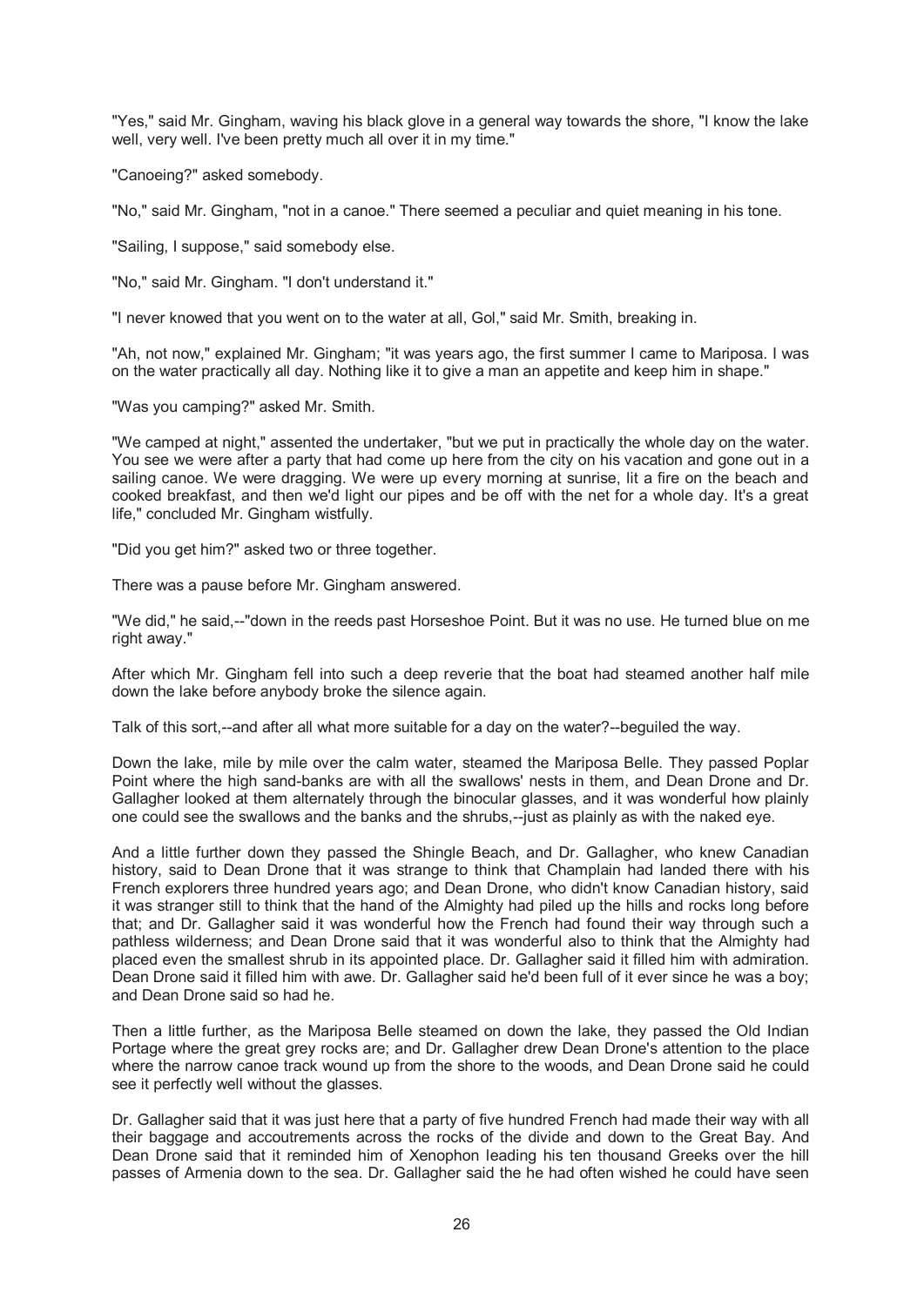"Yes," said Mr. Gingham, waving his black glove in a general way towards the shore, "I know the lake well, very well. I've been pretty much all over it in my time."

"Canoeing?" asked somebody.

"No," said Mr. Gingham, "not in a canoe." There seemed a peculiar and quiet meaning in his tone.

"Sailing, I suppose," said somebody else.

"No," said Mr. Gingham. "I don't understand it."

"I never knowed that you went on to the water at all, Gol," said Mr. Smith, breaking in.

"Ah, not now," explained Mr. Gingham; "it was years ago, the first summer I came to Mariposa. I was on the water practically all day. Nothing like it to give a man an appetite and keep him in shape."

"Was you camping?" asked Mr. Smith.

"We camped at night," assented the undertaker, "but we put in practically the whole day on the water. You see we were after a party that had come up here from the city on his vacation and gone out in a sailing canoe. We were dragging. We were up every morning at sunrise, lit a fire on the beach and cooked breakfast, and then we'd light our pipes and be off with the net for a whole day. It's a great life," concluded Mr. Gingham wistfully.

"Did you get him?" asked two or three together.

There was a pause before Mr. Gingham answered.

"We did," he said,--"down in the reeds past Horseshoe Point. But it was no use. He turned blue on me right away."

After which Mr. Gingham fell into such a deep reverie that the boat had steamed another half mile down the lake before anybody broke the silence again.

Talk of this sort,--and after all what more suitable for a day on the water?--beguiled the way.

Down the lake, mile by mile over the calm water, steamed the Mariposa Belle. They passed Poplar Point where the high sand-banks are with all the swallows' nests in them, and Dean Drone and Dr. Gallagher looked at them alternately through the binocular glasses, and it was wonderful how plainly one could see the swallows and the banks and the shrubs,--just as plainly as with the naked eye.

And a little further down they passed the Shingle Beach, and Dr. Gallagher, who knew Canadian history, said to Dean Drone that it was strange to think that Champlain had landed there with his French explorers three hundred years ago; and Dean Drone, who didn't know Canadian history, said it was stranger still to think that the hand of the Almighty had piled up the hills and rocks long before that; and Dr. Gallagher said it was wonderful how the French had found their way through such a pathless wilderness; and Dean Drone said that it was wonderful also to think that the Almighty had placed even the smallest shrub in its appointed place. Dr. Gallagher said it filled him with admiration. Dean Drone said it filled him with awe. Dr. Gallagher said he'd been full of it ever since he was a boy; and Dean Drone said so had he.

Then a little further, as the Mariposa Belle steamed on down the lake, they passed the Old Indian Portage where the great grey rocks are; and Dr. Gallagher drew Dean Drone's attention to the place where the narrow canoe track wound up from the shore to the woods, and Dean Drone said he could see it perfectly well without the glasses.

Dr. Gallagher said that it was just here that a party of five hundred French had made their way with all their baggage and accoutrements across the rocks of the divide and down to the Great Bay. And Dean Drone said that it reminded him of Xenophon leading his ten thousand Greeks over the hill passes of Armenia down to the sea. Dr. Gallagher said the he had often wished he could have seen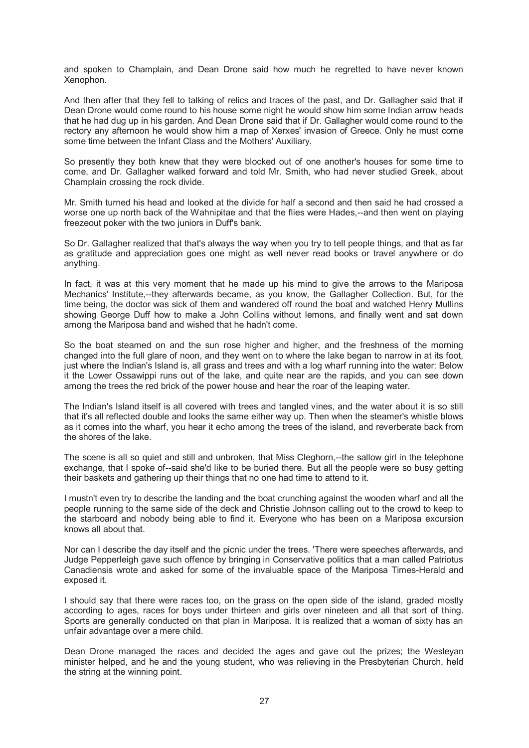and spoken to Champlain, and Dean Drone said how much he regretted to have never known Xenophon.

And then after that they fell to talking of relics and traces of the past, and Dr. Gallagher said that if Dean Drone would come round to his house some night he would show him some Indian arrow heads that he had dug up in his garden. And Dean Drone said that if Dr. Gallagher would come round to the rectory any afternoon he would show him a map of Xerxes' invasion of Greece. Only he must come some time between the Infant Class and the Mothers' Auxiliary.

So presently they both knew that they were blocked out of one another's houses for some time to come, and Dr. Gallagher walked forward and told Mr. Smith, who had never studied Greek, about Champlain crossing the rock divide.

Mr. Smith turned his head and looked at the divide for half a second and then said he had crossed a worse one up north back of the Wahnipitae and that the flies were Hades,--and then went on playing freezeout poker with the two juniors in Duff's bank.

So Dr. Gallagher realized that that's always the way when you try to tell people things, and that as far as gratitude and appreciation goes one might as well never read books or travel anywhere or do anything.

In fact, it was at this very moment that he made up his mind to give the arrows to the Mariposa Mechanics' Institute,--they afterwards became, as you know, the Gallagher Collection. But, for the time being, the doctor was sick of them and wandered off round the boat and watched Henry Mullins showing George Duff how to make a John Collins without lemons, and finally went and sat down among the Mariposa band and wished that he hadn't come.

So the boat steamed on and the sun rose higher and higher, and the freshness of the morning changed into the full glare of noon, and they went on to where the lake began to narrow in at its foot, just where the Indian's Island is, all grass and trees and with a log wharf running into the water: Below it the Lower Ossawippi runs out of the lake, and quite near are the rapids, and you can see down among the trees the red brick of the power house and hear the roar of the leaping water.

The Indian's Island itself is all covered with trees and tangled vines, and the water about it is so still that it's all reflected double and looks the same either way up. Then when the steamer's whistle blows as it comes into the wharf, you hear it echo among the trees of the island, and reverberate back from the shores of the lake.

The scene is all so quiet and still and unbroken, that Miss Cleghorn,--the sallow girl in the telephone exchange, that I spoke of--said she'd like to be buried there. But all the people were so busy getting their baskets and gathering up their things that no one had time to attend to it.

I mustn't even try to describe the landing and the boat crunching against the wooden wharf and all the people running to the same side of the deck and Christie Johnson calling out to the crowd to keep to the starboard and nobody being able to find it. Everyone who has been on a Mariposa excursion knows all about that.

Nor can I describe the day itself and the picnic under the trees. 'There were speeches afterwards, and Judge Pepperleigh gave such offence by bringing in Conservative politics that a man called Patriotus Canadiensis wrote and asked for some of the invaluable space of the Mariposa Times-Herald and exposed it.

I should say that there were races too, on the grass on the open side of the island, graded mostly according to ages, races for boys under thirteen and girls over nineteen and all that sort of thing. Sports are generally conducted on that plan in Mariposa. It is realized that a woman of sixty has an unfair advantage over a mere child.

Dean Drone managed the races and decided the ages and gave out the prizes; the Wesleyan minister helped, and he and the young student, who was relieving in the Presbyterian Church, held the string at the winning point.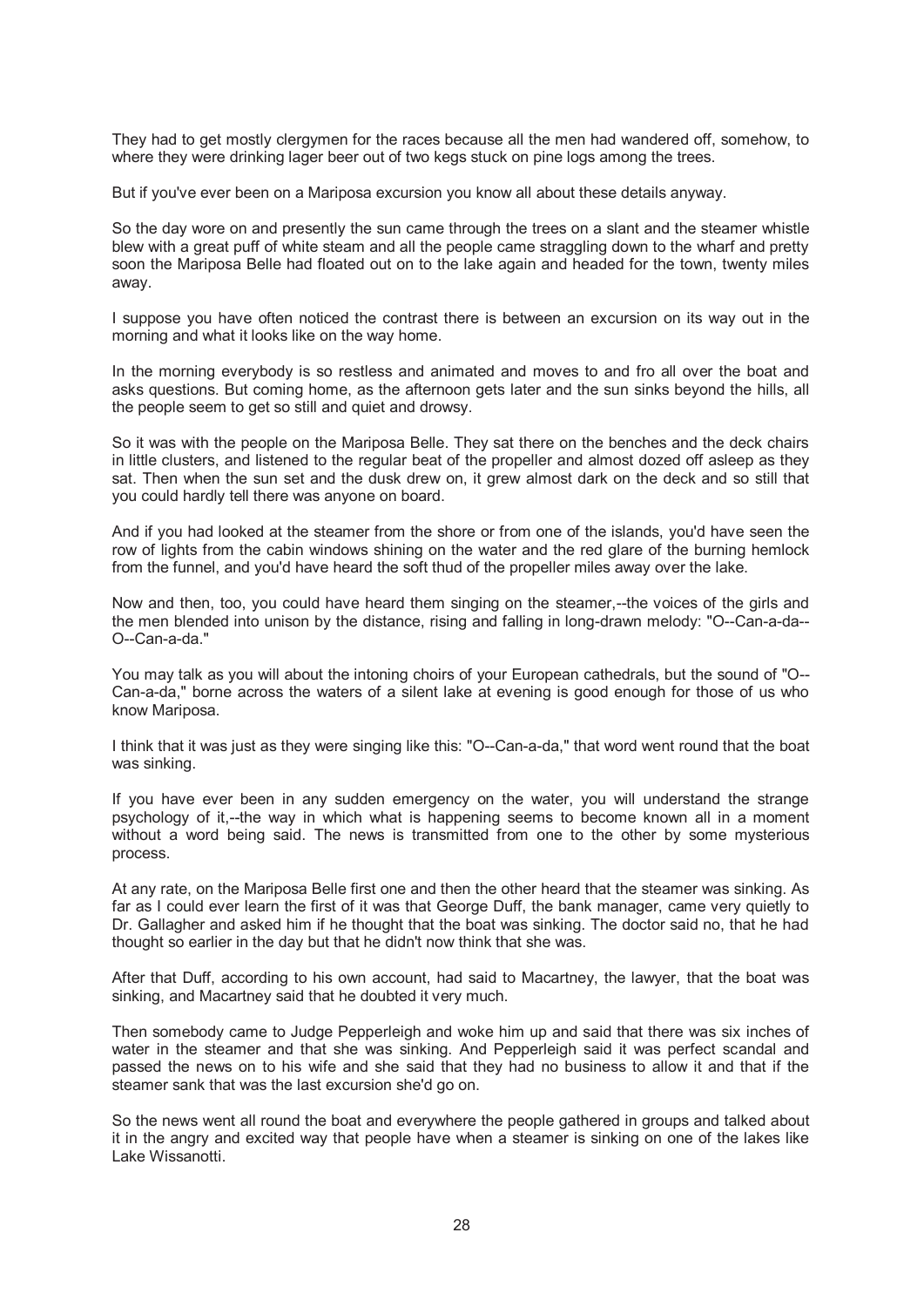They had to get mostly clergymen for the races because all the men had wandered off, somehow, to where they were drinking lager beer out of two kegs stuck on pine logs among the trees.

But if you've ever been on a Mariposa excursion you know all about these details anyway.

So the day wore on and presently the sun came through the trees on a slant and the steamer whistle blew with a great puff of white steam and all the people came straggling down to the wharf and pretty soon the Mariposa Belle had floated out on to the lake again and headed for the town, twenty miles away.

I suppose you have often noticed the contrast there is between an excursion on its way out in the morning and what it looks like on the way home.

In the morning everybody is so restless and animated and moves to and fro all over the boat and asks questions. But coming home, as the afternoon gets later and the sun sinks beyond the hills, all the people seem to get so still and quiet and drowsy.

So it was with the people on the Mariposa Belle. They sat there on the benches and the deck chairs in little clusters, and listened to the regular beat of the propeller and almost dozed off asleep as they sat. Then when the sun set and the dusk drew on, it grew almost dark on the deck and so still that you could hardly tell there was anyone on board.

And if you had looked at the steamer from the shore or from one of the islands, you'd have seen the row of lights from the cabin windows shining on the water and the red glare of the burning hemlock from the funnel, and you'd have heard the soft thud of the propeller miles away over the lake.

Now and then, too, you could have heard them singing on the steamer,--the voices of the girls and the men blended into unison by the distance, rising and falling in long-drawn melody: "O--Can-a-da--O--Can-a-da."

You may talk as you will about the intoning choirs of your European cathedrals, but the sound of "O--Can-a-da," borne across the waters of a silent lake at evening is good enough for those of us who know Mariposa.

I think that it was just as they were singing like this: "O--Can-a-da," that word went round that the boat was sinking.

If you have ever been in any sudden emergency on the water, you will understand the strange psychology of it,--the way in which what is happening seems to become known all in a moment without a word being said. The news is transmitted from one to the other by some mysterious process.

At any rate, on the Mariposa Belle first one and then the other heard that the steamer was sinking. As far as I could ever learn the first of it was that George Duff, the bank manager, came very quietly to Dr. Gallagher and asked him if he thought that the boat was sinking. The doctor said no, that he had thought so earlier in the day but that he didn't now think that she was.

After that Duff, according to his own account, had said to Macartney, the lawyer, that the boat was sinking, and Macartney said that he doubted it very much.

Then somebody came to Judge Pepperleigh and woke him up and said that there was six inches of water in the steamer and that she was sinking. And Pepperleigh said it was perfect scandal and passed the news on to his wife and she said that they had no business to allow it and that if the steamer sank that was the last excursion she'd go on.

So the news went all round the boat and everywhere the people gathered in groups and talked about it in the angry and excited way that people have when a steamer is sinking on one of the lakes like Lake Wissanotti.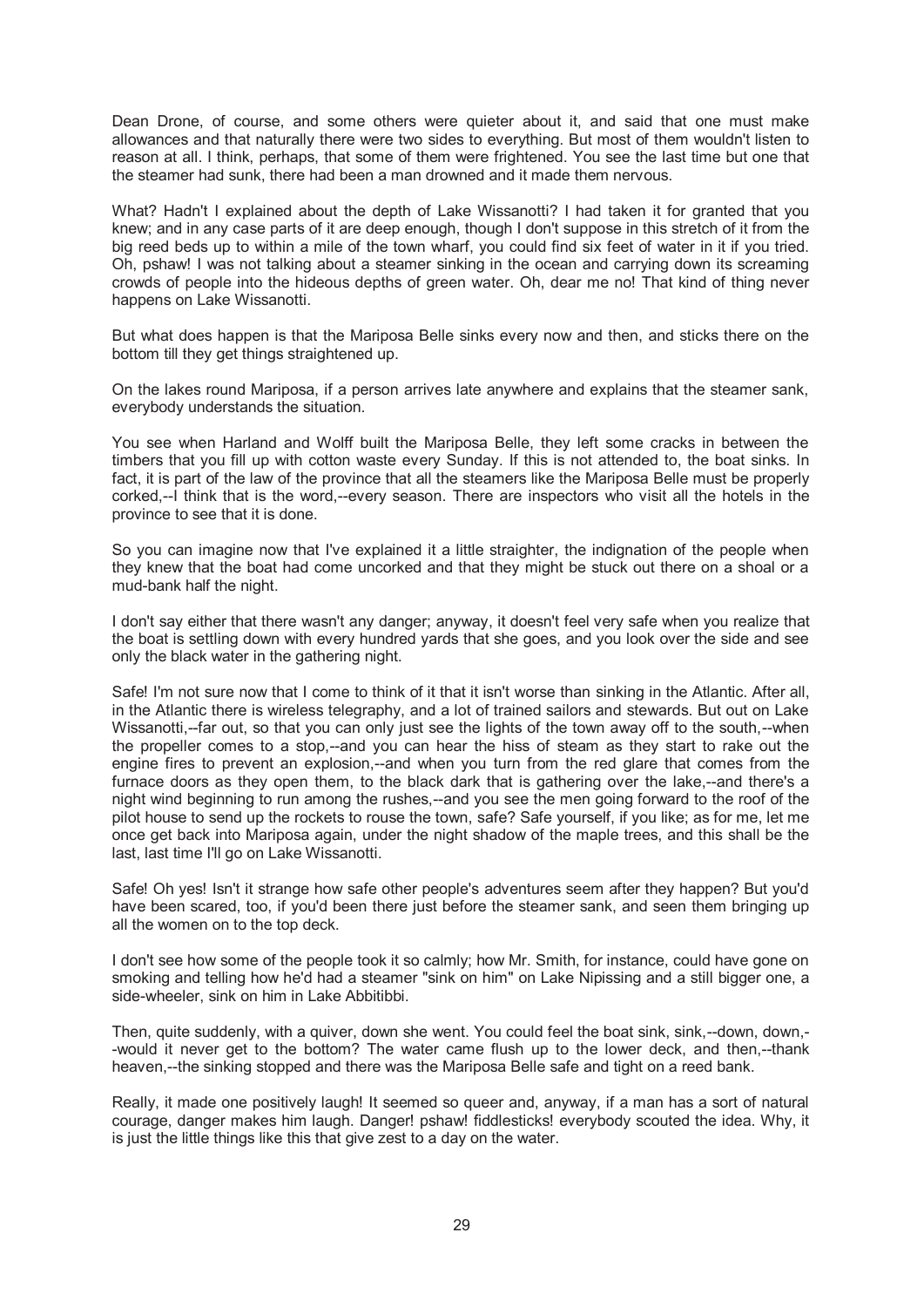Dean Drone, of course, and some others were quieter about it, and said that one must make allowances and that naturally there were two sides to everything. But most of them wouldn't listen to reason at all. I think, perhaps, that some of them were frightened. You see the last time but one that the steamer had sunk, there had been a man drowned and it made them nervous.

What? Hadn't I explained about the depth of Lake Wissanotti? I had taken it for granted that you knew; and in any case parts of it are deep enough, though I don't suppose in this stretch of it from the big reed beds up to within a mile of the town wharf, you could find six feet of water in it if you tried. Oh, pshaw! I was not talking about a steamer sinking in the ocean and carrying down its screaming crowds of people into the hideous depths of green water. Oh, dear me no! That kind of thing never happens on Lake Wissanotti.

But what does happen is that the Mariposa Belle sinks every now and then, and sticks there on the bottom till they get things straightened up.

On the lakes round Mariposa, if a person arrives late anywhere and explains that the steamer sank, everybody understands the situation.

You see when Harland and Wolff built the Mariposa Belle, they left some cracks in between the timbers that you fill up with cotton waste every Sunday. If this is not attended to, the boat sinks. In fact, it is part of the law of the province that all the steamers like the Mariposa Belle must be properly corked,--I think that is the word,--every season. There are inspectors who visit all the hotels in the province to see that it is done.

So you can imagine now that I've explained it a little straighter, the indignation of the people when they knew that the boat had come uncorked and that they might be stuck out there on a shoal or a mud-bank half the night.

I don't say either that there wasn't any danger; anyway, it doesn't feel very safe when you realize that the boat is settling down with every hundred yards that she goes, and you look over the side and see only the black water in the gathering night.

Safe! I'm not sure now that I come to think of it that it isn't worse than sinking in the Atlantic. After all, in the Atlantic there is wireless telegraphy, and a lot of trained sailors and stewards. But out on Lake Wissanotti,--far out, so that you can only just see the lights of the town away off to the south,--when the propeller comes to a stop,--and you can hear the hiss of steam as they start to rake out the engine fires to prevent an explosion,--and when you turn from the red glare that comes from the furnace doors as they open them, to the black dark that is gathering over the lake,--and there's a night wind beginning to run among the rushes,--and you see the men going forward to the roof of the pilot house to send up the rockets to rouse the town, safe? Safe yourself, if you like; as for me, let me once get back into Mariposa again, under the night shadow of the maple trees, and this shall be the last, last time I'll go on Lake Wissanotti.

Safe! Oh yes! Isn't it strange how safe other people's adventures seem after they happen? But you'd have been scared, too, if you'd been there just before the steamer sank, and seen them bringing up all the women on to the top deck.

I don't see how some of the people took it so calmly; how Mr. Smith, for instance, could have gone on smoking and telling how he'd had a steamer "sink on him" on Lake Nipissing and a still bigger one, a side-wheeler, sink on him in Lake Abbitibbi.

Then, quite suddenly, with a quiver, down she went. You could feel the boat sink, sink,--down, down,--would it never get to the bottom? The water came flush up to the lower deck, and then,--thank heaven,--the sinking stopped and there was the Mariposa Belle safe and tight on a reed bank.

Really, it made one positively laugh! It seemed so queer and, anyway, if a man has a sort of natural courage, danger makes him laugh. Danger! pshaw! fiddlesticks! everybody scouted the idea. Why, it is just the little things like this that give zest to a day on the water.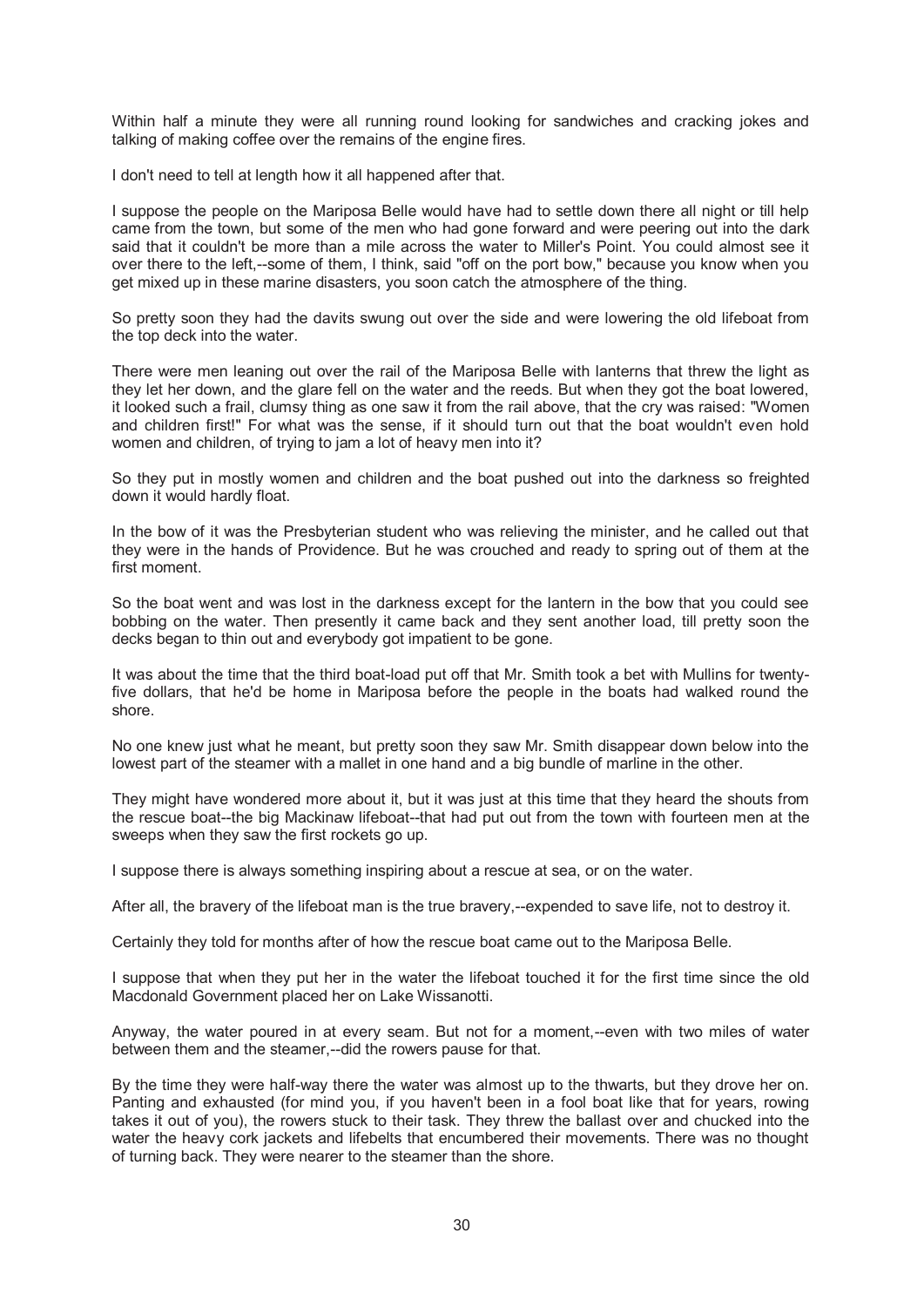Within half a minute they were all running round looking for sandwiches and cracking jokes and talking of making coffee over the remains of the engine fires.

I don't need to tell at length how it all happened after that.

I suppose the people on the Mariposa Belle would have had to settle down there all night or till help came from the town, but some of the men who had gone forward and were peering out into the dark said that it couldn't be more than a mile across the water to Miller's Point. You could almost see it over there to the left,--some of them, I think, said "off on the port bow," because you know when you get mixed up in these marine disasters, you soon catch the atmosphere of the thing.

So pretty soon they had the davits swung out over the side and were lowering the old lifeboat from the top deck into the water.

There were men leaning out over the rail of the Mariposa Belle with lanterns that threw the light as they let her down, and the glare fell on the water and the reeds. But when they got the boat lowered, it looked such a frail, clumsy thing as one saw it from the rail above, that the cry was raised: "Women and children first!" For what was the sense, if it should turn out that the boat wouldn't even hold women and children, of trying to jam a lot of heavy men into it?

So they put in mostly women and children and the boat pushed out into the darkness so freighted down it would hardly float.

In the bow of it was the Presbyterian student who was relieving the minister, and he called out that they were in the hands of Providence. But he was crouched and ready to spring out of them at the first moment.

So the boat went and was lost in the darkness except for the lantern in the bow that you could see bobbing on the water. Then presently it came back and they sent another load, till pretty soon the decks began to thin out and everybody got impatient to be gone.

It was about the time that the third boat-load put off that Mr. Smith took a bet with Mullins for twenty-five dollars, that he'd be home in Mariposa before the people in the boats had walked round the shore.

No one knew just what he meant, but pretty soon they saw Mr. Smith disappear down below into the lowest part of the steamer with a mallet in one hand and a big bundle of marline in the other.

They might have wondered more about it, but it was just at this time that they heard the shouts from the rescue boat--the big Mackinaw lifeboat--that had put out from the town with fourteen men at the sweeps when they saw the first rockets go up.

I suppose there is always something inspiring about a rescue at sea, or on the water.

After all, the bravery of the lifeboat man is the true bravery,--expended to save life, not to destroy it.

Certainly they told for months after of how the rescue boat came out to the Mariposa Belle.

I suppose that when they put her in the water the lifeboat touched it for the first time since the old Macdonald Government placed her on Lake Wissanotti.

Anyway, the water poured in at every seam. But not for a moment,--even with two miles of water between them and the steamer,--did the rowers pause for that.

By the time they were half-way there the water was almost up to the thwarts, but they drove her on. Panting and exhausted (for mind you, if you haven't been in a fool boat like that for years, rowing takes it out of you), the rowers stuck to their task. They threw the ballast over and chucked into the water the heavy cork jackets and lifebelts that encumbered their movements. There was no thought of turning back. They were nearer to the steamer than the shore.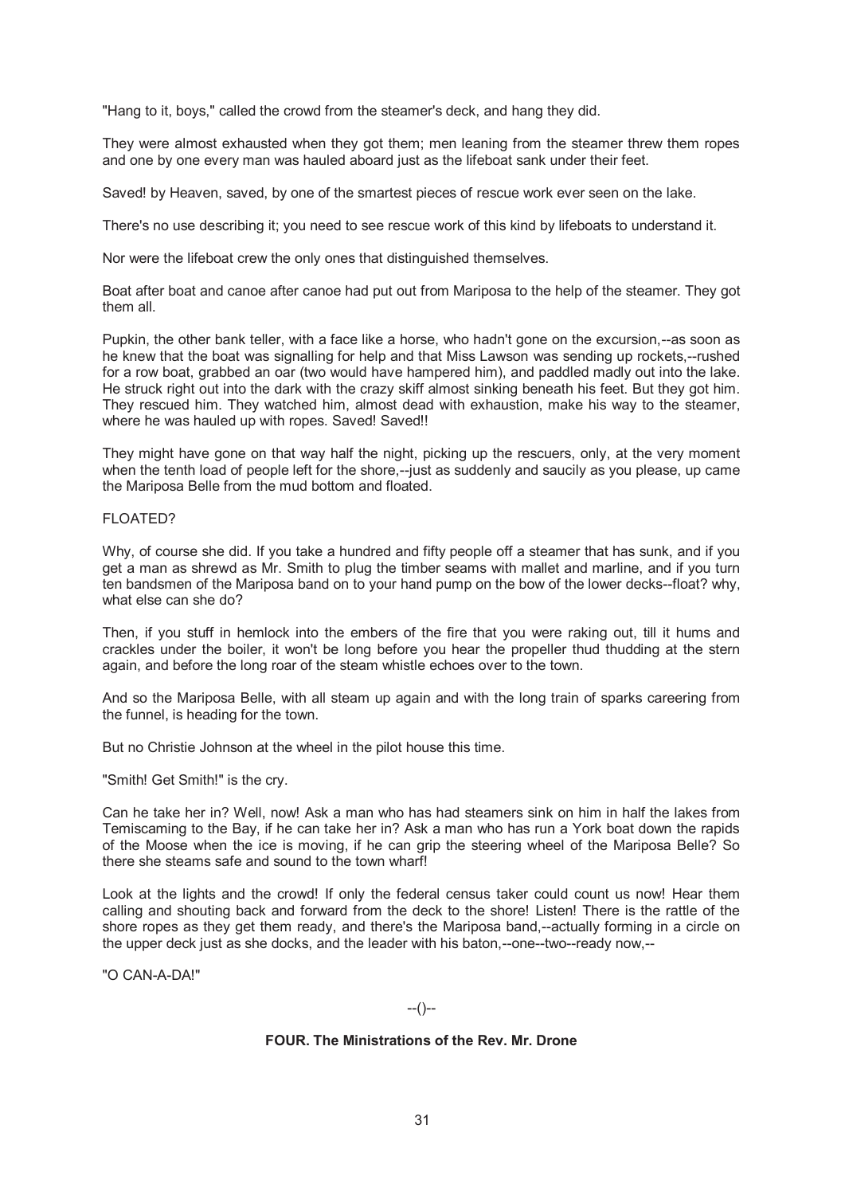"Hang to it, boys," called the crowd from the steamer's deck, and hang they did.

They were almost exhausted when they got them; men leaning from the steamer threw them ropes and one by one every man was hauled aboard just as the lifeboat sank under their feet.

Saved! by Heaven, saved, by one of the smartest pieces of rescue work ever seen on the lake.

There's no use describing it; you need to see rescue work of this kind by lifeboats to understand it.

Nor were the lifeboat crew the only ones that distinguished themselves.

Boat after boat and canoe after canoe had put out from Mariposa to the help of the steamer. They got them all.

Pupkin, the other bank teller, with a face like a horse, who hadn't gone on the excursion,--as soon as he knew that the boat was signalling for help and that Miss Lawson was sending up rockets,--rushed for a row boat, grabbed an oar (two would have hampered him), and paddled madly out into the lake. He struck right out into the dark with the crazy skiff almost sinking beneath his feet. But they got him. They rescued him. They watched him, almost dead with exhaustion, make his way to the steamer, where he was hauled up with ropes. Saved! Saved!!

They might have gone on that way half the night, picking up the rescuers, only, at the very moment when the tenth load of people left for the shore,--just as suddenly and saucily as you please, up came the Mariposa Belle from the mud bottom and floated.

FLOATED?

Why, of course she did. If you take a hundred and fifty people off a steamer that has sunk, and if you get a man as shrewd as Mr. Smith to plug the timber seams with mallet and marline, and if you turn ten bandsmen of the Mariposa band on to your hand pump on the bow of the lower decks--float? why, what else can she do?

Then, if you stuff in hemlock into the embers of the fire that you were raking out, till it hums and crackles under the boiler, it won't be long before you hear the propeller thud thudding at the stern again, and before the long roar of the steam whistle echoes over to the town.

And so the Mariposa Belle, with all steam up again and with the long train of sparks careering from the funnel, is heading for the town.

But no Christie Johnson at the wheel in the pilot house this time.

"Smith! Get Smith!" is the cry.

Can he take her in? Well, now! Ask a man who has had steamers sink on him in half the lakes from Temiscaming to the Bay, if he can take her in? Ask a man who has run a York boat down the rapids of the Moose when the ice is moving, if he can grip the steering wheel of the Mariposa Belle? So there she steams safe and sound to the town wharf!

Look at the lights and the crowd! If only the federal census taker could count us now! Hear them calling and shouting back and forward from the deck to the shore! Listen! There is the rattle of the shore ropes as they get them ready, and there's the Mariposa band,--actually forming in a circle on the upper deck just as she docks, and the leader with his baton,--one--two--ready now,--

"O CAN-A-DA!"

--()--

## FOUR. The Ministrations of the Rev. Mr. Drone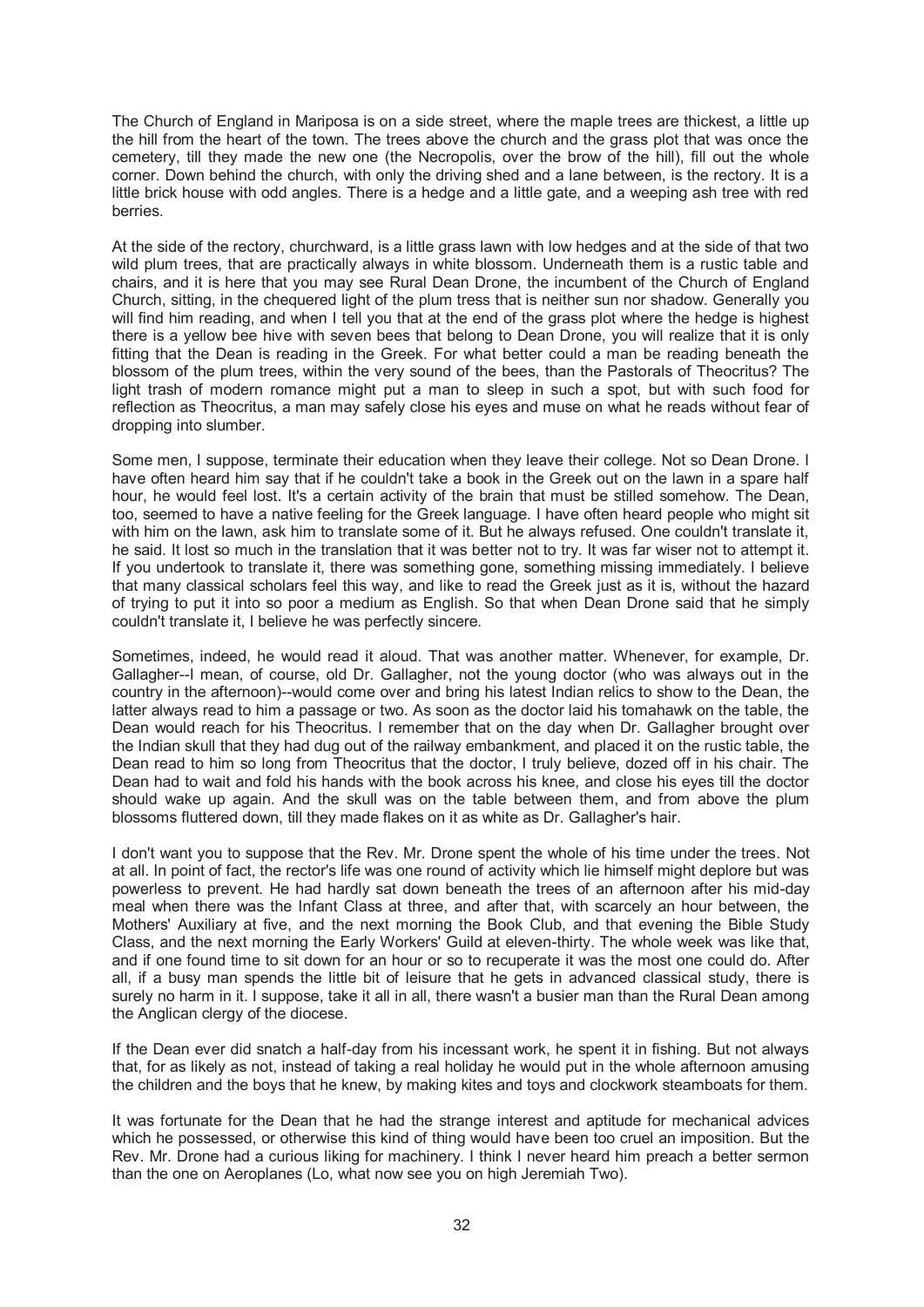The Church of England in Mariposa is on a side street, where the maple trees are thickest, a little up the hill from the heart of the town. The trees above the church and the grass plot that was once the cemetery, till they made the new one (the Necropolis, over the brow of the hill), fill out the whole corner. Down behind the church, with only the driving shed and a lane between, is the rectory. It is a little brick house with odd angles. There is a hedge and a little gate, and a weeping ash tree with red berries.

At the side of the rectory, churchward, is a little grass lawn with low hedges and at the side of that two wild plum trees, that are practically always in white blossom. Underneath them is a rustic table and chairs, and it is here that you may see Rural Dean Drone, the incumbent of the Church of England Church, sitting, in the chequered light of the plum tress that is neither sun nor shadow. Generally you will find him reading, and when I tell you that at the end of the grass plot where the hedge is highest there is a yellow bee hive with seven bees that belong to Dean Drone, you will realize that it is only fitting that the Dean is reading in the Greek. For what better could a man be reading beneath the blossom of the plum trees, within the very sound of the bees, than the Pastorals of Theocritus? The light trash of modern romance might put a man to sleep in such a spot, but with such food for reflection as Theocritus, a man may safely close his eyes and muse on what he reads without fear of dropping into slumber.

Some men, I suppose, terminate their education when they leave their college. Not so Dean Drone. I have often heard him say that if he couldn't take a book in the Greek out on the lawn in a spare half hour, he would feel lost. It's a certain activity of the brain that must be stilled somehow. The Dean, too, seemed to have a native feeling for the Greek language. I have often heard people who might sit with him on the lawn, ask him to translate some of it. But he always refused. One couldn't translate it, he said. It lost so much in the translation that it was better not to try. It was far wiser not to attempt it. If you undertook to translate it, there was something gone, something missing immediately. I believe that many classical scholars feel this way, and like to read the Greek just as it is, without the hazard of trying to put it into so poor a medium as English. So that when Dean Drone said that he simply couldn't translate it, I believe he was perfectly sincere.

Sometimes, indeed, he would read it aloud. That was another matter. Whenever, for example, Dr. Gallagher--I mean, of course, old Dr. Gallagher, not the young doctor (who was always out in the country in the afternoon)--would come over and bring his latest Indian relics to show to the Dean, the latter always read to him a passage or two. As soon as the doctor laid his tomahawk on the table, the Dean would reach for his Theocritus. I remember that on the day when Dr. Gallagher brought over the Indian skull that they had dug out of the railway embankment, and placed it on the rustic table, the Dean read to him so long from Theocritus that the doctor, I truly believe, dozed off in his chair. The Dean had to wait and fold his hands with the book across his knee, and close his eyes till the doctor should wake up again. And the skull was on the table between them, and from above the plum blossoms fluttered down, till they made flakes on it as white as Dr. Gallagher's hair.

I don't want you to suppose that the Rev. Mr. Drone spent the whole of his time under the trees. Not at all. In point of fact, the rector's life was one round of activity which lie himself might deplore but was powerless to prevent. He had hardly sat down beneath the trees of an afternoon after his mid-day meal when there was the Infant Class at three, and after that, with scarcely an hour between, the Mothers' Auxiliary at five, and the next morning the Book Club, and that evening the Bible Study Class, and the next morning the Early Workers' Guild at eleven-thirty. The whole week was like that, and if one found time to sit down for an hour or so to recuperate it was the most one could do. After all, if a busy man spends the little bit of leisure that he gets in advanced classical study, there is surely no harm in it. I suppose, take it all in all, there wasn't a busier man than the Rural Dean among the Anglican clergy of the diocese.

If the Dean ever did snatch a half-day from his incessant work, he spent it in fishing. But not always that, for as likely as not, instead of taking a real holiday he would put in the whole afternoon amusing the children and the boys that he knew, by making kites and toys and clockwork steamboats for them.

It was fortunate for the Dean that he had the strange interest and aptitude for mechanical advices which he possessed, or otherwise this kind of thing would have been too cruel an imposition. But the Rev. Mr. Drone had a curious liking for machinery. I think I never heard him preach a better sermon than the one on Aeroplanes (Lo, what now see you on high Jeremiah Two).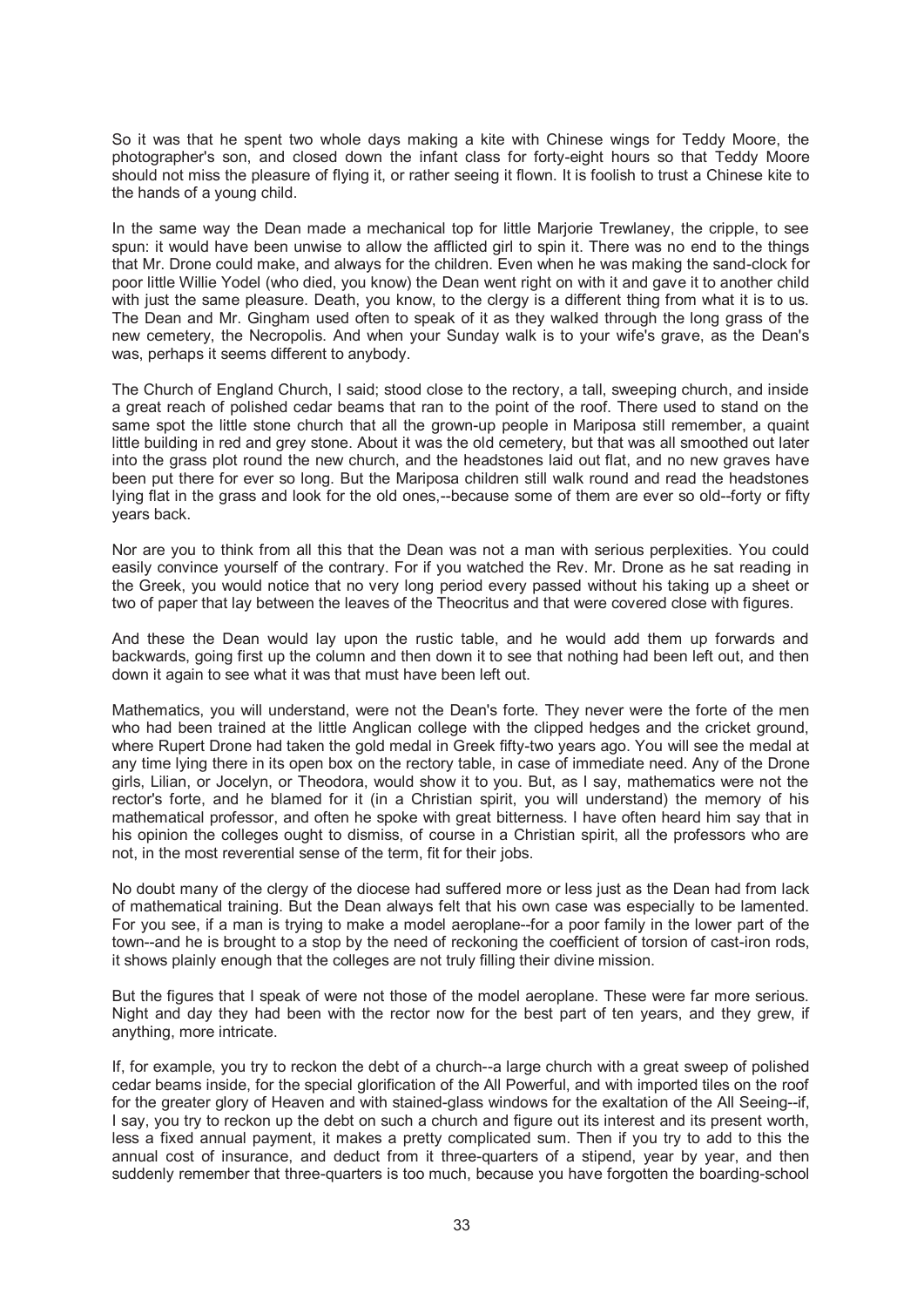So it was that he spent two whole days making a kite with Chinese wings for Teddy Moore, the photographer's son, and closed down the infant class for forty-eight hours so that Teddy Moore should not miss the pleasure of flying it, or rather seeing it flown. It is foolish to trust a Chinese kite to the hands of a young child.

In the same way the Dean made a mechanical top for little Marjorie Trewlaney, the cripple, to see spun: it would have been unwise to allow the afflicted girl to spin it. There was no end to the things that Mr. Drone could make, and always for the children. Even when he was making the sand-clock for poor little Willie Yodel (who died, you know) the Dean went right on with it and gave it to another child with just the same pleasure. Death, you know, to the clergy is a different thing from what it is to us. The Dean and Mr. Gingham used often to speak of it as they walked through the long grass of the new cemetery, the Necropolis. And when your Sunday walk is to your wife's grave, as the Dean's was, perhaps it seems different to anybody.

The Church of England Church, I said; stood close to the rectory, a tall, sweeping church, and inside a great reach of polished cedar beams that ran to the point of the roof. There used to stand on the same spot the little stone church that all the grown-up people in Mariposa still remember, a quaint little building in red and grey stone. About it was the old cemetery, but that was all smoothed out later into the grass plot round the new church, and the headstones laid out flat, and no new graves have been put there for ever so long. But the Mariposa children still walk round and read the headstones lying flat in the grass and look for the old ones,--because some of them are ever so old--forty or fifty years back.

Nor are you to think from all this that the Dean was not a man with serious perplexities. You could easily convince yourself of the contrary. For if you watched the Rev. Mr. Drone as he sat reading in the Greek, you would notice that no very long period every passed without his taking up a sheet or two of paper that lay between the leaves of the Theocritus and that were covered close with figures.

And these the Dean would lay upon the rustic table, and he would add them up forwards and backwards, going first up the column and then down it to see that nothing had been left out, and then down it again to see what it was that must have been left out.

Mathematics, you will understand, were not the Dean's forte. They never were the forte of the men who had been trained at the little Anglican college with the clipped hedges and the cricket ground, where Rupert Drone had taken the gold medal in Greek fifty-two years ago. You will see the medal at any time lying there in its open box on the rectory table, in case of immediate need. Any of the Drone girls, Lilian, or Jocelyn, or Theodora, would show it to you. But, as I say, mathematics were not the rector's forte, and he blamed for it (in a Christian spirit, you will understand) the memory of his mathematical professor, and often he spoke with great bitterness. I have often heard him say that in his opinion the colleges ought to dismiss, of course in a Christian spirit, all the professors who are not, in the most reverential sense of the term, fit for their jobs.

No doubt many of the clergy of the diocese had suffered more or less just as the Dean had from lack of mathematical training. But the Dean always felt that his own case was especially to be lamented. For you see, if a man is trying to make a model aeroplane--for a poor family in the lower part of the town--and he is brought to a stop by the need of reckoning the coefficient of torsion of cast-iron rods, it shows plainly enough that the colleges are not truly filling their divine mission.

But the figures that I speak of were not those of the model aeroplane. These were far more serious. Night and day they had been with the rector now for the best part of ten years, and they grew, if anything, more intricate.

If, for example, you try to reckon the debt of a church--a large church with a great sweep of polished cedar beams inside, for the special glorification of the All Powerful, and with imported tiles on the roof for the greater glory of Heaven and with stained-glass windows for the exaltation of the All Seeing--if, I say, you try to reckon up the debt on such a church and figure out its interest and its present worth, less a fixed annual payment, it makes a pretty complicated sum. Then if you try to add to this the annual cost of insurance, and deduct from it three-quarters of a stipend, year by year, and then suddenly remember that three-quarters is too much, because you have forgotten the boarding-school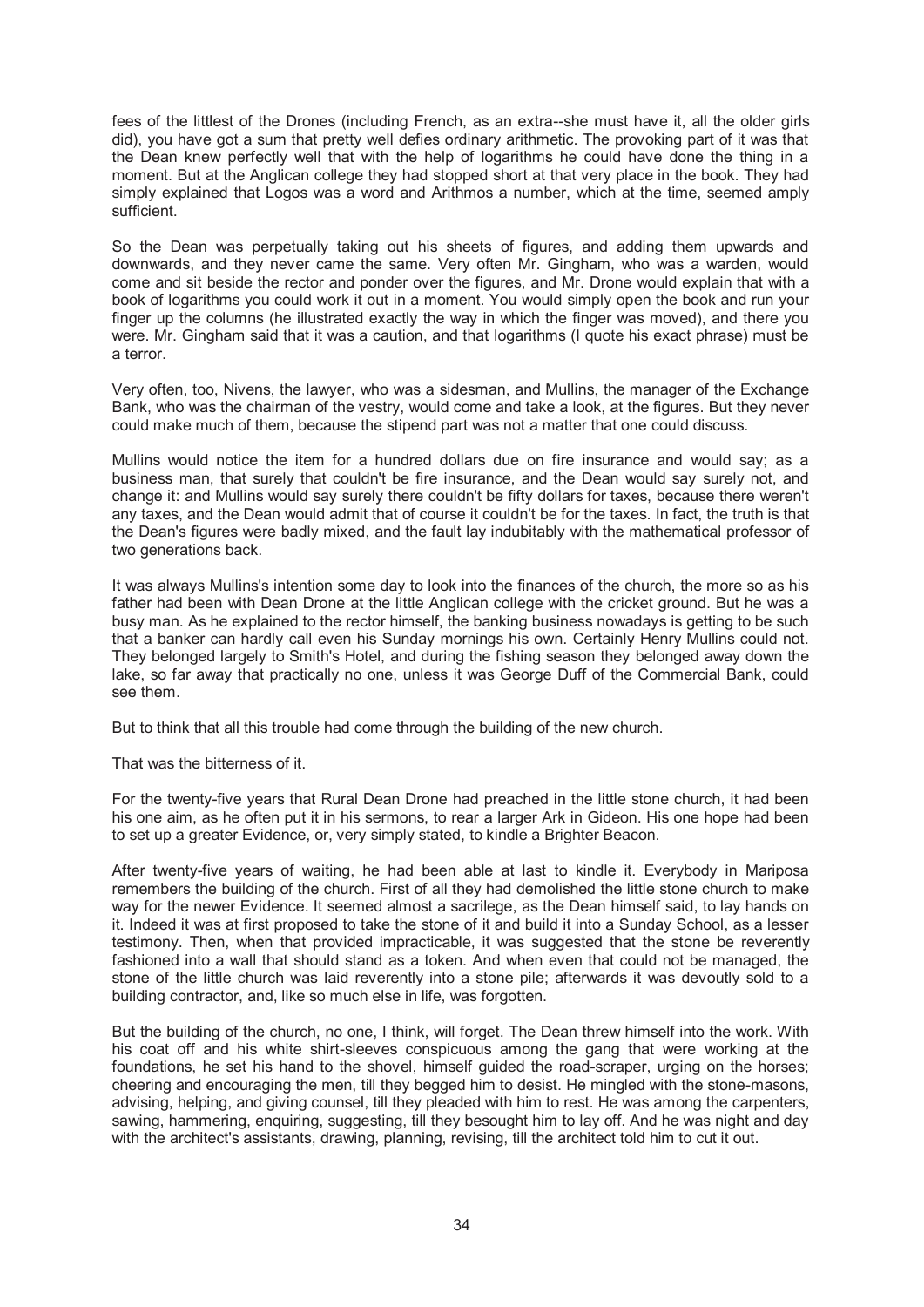fees of the littlest of the Drones (including French, as an extra--she must have it, all the older girls did), you have got a sum that pretty well defies ordinary arithmetic. The provoking part of it was that the Dean knew perfectly well that with the help of logarithms he could have done the thing in a moment. But at the Anglican college they had stopped short at that very place in the book. They had simply explained that Logos was a word and Arithmos a number, which at the time, seemed amply sufficient.

So the Dean was perpetually taking out his sheets of figures, and adding them upwards and downwards, and they never came the same. Very often Mr. Gingham, who was a warden, would come and sit beside the rector and ponder over the figures, and Mr. Drone would explain that with a book of logarithms you could work it out in a moment. You would simply open the book and run your finger up the columns (he illustrated exactly the way in which the finger was moved), and there you were. Mr. Gingham said that it was a caution, and that logarithms (I quote his exact phrase) must be a terror.

Very often, too, Nivens, the lawyer, who was a sidesman, and Mullins, the manager of the Exchange Bank, who was the chairman of the vestry, would come and take a look, at the figures. But they never could make much of them, because the stipend part was not a matter that one could discuss.

Mullins would notice the item for a hundred dollars due on fire insurance and would say; as a business man, that surely that couldn't be fire insurance, and the Dean would say surely not, and change it: and Mullins would say surely there couldn't be fifty dollars for taxes, because there weren't any taxes, and the Dean would admit that of course it couldn't be for the taxes. In fact, the truth is that the Dean's figures were badly mixed, and the fault lay indubitably with the mathematical professor of two generations back.

It was always Mullins's intention some day to look into the finances of the church, the more so as his father had been with Dean Drone at the little Anglican college with the cricket ground. But he was a busy man. As he explained to the rector himself, the banking business nowadays is getting to be such that a banker can hardly call even his Sunday mornings his own. Certainly Henry Mullins could not. They belonged largely to Smith's Hotel, and during the fishing season they belonged away down the lake, so far away that practically no one, unless it was George Duff of the Commercial Bank, could see them.

But to think that all this trouble had come through the building of the new church.

That was the bitterness of it.

For the twenty-five years that Rural Dean Drone had preached in the little stone church, it had been his one aim, as he often put it in his sermons, to rear a larger Ark in Gideon. His one hope had been to set up a greater Evidence, or, very simply stated, to kindle a Brighter Beacon.

After twenty-five years of waiting, he had been able at last to kindle it. Everybody in Mariposa remembers the building of the church. First of all they had demolished the little stone church to make way for the newer Evidence. It seemed almost a sacrilege, as the Dean himself said, to lay hands on it. Indeed it was at first proposed to take the stone of it and build it into a Sunday School, as a lesser testimony. Then, when that provided impracticable, it was suggested that the stone be reverently fashioned into a wall that should stand as a token. And when even that could not be managed, the stone of the little church was laid reverently into a stone pile; afterwards it was devoutly sold to a building contractor, and, like so much else in life, was forgotten.

But the building of the church, no one, I think, will forget. The Dean threw himself into the work. With his coat off and his white shirt-sleeves conspicuous among the gang that were working at the foundations, he set his hand to the shovel, himself guided the road-scraper, urging on the horses; cheering and encouraging the men, till they begged him to desist. He mingled with the stone-masons, advising, helping, and giving counsel, till they pleaded with him to rest. He was among the carpenters, sawing, hammering, enquiring, suggesting, till they besought him to lay off. And he was night and day with the architect's assistants, drawing, planning, revising, till the architect told him to cut it out.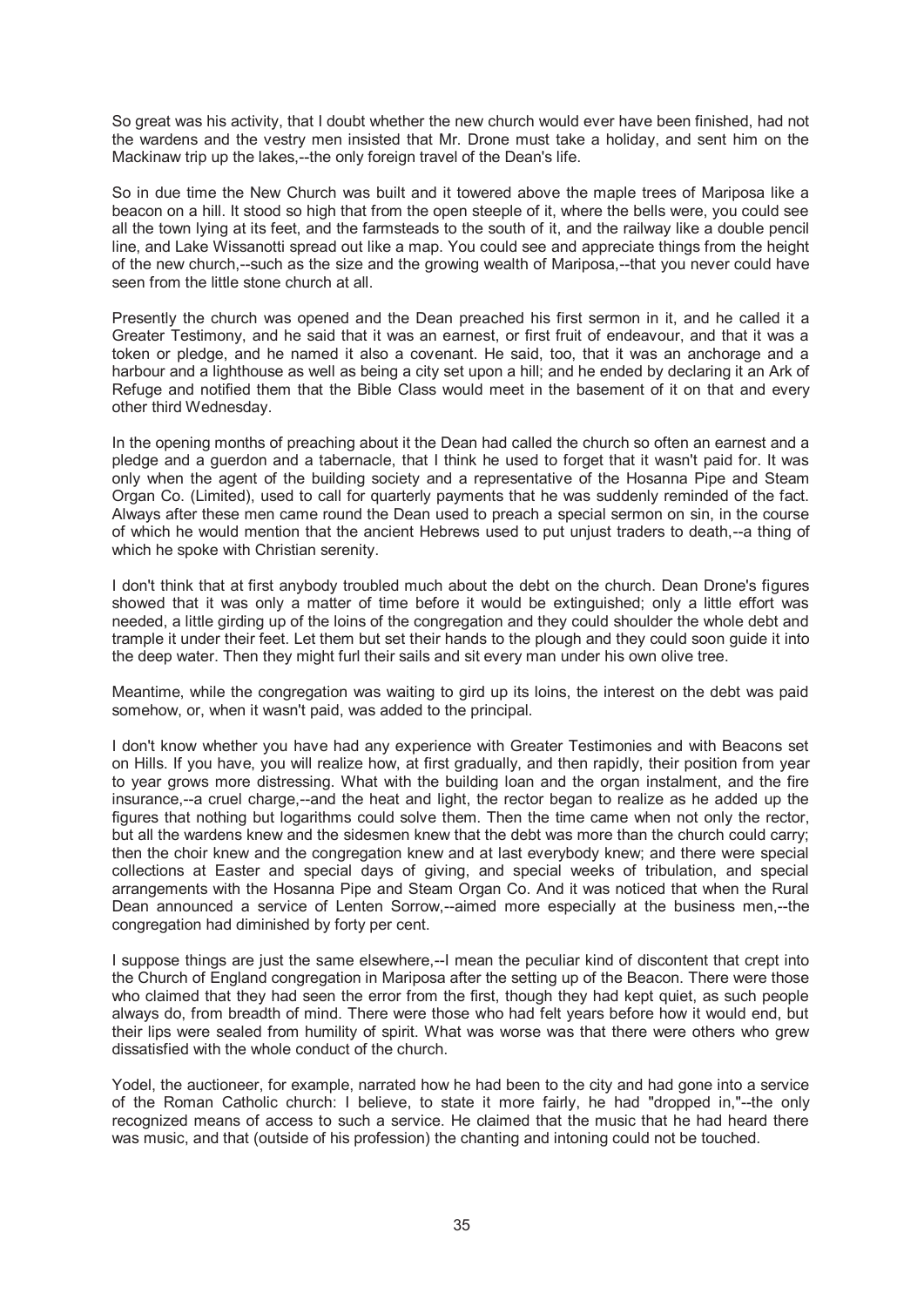So great was his activity, that I doubt whether the new church would ever have been finished, had not the wardens and the vestry men insisted that Mr. Drone must take a holiday, and sent him on the Mackinaw trip up the lakes,--the only foreign travel of the Dean's life.

So in due time the New Church was built and it towered above the maple trees of Mariposa like a beacon on a hill. It stood so high that from the open steeple of it, where the bells were, you could see all the town lying at its feet, and the farmsteads to the south of it, and the railway like a double pencil line, and Lake Wissanotti spread out like a map. You could see and appreciate things from the height of the new church,--such as the size and the growing wealth of Mariposa,--that you never could have seen from the little stone church at all.

Presently the church was opened and the Dean preached his first sermon in it, and he called it a Greater Testimony, and he said that it was an earnest, or first fruit of endeavour, and that it was a token or pledge, and he named it also a covenant. He said, too, that it was an anchorage and a harbour and a lighthouse as well as being a city set upon a hill; and he ended by declaring it an Ark of Refuge and notified them that the Bible Class would meet in the basement of it on that and every other third Wednesday.

In the opening months of preaching about it the Dean had called the church so often an earnest and a pledge and a guerdon and a tabernacle, that I think he used to forget that it wasn't paid for. It was only when the agent of the building society and a representative of the Hosanna Pipe and Steam Organ Co. (Limited), used to call for quarterly payments that he was suddenly reminded of the fact. Always after these men came round the Dean used to preach a special sermon on sin, in the course of which he would mention that the ancient Hebrews used to put unjust traders to death,--a thing of which he spoke with Christian serenity.

I don't think that at first anybody troubled much about the debt on the church. Dean Drone's figures showed that it was only a matter of time before it would be extinguished; only a little effort was needed, a little girding up of the loins of the congregation and they could shoulder the whole debt and trample it under their feet. Let them but set their hands to the plough and they could soon guide it into the deep water. Then they might furl their sails and sit every man under his own olive tree.

Meantime, while the congregation was waiting to gird up its loins, the interest on the debt was paid somehow, or, when it wasn't paid, was added to the principal.

I don't know whether you have had any experience with Greater Testimonies and with Beacons set on Hills. If you have, you will realize how, at first gradually, and then rapidly, their position from year to year grows more distressing. What with the building loan and the organ instalment, and the fire insurance,--a cruel charge,--and the heat and light, the rector began to realize as he added up the figures that nothing but logarithms could solve them. Then the time came when not only the rector, but all the wardens knew and the sidesmen knew that the debt was more than the church could carry; then the choir knew and the congregation knew and at last everybody knew; and there were special collections at Easter and special days of giving, and special weeks of tribulation, and special arrangements with the Hosanna Pipe and Steam Organ Co. And it was noticed that when the Rural Dean announced a service of Lenten Sorrow,--aimed more especially at the business men,--the congregation had diminished by forty per cent.

I suppose things are just the same elsewhere,--I mean the peculiar kind of discontent that crept into the Church of England congregation in Mariposa after the setting up of the Beacon. There were those who claimed that they had seen the error from the first, though they had kept quiet, as such people always do, from breadth of mind. There were those who had felt years before how it would end, but their lips were sealed from humility of spirit. What was worse was that there were others who grew dissatisfied with the whole conduct of the church.

Yodel, the auctioneer, for example, narrated how he had been to the city and had gone into a service of the Roman Catholic church: I believe, to state it more fairly, he had "dropped in,"--the only recognized means of access to such a service. He claimed that the music that he had heard there was music, and that (outside of his profession) the chanting and intoning could not be touched.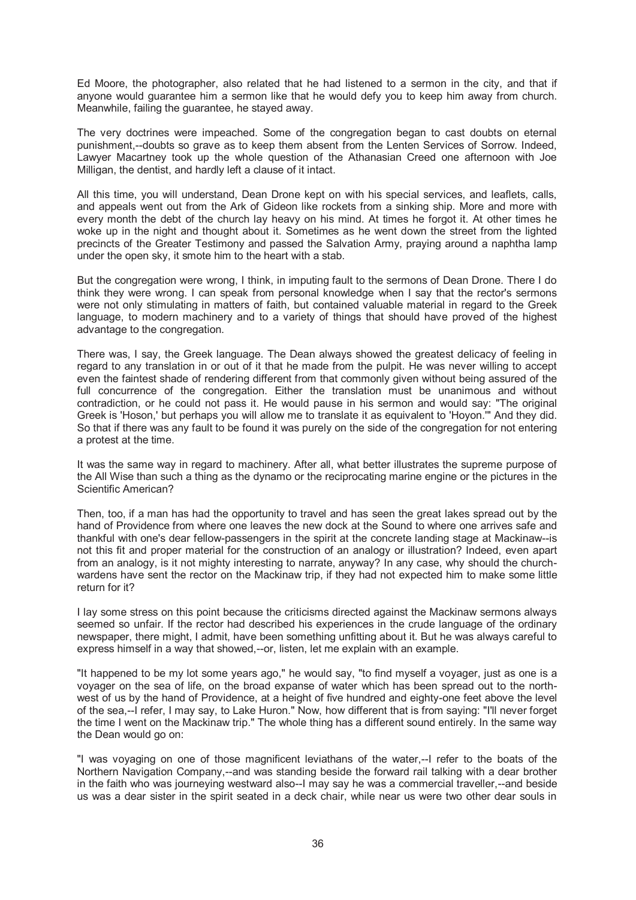Ed Moore, the photographer, also related that he had listened to a sermon in the city, and that if anyone would guarantee him a sermon like that he would defy you to keep him away from church. Meanwhile, failing the guarantee, he stayed away.

The very doctrines were impeached. Some of the congregation began to cast doubts on eternal punishment,--doubts so grave as to keep them absent from the Lenten Services of Sorrow. Indeed, Lawyer Macartney took up the whole question of the Athanasian Creed one afternoon with Joe Milligan, the dentist, and hardly left a clause of it intact.

All this time, you will understand, Dean Drone kept on with his special services, and leaflets, calls, and appeals went out from the Ark of Gideon like rockets from a sinking ship. More and more with every month the debt of the church lay heavy on his mind. At times he forgot it. At other times he woke up in the night and thought about it. Sometimes as he went down the street from the lighted precincts of the Greater Testimony and passed the Salvation Army, praying around a naphtha lamp under the open sky, it smote him to the heart with a stab.

But the congregation were wrong, I think, in imputing fault to the sermons of Dean Drone. There I do think they were wrong. I can speak from personal knowledge when I say that the rector's sermons were not only stimulating in matters of faith, but contained valuable material in regard to the Greek language, to modern machinery and to a variety of things that should have proved of the highest advantage to the congregation.

There was, I say, the Greek language. The Dean always showed the greatest delicacy of feeling in regard to any translation in or out of it that he made from the pulpit. He was never willing to accept even the faintest shade of rendering different from that commonly given without being assured of the full concurrence of the congregation. Either the translation must be unanimous and without contradiction, or he could not pass it. He would pause in his sermon and would say: "The original Greek is 'Hoson,' but perhaps you will allow me to translate it as equivalent to 'Hoyon.'" And they did. So that if there was any fault to be found it was purely on the side of the congregation for not entering a protest at the time.

It was the same way in regard to machinery. After all, what better illustrates the supreme purpose of the All Wise than such a thing as the dynamo or the reciprocating marine engine or the pictures in the Scientific American?

Then, too, if a man has had the opportunity to travel and has seen the great lakes spread out by the hand of Providence from where one leaves the new dock at the Sound to where one arrives safe and thankful with one's dear fellow-passengers in the spirit at the concrete landing stage at Mackinaw--is not this fit and proper material for the construction of an analogy or illustration? Indeed, even apart from an analogy, is it not mighty interesting to narrate, anyway? In any case, why should the church-wardens have sent the rector on the Mackinaw trip, if they had not expected him to make some little return for it?

I lay some stress on this point because the criticisms directed against the Mackinaw sermons always seemed so unfair. If the rector had described his experiences in the crude language of the ordinary newspaper, there might, I admit, have been something unfitting about it. But he was always careful to express himself in a way that showed,--or, listen, let me explain with an example.

"It happened to be my lot some years ago," he would say, "to find myself a voyager, just as one is a voyager on the sea of life, on the broad expanse of water which has been spread out to the north-west of us by the hand of Providence, at a height of five hundred and eighty-one feet above the level of the sea,--I refer, I may say, to Lake Huron." Now, how different that is from saying: "I'll never forget the time I went on the Mackinaw trip." The whole thing has a different sound entirely. In the same way the Dean would go on:

"I was voyaging on one of those magnificent leviathans of the water,--I refer to the boats of the Northern Navigation Company,--and was standing beside the forward rail talking with a dear brother in the faith who was journeying westward also--I may say he was a commercial traveller,--and beside us was a dear sister in the spirit seated in a deck chair, while near us were two other dear souls in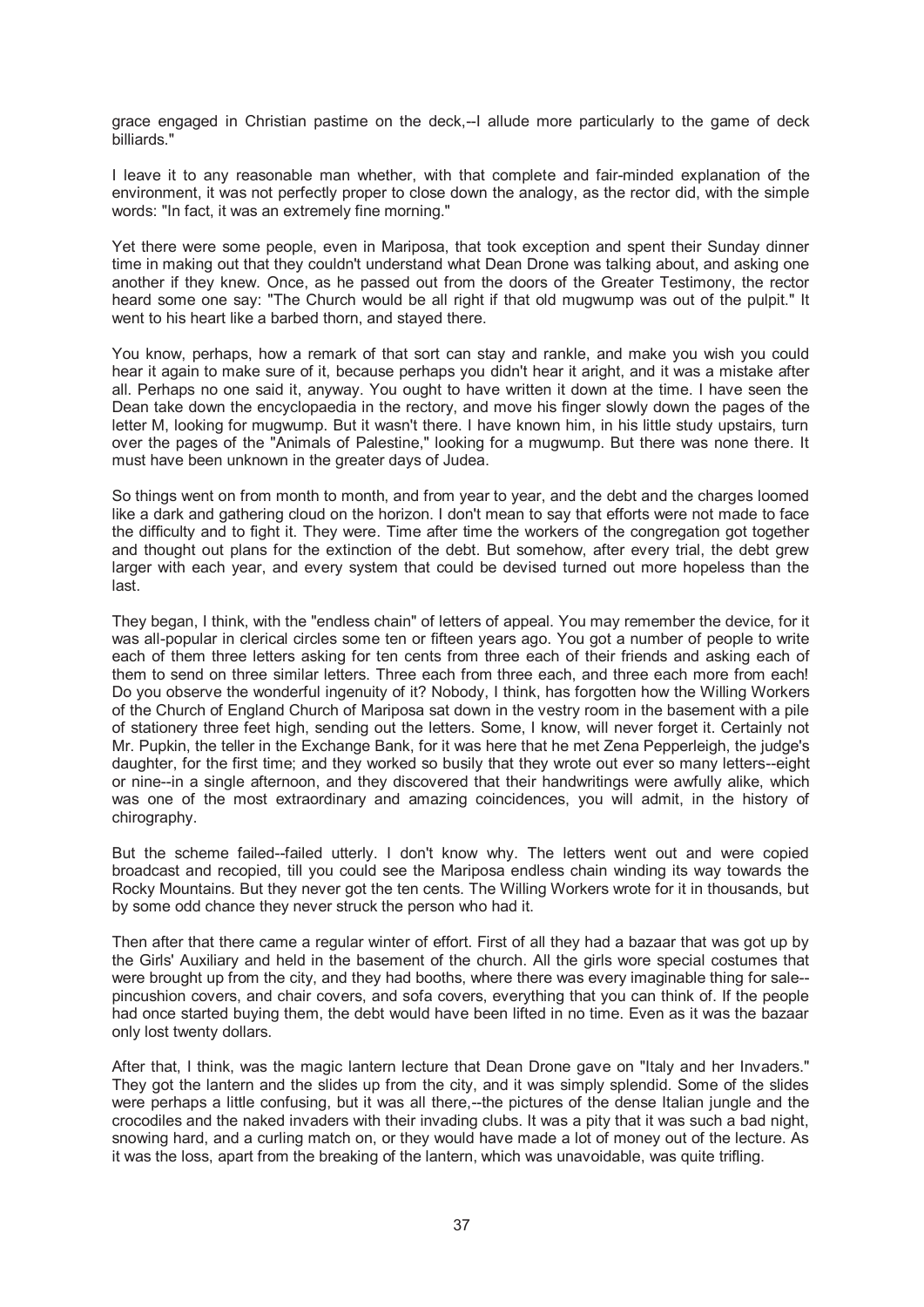grace engaged in Christian pastime on the deck,--I allude more particularly to the game of deck billiards."

I leave it to any reasonable man whether, with that complete and fair-minded explanation of the environment, it was not perfectly proper to close down the analogy, as the rector did, with the simple words: "In fact, it was an extremely fine morning."

Yet there were some people, even in Mariposa, that took exception and spent their Sunday dinner time in making out that they couldn't understand what Dean Drone was talking about, and asking one another if they knew. Once, as he passed out from the doors of the Greater Testimony, the rector heard some one say: "The Church would be all right if that old mugwump was out of the pulpit." It went to his heart like a barbed thorn, and stayed there.

You know, perhaps, how a remark of that sort can stay and rankle, and make you wish you could hear it again to make sure of it, because perhaps you didn't hear it aright, and it was a mistake after all. Perhaps no one said it, anyway. You ought to have written it down at the time. I have seen the Dean take down the encyclopaedia in the rectory, and move his finger slowly down the pages of the letter M, looking for mugwump. But it wasn't there. I have known him, in his little study upstairs, turn over the pages of the "Animals of Palestine," looking for a mugwump. But there was none there. It must have been unknown in the greater days of Judea.

So things went on from month to month, and from year to year, and the debt and the charges loomed like a dark and gathering cloud on the horizon. I don't mean to say that efforts were not made to face the difficulty and to fight it. They were. Time after time the workers of the congregation got together and thought out plans for the extinction of the debt. But somehow, after every trial, the debt grew larger with each year, and every system that could be devised turned out more hopeless than the last.

They began, I think, with the "endless chain" of letters of appeal. You may remember the device, for it was all-popular in clerical circles some ten or fifteen years ago. You got a number of people to write each of them three letters asking for ten cents from three each of their friends and asking each of them to send on three similar letters. Three each from three each, and three each more from each! Do you observe the wonderful ingenuity of it? Nobody, I think, has forgotten how the Willing Workers of the Church of England Church of Mariposa sat down in the vestry room in the basement with a pile of stationery three feet high, sending out the letters. Some, I know, will never forget it. Certainly not Mr. Pupkin, the teller in the Exchange Bank, for it was here that he met Zena Pepperleigh, the judge's daughter, for the first time; and they worked so busily that they wrote out ever so many letters--eight or nine--in a single afternoon, and they discovered that their handwritings were awfully alike, which was one of the most extraordinary and amazing coincidences, you will admit, in the history of chirography.

But the scheme failed--failed utterly. I don't know why. The letters went out and were copied broadcast and recopied, till you could see the Mariposa endless chain winding its way towards the Rocky Mountains. But they never got the ten cents. The Willing Workers wrote for it in thousands, but by some odd chance they never struck the person who had it.

Then after that there came a regular winter of effort. First of all they had a bazaar that was got up by the Girls' Auxiliary and held in the basement of the church. All the girls wore special costumes that were brought up from the city, and they had booths, where there was every imaginable thing for sale--pincushion covers, and chair covers, and sofa covers, everything that you can think of. If the people had once started buying them, the debt would have been lifted in no time. Even as it was the bazaar only lost twenty dollars.

After that, I think, was the magic lantern lecture that Dean Drone gave on "Italy and her Invaders." They got the lantern and the slides up from the city, and it was simply splendid. Some of the slides were perhaps a little confusing, but it was all there,--the pictures of the dense Italian jungle and the crocodiles and the naked invaders with their invading clubs. It was a pity that it was such a bad night, snowing hard, and a curling match on, or they would have made a lot of money out of the lecture. As it was the loss, apart from the breaking of the lantern, which was unavoidable, was quite trifling.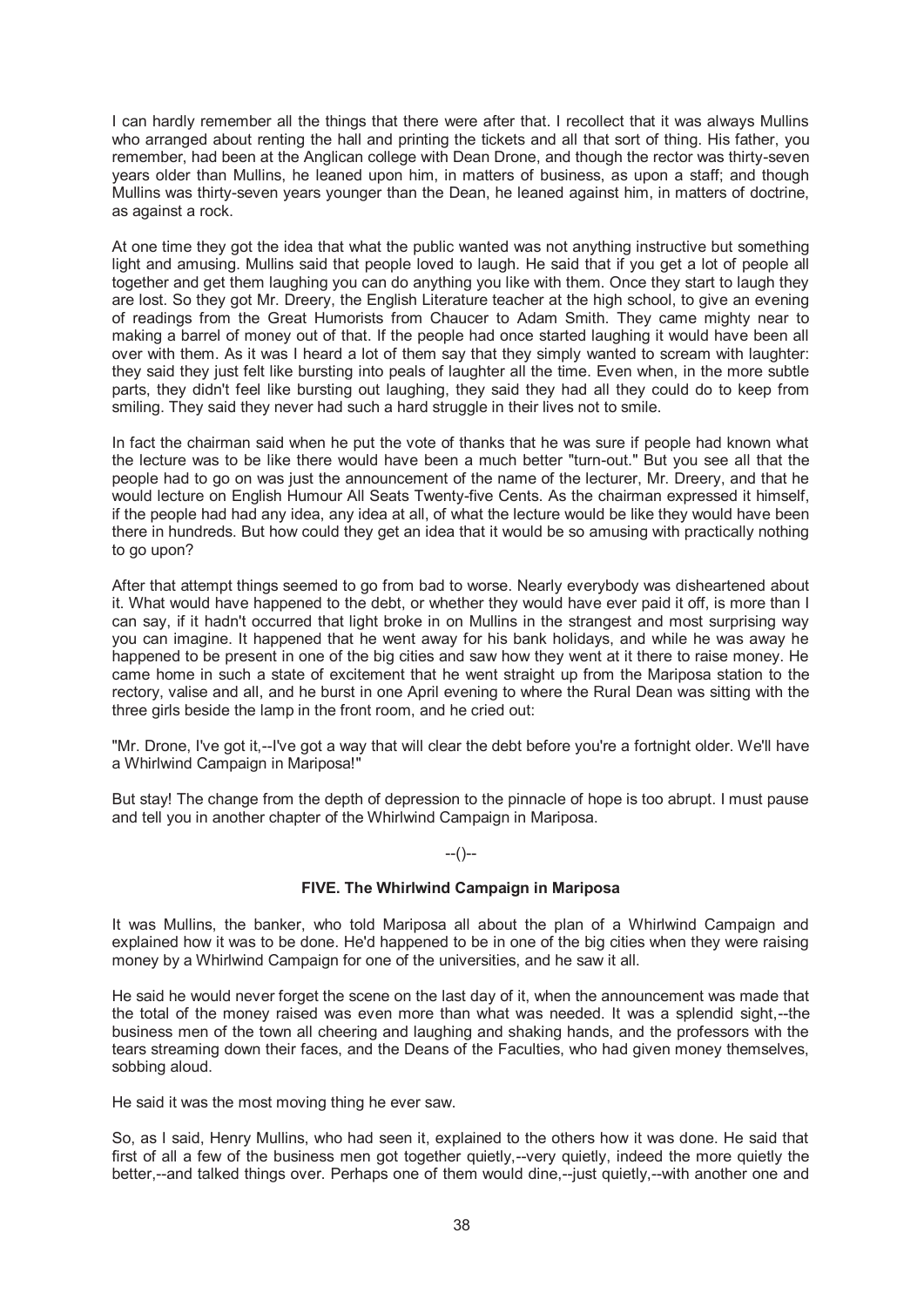I can hardly remember all the things that there were after that. I recollect that it was always Mullins who arranged about renting the hall and printing the tickets and all that sort of thing. His father, you remember, had been at the Anglican college with Dean Drone, and though the rector was thirty-seven years older than Mullins, he leaned upon him, in matters of business, as upon a staff; and though Mullins was thirty-seven years younger than the Dean, he leaned against him, in matters of doctrine, as against a rock.

At one time they got the idea that what the public wanted was not anything instructive but something light and amusing. Mullins said that people loved to laugh. He said that if you get a lot of people all together and get them laughing you can do anything you like with them. Once they start to laugh they are lost. So they got Mr. Dreery, the English Literature teacher at the high school, to give an evening of readings from the Great Humorists from Chaucer to Adam Smith. They came mighty near to making a barrel of money out of that. If the people had once started laughing it would have been all over with them. As it was I heard a lot of them say that they simply wanted to scream with laughter: they said they just felt like bursting into peals of laughter all the time. Even when, in the more subtle parts, they didn't feel like bursting out laughing, they said they had all they could do to keep from smiling. They said they never had such a hard struggle in their lives not to smile.

In fact the chairman said when he put the vote of thanks that he was sure if people had known what the lecture was to be like there would have been a much better "turn-out." But you see all that the people had to go on was just the announcement of the name of the lecturer, Mr. Dreery, and that he would lecture on English Humour All Seats Twenty-five Cents. As the chairman expressed it himself, if the people had had any idea, any idea at all, of what the lecture would be like they would have been there in hundreds. But how could they get an idea that it would be so amusing with practically nothing to go upon?

After that attempt things seemed to go from bad to worse. Nearly everybody was disheartened about it. What would have happened to the debt, or whether they would have ever paid it off, is more than I can say, if it hadn't occurred that light broke in on Mullins in the strangest and most surprising way you can imagine. It happened that he went away for his bank holidays, and while he was away he happened to be present in one of the big cities and saw how they went at it there to raise money. He came home in such a state of excitement that he went straight up from the Mariposa station to the rectory, valise and all, and he burst in one April evening to where the Rural Dean was sitting with the three girls beside the lamp in the front room, and he cried out:

"Mr. Drone, I've got it,--I've got a way that will clear the debt before you're a fortnight older. We'll have a Whirlwind Campaign in Mariposa!"

But stay! The change from the depth of depression to the pinnacle of hope is too abrupt. I must pause and tell you in another chapter of the Whirlwind Campaign in Mariposa.

--()--

## FIVE. The Whirlwind Campaign in Mariposa

It was Mullins, the banker, who told Mariposa all about the plan of a Whirlwind Campaign and explained how it was to be done. He'd happened to be in one of the big cities when they were raising money by a Whirlwind Campaign for one of the universities, and he saw it all.

He said he would never forget the scene on the last day of it, when the announcement was made that the total of the money raised was even more than what was needed. It was a splendid sight,--the business men of the town all cheering and laughing and shaking hands, and the professors with the tears streaming down their faces, and the Deans of the Faculties, who had given money themselves, sobbing aloud.

He said it was the most moving thing he ever saw.

So, as I said, Henry Mullins, who had seen it, explained to the others how it was done. He said that first of all a few of the business men got together quietly,--very quietly, indeed the more quietly the better,--and talked things over. Perhaps one of them would dine,--just quietly,--with another one and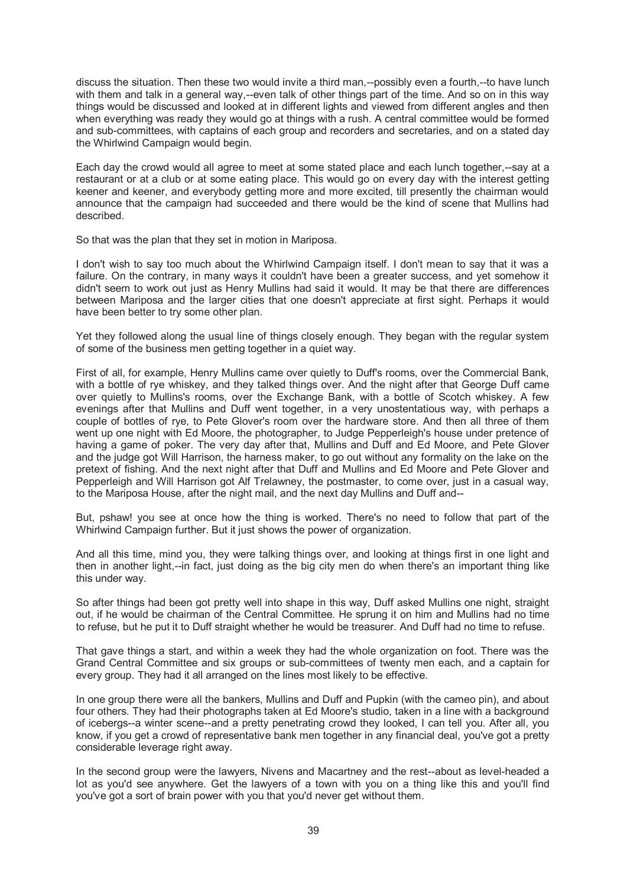discuss the situation. Then these two would invite a third man,--possibly even a fourth,--to have lunch with them and talk in a general way,--even talk of other things part of the time. And so on in this way things would be discussed and looked at in different lights and viewed from different angles and then when everything was ready they would go at things with a rush. A central committee would be formed and sub-committees, with captains of each group and recorders and secretaries, and on a stated day the Whirlwind Campaign would begin.

Each day the crowd would all agree to meet at some stated place and each lunch together,--say at a restaurant or at a club or at some eating place. This would go on every day with the interest getting keener and keener, and everybody getting more and more excited, till presently the chairman would announce that the campaign had succeeded and there would be the kind of scene that Mullins had described.

So that was the plan that they set in motion in Mariposa.

I don't wish to say too much about the Whirlwind Campaign itself. I don't mean to say that it was a failure. On the contrary, in many ways it couldn't have been a greater success, and yet somehow it didn't seem to work out just as Henry Mullins had said it would. It may be that there are differences between Mariposa and the larger cities that one doesn't appreciate at first sight. Perhaps it would have been better to try some other plan.

Yet they followed along the usual line of things closely enough. They began with the regular system of some of the business men getting together in a quiet way.

First of all, for example, Henry Mullins came over quietly to Duff's rooms, over the Commercial Bank, with a bottle of rye whiskey, and they talked things over. And the night after that George Duff came over quietly to Mullins's rooms, over the Exchange Bank, with a bottle of Scotch whiskey. A few evenings after that Mullins and Duff went together, in a very unostentatious way, with perhaps a couple of bottles of rye, to Pete Glover's room over the hardware store. And then all three of them went up one night with Ed Moore, the photographer, to Judge Pepperleigh's house under pretence of having a game of poker. The very day after that, Mullins and Duff and Ed Moore, and Pete Glover and the judge got Will Harrison, the harness maker, to go out without any formality on the lake on the pretext of fishing. And the next night after that Duff and Mullins and Ed Moore and Pete Glover and Pepperleigh and Will Harrison got Alf Trelawney, the postmaster, to come over, just in a casual way, to the Mariposa House, after the night mail, and the next day Mullins and Duff and--

But, pshaw! you see at once how the thing is worked. There's no need to follow that part of the Whirlwind Campaign further. But it just shows the power of organization.

And all this time, mind you, they were talking things over, and looking at things first in one light and then in another light,--in fact, just doing as the big city men do when there's an important thing like this under way.

So after things had been got pretty well into shape in this way, Duff asked Mullins one night, straight out, if he would be chairman of the Central Committee. He sprung it on him and Mullins had no time to refuse, but he put it to Duff straight whether he would be treasurer. And Duff had no time to refuse.

That gave things a start, and within a week they had the whole organization on foot. There was the Grand Central Committee and six groups or sub-committees of twenty men each, and a captain for every group. They had it all arranged on the lines most likely to be effective.

In one group there were all the bankers, Mullins and Duff and Pupkin (with the cameo pin), and about four others. They had their photographs taken at Ed Moore's studio, taken in a line with a background of icebergs--a winter scene--and a pretty penetrating crowd they looked, I can tell you. After all, you know, if you get a crowd of representative bank men together in any financial deal, you've got a pretty considerable leverage right away.

In the second group were the lawyers, Nivens and Macartney and the rest--about as level-headed a lot as you'd see anywhere. Get the lawyers of a town with you on a thing like this and you'll find you've got a sort of brain power with you that you'd never get without them.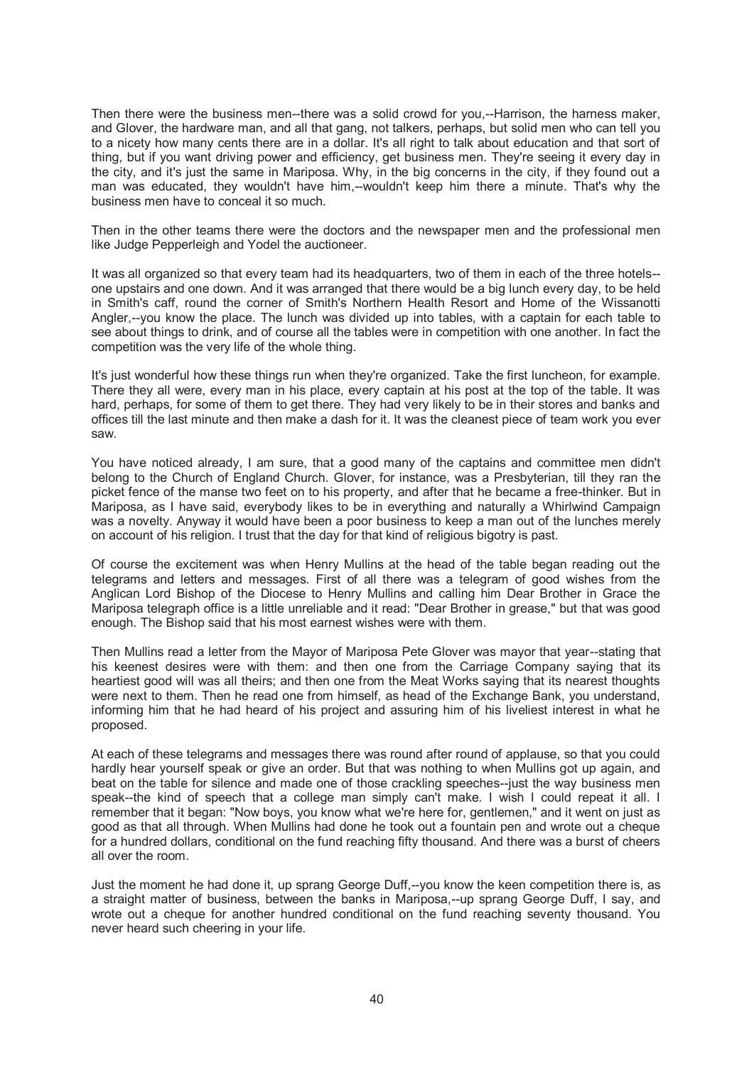Then there were the business men--there was a solid crowd for you,--Harrison, the harness maker, and Glover, the hardware man, and all that gang, not talkers, perhaps, but solid men who can tell you to a nicety how many cents there are in a dollar. It's all right to talk about education and that sort of thing, but if you want driving power and efficiency, get business men. They're seeing it every day in the city, and it's just the same in Mariposa. Why, in the big concerns in the city, if they found out a man was educated, they wouldn't have him,--wouldn't keep him there a minute. That's why the business men have to conceal it so much.

Then in the other teams there were the doctors and the newspaper men and the professional men like Judge Pepperleigh and Yodel the auctioneer.

It was all organized so that every team had its headquarters, two of them in each of the three hotels--one upstairs and one down. And it was arranged that there would be a big lunch every day, to be held in Smith's caff, round the corner of Smith's Northern Health Resort and Home of the Wissanotti Angler,--you know the place. The lunch was divided up into tables, with a captain for each table to see about things to drink, and of course all the tables were in competition with one another. In fact the competition was the very life of the whole thing.

It's just wonderful how these things run when they're organized. Take the first luncheon, for example. There they all were, every man in his place, every captain at his post at the top of the table. It was hard, perhaps, for some of them to get there. They had very likely to be in their stores and banks and offices till the last minute and then make a dash for it. It was the cleanest piece of team work you ever saw.

You have noticed already, I am sure, that a good many of the captains and committee men didn't belong to the Church of England Church. Glover, for instance, was a Presbyterian, till they ran the picket fence of the manse two feet on to his property, and after that he became a free-thinker. But in Mariposa, as I have said, everybody likes to be in everything and naturally a Whirlwind Campaign was a novelty. Anyway it would have been a poor business to keep a man out of the lunches merely on account of his religion. I trust that the day for that kind of religious bigotry is past.

Of course the excitement was when Henry Mullins at the head of the table began reading out the telegrams and letters and messages. First of all there was a telegram of good wishes from the Anglican Lord Bishop of the Diocese to Henry Mullins and calling him Dear Brother in Grace the Mariposa telegraph office is a little unreliable and it read: "Dear Brother in grease," but that was good enough. The Bishop said that his most earnest wishes were with them.

Then Mullins read a letter from the Mayor of Mariposa Pete Glover was mayor that year--stating that his keenest desires were with them: and then one from the Carriage Company saying that its heartiest good will was all theirs; and then one from the Meat Works saying that its nearest thoughts were next to them. Then he read one from himself, as head of the Exchange Bank, you understand, informing him that he had heard of his project and assuring him of his liveliest interest in what he proposed.

At each of these telegrams and messages there was round after round of applause, so that you could hardly hear yourself speak or give an order. But that was nothing to when Mullins got up again, and beat on the table for silence and made one of those crackling speeches--just the way business men speak--the kind of speech that a college man simply can't make. I wish I could repeat it all. I remember that it began: "Now boys, you know what we're here for, gentlemen," and it went on just as good as that all through. When Mullins had done he took out a fountain pen and wrote out a cheque for a hundred dollars, conditional on the fund reaching fifty thousand. And there was a burst of cheers all over the room.

Just the moment he had done it, up sprang George Duff,--you know the keen competition there is, as a straight matter of business, between the banks in Mariposa,--up sprang George Duff, I say, and wrote out a cheque for another hundred conditional on the fund reaching seventy thousand. You never heard such cheering in your life.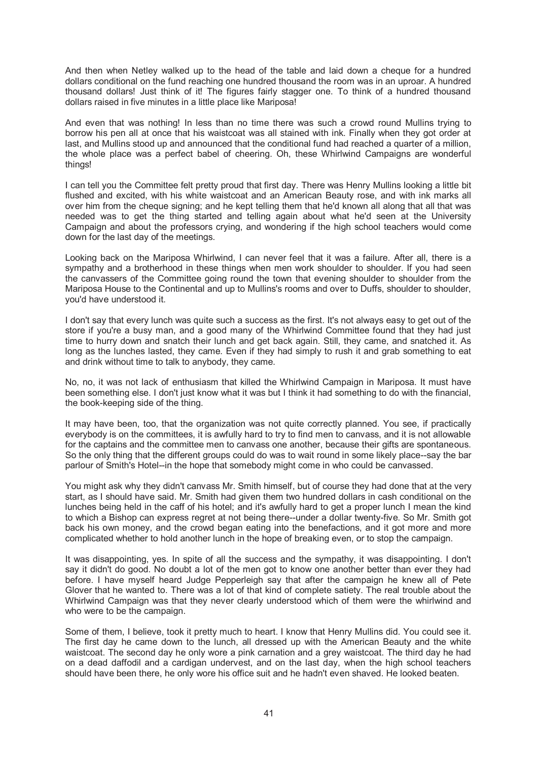And then when Netley walked up to the head of the table and laid down a cheque for a hundred dollars conditional on the fund reaching one hundred thousand the room was in an uproar. A hundred thousand dollars! Just think of it! The figures fairly stagger one. To think of a hundred thousand dollars raised in five minutes in a little place like Mariposa!

And even that was nothing! In less than no time there was such a crowd round Mullins trying to borrow his pen all at once that his waistcoat was all stained with ink. Finally when they got order at last, and Mullins stood up and announced that the conditional fund had reached a quarter of a million, the whole place was a perfect babel of cheering. Oh, these Whirlwind Campaigns are wonderful things!

I can tell you the Committee felt pretty proud that first day. There was Henry Mullins looking a little bit flushed and excited, with his white waistcoat and an American Beauty rose, and with ink marks all over him from the cheque signing; and he kept telling them that he'd known all along that all that was needed was to get the thing started and telling again about what he'd seen at the University Campaign and about the professors crying, and wondering if the high school teachers would come down for the last day of the meetings.

Looking back on the Mariposa Whirlwind, I can never feel that it was a failure. After all, there is a sympathy and a brotherhood in these things when men work shoulder to shoulder. If you had seen the canvassers of the Committee going round the town that evening shoulder to shoulder from the Mariposa House to the Continental and up to Mullins's rooms and over to Duffs, shoulder to shoulder, you'd have understood it.

I don't say that every lunch was quite such a success as the first. It's not always easy to get out of the store if you're a busy man, and a good many of the Whirlwind Committee found that they had just time to hurry down and snatch their lunch and get back again. Still, they came, and snatched it. As long as the lunches lasted, they came. Even if they had simply to rush it and grab something to eat and drink without time to talk to anybody, they came.

No, no, it was not lack of enthusiasm that killed the Whirlwind Campaign in Mariposa. It must have been something else. I don't just know what it was but I think it had something to do with the financial, the book-keeping side of the thing.

It may have been, too, that the organization was not quite correctly planned. You see, if practically everybody is on the committees, it is awfully hard to try to find men to canvass, and it is not allowable for the captains and the committee men to canvass one another, because their gifts are spontaneous. So the only thing that the different groups could do was to wait round in some likely place--say the bar parlour of Smith's Hotel--in the hope that somebody might come in who could be canvassed.

You might ask why they didn't canvass Mr. Smith himself, but of course they had done that at the very start, as I should have said. Mr. Smith had given them two hundred dollars in cash conditional on the lunches being held in the caff of his hotel; and it's awfully hard to get a proper lunch I mean the kind to which a Bishop can express regret at not being there--under a dollar twenty-five. So Mr. Smith got back his own money, and the crowd began eating into the benefactions, and it got more and more complicated whether to hold another lunch in the hope of breaking even, or to stop the campaign.

It was disappointing, yes. In spite of all the success and the sympathy, it was disappointing. I don't say it didn't do good. No doubt a lot of the men got to know one another better than ever they had before. I have myself heard Judge Pepperleigh say that after the campaign he knew all of Pete Glover that he wanted to. There was a lot of that kind of complete satiety. The real trouble about the Whirlwind Campaign was that they never clearly understood which of them were the whirlwind and who were to be the campaign.

Some of them, I believe, took it pretty much to heart. I know that Henry Mullins did. You could see it. The first day he came down to the lunch, all dressed up with the American Beauty and the white waistcoat. The second day he only wore a pink carnation and a grey waistcoat. The third day he had on a dead daffodil and a cardigan undervest, and on the last day, when the high school teachers should have been there, he only wore his office suit and he hadn't even shaved. He looked beaten.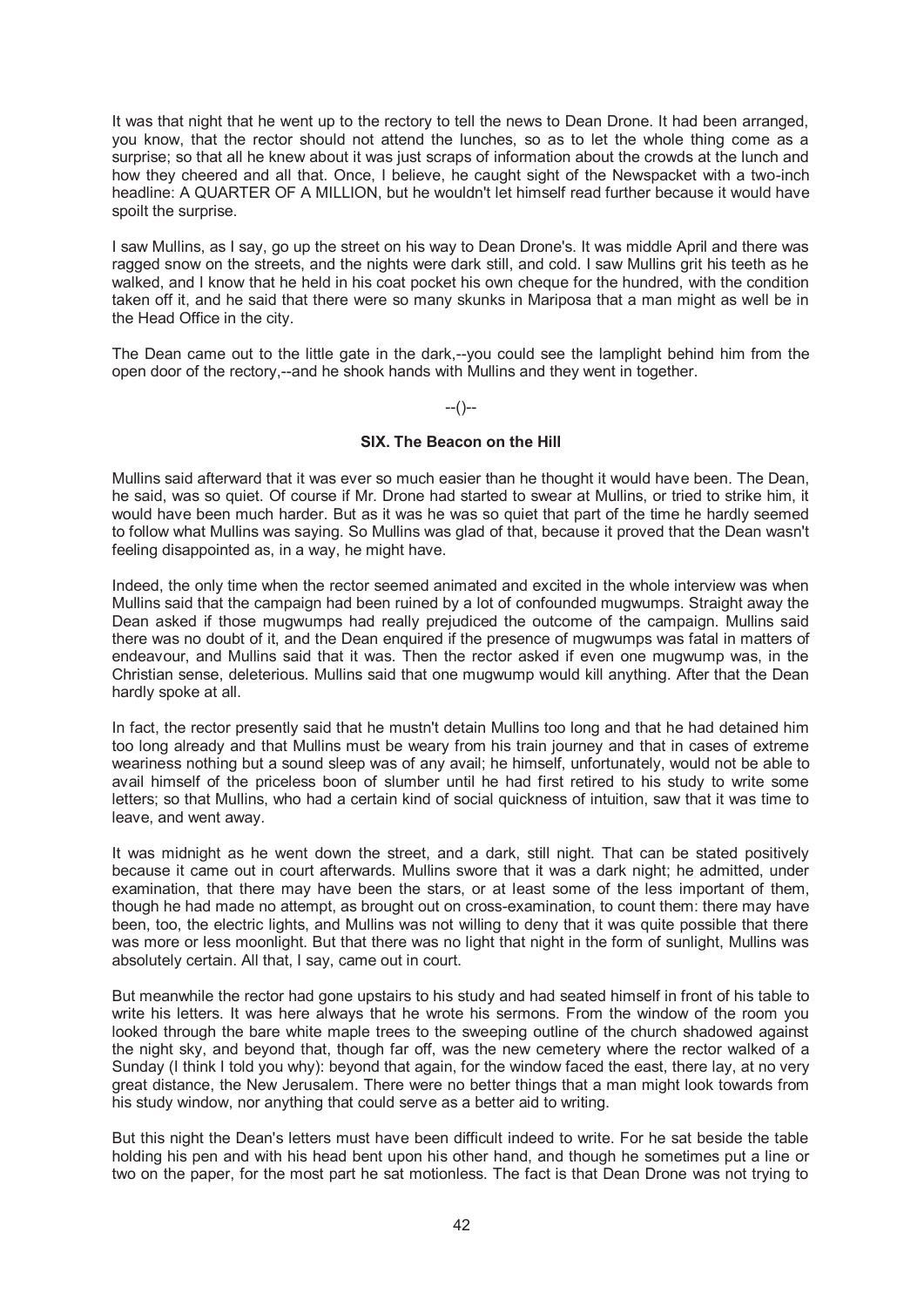It was that night that he went up to the rectory to tell the news to Dean Drone. It had been arranged, you know, that the rector should not attend the lunches, so as to let the whole thing come as a surprise; so that all he knew about it was just scraps of information about the crowds at the lunch and how they cheered and all that. Once, I believe, he caught sight of the Newspacket with a two-inch headline: A QUARTER OF A MILLION, but he wouldn't let himself read further because it would have spoilt the surprise.

I saw Mullins, as I say, go up the street on his way to Dean Drone's. It was middle April and there was ragged snow on the streets, and the nights were dark still, and cold. I saw Mullins grit his teeth as he walked, and I know that he held in his coat pocket his own cheque for the hundred, with the condition taken off it, and he said that there were so many skunks in Mariposa that a man might as well be in the Head Office in the city.

The Dean came out to the little gate in the dark,--you could see the lamplight behind him from the open door of the rectory,--and he shook hands with Mullins and they went in together.

--()--

## SIX. The Beacon on the Hill

Mullins said afterward that it was ever so much easier than he thought it would have been. The Dean, he said, was so quiet. Of course if Mr. Drone had started to swear at Mullins, or tried to strike him, it would have been much harder. But as it was he was so quiet that part of the time he hardly seemed to follow what Mullins was saying. So Mullins was glad of that, because it proved that the Dean wasn't feeling disappointed as, in a way, he might have.

Indeed, the only time when the rector seemed animated and excited in the whole interview was when Mullins said that the campaign had been ruined by a lot of confounded mugwumps. Straight away the Dean asked if those mugwumps had really prejudiced the outcome of the campaign. Mullins said there was no doubt of it, and the Dean enquired if the presence of mugwumps was fatal in matters of endeavour, and Mullins said that it was. Then the rector asked if even one mugwump was, in the Christian sense, deleterious. Mullins said that one mugwump would kill anything. After that the Dean hardly spoke at all.

In fact, the rector presently said that he mustn't detain Mullins too long and that he had detained him too long already and that Mullins must be weary from his train journey and that in cases of extreme weariness nothing but a sound sleep was of any avail; he himself, unfortunately, would not be able to avail himself of the priceless boon of slumber until he had first retired to his study to write some letters; so that Mullins, who had a certain kind of social quickness of intuition, saw that it was time to leave, and went away.

It was midnight as he went down the street, and a dark, still night. That can be stated positively because it came out in court afterwards. Mullins swore that it was a dark night; he admitted, under examination, that there may have been the stars, or at least some of the less important of them, though he had made no attempt, as brought out on cross-examination, to count them: there may have been, too, the electric lights, and Mullins was not willing to deny that it was quite possible that there was more or less moonlight. But that there was no light that night in the form of sunlight, Mullins was absolutely certain. All that, I say, came out in court.

But meanwhile the rector had gone upstairs to his study and had seated himself in front of his table to write his letters. It was here always that he wrote his sermons. From the window of the room you looked through the bare white maple trees to the sweeping outline of the church shadowed against the night sky, and beyond that, though far off, was the new cemetery where the rector walked of a Sunday (I think I told you why): beyond that again, for the window faced the east, there lay, at no very great distance, the New Jerusalem. There were no better things that a man might look towards from his study window, nor anything that could serve as a better aid to writing.

But this night the Dean's letters must have been difficult indeed to write. For he sat beside the table holding his pen and with his head bent upon his other hand, and though he sometimes put a line or two on the paper, for the most part he sat motionless. The fact is that Dean Drone was not trying to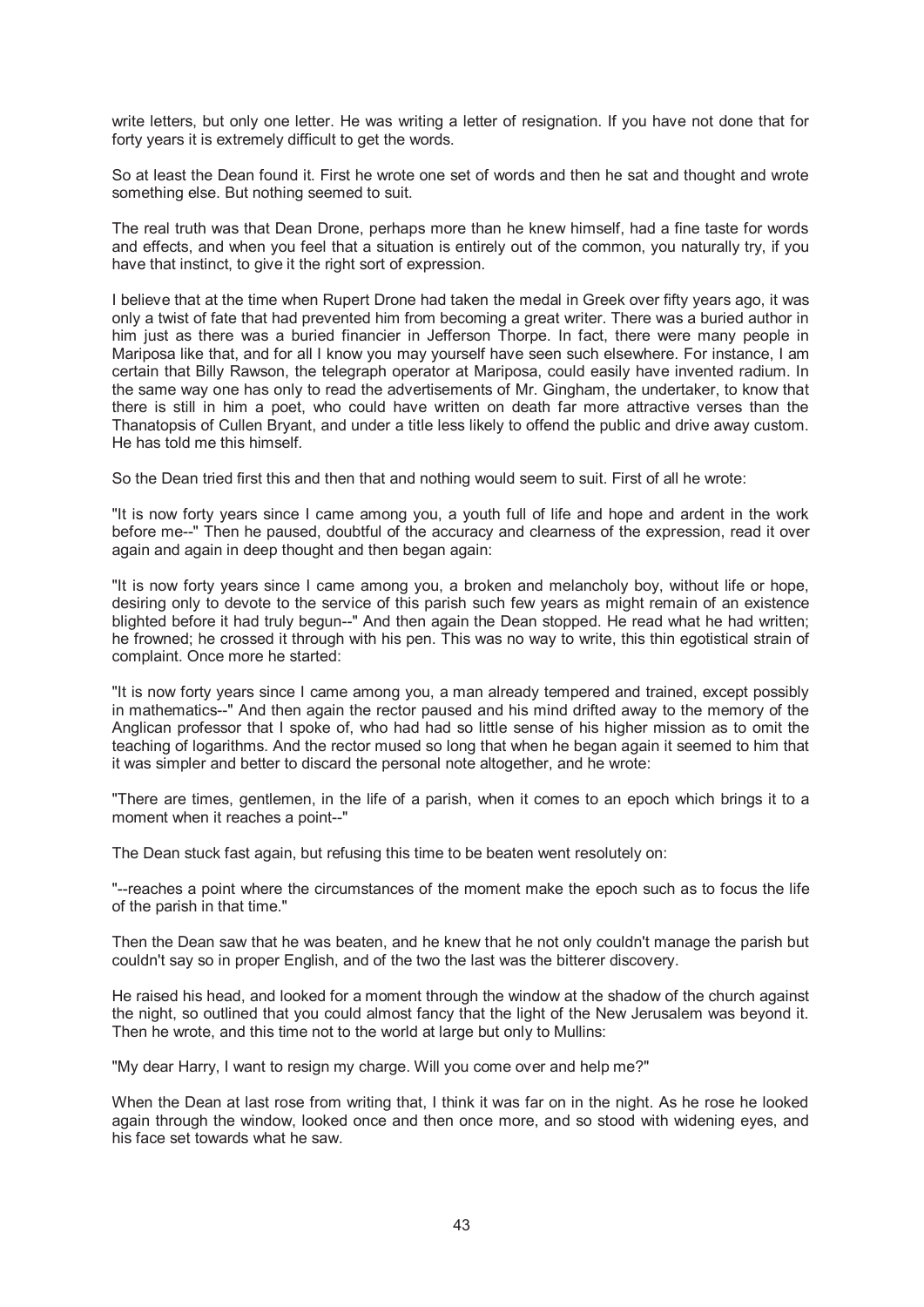write letters, but only one letter. He was writing a letter of resignation. If you have not done that for forty years it is extremely difficult to get the words.

So at least the Dean found it. First he wrote one set of words and then he sat and thought and wrote something else. But nothing seemed to suit.

The real truth was that Dean Drone, perhaps more than he knew himself, had a fine taste for words and effects, and when you feel that a situation is entirely out of the common, you naturally try, if you have that instinct, to give it the right sort of expression.

I believe that at the time when Rupert Drone had taken the medal in Greek over fifty years ago, it was only a twist of fate that had prevented him from becoming a great writer. There was a buried author in him just as there was a buried financier in Jefferson Thorpe. In fact, there were many people in Mariposa like that, and for all I know you may yourself have seen such elsewhere. For instance, I am certain that Billy Rawson, the telegraph operator at Mariposa, could easily have invented radium. In the same way one has only to read the advertisements of Mr. Gingham, the undertaker, to know that there is still in him a poet, who could have written on death far more attractive verses than the Thanatopsis of Cullen Bryant, and under a title less likely to offend the public and drive away custom. He has told me this himself.

So the Dean tried first this and then that and nothing would seem to suit. First of all he wrote:

"It is now forty years since I came among you, a youth full of life and hope and ardent in the work before me--" Then he paused, doubtful of the accuracy and clearness of the expression, read it over again and again in deep thought and then began again:

"It is now forty years since I came among you, a broken and melancholy boy, without life or hope, desiring only to devote to the service of this parish such few years as might remain of an existence blighted before it had truly begun--" And then again the Dean stopped. He read what he had written; he frowned; he crossed it through with his pen. This was no way to write, this thin egotistical strain of complaint. Once more he started:

"It is now forty years since I came among you, a man already tempered and trained, except possibly in mathematics--" And then again the rector paused and his mind drifted away to the memory of the Anglican professor that I spoke of, who had had so little sense of his higher mission as to omit the teaching of logarithms. And the rector mused so long that when he began again it seemed to him that it was simpler and better to discard the personal note altogether, and he wrote:

"There are times, gentlemen, in the life of a parish, when it comes to an epoch which brings it to a moment when it reaches a point--"

The Dean stuck fast again, but refusing this time to be beaten went resolutely on:

"--reaches a point where the circumstances of the moment make the epoch such as to focus the life of the parish in that time."

Then the Dean saw that he was beaten, and he knew that he not only couldn't manage the parish but couldn't say so in proper English, and of the two the last was the bitterer discovery.

He raised his head, and looked for a moment through the window at the shadow of the church against the night, so outlined that you could almost fancy that the light of the New Jerusalem was beyond it. Then he wrote, and this time not to the world at large but only to Mullins:

"My dear Harry, I want to resign my charge. Will you come over and help me?"

When the Dean at last rose from writing that, I think it was far on in the night. As he rose he looked again through the window, looked once and then once more, and so stood with widening eyes, and his face set towards what he saw.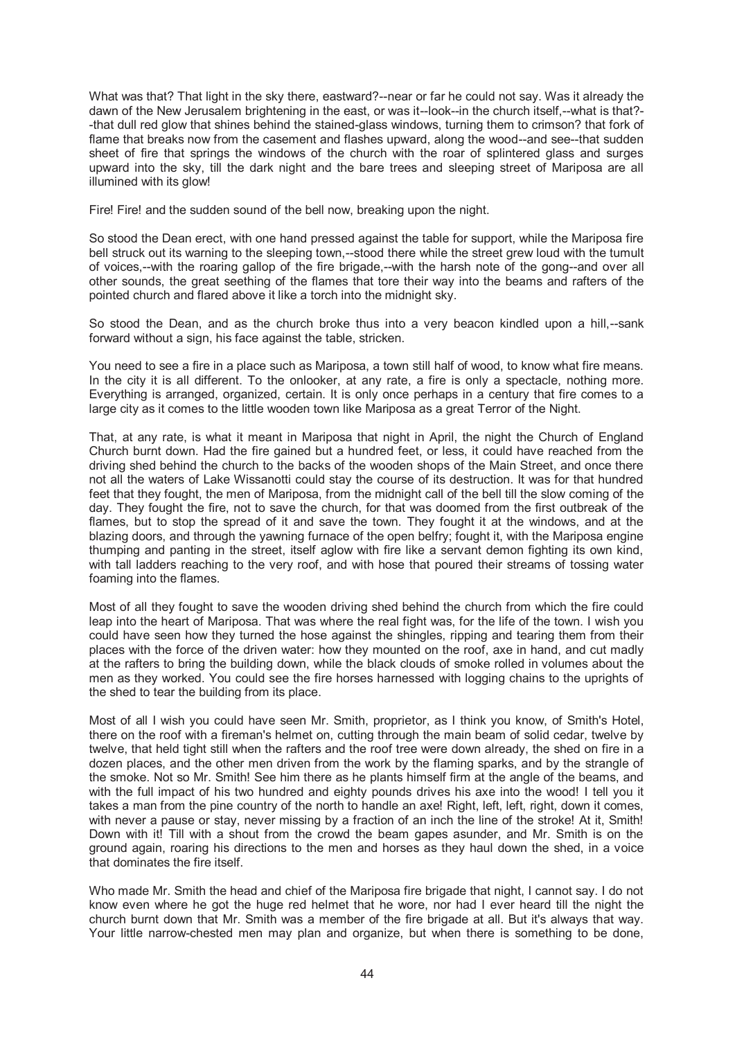What was that? That light in the sky there, eastward?--near or far he could not say. Was it already the dawn of the New Jerusalem brightening in the east, or was it--look--in the church itself,--what is that?--that dull red glow that shines behind the stained-glass windows, turning them to crimson? that fork of flame that breaks now from the casement and flashes upward, along the wood--and see--that sudden sheet of fire that springs the windows of the church with the roar of splintered glass and surges upward into the sky, till the dark night and the bare trees and sleeping street of Mariposa are all illumined with its glow!

Fire! Fire! and the sudden sound of the bell now, breaking upon the night.

So stood the Dean erect, with one hand pressed against the table for support, while the Mariposa fire bell struck out its warning to the sleeping town,--stood there while the street grew loud with the tumult of voices,--with the roaring gallop of the fire brigade,--with the harsh note of the gong--and over all other sounds, the great seething of the flames that tore their way into the beams and rafters of the pointed church and flared above it like a torch into the midnight sky.

So stood the Dean, and as the church broke thus into a very beacon kindled upon a hill,--sank forward without a sign, his face against the table, stricken.

You need to see a fire in a place such as Mariposa, a town still half of wood, to know what fire means. In the city it is all different. To the onlooker, at any rate, a fire is only a spectacle, nothing more. Everything is arranged, organized, certain. It is only once perhaps in a century that fire comes to a large city as it comes to the little wooden town like Mariposa as a great Terror of the Night.

That, at any rate, is what it meant in Mariposa that night in April, the night the Church of England Church burnt down. Had the fire gained but a hundred feet, or less, it could have reached from the driving shed behind the church to the backs of the wooden shops of the Main Street, and once there not all the waters of Lake Wissanotti could stay the course of its destruction. It was for that hundred feet that they fought, the men of Mariposa, from the midnight call of the bell till the slow coming of the day. They fought the fire, not to save the church, for that was doomed from the first outbreak of the flames, but to stop the spread of it and save the town. They fought it at the windows, and at the blazing doors, and through the yawning furnace of the open belfry; fought it, with the Mariposa engine thumping and panting in the street, itself aglow with fire like a servant demon fighting its own kind, with tall ladders reaching to the very roof, and with hose that poured their streams of tossing water foaming into the flames.

Most of all they fought to save the wooden driving shed behind the church from which the fire could leap into the heart of Mariposa. That was where the real fight was, for the life of the town. I wish you could have seen how they turned the hose against the shingles, ripping and tearing them from their places with the force of the driven water: how they mounted on the roof, axe in hand, and cut madly at the rafters to bring the building down, while the black clouds of smoke rolled in volumes about the men as they worked. You could see the fire horses harnessed with logging chains to the uprights of the shed to tear the building from its place.

Most of all I wish you could have seen Mr. Smith, proprietor, as I think you know, of Smith's Hotel, there on the roof with a fireman's helmet on, cutting through the main beam of solid cedar, twelve by twelve, that held tight still when the rafters and the roof tree were down already, the shed on fire in a dozen places, and the other men driven from the work by the flaming sparks, and by the strangle of the smoke. Not so Mr. Smith! See him there as he plants himself firm at the angle of the beams, and with the full impact of his two hundred and eighty pounds drives his axe into the wood! I tell you it takes a man from the pine country of the north to handle an axe! Right, left, left, right, down it comes, with never a pause or stay, never missing by a fraction of an inch the line of the stroke! At it, Smith! Down with it! Till with a shout from the crowd the beam gapes asunder, and Mr. Smith is on the ground again, roaring his directions to the men and horses as they haul down the shed, in a voice that dominates the fire itself.

Who made Mr. Smith the head and chief of the Mariposa fire brigade that night, I cannot say. I do not know even where he got the huge red helmet that he wore, nor had I ever heard till the night the church burnt down that Mr. Smith was a member of the fire brigade at all. But it's always that way. Your little narrow-chested men may plan and organize, but when there is something to be done,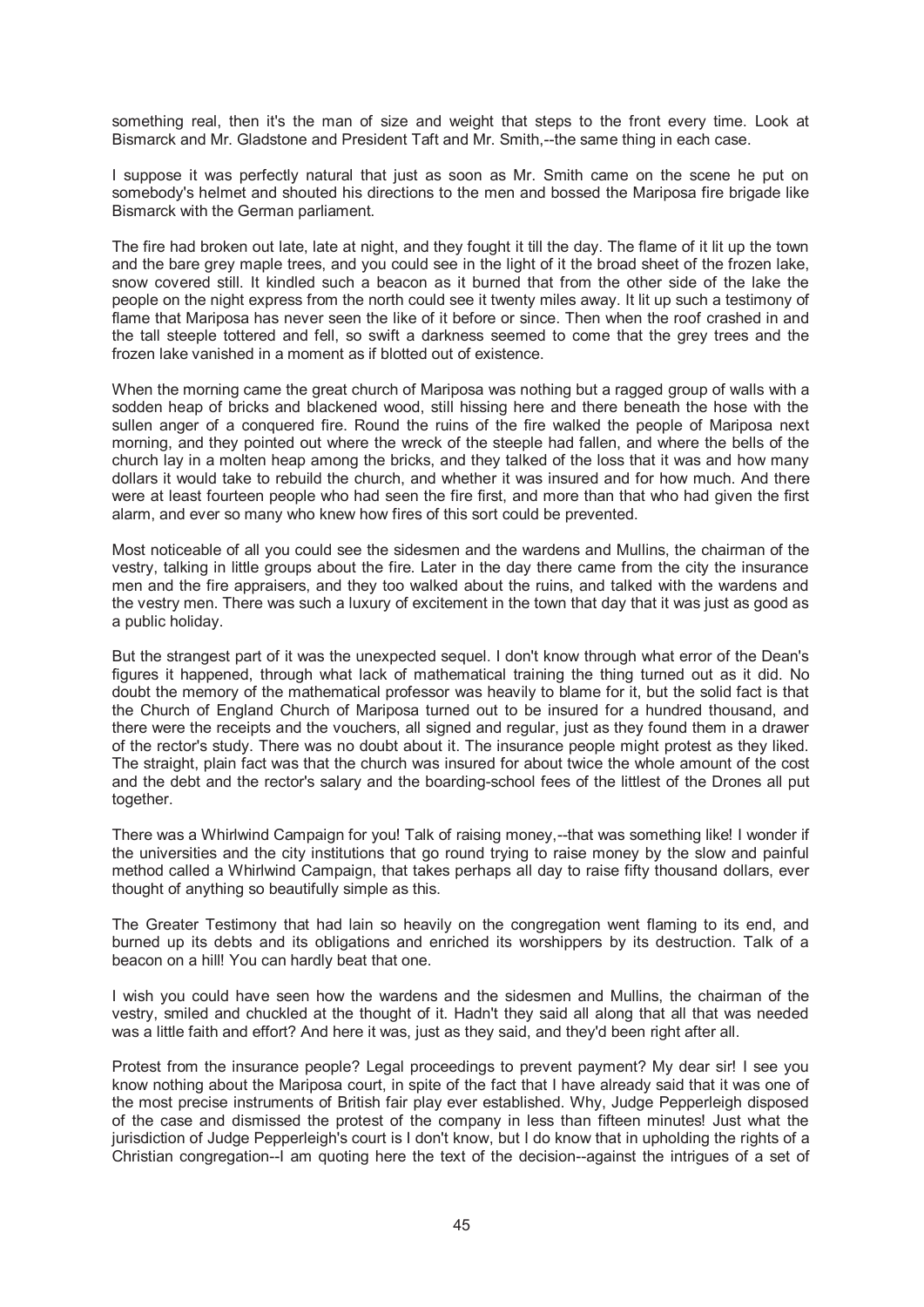something real, then it's the man of size and weight that steps to the front every time. Look at Bismarck and Mr. Gladstone and President Taft and Mr. Smith,--the same thing in each case.

I suppose it was perfectly natural that just as soon as Mr. Smith came on the scene he put on somebody's helmet and shouted his directions to the men and bossed the Mariposa fire brigade like Bismarck with the German parliament.

The fire had broken out late, late at night, and they fought it till the day. The flame of it lit up the town and the bare grey maple trees, and you could see in the light of it the broad sheet of the frozen lake, snow covered still. It kindled such a beacon as it burned that from the other side of the lake the people on the night express from the north could see it twenty miles away. It lit up such a testimony of flame that Mariposa has never seen the like of it before or since. Then when the roof crashed in and the tall steeple tottered and fell, so swift a darkness seemed to come that the grey trees and the frozen lake vanished in a moment as if blotted out of existence.

When the morning came the great church of Mariposa was nothing but a ragged group of walls with a sodden heap of bricks and blackened wood, still hissing here and there beneath the hose with the sullen anger of a conquered fire. Round the ruins of the fire walked the people of Mariposa next morning, and they pointed out where the wreck of the steeple had fallen, and where the bells of the church lay in a molten heap among the bricks, and they talked of the loss that it was and how many dollars it would take to rebuild the church, and whether it was insured and for how much. And there were at least fourteen people who had seen the fire first, and more than that who had given the first alarm, and ever so many who knew how fires of this sort could be prevented.

Most noticeable of all you could see the sidesmen and the wardens and Mullins, the chairman of the vestry, talking in little groups about the fire. Later in the day there came from the city the insurance men and the fire appraisers, and they too walked about the ruins, and talked with the wardens and the vestry men. There was such a luxury of excitement in the town that day that it was just as good as a public holiday.

But the strangest part of it was the unexpected sequel. I don't know through what error of the Dean's figures it happened, through what lack of mathematical training the thing turned out as it did. No doubt the memory of the mathematical professor was heavily to blame for it, but the solid fact is that the Church of England Church of Mariposa turned out to be insured for a hundred thousand, and there were the receipts and the vouchers, all signed and regular, just as they found them in a drawer of the rector's study. There was no doubt about it. The insurance people might protest as they liked. The straight, plain fact was that the church was insured for about twice the whole amount of the cost and the debt and the rector's salary and the boarding-school fees of the littlest of the Drones all put together.

There was a Whirlwind Campaign for you! Talk of raising money,--that was something like! I wonder if the universities and the city institutions that go round trying to raise money by the slow and painful method called a Whirlwind Campaign, that takes perhaps all day to raise fifty thousand dollars, ever thought of anything so beautifully simple as this.

The Greater Testimony that had lain so heavily on the congregation went flaming to its end, and burned up its debts and its obligations and enriched its worshippers by its destruction. Talk of a beacon on a hill! You can hardly beat that one.

I wish you could have seen how the wardens and the sidesmen and Mullins, the chairman of the vestry, smiled and chuckled at the thought of it. Hadn't they said all along that all that was needed was a little faith and effort? And here it was, just as they said, and they'd been right after all.

Protest from the insurance people? Legal proceedings to prevent payment? My dear sir! I see you know nothing about the Mariposa court, in spite of the fact that I have already said that it was one of the most precise instruments of British fair play ever established. Why, Judge Pepperleigh disposed of the case and dismissed the protest of the company in less than fifteen minutes! Just what the jurisdiction of Judge Pepperleigh's court is I don't know, but I do know that in upholding the rights of a Christian congregation--I am quoting here the text of the decision--against the intrigues of a set of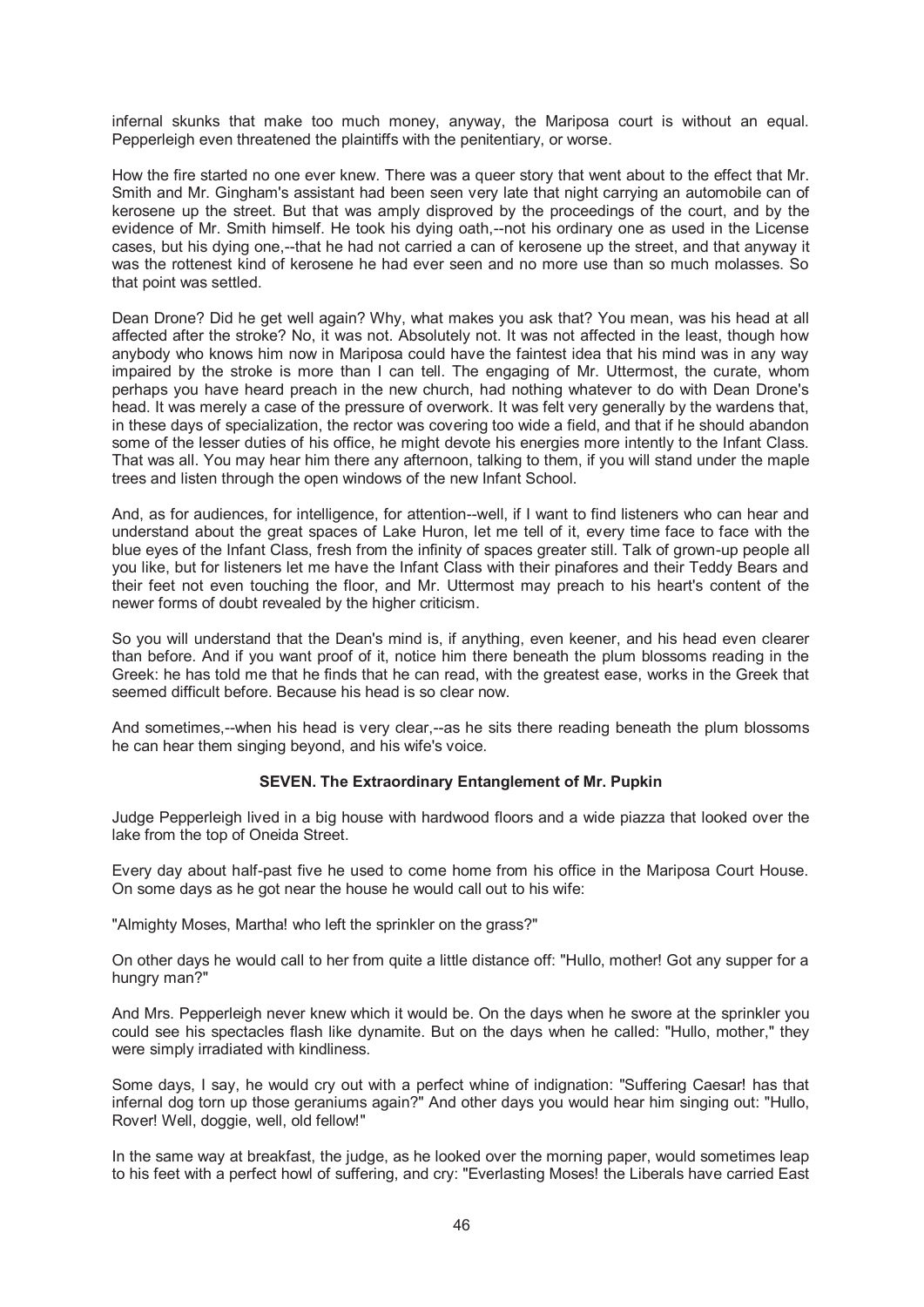infernal skunks that make too much money, anyway, the Mariposa court is without an equal. Pepperleigh even threatened the plaintiffs with the penitentiary, or worse.

How the fire started no one ever knew. There was a queer story that went about to the effect that Mr. Smith and Mr. Gingham's assistant had been seen very late that night carrying an automobile can of kerosene up the street. But that was amply disproved by the proceedings of the court, and by the evidence of Mr. Smith himself. He took his dying oath,--not his ordinary one as used in the License cases, but his dying one,--that he had not carried a can of kerosene up the street, and that anyway it was the rottenest kind of kerosene he had ever seen and no more use than so much molasses. So that point was settled.

Dean Drone? Did he get well again? Why, what makes you ask that? You mean, was his head at all affected after the stroke? No, it was not. Absolutely not. It was not affected in the least, though how anybody who knows him now in Mariposa could have the faintest idea that his mind was in any way impaired by the stroke is more than I can tell. The engaging of Mr. Uttermost, the curate, whom perhaps you have heard preach in the new church, had nothing whatever to do with Dean Drone's head. It was merely a case of the pressure of overwork. It was felt very generally by the wardens that, in these days of specialization, the rector was covering too wide a field, and that if he should abandon some of the lesser duties of his office, he might devote his energies more intently to the Infant Class. That was all. You may hear him there any afternoon, talking to them, if you will stand under the maple trees and listen through the open windows of the new Infant School.

And, as for audiences, for intelligence, for attention--well, if I want to find listeners who can hear and understand about the great spaces of Lake Huron, let me tell of it, every time face to face with the blue eyes of the Infant Class, fresh from the infinity of spaces greater still. Talk of grown-up people all you like, but for listeners let me have the Infant Class with their pinafores and their Teddy Bears and their feet not even touching the floor, and Mr. Uttermost may preach to his heart's content of the newer forms of doubt revealed by the higher criticism.

So you will understand that the Dean's mind is, if anything, even keener, and his head even clearer than before. And if you want proof of it, notice him there beneath the plum blossoms reading in the Greek: he has told me that he finds that he can read, with the greatest ease, works in the Greek that seemed difficult before. Because his head is so clear now.

And sometimes,--when his head is very clear,--as he sits there reading beneath the plum blossoms he can hear them singing beyond, and his wife's voice.

## SEVEN. The Extraordinary Entanglement of Mr. Pupkin

Judge Pepperleigh lived in a big house with hardwood floors and a wide piazza that looked over the lake from the top of Oneida Street.

Every day about half-past five he used to come home from his office in the Mariposa Court House. On some days as he got near the house he would call out to his wife:

"Almighty Moses, Martha! who left the sprinkler on the grass?"

On other days he would call to her from quite a little distance off: "Hullo, mother! Got any supper for a hungry man?"

And Mrs. Pepperleigh never knew which it would be. On the days when he swore at the sprinkler you could see his spectacles flash like dynamite. But on the days when he called: "Hullo, mother," they were simply irradiated with kindliness.

Some days, I say, he would cry out with a perfect whine of indignation: "Suffering Caesar! has that infernal dog torn up those geraniums again?" And other days you would hear him singing out: "Hullo, Rover! Well, doggie, well, old fellow!"

In the same way at breakfast, the judge, as he looked over the morning paper, would sometimes leap to his feet with a perfect howl of suffering, and cry: "Everlasting Moses! the Liberals have carried East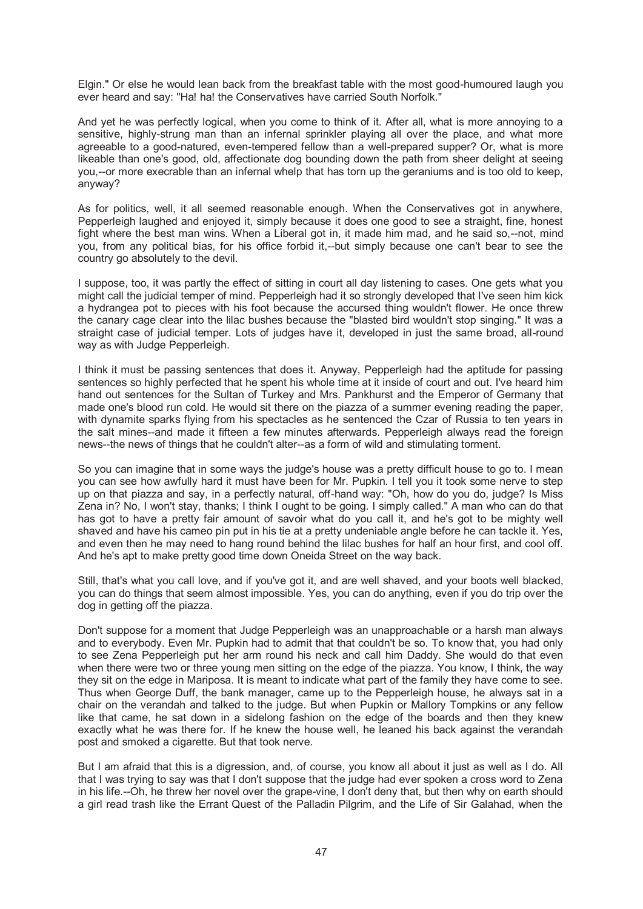Elgin." Or else he would lean back from the breakfast table with the most good-humoured laugh you ever heard and say: "Ha! ha! the Conservatives have carried South Norfolk."

And yet he was perfectly logical, when you come to think of it. After all, what is more annoying to a sensitive, highly-strung man than an infernal sprinkler playing all over the place, and what more agreeable to a good-natured, even-tempered fellow than a well-prepared supper? Or, what is more likeable than one's good, old, affectionate dog bounding down the path from sheer delight at seeing you,--or more execrable than an infernal whelp that has torn up the geraniums and is too old to keep, anyway?

As for politics, well, it all seemed reasonable enough. When the Conservatives got in anywhere, Pepperleigh laughed and enjoyed it, simply because it does one good to see a straight, fine, honest fight where the best man wins. When a Liberal got in, it made him mad, and he said so,--not, mind you, from any political bias, for his office forbid it,--but simply because one can't bear to see the country go absolutely to the devil.

I suppose, too, it was partly the effect of sitting in court all day listening to cases. One gets what you might call the judicial temper of mind. Pepperleigh had it so strongly developed that I've seen him kick a hydrangea pot to pieces with his foot because the accursed thing wouldn't flower. He once threw the canary cage clear into the lilac bushes because the "blasted bird wouldn't stop singing." It was a straight case of judicial temper. Lots of judges have it, developed in just the same broad, all-round way as with Judge Pepperleigh.

I think it must be passing sentences that does it. Anyway, Pepperleigh had the aptitude for passing sentences so highly perfected that he spent his whole time at it inside of court and out. I've heard him hand out sentences for the Sultan of Turkey and Mrs. Pankhurst and the Emperor of Germany that made one's blood run cold. He would sit there on the piazza of a summer evening reading the paper, with dynamite sparks flying from his spectacles as he sentenced the Czar of Russia to ten years in the salt mines--and made it fifteen a few minutes afterwards. Pepperleigh always read the foreign news--the news of things that he couldn't alter--as a form of wild and stimulating torment.

So you can imagine that in some ways the judge's house was a pretty difficult house to go to. I mean you can see how awfully hard it must have been for Mr. Pupkin. I tell you it took some nerve to step up on that piazza and say, in a perfectly natural, off-hand way: "Oh, how do you do, judge? Is Miss Zena in? No, I won't stay, thanks; I think I ought to be going. I simply called." A man who can do that has got to have a pretty fair amount of savoir what do you call it, and he's got to be mighty well shaved and have his cameo pin put in his tie at a pretty undeniable angle before he can tackle it. Yes, and even then he may need to hang round behind the lilac bushes for half an hour first, and cool off. And he's apt to make pretty good time down Oneida Street on the way back.

Still, that's what you call love, and if you've got it, and are well shaved, and your boots well blacked, you can do things that seem almost impossible. Yes, you can do anything, even if you do trip over the dog in getting off the piazza.

Don't suppose for a moment that Judge Pepperleigh was an unapproachable or a harsh man always and to everybody. Even Mr. Pupkin had to admit that that couldn't be so. To know that, you had only to see Zena Pepperleigh put her arm round his neck and call him Daddy. She would do that even when there were two or three young men sitting on the edge of the piazza. You know, I think, the way they sit on the edge in Mariposa. It is meant to indicate what part of the family they have come to see. Thus when George Duff, the bank manager, came up to the Pepperleigh house, he always sat in a chair on the verandah and talked to the judge. But when Pupkin or Mallory Tompkins or any fellow like that came, he sat down in a sidelong fashion on the edge of the boards and then they knew exactly what he was there for. If he knew the house well, he leaned his back against the verandah post and smoked a cigarette. But that took nerve.

But I am afraid that this is a digression, and, of course, you know all about it just as well as I do. All that I was trying to say was that I don't suppose that the judge had ever spoken a cross word to Zena in his life.--Oh, he threw her novel over the grape-vine, I don't deny that, but then why on earth should a girl read trash like the Errant Quest of the Palladin Pilgrim, and the Life of Sir Galahad, when the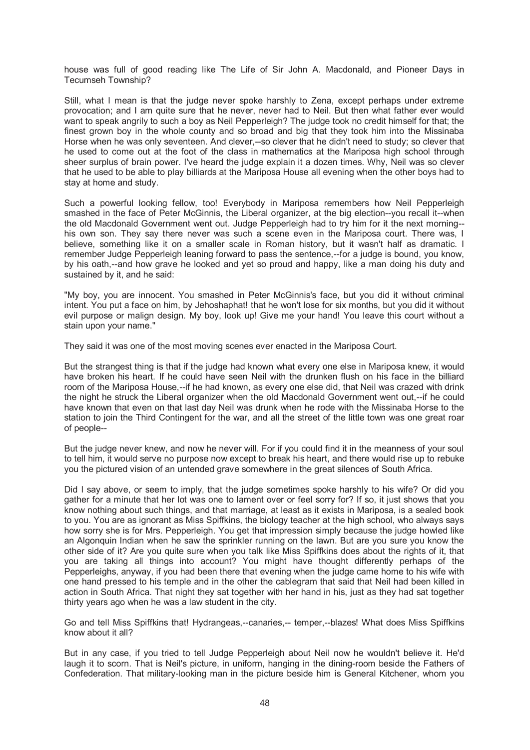house was full of good reading like The Life of Sir John A. Macdonald, and Pioneer Days in Tecumseh Township?

Still, what I mean is that the judge never spoke harshly to Zena, except perhaps under extreme provocation; and I am quite sure that he never, never had to Neil. But then what father ever would want to speak angrily to such a boy as Neil Pepperleigh? The judge took no credit himself for that; the finest grown boy in the whole county and so broad and big that they took him into the Missinaba Horse when he was only seventeen. And clever,--so clever that he didn't need to study; so clever that he used to come out at the foot of the class in mathematics at the Mariposa high school through sheer surplus of brain power. I've heard the judge explain it a dozen times. Why, Neil was so clever that he used to be able to play billiards at the Mariposa House all evening when the other boys had to stay at home and study.

Such a powerful looking fellow, too! Everybody in Mariposa remembers how Neil Pepperleigh smashed in the face of Peter McGinnis, the Liberal organizer, at the big election--you recall it--when the old Macdonald Government went out. Judge Pepperleigh had to try him for it the next morning--his own son. They say there never was such a scene even in the Mariposa court. There was, I believe, something like it on a smaller scale in Roman history, but it wasn't half as dramatic. I remember Judge Pepperleigh leaning forward to pass the sentence,--for a judge is bound, you know, by his oath,--and how grave he looked and yet so proud and happy, like a man doing his duty and sustained by it, and he said:

"My boy, you are innocent. You smashed in Peter McGinnis's face, but you did it without criminal intent. You put a face on him, by Jehoshaphat! that he won't lose for six months, but you did it without evil purpose or malign design. My boy, look up! Give me your hand! You leave this court without a stain upon your name."

They said it was one of the most moving scenes ever enacted in the Mariposa Court.

But the strangest thing is that if the judge had known what every one else in Mariposa knew, it would have broken his heart. If he could have seen Neil with the drunken flush on his face in the billiard room of the Mariposa House,--if he had known, as every one else did, that Neil was crazed with drink the night he struck the Liberal organizer when the old Macdonald Government went out,--if he could have known that even on that last day Neil was drunk when he rode with the Missinaba Horse to the station to join the Third Contingent for the war, and all the street of the little town was one great roar of people--

But the judge never knew, and now he never will. For if you could find it in the meanness of your soul to tell him, it would serve no purpose now except to break his heart, and there would rise up to rebuke you the pictured vision of an untended grave somewhere in the great silences of South Africa.

Did I say above, or seem to imply, that the judge sometimes spoke harshly to his wife? Or did you gather for a minute that her lot was one to lament over or feel sorry for? If so, it just shows that you know nothing about such things, and that marriage, at least as it exists in Mariposa, is a sealed book to you. You are as ignorant as Miss Spiffkins, the biology teacher at the high school, who always says how sorry she is for Mrs. Pepperleigh. You get that impression simply because the judge howled like an Algonquin Indian when he saw the sprinkler running on the lawn. But are you sure you know the other side of it? Are you quite sure when you talk like Miss Spiffkins does about the rights of it, that you are taking all things into account? You might have thought differently perhaps of the Pepperleighs, anyway, if you had been there that evening when the judge came home to his wife with one hand pressed to his temple and in the other the cablegram that said that Neil had been killed in action in South Africa. That night they sat together with her hand in his, just as they had sat together thirty years ago when he was a law student in the city.

Go and tell Miss Spiffkins that! Hydrangeas,--canaries,-- temper,--blazes! What does Miss Spiffkins know about it all?

But in any case, if you tried to tell Judge Pepperleigh about Neil now he wouldn't believe it. He'd laugh it to scorn. That is Neil's picture, in uniform, hanging in the dining-room beside the Fathers of Confederation. That military-looking man in the picture beside him is General Kitchener, whom you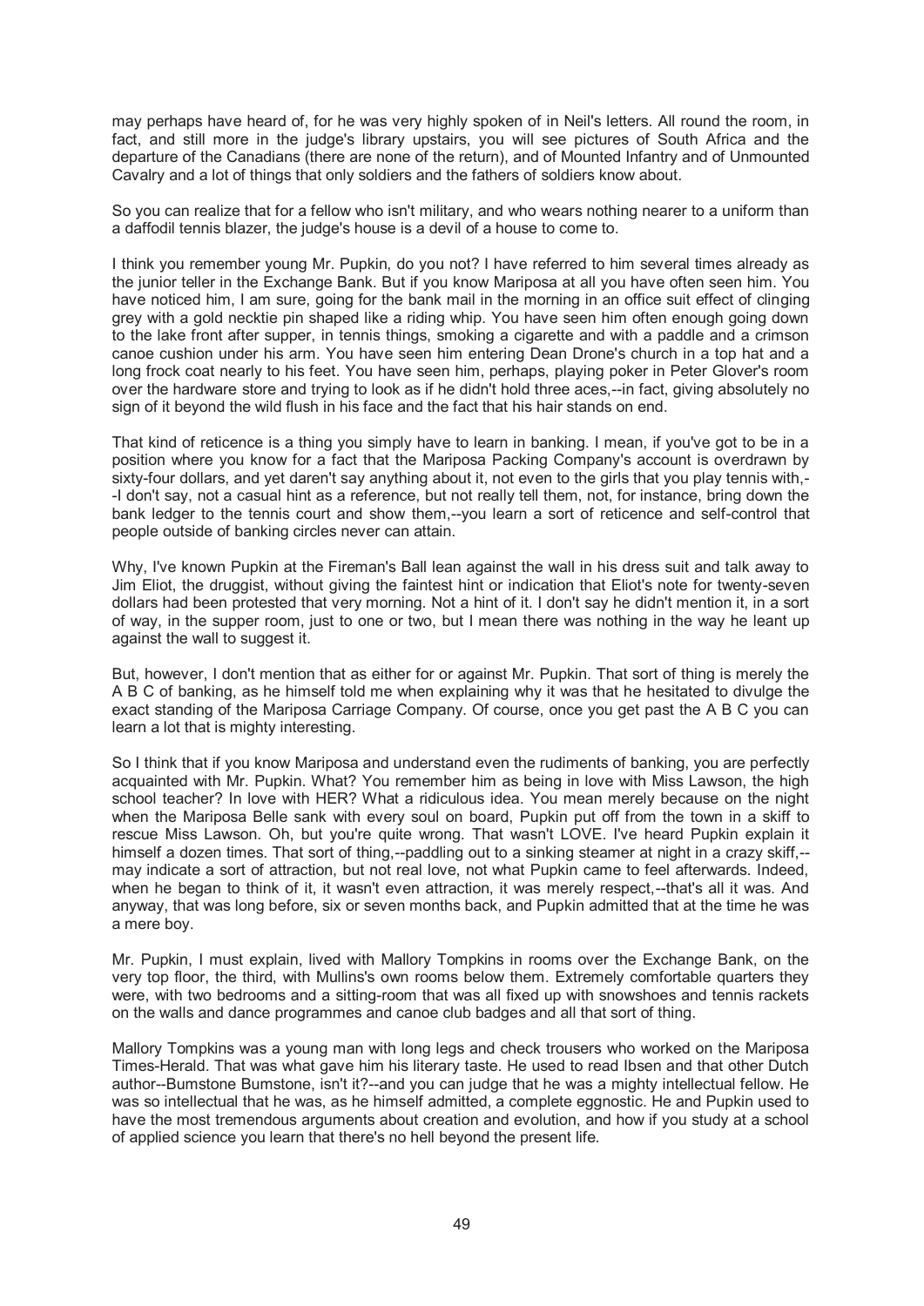may perhaps have heard of, for he was very highly spoken of in Neil's letters. All round the room, in fact, and still more in the judge's library upstairs, you will see pictures of South Africa and the departure of the Canadians (there are none of the return), and of Mounted Infantry and of Unmounted Cavalry and a lot of things that only soldiers and the fathers of soldiers know about.

So you can realize that for a fellow who isn't military, and who wears nothing nearer to a uniform than a daffodil tennis blazer, the judge's house is a devil of a house to come to.

I think you remember young Mr. Pupkin, do you not? I have referred to him several times already as the junior teller in the Exchange Bank. But if you know Mariposa at all you have often seen him. You have noticed him, I am sure, going for the bank mail in the morning in an office suit effect of clinging grey with a gold necktie pin shaped like a riding whip. You have seen him often enough going down to the lake front after supper, in tennis things, smoking a cigarette and with a paddle and a crimson canoe cushion under his arm. You have seen him entering Dean Drone's church in a top hat and a long frock coat nearly to his feet. You have seen him, perhaps, playing poker in Peter Glover's room over the hardware store and trying to look as if he didn't hold three aces,--in fact, giving absolutely no sign of it beyond the wild flush in his face and the fact that his hair stands on end.

That kind of reticence is a thing you simply have to learn in banking. I mean, if you've got to be in a position where you know for a fact that the Mariposa Packing Company's account is overdrawn by sixty-four dollars, and yet daren't say anything about it, not even to the girls that you play tennis with,--I don't say, not a casual hint as a reference, but not really tell them, not, for instance, bring down the bank ledger to the tennis court and show them,--you learn a sort of reticence and self-control that people outside of banking circles never can attain.

Why, I've known Pupkin at the Fireman's Ball lean against the wall in his dress suit and talk away to Jim Eliot, the druggist, without giving the faintest hint or indication that Eliot's note for twenty-seven dollars had been protested that very morning. Not a hint of it. I don't say he didn't mention it, in a sort of way, in the supper room, just to one or two, but I mean there was nothing in the way he leant up against the wall to suggest it.

But, however, I don't mention that as either for or against Mr. Pupkin. That sort of thing is merely the A B C of banking, as he himself told me when explaining why it was that he hesitated to divulge the exact standing of the Mariposa Carriage Company. Of course, once you get past the A B C you can learn a lot that is mighty interesting.

So I think that if you know Mariposa and understand even the rudiments of banking, you are perfectly acquainted with Mr. Pupkin. What? You remember him as being in love with Miss Lawson, the high school teacher? In love with HER? What a ridiculous idea. You mean merely because on the night when the Mariposa Belle sank with every soul on board, Pupkin put off from the town in a skiff to rescue Miss Lawson. Oh, but you're quite wrong. That wasn't LOVE. I've heard Pupkin explain it himself a dozen times. That sort of thing,--paddling out to a sinking steamer at night in a crazy skiff,--may indicate a sort of attraction, but not real love, not what Pupkin came to feel afterwards. Indeed, when he began to think of it, it wasn't even attraction, it was merely respect,--that's all it was. And anyway, that was long before, six or seven months back, and Pupkin admitted that at the time he was a mere boy.

Mr. Pupkin, I must explain, lived with Mallory Tompkins in rooms over the Exchange Bank, on the very top floor, the third, with Mullins's own rooms below them. Extremely comfortable quarters they were, with two bedrooms and a sitting-room that was all fixed up with snowshoes and tennis rackets on the walls and dance programmes and canoe club badges and all that sort of thing.

Mallory Tompkins was a young man with long legs and check trousers who worked on the Mariposa Times-Herald. That was what gave him his literary taste. He used to read Ibsen and that other Dutch author--Bumstone Bumstone, isn't it?--and you can judge that he was a mighty intellectual fellow. He was so intellectual that he was, as he himself admitted, a complete eggnostic. He and Pupkin used to have the most tremendous arguments about creation and evolution, and how if you study at a school of applied science you learn that there's no hell beyond the present life.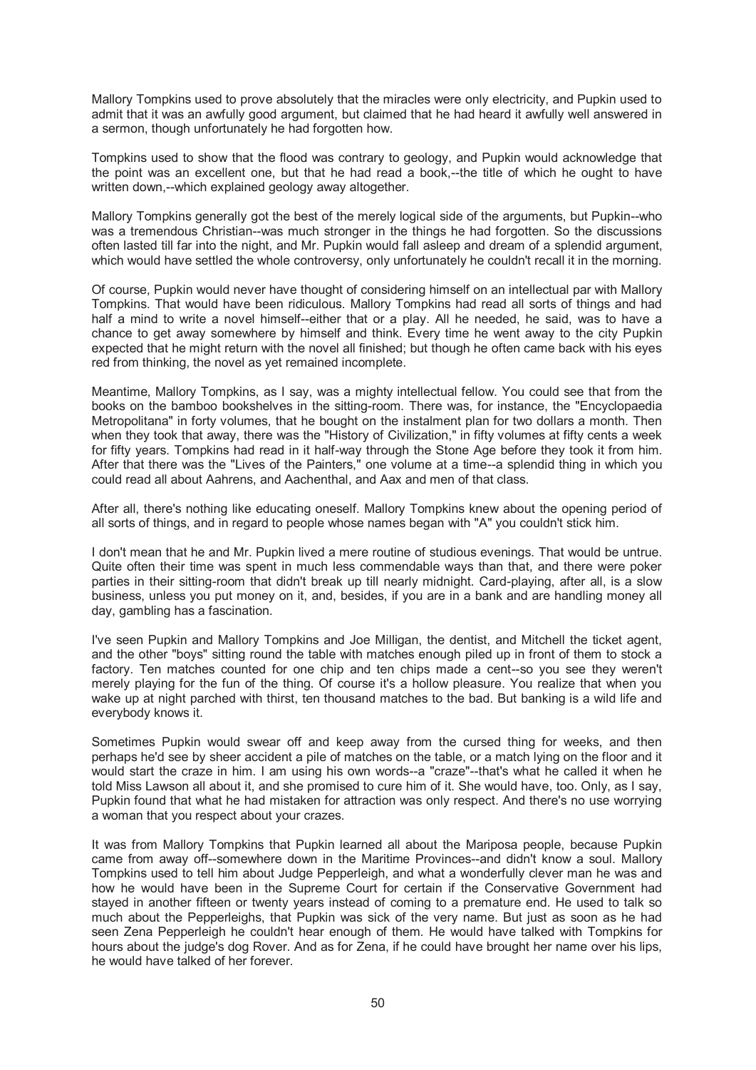Mallory Tompkins used to prove absolutely that the miracles were only electricity, and Pupkin used to admit that it was an awfully good argument, but claimed that he had heard it awfully well answered in a sermon, though unfortunately he had forgotten how.

Tompkins used to show that the flood was contrary to geology, and Pupkin would acknowledge that the point was an excellent one, but that he had read a book,--the title of which he ought to have written down,--which explained geology away altogether.

Mallory Tompkins generally got the best of the merely logical side of the arguments, but Pupkin--who was a tremendous Christian--was much stronger in the things he had forgotten. So the discussions often lasted till far into the night, and Mr. Pupkin would fall asleep and dream of a splendid argument, which would have settled the whole controversy, only unfortunately he couldn't recall it in the morning.

Of course, Pupkin would never have thought of considering himself on an intellectual par with Mallory Tompkins. That would have been ridiculous. Mallory Tompkins had read all sorts of things and had half a mind to write a novel himself--either that or a play. All he needed, he said, was to have a chance to get away somewhere by himself and think. Every time he went away to the city Pupkin expected that he might return with the novel all finished; but though he often came back with his eyes red from thinking, the novel as yet remained incomplete.

Meantime, Mallory Tompkins, as I say, was a mighty intellectual fellow. You could see that from the books on the bamboo bookshelves in the sitting-room. There was, for instance, the "Encyclopaedia Metropolitana" in forty volumes, that he bought on the instalment plan for two dollars a month. Then when they took that away, there was the "History of Civilization," in fifty volumes at fifty cents a week for fifty years. Tompkins had read in it half-way through the Stone Age before they took it from him. After that there was the "Lives of the Painters," one volume at a time--a splendid thing in which you could read all about Aahrens, and Aachenthal, and Aax and men of that class.

After all, there's nothing like educating oneself. Mallory Tompkins knew about the opening period of all sorts of things, and in regard to people whose names began with "A" you couldn't stick him.

I don't mean that he and Mr. Pupkin lived a mere routine of studious evenings. That would be untrue. Quite often their time was spent in much less commendable ways than that, and there were poker parties in their sitting-room that didn't break up till nearly midnight. Card-playing, after all, is a slow business, unless you put money on it, and, besides, if you are in a bank and are handling money all day, gambling has a fascination.

I've seen Pupkin and Mallory Tompkins and Joe Milligan, the dentist, and Mitchell the ticket agent, and the other "boys" sitting round the table with matches enough piled up in front of them to stock a factory. Ten matches counted for one chip and ten chips made a cent--so you see they weren't merely playing for the fun of the thing. Of course it's a hollow pleasure. You realize that when you wake up at night parched with thirst, ten thousand matches to the bad. But banking is a wild life and everybody knows it.

Sometimes Pupkin would swear off and keep away from the cursed thing for weeks, and then perhaps he'd see by sheer accident a pile of matches on the table, or a match lying on the floor and it would start the craze in him. I am using his own words--a "craze"--that's what he called it when he told Miss Lawson all about it, and she promised to cure him of it. She would have, too. Only, as I say, Pupkin found that what he had mistaken for attraction was only respect. And there's no use worrying a woman that you respect about your crazes.

It was from Mallory Tompkins that Pupkin learned all about the Mariposa people, because Pupkin came from away off--somewhere down in the Maritime Provinces--and didn't know a soul. Mallory Tompkins used to tell him about Judge Pepperleigh, and what a wonderfully clever man he was and how he would have been in the Supreme Court for certain if the Conservative Government had stayed in another fifteen or twenty years instead of coming to a premature end. He used to talk so much about the Pepperleighs, that Pupkin was sick of the very name. But just as soon as he had seen Zena Pepperleigh he couldn't hear enough of them. He would have talked with Tompkins for hours about the judge's dog Rover. And as for Zena, if he could have brought her name over his lips, he would have talked of her forever.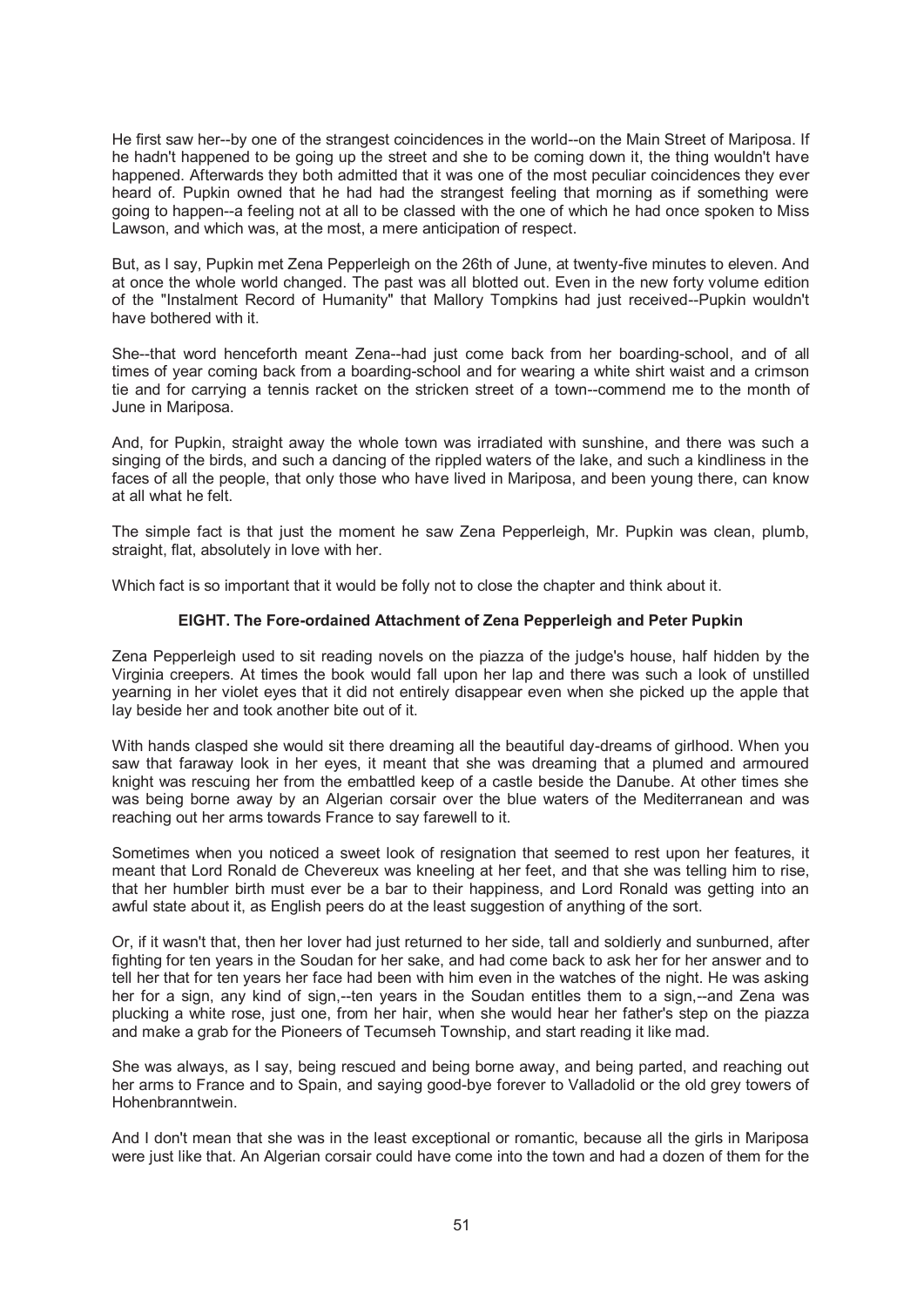He first saw her--by one of the strangest coincidences in the world--on the Main Street of Mariposa. If he hadn't happened to be going up the street and she to be coming down it, the thing wouldn't have happened. Afterwards they both admitted that it was one of the most peculiar coincidences they ever heard of. Pupkin owned that he had had the strangest feeling that morning as if something were going to happen--a feeling not at all to be classed with the one of which he had once spoken to Miss Lawson, and which was, at the most, a mere anticipation of respect.

But, as I say, Pupkin met Zena Pepperleigh on the 26th of June, at twenty-five minutes to eleven. And at once the whole world changed. The past was all blotted out. Even in the new forty volume edition of the "Instalment Record of Humanity" that Mallory Tompkins had just received--Pupkin wouldn't have bothered with it.

She--that word henceforth meant Zena--had just come back from her boarding-school, and of all times of year coming back from a boarding-school and for wearing a white shirt waist and a crimson tie and for carrying a tennis racket on the stricken street of a town--commend me to the month of June in Mariposa.

And, for Pupkin, straight away the whole town was irradiated with sunshine, and there was such a singing of the birds, and such a dancing of the rippled waters of the lake, and such a kindliness in the faces of all the people, that only those who have lived in Mariposa, and been young there, can know at all what he felt.

The simple fact is that just the moment he saw Zena Pepperleigh, Mr. Pupkin was clean, plumb, straight, flat, absolutely in love with her.

Which fact is so important that it would be folly not to close the chapter and think about it.

## EIGHT. The Fore-ordained Attachment of Zena Pepperleigh and Peter Pupkin

Zena Pepperleigh used to sit reading novels on the piazza of the judge's house, half hidden by the Virginia creepers. At times the book would fall upon her lap and there was such a look of unstilled yearning in her violet eyes that it did not entirely disappear even when she picked up the apple that lay beside her and took another bite out of it.

With hands clasped she would sit there dreaming all the beautiful day-dreams of girlhood. When you saw that faraway look in her eyes, it meant that she was dreaming that a plumed and armoured knight was rescuing her from the embattled keep of a castle beside the Danube. At other times she was being borne away by an Algerian corsair over the blue waters of the Mediterranean and was reaching out her arms towards France to say farewell to it.

Sometimes when you noticed a sweet look of resignation that seemed to rest upon her features, it meant that Lord Ronald de Chevereux was kneeling at her feet, and that she was telling him to rise, that her humbler birth must ever be a bar to their happiness, and Lord Ronald was getting into an awful state about it, as English peers do at the least suggestion of anything of the sort.

Or, if it wasn't that, then her lover had just returned to her side, tall and soldierly and sunburned, after fighting for ten years in the Soudan for her sake, and had come back to ask her for her answer and to tell her that for ten years her face had been with him even in the watches of the night. He was asking her for a sign, any kind of sign,--ten years in the Soudan entitles them to a sign,--and Zena was plucking a white rose, just one, from her hair, when she would hear her father's step on the piazza and make a grab for the Pioneers of Tecumseh Township, and start reading it like mad.

She was always, as I say, being rescued and being borne away, and being parted, and reaching out her arms to France and to Spain, and saying good-bye forever to Valladolid or the old grey towers of Hohenbranntwein.

And I don't mean that she was in the least exceptional or romantic, because all the girls in Mariposa were just like that. An Algerian corsair could have come into the town and had a dozen of them for the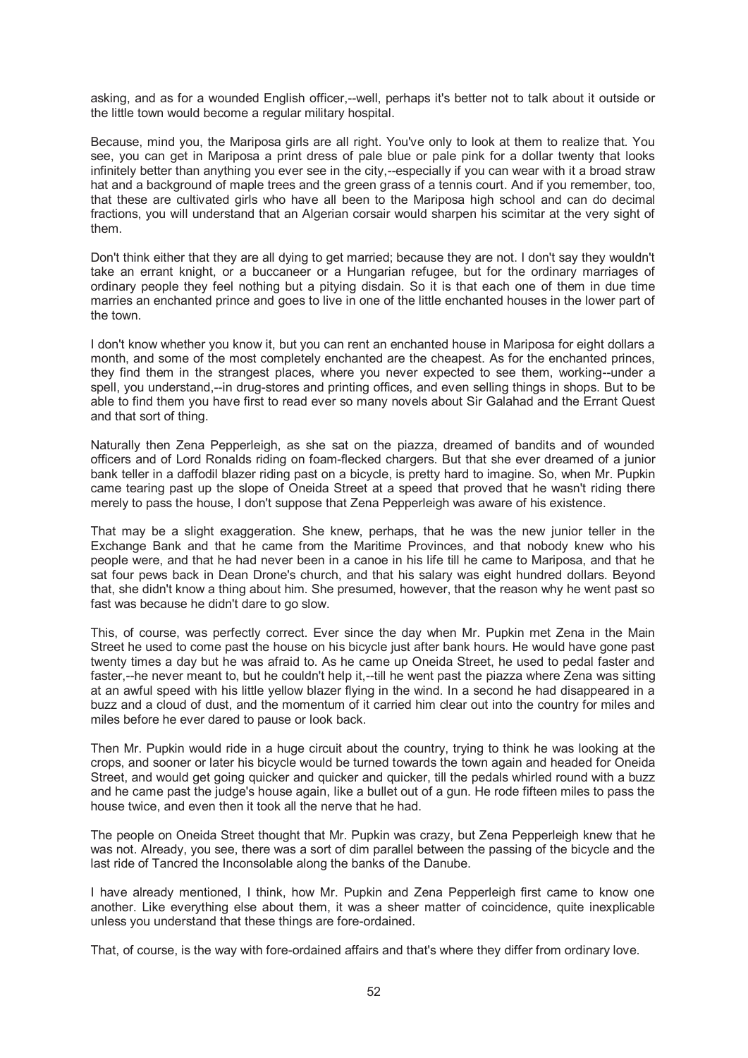asking, and as for a wounded English officer,--well, perhaps it's better not to talk about it outside or the little town would become a regular military hospital.

Because, mind you, the Mariposa girls are all right. You've only to look at them to realize that. You see, you can get in Mariposa a print dress of pale blue or pale pink for a dollar twenty that looks infinitely better than anything you ever see in the city,--especially if you can wear with it a broad straw hat and a background of maple trees and the green grass of a tennis court. And if you remember, too, that these are cultivated girls who have all been to the Mariposa high school and can do decimal fractions, you will understand that an Algerian corsair would sharpen his scimitar at the very sight of them.

Don't think either that they are all dying to get married; because they are not. I don't say they wouldn't take an errant knight, or a buccaneer or a Hungarian refugee, but for the ordinary marriages of ordinary people they feel nothing but a pitying disdain. So it is that each one of them in due time marries an enchanted prince and goes to live in one of the little enchanted houses in the lower part of the town.

I don't know whether you know it, but you can rent an enchanted house in Mariposa for eight dollars a month, and some of the most completely enchanted are the cheapest. As for the enchanted princes, they find them in the strangest places, where you never expected to see them, working--under a spell, you understand,--in drug-stores and printing offices, and even selling things in shops. But to be able to find them you have first to read ever so many novels about Sir Galahad and the Errant Quest and that sort of thing.

Naturally then Zena Pepperleigh, as she sat on the piazza, dreamed of bandits and of wounded officers and of Lord Ronalds riding on foam-flecked chargers. But that she ever dreamed of a junior bank teller in a daffodil blazer riding past on a bicycle, is pretty hard to imagine. So, when Mr. Pupkin came tearing past up the slope of Oneida Street at a speed that proved that he wasn't riding there merely to pass the house, I don't suppose that Zena Pepperleigh was aware of his existence.

That may be a slight exaggeration. She knew, perhaps, that he was the new junior teller in the Exchange Bank and that he came from the Maritime Provinces, and that nobody knew who his people were, and that he had never been in a canoe in his life till he came to Mariposa, and that he sat four pews back in Dean Drone's church, and that his salary was eight hundred dollars. Beyond that, she didn't know a thing about him. She presumed, however, that the reason why he went past so fast was because he didn't dare to go slow.

This, of course, was perfectly correct. Ever since the day when Mr. Pupkin met Zena in the Main Street he used to come past the house on his bicycle just after bank hours. He would have gone past twenty times a day but he was afraid to. As he came up Oneida Street, he used to pedal faster and faster,--he never meant to, but he couldn't help it,--till he went past the piazza where Zena was sitting at an awful speed with his little yellow blazer flying in the wind. In a second he had disappeared in a buzz and a cloud of dust, and the momentum of it carried him clear out into the country for miles and miles before he ever dared to pause or look back.

Then Mr. Pupkin would ride in a huge circuit about the country, trying to think he was looking at the crops, and sooner or later his bicycle would be turned towards the town again and headed for Oneida Street, and would get going quicker and quicker and quicker, till the pedals whirled round with a buzz and he came past the judge's house again, like a bullet out of a gun. He rode fifteen miles to pass the house twice, and even then it took all the nerve that he had.

The people on Oneida Street thought that Mr. Pupkin was crazy, but Zena Pepperleigh knew that he was not. Already, you see, there was a sort of dim parallel between the passing of the bicycle and the last ride of Tancred the Inconsolable along the banks of the Danube.

I have already mentioned, I think, how Mr. Pupkin and Zena Pepperleigh first came to know one another. Like everything else about them, it was a sheer matter of coincidence, quite inexplicable unless you understand that these things are fore-ordained.

That, of course, is the way with fore-ordained affairs and that's where they differ from ordinary love.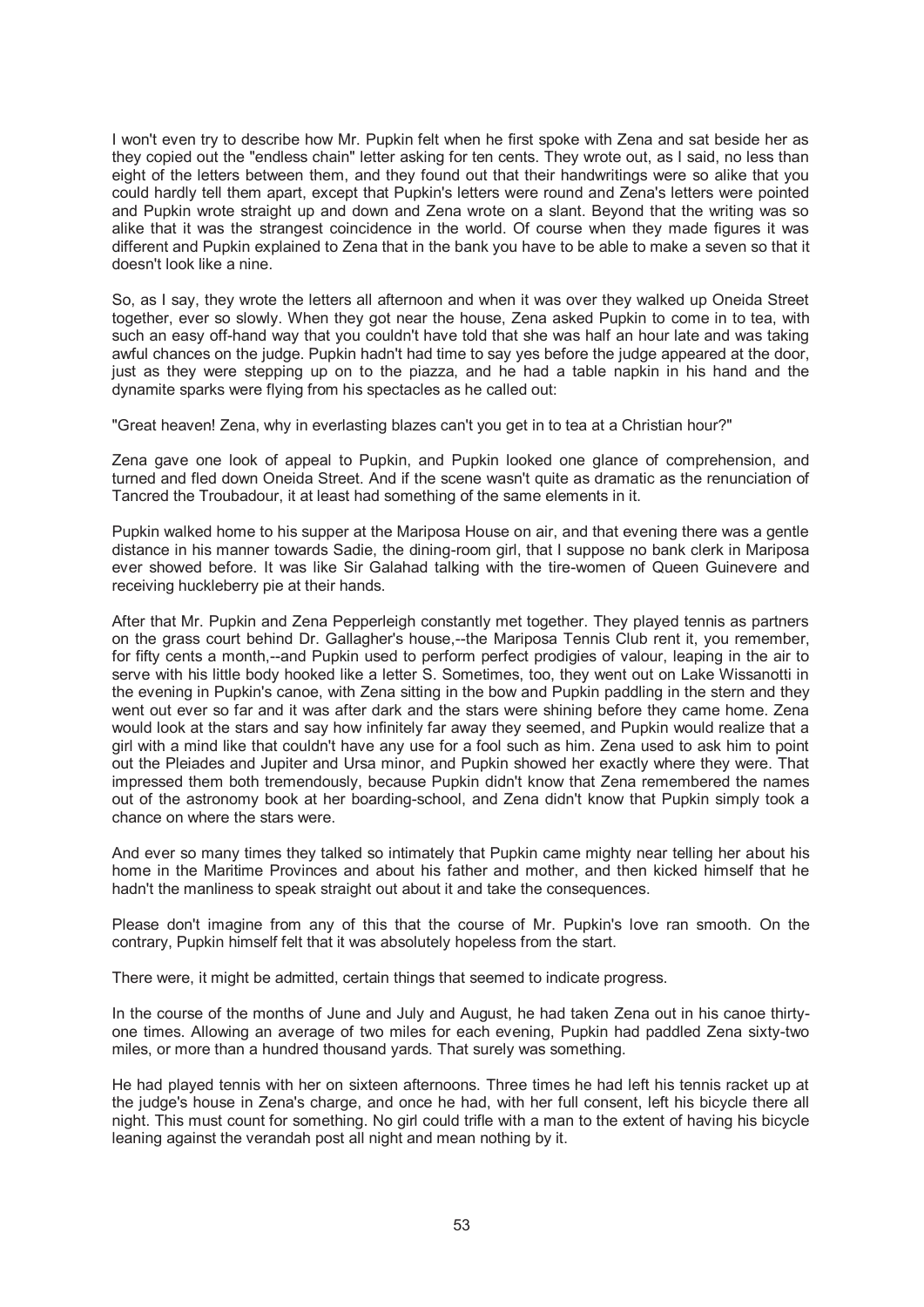I won't even try to describe how Mr. Pupkin felt when he first spoke with Zena and sat beside her as they copied out the "endless chain" letter asking for ten cents. They wrote out, as I said, no less than eight of the letters between them, and they found out that their handwritings were so alike that you could hardly tell them apart, except that Pupkin's letters were round and Zena's letters were pointed and Pupkin wrote straight up and down and Zena wrote on a slant. Beyond that the writing was so alike that it was the strangest coincidence in the world. Of course when they made figures it was different and Pupkin explained to Zena that in the bank you have to be able to make a seven so that it doesn't look like a nine.

So, as I say, they wrote the letters all afternoon and when it was over they walked up Oneida Street together, ever so slowly. When they got near the house, Zena asked Pupkin to come in to tea, with such an easy off-hand way that you couldn't have told that she was half an hour late and was taking awful chances on the judge. Pupkin hadn't had time to say yes before the judge appeared at the door, just as they were stepping up on to the piazza, and he had a table napkin in his hand and the dynamite sparks were flying from his spectacles as he called out:

"Great heaven! Zena, why in everlasting blazes can't you get in to tea at a Christian hour?"

Zena gave one look of appeal to Pupkin, and Pupkin looked one glance of comprehension, and turned and fled down Oneida Street. And if the scene wasn't quite as dramatic as the renunciation of Tancred the Troubadour, it at least had something of the same elements in it.

Pupkin walked home to his supper at the Mariposa House on air, and that evening there was a gentle distance in his manner towards Sadie, the dining-room girl, that I suppose no bank clerk in Mariposa ever showed before. It was like Sir Galahad talking with the tire-women of Queen Guinevere and receiving huckleberry pie at their hands.

After that Mr. Pupkin and Zena Pepperleigh constantly met together. They played tennis as partners on the grass court behind Dr. Gallagher's house,--the Mariposa Tennis Club rent it, you remember, for fifty cents a month,--and Pupkin used to perform perfect prodigies of valour, leaping in the air to serve with his little body hooked like a letter S. Sometimes, too, they went out on Lake Wissanotti in the evening in Pupkin's canoe, with Zena sitting in the bow and Pupkin paddling in the stern and they went out ever so far and it was after dark and the stars were shining before they came home. Zena would look at the stars and say how infinitely far away they seemed, and Pupkin would realize that a girl with a mind like that couldn't have any use for a fool such as him. Zena used to ask him to point out the Pleiades and Jupiter and Ursa minor, and Pupkin showed her exactly where they were. That impressed them both tremendously, because Pupkin didn't know that Zena remembered the names out of the astronomy book at her boarding-school, and Zena didn't know that Pupkin simply took a chance on where the stars were.

And ever so many times they talked so intimately that Pupkin came mighty near telling her about his home in the Maritime Provinces and about his father and mother, and then kicked himself that he hadn't the manliness to speak straight out about it and take the consequences.

Please don't imagine from any of this that the course of Mr. Pupkin's love ran smooth. On the contrary, Pupkin himself felt that it was absolutely hopeless from the start.

There were, it might be admitted, certain things that seemed to indicate progress.

In the course of the months of June and July and August, he had taken Zena out in his canoe thirty-one times. Allowing an average of two miles for each evening, Pupkin had paddled Zena sixty-two miles, or more than a hundred thousand yards. That surely was something.

He had played tennis with her on sixteen afternoons. Three times he had left his tennis racket up at the judge's house in Zena's charge, and once he had, with her full consent, left his bicycle there all night. This must count for something. No girl could trifle with a man to the extent of having his bicycle leaning against the verandah post all night and mean nothing by it.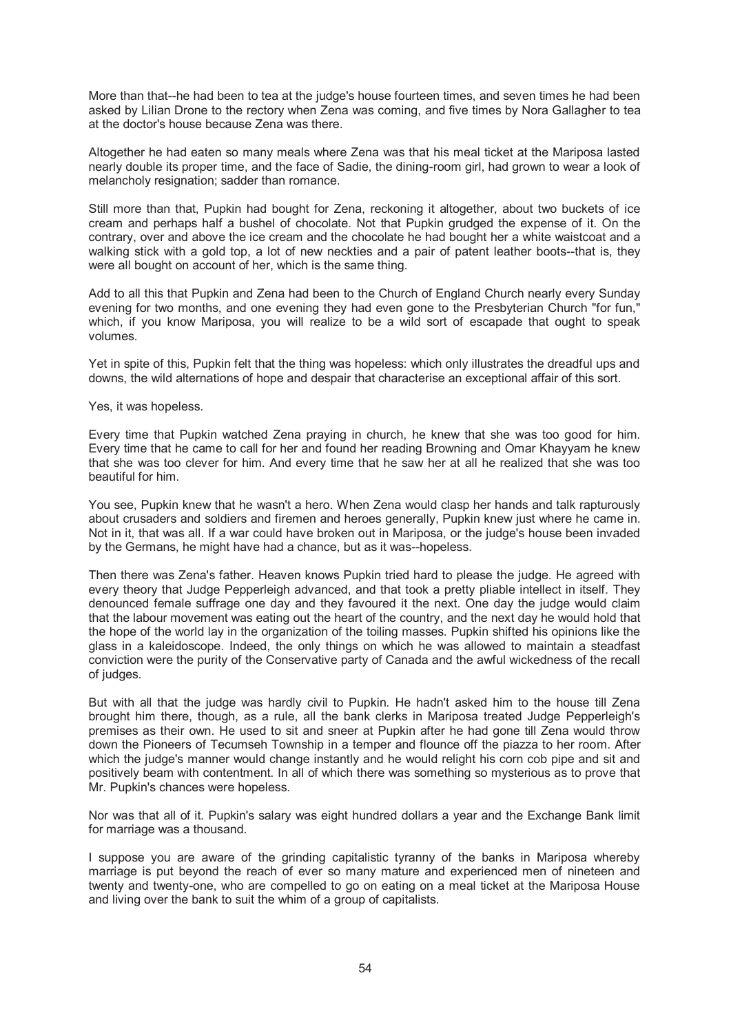More than that--he had been to tea at the judge's house fourteen times, and seven times he had been asked by Lilian Drone to the rectory when Zena was coming, and five times by Nora Gallagher to tea at the doctor's house because Zena was there.

Altogether he had eaten so many meals where Zena was that his meal ticket at the Mariposa lasted nearly double its proper time, and the face of Sadie, the dining-room girl, had grown to wear a look of melancholy resignation; sadder than romance.

Still more than that, Pupkin had bought for Zena, reckoning it altogether, about two buckets of ice cream and perhaps half a bushel of chocolate. Not that Pupkin grudged the expense of it. On the contrary, over and above the ice cream and the chocolate he had bought her a white waistcoat and a walking stick with a gold top, a lot of new neckties and a pair of patent leather boots--that is, they were all bought on account of her, which is the same thing.

Add to all this that Pupkin and Zena had been to the Church of England Church nearly every Sunday evening for two months, and one evening they had even gone to the Presbyterian Church "for fun," which, if you know Mariposa, you will realize to be a wild sort of escapade that ought to speak volumes.

Yet in spite of this, Pupkin felt that the thing was hopeless: which only illustrates the dreadful ups and downs, the wild alternations of hope and despair that characterise an exceptional affair of this sort.

Yes, it was hopeless.

Every time that Pupkin watched Zena praying in church, he knew that she was too good for him. Every time that he came to call for her and found her reading Browning and Omar Khayyam he knew that she was too clever for him. And every time that he saw her at all he realized that she was too beautiful for him.

You see, Pupkin knew that he wasn't a hero. When Zena would clasp her hands and talk rapturously about crusaders and soldiers and firemen and heroes generally, Pupkin knew just where he came in. Not in it, that was all. If a war could have broken out in Mariposa, or the judge's house been invaded by the Germans, he might have had a chance, but as it was--hopeless.

Then there was Zena's father. Heaven knows Pupkin tried hard to please the judge. He agreed with every theory that Judge Pepperleigh advanced, and that took a pretty pliable intellect in itself. They denounced female suffrage one day and they favoured it the next. One day the judge would claim that the labour movement was eating out the heart of the country, and the next day he would hold that the hope of the world lay in the organization of the toiling masses. Pupkin shifted his opinions like the glass in a kaleidoscope. Indeed, the only things on which he was allowed to maintain a steadfast conviction were the purity of the Conservative party of Canada and the awful wickedness of the recall of judges.

But with all that the judge was hardly civil to Pupkin. He hadn't asked him to the house till Zena brought him there, though, as a rule, all the bank clerks in Mariposa treated Judge Pepperleigh's premises as their own. He used to sit and sneer at Pupkin after he had gone till Zena would throw down the Pioneers of Tecumseh Township in a temper and flounce off the piazza to her room. After which the judge's manner would change instantly and he would relight his corn cob pipe and sit and positively beam with contentment. In all of which there was something so mysterious as to prove that Mr. Pupkin's chances were hopeless.

Nor was that all of it. Pupkin's salary was eight hundred dollars a year and the Exchange Bank limit for marriage was a thousand.

I suppose you are aware of the grinding capitalistic tyranny of the banks in Mariposa whereby marriage is put beyond the reach of ever so many mature and experienced men of nineteen and twenty and twenty-one, who are compelled to go on eating on a meal ticket at the Mariposa House and living over the bank to suit the whim of a group of capitalists.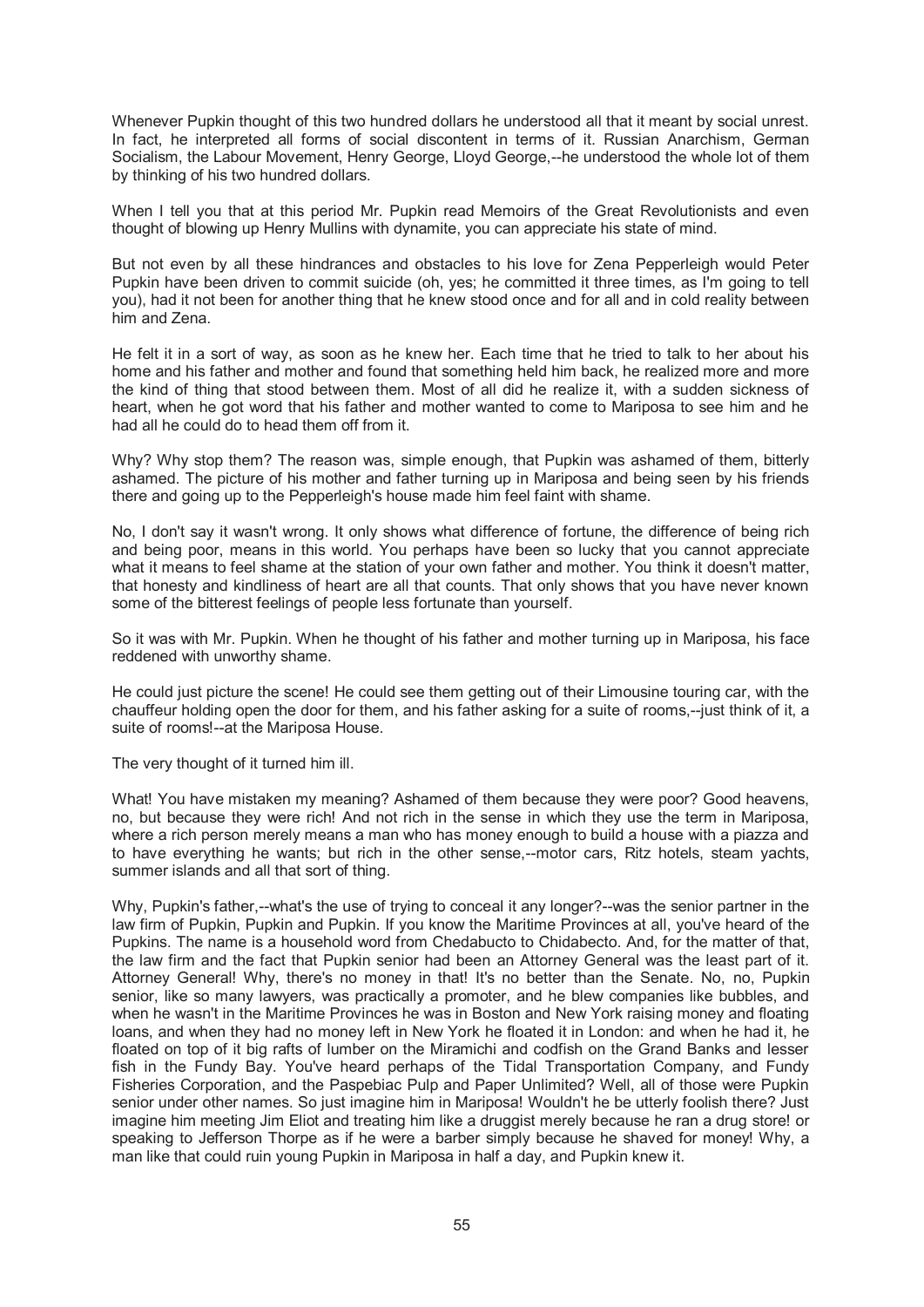Whenever Pupkin thought of this two hundred dollars he understood all that it meant by social unrest. In fact, he interpreted all forms of social discontent in terms of it. Russian Anarchism, German Socialism, the Labour Movement, Henry George, Lloyd George,--he understood the whole lot of them by thinking of his two hundred dollars.

When I tell you that at this period Mr. Pupkin read Memoirs of the Great Revolutionists and even thought of blowing up Henry Mullins with dynamite, you can appreciate his state of mind.

But not even by all these hindrances and obstacles to his love for Zena Pepperleigh would Peter Pupkin have been driven to commit suicide (oh, yes; he committed it three times, as I'm going to tell you), had it not been for another thing that he knew stood once and for all and in cold reality between him and Zena.

He felt it in a sort of way, as soon as he knew her. Each time that he tried to talk to her about his home and his father and mother and found that something held him back, he realized more and more the kind of thing that stood between them. Most of all did he realize it, with a sudden sickness of heart, when he got word that his father and mother wanted to come to Mariposa to see him and he had all he could do to head them off from it.

Why? Why stop them? The reason was, simple enough, that Pupkin was ashamed of them, bitterly ashamed. The picture of his mother and father turning up in Mariposa and being seen by his friends there and going up to the Pepperleigh's house made him feel faint with shame.

No, I don't say it wasn't wrong. It only shows what difference of fortune, the difference of being rich and being poor, means in this world. You perhaps have been so lucky that you cannot appreciate what it means to feel shame at the station of your own father and mother. You think it doesn't matter, that honesty and kindliness of heart are all that counts. That only shows that you have never known some of the bitterest feelings of people less fortunate than yourself.

So it was with Mr. Pupkin. When he thought of his father and mother turning up in Mariposa, his face reddened with unworthy shame.

He could just picture the scene! He could see them getting out of their Limousine touring car, with the chauffeur holding open the door for them, and his father asking for a suite of rooms,--just think of it, a suite of rooms!--at the Mariposa House.

The very thought of it turned him ill.

What! You have mistaken my meaning? Ashamed of them because they were poor? Good heavens, no, but because they were rich! And not rich in the sense in which they use the term in Mariposa, where a rich person merely means a man who has money enough to build a house with a piazza and to have everything he wants; but rich in the other sense,--motor cars, Ritz hotels, steam yachts, summer islands and all that sort of thing.

Why, Pupkin's father,--what's the use of trying to conceal it any longer?--was the senior partner in the law firm of Pupkin, Pupkin and Pupkin. If you know the Maritime Provinces at all, you've heard of the Pupkins. The name is a household word from Chedabucto to Chidabecto. And, for the matter of that, the law firm and the fact that Pupkin senior had been an Attorney General was the least part of it. Attorney General! Why, there's no money in that! It's no better than the Senate. No, no, Pupkin senior, like so many lawyers, was practically a promoter, and he blew companies like bubbles, and when he wasn't in the Maritime Provinces he was in Boston and New York raising money and floating loans, and when they had no money left in New York he floated it in London: and when he had it, he floated on top of it big rafts of lumber on the Miramichi and codfish on the Grand Banks and lesser fish in the Fundy Bay. You've heard perhaps of the Tidal Transportation Company, and Fundy Fisheries Corporation, and the Paspebiac Pulp and Paper Unlimited? Well, all of those were Pupkin senior under other names. So just imagine him in Mariposa! Wouldn't he be utterly foolish there? Just imagine him meeting Jim Eliot and treating him like a druggist merely because he ran a drug store! or speaking to Jefferson Thorpe as if he were a barber simply because he shaved for money! Why, a man like that could ruin young Pupkin in Mariposa in half a day, and Pupkin knew it.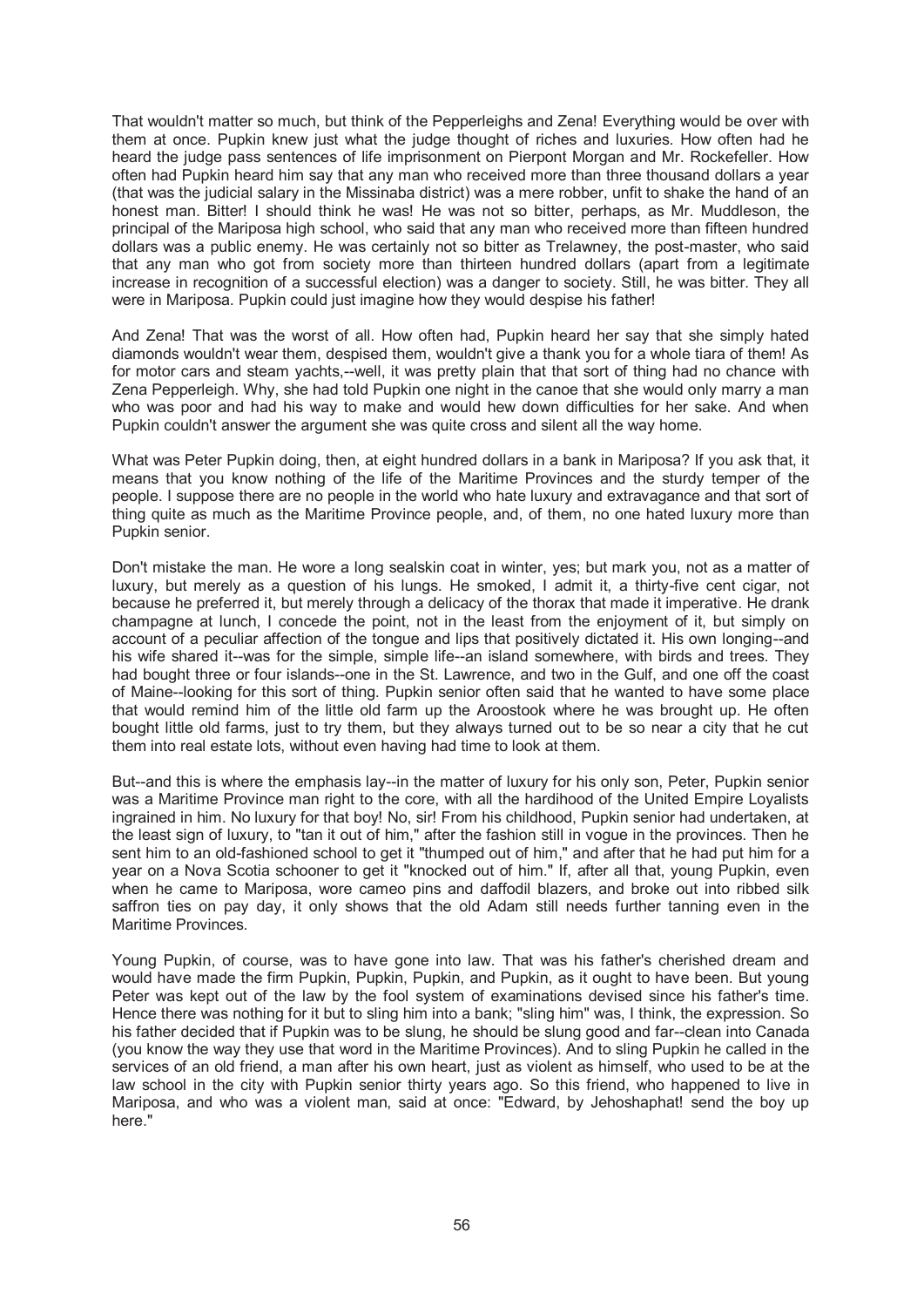That wouldn't matter so much, but think of the Pepperleighs and Zena! Everything would be over with them at once. Pupkin knew just what the judge thought of riches and luxuries. How often had he heard the judge pass sentences of life imprisonment on Pierpont Morgan and Mr. Rockefeller. How often had Pupkin heard him say that any man who received more than three thousand dollars a year (that was the judicial salary in the Missinaba district) was a mere robber, unfit to shake the hand of an honest man. Bitter! I should think he was! He was not so bitter, perhaps, as Mr. Muddleson, the principal of the Mariposa high school, who said that any man who received more than fifteen hundred dollars was a public enemy. He was certainly not so bitter as Trelawney, the post-master, who said that any man who got from society more than thirteen hundred dollars (apart from a legitimate increase in recognition of a successful election) was a danger to society. Still, he was bitter. They all were in Mariposa. Pupkin could just imagine how they would despise his father!

And Zena! That was the worst of all. How often had, Pupkin heard her say that she simply hated diamonds wouldn't wear them, despised them, wouldn't give a thank you for a whole tiara of them! As for motor cars and steam yachts,--well, it was pretty plain that that sort of thing had no chance with Zena Pepperleigh. Why, she had told Pupkin one night in the canoe that she would only marry a man who was poor and had his way to make and would hew down difficulties for her sake. And when Pupkin couldn't answer the argument she was quite cross and silent all the way home.

What was Peter Pupkin doing, then, at eight hundred dollars in a bank in Mariposa? If you ask that, it means that you know nothing of the life of the Maritime Provinces and the sturdy temper of the people. I suppose there are no people in the world who hate luxury and extravagance and that sort of thing quite as much as the Maritime Province people, and, of them, no one hated luxury more than Pupkin senior.

Don't mistake the man. He wore a long sealskin coat in winter, yes; but mark you, not as a matter of luxury, but merely as a question of his lungs. He smoked, I admit it, a thirty-five cent cigar, not because he preferred it, but merely through a delicacy of the thorax that made it imperative. He drank champagne at lunch, I concede the point, not in the least from the enjoyment of it, but simply on account of a peculiar affection of the tongue and lips that positively dictated it. His own longing--and his wife shared it--was for the simple, simple life--an island somewhere, with birds and trees. They had bought three or four islands--one in the St. Lawrence, and two in the Gulf, and one off the coast of Maine--looking for this sort of thing. Pupkin senior often said that he wanted to have some place that would remind him of the little old farm up the Aroostook where he was brought up. He often bought little old farms, just to try them, but they always turned out to be so near a city that he cut them into real estate lots, without even having had time to look at them.

But--and this is where the emphasis lay--in the matter of luxury for his only son, Peter, Pupkin senior was a Maritime Province man right to the core, with all the hardihood of the United Empire Loyalists ingrained in him. No luxury for that boy! No, sir! From his childhood, Pupkin senior had undertaken, at the least sign of luxury, to "tan it out of him," after the fashion still in vogue in the provinces. Then he sent him to an old-fashioned school to get it "thumped out of him," and after that he had put him for a year on a Nova Scotia schooner to get it "knocked out of him." If, after all that, young Pupkin, even when he came to Mariposa, wore cameo pins and daffodil blazers, and broke out into ribbed silk saffron ties on pay day, it only shows that the old Adam still needs further tanning even in the Maritime Provinces.

Young Pupkin, of course, was to have gone into law. That was his father's cherished dream and would have made the firm Pupkin, Pupkin, Pupkin, and Pupkin, as it ought to have been. But young Peter was kept out of the law by the fool system of examinations devised since his father's time. Hence there was nothing for it but to sling him into a bank; "sling him" was, I think, the expression. So his father decided that if Pupkin was to be slung, he should be slung good and far--clean into Canada (you know the way they use that word in the Maritime Provinces). And to sling Pupkin he called in the services of an old friend, a man after his own heart, just as violent as himself, who used to be at the law school in the city with Pupkin senior thirty years ago. So this friend, who happened to live in Mariposa, and who was a violent man, said at once: "Edward, by Jehoshaphat! send the boy up here."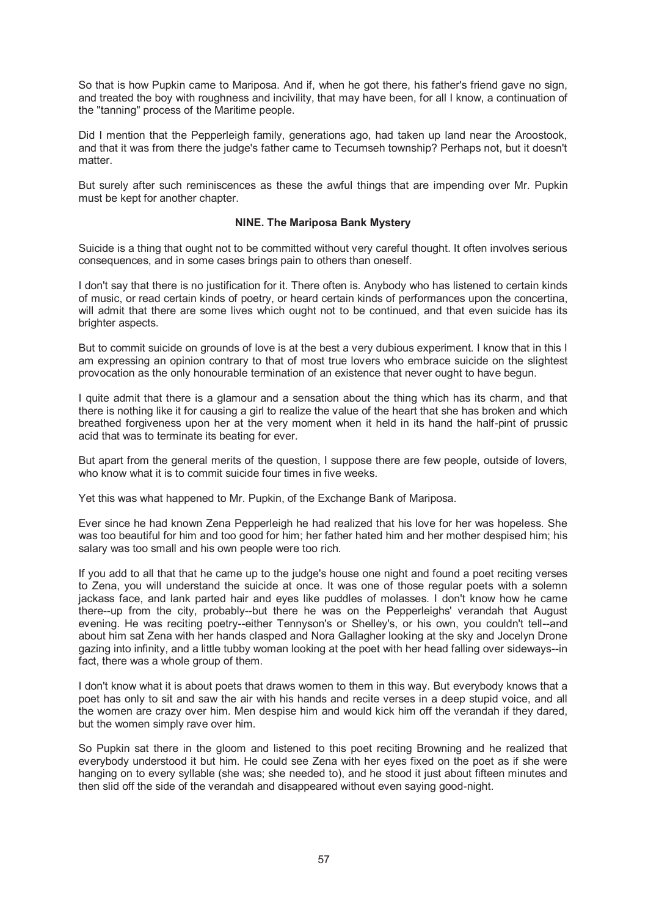So that is how Pupkin came to Mariposa. And if, when he got there, his father's friend gave no sign, and treated the boy with roughness and incivility, that may have been, for all I know, a continuation of the "tanning" process of the Maritime people.

Did I mention that the Pepperleigh family, generations ago, had taken up land near the Aroostook, and that it was from there the judge's father came to Tecumseh township? Perhaps not, but it doesn't matter.

But surely after such reminiscences as these the awful things that are impending over Mr. Pupkin must be kept for another chapter.

## NINE. The Mariposa Bank Mystery

Suicide is a thing that ought not to be committed without very careful thought. It often involves serious consequences, and in some cases brings pain to others than oneself.

I don't say that there is no justification for it. There often is. Anybody who has listened to certain kinds of music, or read certain kinds of poetry, or heard certain kinds of performances upon the concertina, will admit that there are some lives which ought not to be continued, and that even suicide has its brighter aspects.

But to commit suicide on grounds of love is at the best a very dubious experiment. I know that in this I am expressing an opinion contrary to that of most true lovers who embrace suicide on the slightest provocation as the only honourable termination of an existence that never ought to have begun.

I quite admit that there is a glamour and a sensation about the thing which has its charm, and that there is nothing like it for causing a girl to realize the value of the heart that she has broken and which breathed forgiveness upon her at the very moment when it held in its hand the half-pint of prussic acid that was to terminate its beating for ever.

But apart from the general merits of the question, I suppose there are few people, outside of lovers, who know what it is to commit suicide four times in five weeks.

Yet this was what happened to Mr. Pupkin, of the Exchange Bank of Mariposa.

Ever since he had known Zena Pepperleigh he had realized that his love for her was hopeless. She was too beautiful for him and too good for him; her father hated him and her mother despised him; his salary was too small and his own people were too rich.

If you add to all that that he came up to the judge's house one night and found a poet reciting verses to Zena, you will understand the suicide at once. It was one of those regular poets with a solemn jackass face, and lank parted hair and eyes like puddles of molasses. I don't know how he came there--up from the city, probably--but there he was on the Pepperleighs' verandah that August evening. He was reciting poetry--either Tennyson's or Shelley's, or his own, you couldn't tell--and about him sat Zena with her hands clasped and Nora Gallagher looking at the sky and Jocelyn Drone gazing into infinity, and a little tubby woman looking at the poet with her head falling over sideways--in fact, there was a whole group of them.

I don't know what it is about poets that draws women to them in this way. But everybody knows that a poet has only to sit and saw the air with his hands and recite verses in a deep stupid voice, and all the women are crazy over him. Men despise him and would kick him off the verandah if they dared, but the women simply rave over him.

So Pupkin sat there in the gloom and listened to this poet reciting Browning and he realized that everybody understood it but him. He could see Zena with her eyes fixed on the poet as if she were hanging on to every syllable (she was; she needed to), and he stood it just about fifteen minutes and then slid off the side of the verandah and disappeared without even saying good-night.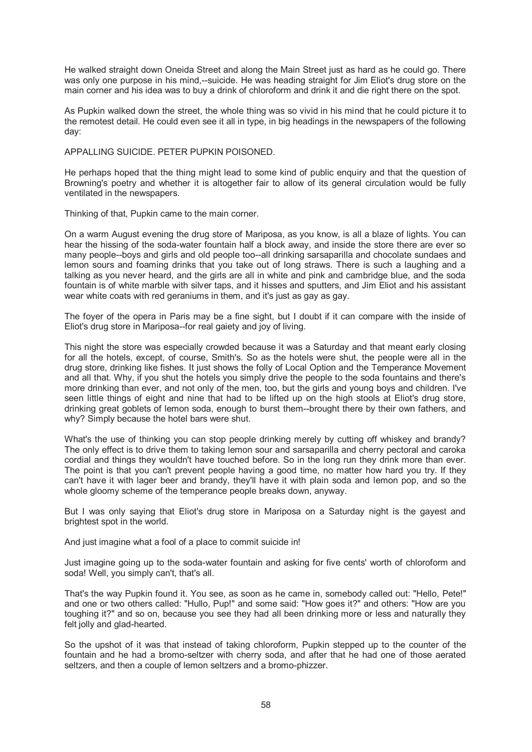He walked straight down Oneida Street and along the Main Street just as hard as he could go. There was only one purpose in his mind,--suicide. He was heading straight for Jim Eliot's drug store on the main corner and his idea was to buy a drink of chloroform and drink it and die right there on the spot.

As Pupkin walked down the street, the whole thing was so vivid in his mind that he could picture it to the remotest detail. He could even see it all in type, in big headings in the newspapers of the following day:

APPALLING SUICIDE. PETER PUPKIN POISONED.

He perhaps hoped that the thing might lead to some kind of public enquiry and that the question of Browning's poetry and whether it is altogether fair to allow of its general circulation would be fully ventilated in the newspapers.

Thinking of that, Pupkin came to the main corner.

On a warm August evening the drug store of Mariposa, as you know, is all a blaze of lights. You can hear the hissing of the soda-water fountain half a block away, and inside the store there are ever so many people--boys and girls and old people too--all drinking sarsaparilla and chocolate sundaes and lemon sours and foaming drinks that you take out of long straws. There is such a laughing and a talking as you never heard, and the girls are all in white and pink and cambridge blue, and the soda fountain is of white marble with silver taps, and it hisses and sputters, and Jim Eliot and his assistant wear white coats with red geraniums in them, and it's just as gay as gay.

The foyer of the opera in Paris may be a fine sight, but I doubt if it can compare with the inside of Eliot's drug store in Mariposa--for real gaiety and joy of living.

This night the store was especially crowded because it was a Saturday and that meant early closing for all the hotels, except, of course, Smith's. So as the hotels were shut, the people were all in the drug store, drinking like fishes. It just shows the folly of Local Option and the Temperance Movement and all that. Why, if you shut the hotels you simply drive the people to the soda fountains and there's more drinking than ever, and not only of the men, too, but the girls and young boys and children. I've seen little things of eight and nine that had to be lifted up on the high stools at Eliot's drug store, drinking great goblets of lemon soda, enough to burst them--brought there by their own fathers, and why? Simply because the hotel bars were shut.

What's the use of thinking you can stop people drinking merely by cutting off whiskey and brandy? The only effect is to drive them to taking lemon sour and sarsaparilla and cherry pectoral and caroka cordial and things they wouldn't have touched before. So in the long run they drink more than ever. The point is that you can't prevent people having a good time, no matter how hard you try. If they can't have it with lager beer and brandy, they'll have it with plain soda and lemon pop, and so the whole gloomy scheme of the temperance people breaks down, anyway.

But I was only saying that Eliot's drug store in Mariposa on a Saturday night is the gayest and brightest spot in the world.

And just imagine what a fool of a place to commit suicide in!

Just imagine going up to the soda-water fountain and asking for five cents' worth of chloroform and soda! Well, you simply can't, that's all.

That's the way Pupkin found it. You see, as soon as he came in, somebody called out: "Hello, Pete!" and one or two others called: "Hullo, Pup!" and some said: "How goes it?" and others: "How are you toughing it?" and so on, because you see they had all been drinking more or less and naturally they felt jolly and glad-hearted.

So the upshot of it was that instead of taking chloroform, Pupkin stepped up to the counter of the fountain and he had a bromo-seltzer with cherry soda, and after that he had one of those aerated seltzers, and then a couple of lemon seltzers and a bromo-phizzer.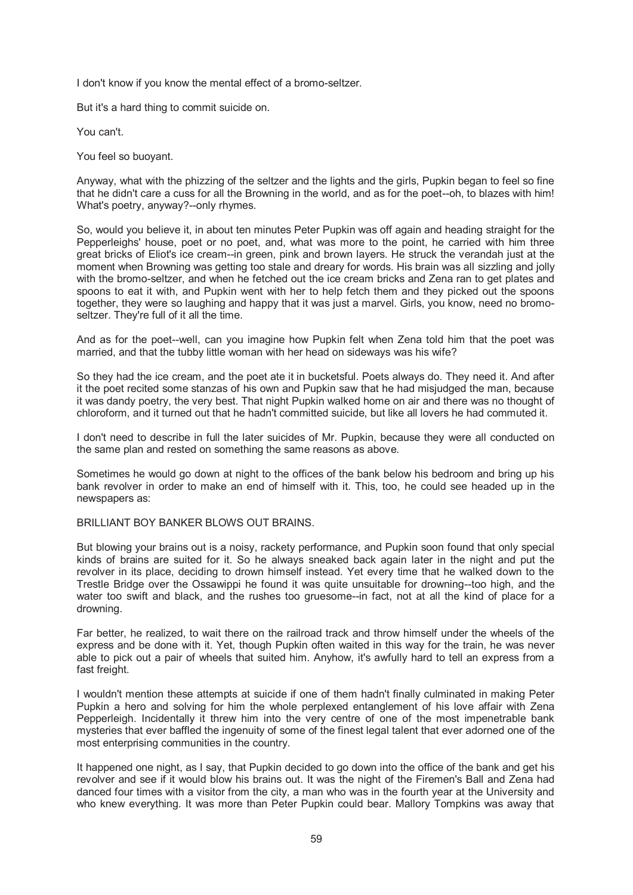I don't know if you know the mental effect of a bromo-seltzer.

But it's a hard thing to commit suicide on.

You can't.

You feel so buoyant.

Anyway, what with the phizzing of the seltzer and the lights and the girls, Pupkin began to feel so fine that he didn't care a cuss for all the Browning in the world, and as for the poet--oh, to blazes with him! What's poetry, anyway?--only rhymes.

So, would you believe it, in about ten minutes Peter Pupkin was off again and heading straight for the Pepperleighs' house, poet or no poet, and, what was more to the point, he carried with him three great bricks of Eliot's ice cream--in green, pink and brown layers. He struck the verandah just at the moment when Browning was getting too stale and dreary for words. His brain was all sizzling and jolly with the bromo-seltzer, and when he fetched out the ice cream bricks and Zena ran to get plates and spoons to eat it with, and Pupkin went with her to help fetch them and they picked out the spoons together, they were so laughing and happy that it was just a marvel. Girls, you know, need no bromo-seltzer. They're full of it all the time.

And as for the poet--well, can you imagine how Pupkin felt when Zena told him that the poet was married, and that the tubby little woman with her head on sideways was his wife?

So they had the ice cream, and the poet ate it in bucketsful. Poets always do. They need it. And after it the poet recited some stanzas of his own and Pupkin saw that he had misjudged the man, because it was dandy poetry, the very best. That night Pupkin walked home on air and there was no thought of chloroform, and it turned out that he hadn't committed suicide, but like all lovers he had commuted it.

I don't need to describe in full the later suicides of Mr. Pupkin, because they were all conducted on the same plan and rested on something the same reasons as above.

Sometimes he would go down at night to the offices of the bank below his bedroom and bring up his bank revolver in order to make an end of himself with it. This, too, he could see headed up in the newspapers as:

BRILLIANT BOY BANKER BLOWS OUT BRAINS.

But blowing your brains out is a noisy, rackety performance, and Pupkin soon found that only special kinds of brains are suited for it. So he always sneaked back again later in the night and put the revolver in its place, deciding to drown himself instead. Yet every time that he walked down to the Trestle Bridge over the Ossawippi he found it was quite unsuitable for drowning--too high, and the water too swift and black, and the rushes too gruesome--in fact, not at all the kind of place for a drowning.

Far better, he realized, to wait there on the railroad track and throw himself under the wheels of the express and be done with it. Yet, though Pupkin often waited in this way for the train, he was never able to pick out a pair of wheels that suited him. Anyhow, it's awfully hard to tell an express from a fast freight.

I wouldn't mention these attempts at suicide if one of them hadn't finally culminated in making Peter Pupkin a hero and solving for him the whole perplexed entanglement of his love affair with Zena Pepperleigh. Incidentally it threw him into the very centre of one of the most impenetrable bank mysteries that ever baffled the ingenuity of some of the finest legal talent that ever adorned one of the most enterprising communities in the country.

It happened one night, as I say, that Pupkin decided to go down into the office of the bank and get his revolver and see if it would blow his brains out. It was the night of the Firemen's Ball and Zena had danced four times with a visitor from the city, a man who was in the fourth year at the University and who knew everything. It was more than Peter Pupkin could bear. Mallory Tompkins was away that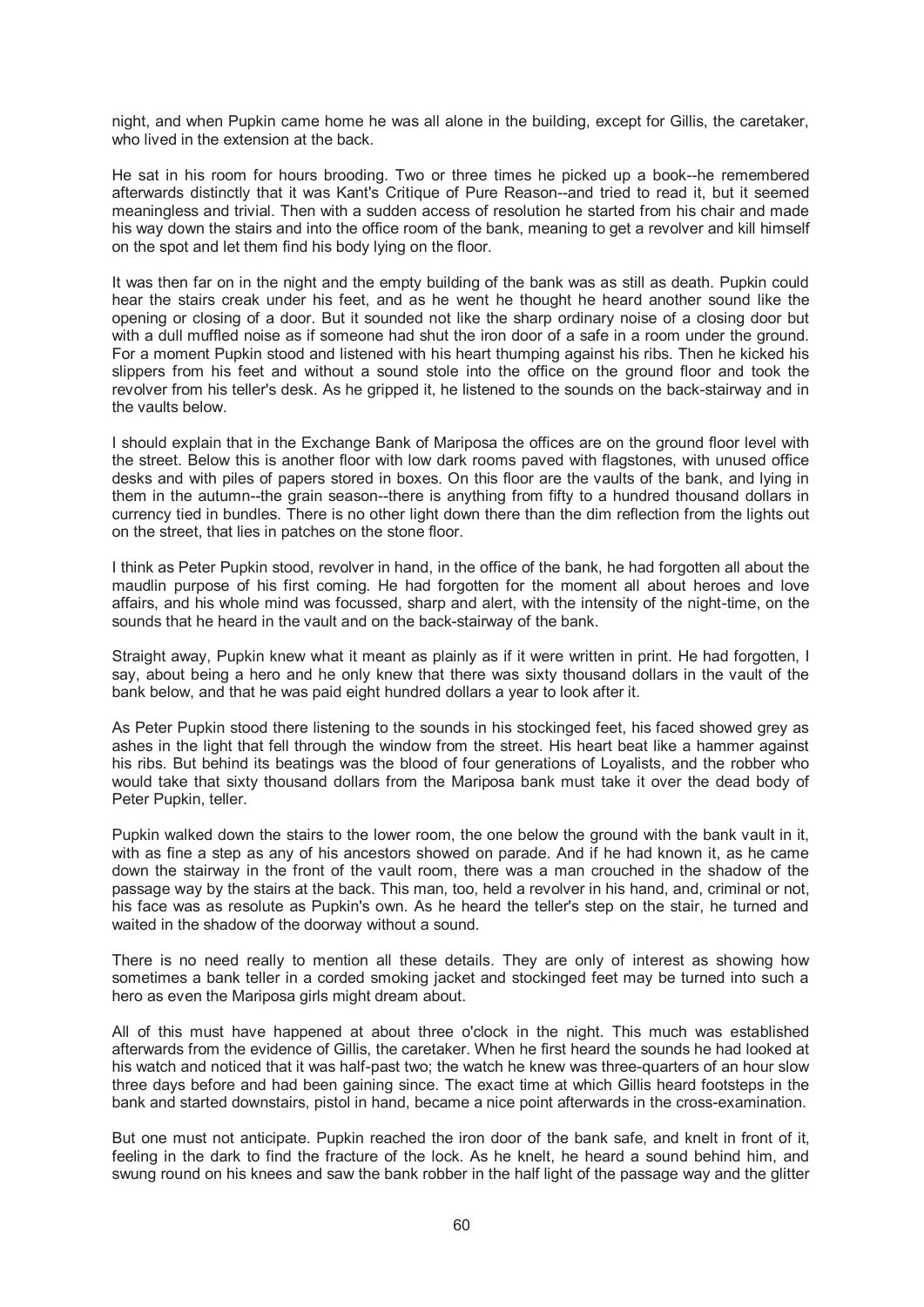night, and when Pupkin came home he was all alone in the building, except for Gillis, the caretaker, who lived in the extension at the back.

He sat in his room for hours brooding. Two or three times he picked up a book--he remembered afterwards distinctly that it was Kant's Critique of Pure Reason--and tried to read it, but it seemed meaningless and trivial. Then with a sudden access of resolution he started from his chair and made his way down the stairs and into the office room of the bank, meaning to get a revolver and kill himself on the spot and let them find his body lying on the floor.

It was then far on in the night and the empty building of the bank was as still as death. Pupkin could hear the stairs creak under his feet, and as he went he thought he heard another sound like the opening or closing of a door. But it sounded not like the sharp ordinary noise of a closing door but with a dull muffled noise as if someone had shut the iron door of a safe in a room under the ground. For a moment Pupkin stood and listened with his heart thumping against his ribs. Then he kicked his slippers from his feet and without a sound stole into the office on the ground floor and took the revolver from his teller's desk. As he gripped it, he listened to the sounds on the back-stairway and in the vaults below.

I should explain that in the Exchange Bank of Mariposa the offices are on the ground floor level with the street. Below this is another floor with low dark rooms paved with flagstones, with unused office desks and with piles of papers stored in boxes. On this floor are the vaults of the bank, and lying in them in the autumn--the grain season--there is anything from fifty to a hundred thousand dollars in currency tied in bundles. There is no other light down there than the dim reflection from the lights out on the street, that lies in patches on the stone floor.

I think as Peter Pupkin stood, revolver in hand, in the office of the bank, he had forgotten all about the maudlin purpose of his first coming. He had forgotten for the moment all about heroes and love affairs, and his whole mind was focussed, sharp and alert, with the intensity of the night-time, on the sounds that he heard in the vault and on the back-stairway of the bank.

Straight away, Pupkin knew what it meant as plainly as if it were written in print. He had forgotten, I say, about being a hero and he only knew that there was sixty thousand dollars in the vault of the bank below, and that he was paid eight hundred dollars a year to look after it.

As Peter Pupkin stood there listening to the sounds in his stockinged feet, his faced showed grey as ashes in the light that fell through the window from the street. His heart beat like a hammer against his ribs. But behind its beatings was the blood of four generations of Loyalists, and the robber who would take that sixty thousand dollars from the Mariposa bank must take it over the dead body of Peter Pupkin, teller.

Pupkin walked down the stairs to the lower room, the one below the ground with the bank vault in it, with as fine a step as any of his ancestors showed on parade. And if he had known it, as he came down the stairway in the front of the vault room, there was a man crouched in the shadow of the passage way by the stairs at the back. This man, too, held a revolver in his hand, and, criminal or not, his face was as resolute as Pupkin's own. As he heard the teller's step on the stair, he turned and waited in the shadow of the doorway without a sound.

There is no need really to mention all these details. They are only of interest as showing how sometimes a bank teller in a corded smoking jacket and stockinged feet may be turned into such a hero as even the Mariposa girls might dream about.

All of this must have happened at about three o'clock in the night. This much was established afterwards from the evidence of Gillis, the caretaker. When he first heard the sounds he had looked at his watch and noticed that it was half-past two; the watch he knew was three-quarters of an hour slow three days before and had been gaining since. The exact time at which Gillis heard footsteps in the bank and started downstairs, pistol in hand, became a nice point afterwards in the cross-examination.

But one must not anticipate. Pupkin reached the iron door of the bank safe, and knelt in front of it, feeling in the dark to find the fracture of the lock. As he knelt, he heard a sound behind him, and swung round on his knees and saw the bank robber in the half light of the passage way and the glitter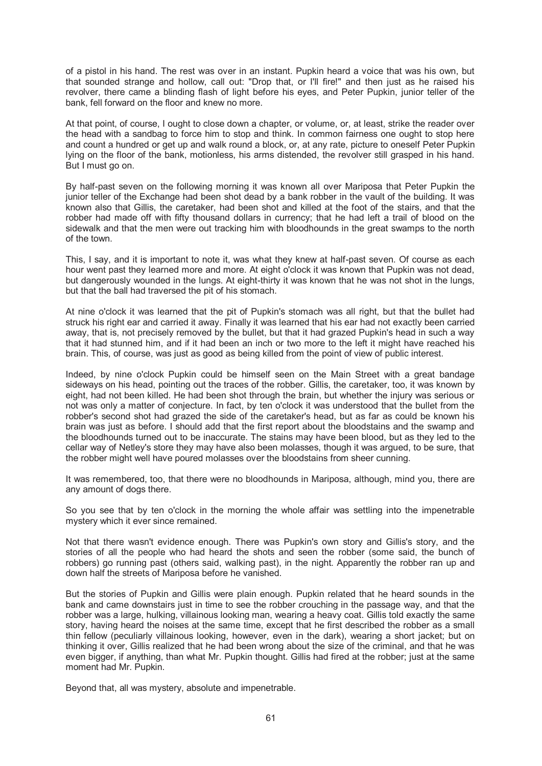of a pistol in his hand. The rest was over in an instant. Pupkin heard a voice that was his own, but that sounded strange and hollow, call out: "Drop that, or I'll fire!" and then just as he raised his revolver, there came a blinding flash of light before his eyes, and Peter Pupkin, junior teller of the bank, fell forward on the floor and knew no more.

At that point, of course, I ought to close down a chapter, or volume, or, at least, strike the reader over the head with a sandbag to force him to stop and think. In common fairness one ought to stop here and count a hundred or get up and walk round a block, or, at any rate, picture to oneself Peter Pupkin lying on the floor of the bank, motionless, his arms distended, the revolver still grasped in his hand. But I must go on.

By half-past seven on the following morning it was known all over Mariposa that Peter Pupkin the junior teller of the Exchange had been shot dead by a bank robber in the vault of the building. It was known also that Gillis, the caretaker, had been shot and killed at the foot of the stairs, and that the robber had made off with fifty thousand dollars in currency; that he had left a trail of blood on the sidewalk and that the men were out tracking him with bloodhounds in the great swamps to the north of the town.

This, I say, and it is important to note it, was what they knew at half-past seven. Of course as each hour went past they learned more and more. At eight o'clock it was known that Pupkin was not dead, but dangerously wounded in the lungs. At eight-thirty it was known that he was not shot in the lungs, but that the ball had traversed the pit of his stomach.

At nine o'clock it was learned that the pit of Pupkin's stomach was all right, but that the bullet had struck his right ear and carried it away. Finally it was learned that his ear had not exactly been carried away, that is, not precisely removed by the bullet, but that it had grazed Pupkin's head in such a way that it had stunned him, and if it had been an inch or two more to the left it might have reached his brain. This, of course, was just as good as being killed from the point of view of public interest.

Indeed, by nine o'clock Pupkin could be himself seen on the Main Street with a great bandage sideways on his head, pointing out the traces of the robber. Gillis, the caretaker, too, it was known by eight, had not been killed. He had been shot through the brain, but whether the injury was serious or not was only a matter of conjecture. In fact, by ten o'clock it was understood that the bullet from the robber's second shot had grazed the side of the caretaker's head, but as far as could be known his brain was just as before. I should add that the first report about the bloodstains and the swamp and the bloodhounds turned out to be inaccurate. The stains may have been blood, but as they led to the cellar way of Netley's store they may have also been molasses, though it was argued, to be sure, that the robber might well have poured molasses over the bloodstains from sheer cunning.

It was remembered, too, that there were no bloodhounds in Mariposa, although, mind you, there are any amount of dogs there.

So you see that by ten o'clock in the morning the whole affair was settling into the impenetrable mystery which it ever since remained.

Not that there wasn't evidence enough. There was Pupkin's own story and Gillis's story, and the stories of all the people who had heard the shots and seen the robber (some said, the bunch of robbers) go running past (others said, walking past), in the night. Apparently the robber ran up and down half the streets of Mariposa before he vanished.

But the stories of Pupkin and Gillis were plain enough. Pupkin related that he heard sounds in the bank and came downstairs just in time to see the robber crouching in the passage way, and that the robber was a large, hulking, villainous looking man, wearing a heavy coat. Gillis told exactly the same story, having heard the noises at the same time, except that he first described the robber as a small thin fellow (peculiarly villainous looking, however, even in the dark), wearing a short jacket; but on thinking it over, Gillis realized that he had been wrong about the size of the criminal, and that he was even bigger, if anything, than what Mr. Pupkin thought. Gillis had fired at the robber; just at the same moment had Mr. Pupkin.

Beyond that, all was mystery, absolute and impenetrable.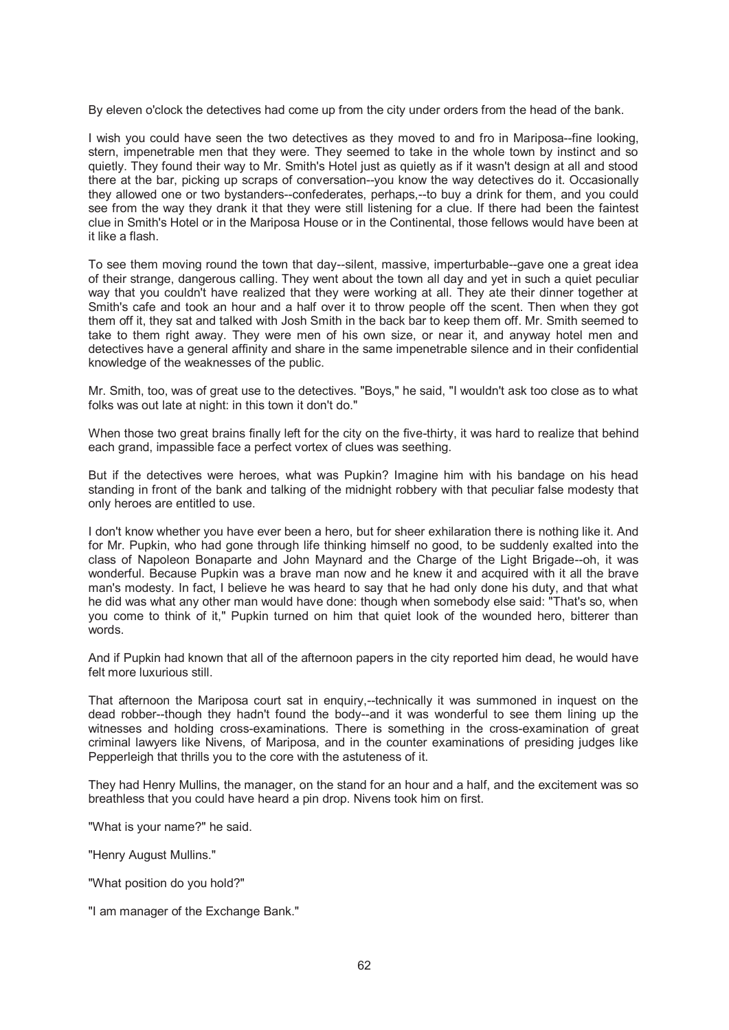By eleven o'clock the detectives had come up from the city under orders from the head of the bank.

I wish you could have seen the two detectives as they moved to and fro in Mariposa--fine looking, stern, impenetrable men that they were. They seemed to take in the whole town by instinct and so quietly. They found their way to Mr. Smith's Hotel just as quietly as if it wasn't design at all and stood there at the bar, picking up scraps of conversation--you know the way detectives do it. Occasionally they allowed one or two bystanders--confederates, perhaps,--to buy a drink for them, and you could see from the way they drank it that they were still listening for a clue. If there had been the faintest clue in Smith's Hotel or in the Mariposa House or in the Continental, those fellows would have been at it like a flash.

To see them moving round the town that day--silent, massive, imperturbable--gave one a great idea of their strange, dangerous calling. They went about the town all day and yet in such a quiet peculiar way that you couldn't have realized that they were working at all. They ate their dinner together at Smith's cafe and took an hour and a half over it to throw people off the scent. Then when they got them off it, they sat and talked with Josh Smith in the back bar to keep them off. Mr. Smith seemed to take to them right away. They were men of his own size, or near it, and anyway hotel men and detectives have a general affinity and share in the same impenetrable silence and in their confidential knowledge of the weaknesses of the public.

Mr. Smith, too, was of great use to the detectives. "Boys," he said, "I wouldn't ask too close as to what folks was out late at night: in this town it don't do."

When those two great brains finally left for the city on the five-thirty, it was hard to realize that behind each grand, impassible face a perfect vortex of clues was seething.

But if the detectives were heroes, what was Pupkin? Imagine him with his bandage on his head standing in front of the bank and talking of the midnight robbery with that peculiar false modesty that only heroes are entitled to use.

I don't know whether you have ever been a hero, but for sheer exhilaration there is nothing like it. And for Mr. Pupkin, who had gone through life thinking himself no good, to be suddenly exalted into the class of Napoleon Bonaparte and John Maynard and the Charge of the Light Brigade--oh, it was wonderful. Because Pupkin was a brave man now and he knew it and acquired with it all the brave man's modesty. In fact, I believe he was heard to say that he had only done his duty, and that what he did was what any other man would have done: though when somebody else said: "That's so, when you come to think of it," Pupkin turned on him that quiet look of the wounded hero, bitterer than words.

And if Pupkin had known that all of the afternoon papers in the city reported him dead, he would have felt more luxurious still.

That afternoon the Mariposa court sat in enquiry,--technically it was summoned in inquest on the dead robber--though they hadn't found the body--and it was wonderful to see them lining up the witnesses and holding cross-examinations. There is something in the cross-examination of great criminal lawyers like Nivens, of Mariposa, and in the counter examinations of presiding judges like Pepperleigh that thrills you to the core with the astuteness of it.

They had Henry Mullins, the manager, on the stand for an hour and a half, and the excitement was so breathless that you could have heard a pin drop. Nivens took him on first.

"What is your name?" he said.

"Henry August Mullins."

"What position do you hold?"

"I am manager of the Exchange Bank."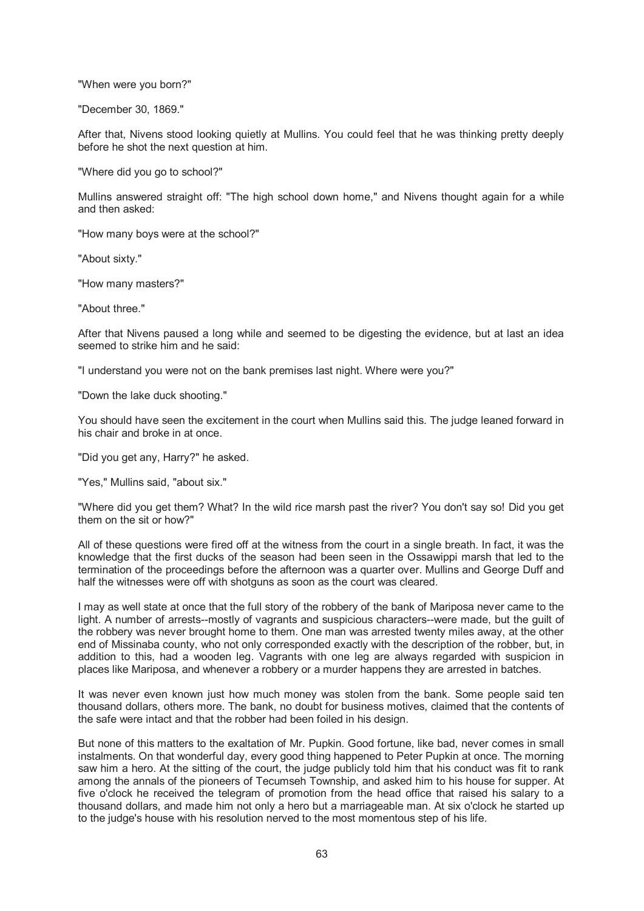"When were you born?"

"December 30, 1869."

After that, Nivens stood looking quietly at Mullins. You could feel that he was thinking pretty deeply before he shot the next question at him.

"Where did you go to school?"

Mullins answered straight off: "The high school down home," and Nivens thought again for a while and then asked:

"How many boys were at the school?"

"About sixty."

"How many masters?"

"About three."

After that Nivens paused a long while and seemed to be digesting the evidence, but at last an idea seemed to strike him and he said:

"I understand you were not on the bank premises last night. Where were you?"

"Down the lake duck shooting."

You should have seen the excitement in the court when Mullins said this. The judge leaned forward in his chair and broke in at once.

"Did you get any, Harry?" he asked.

"Yes," Mullins said, "about six."

"Where did you get them? What? In the wild rice marsh past the river? You don't say so! Did you get them on the sit or how?"

All of these questions were fired off at the witness from the court in a single breath. In fact, it was the knowledge that the first ducks of the season had been seen in the Ossawippi marsh that led to the termination of the proceedings before the afternoon was a quarter over. Mullins and George Duff and half the witnesses were off with shotguns as soon as the court was cleared.

I may as well state at once that the full story of the robbery of the bank of Mariposa never came to the light. A number of arrests--mostly of vagrants and suspicious characters--were made, but the guilt of the robbery was never brought home to them. One man was arrested twenty miles away, at the other end of Missinaba county, who not only corresponded exactly with the description of the robber, but, in addition to this, had a wooden leg. Vagrants with one leg are always regarded with suspicion in places like Mariposa, and whenever a robbery or a murder happens they are arrested in batches.

It was never even known just how much money was stolen from the bank. Some people said ten thousand dollars, others more. The bank, no doubt for business motives, claimed that the contents of the safe were intact and that the robber had been foiled in his design.

But none of this matters to the exaltation of Mr. Pupkin. Good fortune, like bad, never comes in small instalments. On that wonderful day, every good thing happened to Peter Pupkin at once. The morning saw him a hero. At the sitting of the court, the judge publicly told him that his conduct was fit to rank among the annals of the pioneers of Tecumseh Township, and asked him to his house for supper. At five o'clock he received the telegram of promotion from the head office that raised his salary to a thousand dollars, and made him not only a hero but a marriageable man. At six o'clock he started up to the judge's house with his resolution nerved to the most momentous step of his life.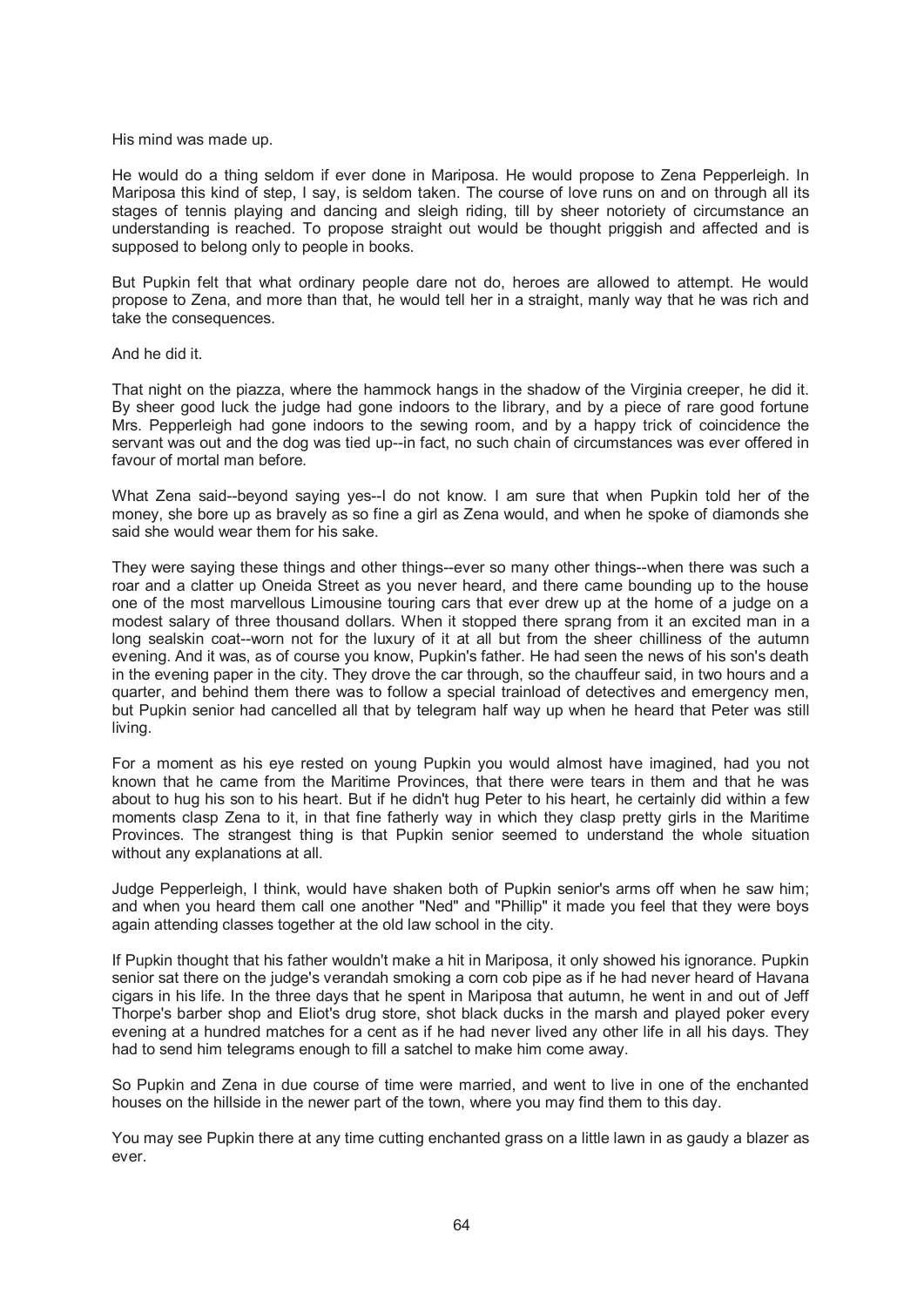His mind was made up.

He would do a thing seldom if ever done in Mariposa. He would propose to Zena Pepperleigh. In Mariposa this kind of step, I say, is seldom taken. The course of love runs on and on through all its stages of tennis playing and dancing and sleigh riding, till by sheer notoriety of circumstance an understanding is reached. To propose straight out would be thought priggish and affected and is supposed to belong only to people in books.

But Pupkin felt that what ordinary people dare not do, heroes are allowed to attempt. He would propose to Zena, and more than that, he would tell her in a straight, manly way that he was rich and take the consequences.

And he did it.

That night on the piazza, where the hammock hangs in the shadow of the Virginia creeper, he did it. By sheer good luck the judge had gone indoors to the library, and by a piece of rare good fortune Mrs. Pepperleigh had gone indoors to the sewing room, and by a happy trick of coincidence the servant was out and the dog was tied up--in fact, no such chain of circumstances was ever offered in favour of mortal man before.

What Zena said--beyond saying yes--I do not know. I am sure that when Pupkin told her of the money, she bore up as bravely as so fine a girl as Zena would, and when he spoke of diamonds she said she would wear them for his sake.

They were saying these things and other things--ever so many other things--when there was such a roar and a clatter up Oneida Street as you never heard, and there came bounding up to the house one of the most marvellous Limousine touring cars that ever drew up at the home of a judge on a modest salary of three thousand dollars. When it stopped there sprang from it an excited man in a long sealskin coat--worn not for the luxury of it at all but from the sheer chilliness of the autumn evening. And it was, as of course you know, Pupkin's father. He had seen the news of his son's death in the evening paper in the city. They drove the car through, so the chauffeur said, in two hours and a quarter, and behind them there was to follow a special trainload of detectives and emergency men, but Pupkin senior had cancelled all that by telegram half way up when he heard that Peter was still living.

For a moment as his eye rested on young Pupkin you would almost have imagined, had you not known that he came from the Maritime Provinces, that there were tears in them and that he was about to hug his son to his heart. But if he didn't hug Peter to his heart, he certainly did within a few moments clasp Zena to it, in that fine fatherly way in which they clasp pretty girls in the Maritime Provinces. The strangest thing is that Pupkin senior seemed to understand the whole situation without any explanations at all.

Judge Pepperleigh, I think, would have shaken both of Pupkin senior's arms off when he saw him; and when you heard them call one another "Ned" and "Phillip" it made you feel that they were boys again attending classes together at the old law school in the city.

If Pupkin thought that his father wouldn't make a hit in Mariposa, it only showed his ignorance. Pupkin senior sat there on the judge's verandah smoking a corn cob pipe as if he had never heard of Havana cigars in his life. In the three days that he spent in Mariposa that autumn, he went in and out of Jeff Thorpe's barber shop and Eliot's drug store, shot black ducks in the marsh and played poker every evening at a hundred matches for a cent as if he had never lived any other life in all his days. They had to send him telegrams enough to fill a satchel to make him come away.

So Pupkin and Zena in due course of time were married, and went to live in one of the enchanted houses on the hillside in the newer part of the town, where you may find them to this day.

You may see Pupkin there at any time cutting enchanted grass on a little lawn in as gaudy a blazer as ever.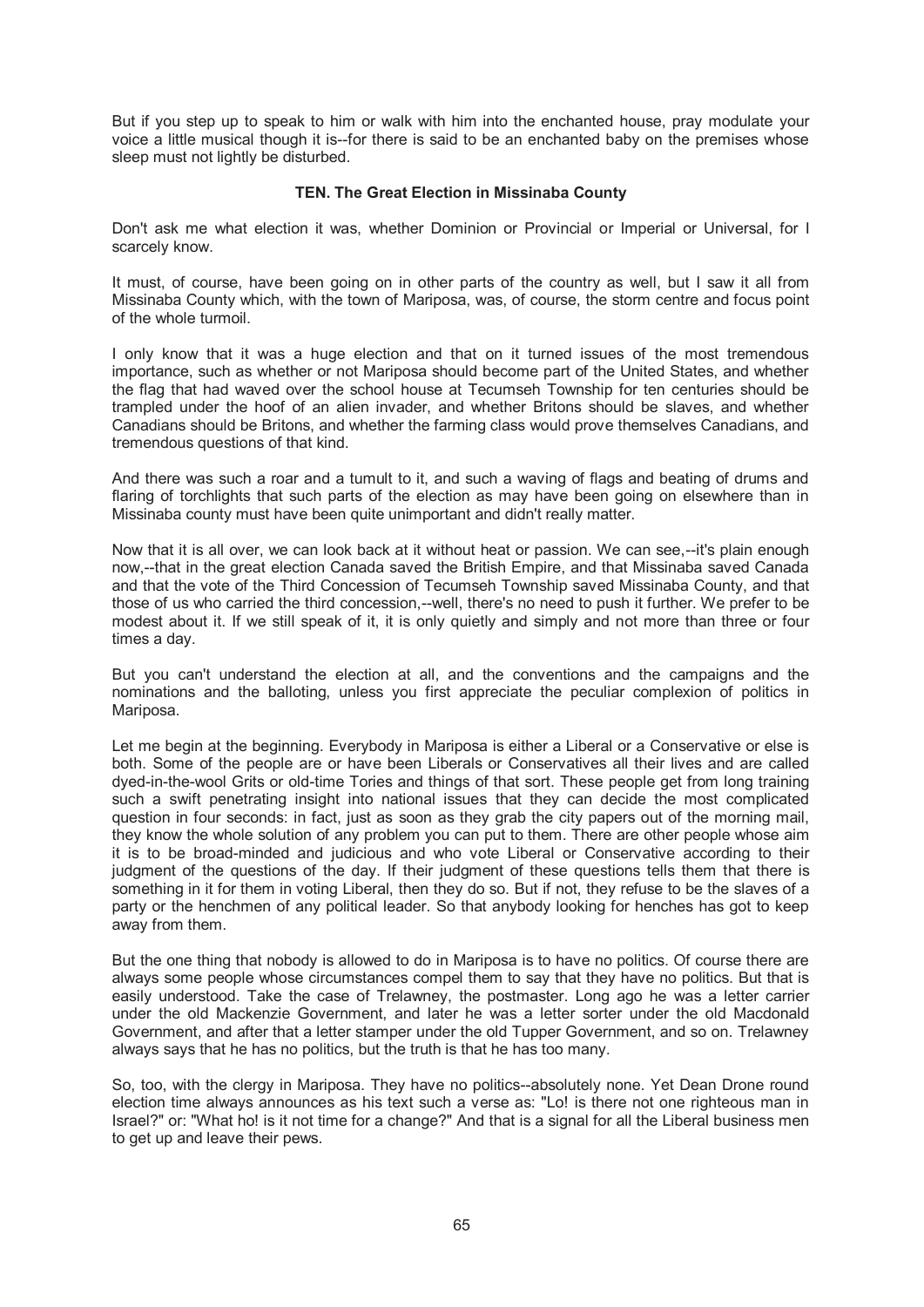But if you step up to speak to him or walk with him into the enchanted house, pray modulate your voice a little musical though it is--for there is said to be an enchanted baby on the premises whose sleep must not lightly be disturbed.

## TEN. The Great Election in Missinaba County

Don't ask me what election it was, whether Dominion or Provincial or Imperial or Universal, for I scarcely know.

It must, of course, have been going on in other parts of the country as well, but I saw it all from Missinaba County which, with the town of Mariposa, was, of course, the storm centre and focus point of the whole turmoil.

I only know that it was a huge election and that on it turned issues of the most tremendous importance, such as whether or not Mariposa should become part of the United States, and whether the flag that had waved over the school house at Tecumseh Township for ten centuries should be trampled under the hoof of an alien invader, and whether Britons should be slaves, and whether Canadians should be Britons, and whether the farming class would prove themselves Canadians, and tremendous questions of that kind.

And there was such a roar and a tumult to it, and such a waving of flags and beating of drums and flaring of torchlights that such parts of the election as may have been going on elsewhere than in Missinaba county must have been quite unimportant and didn't really matter.

Now that it is all over, we can look back at it without heat or passion. We can see,--it's plain enough now,--that in the great election Canada saved the British Empire, and that Missinaba saved Canada and that the vote of the Third Concession of Tecumseh Township saved Missinaba County, and that those of us who carried the third concession,--well, there's no need to push it further. We prefer to be modest about it. If we still speak of it, it is only quietly and simply and not more than three or four times a day.

But you can't understand the election at all, and the conventions and the campaigns and the nominations and the balloting, unless you first appreciate the peculiar complexion of politics in Mariposa.

Let me begin at the beginning. Everybody in Mariposa is either a Liberal or a Conservative or else is both. Some of the people are or have been Liberals or Conservatives all their lives and are called dyed-in-the-wool Grits or old-time Tories and things of that sort. These people get from long training such a swift penetrating insight into national issues that they can decide the most complicated question in four seconds: in fact, just as soon as they grab the city papers out of the morning mail, they know the whole solution of any problem you can put to them. There are other people whose aim it is to be broad-minded and judicious and who vote Liberal or Conservative according to their judgment of the questions of the day. If their judgment of these questions tells them that there is something in it for them in voting Liberal, then they do so. But if not, they refuse to be the slaves of a party or the henchmen of any political leader. So that anybody looking for henches has got to keep away from them.

But the one thing that nobody is allowed to do in Mariposa is to have no politics. Of course there are always some people whose circumstances compel them to say that they have no politics. But that is easily understood. Take the case of Trelawney, the postmaster. Long ago he was a letter carrier under the old Mackenzie Government, and later he was a letter sorter under the old Macdonald Government, and after that a letter stamper under the old Tupper Government, and so on. Trelawney always says that he has no politics, but the truth is that he has too many.

So, too, with the clergy in Mariposa. They have no politics--absolutely none. Yet Dean Drone round election time always announces as his text such a verse as: "Lo! is there not one righteous man in Israel?" or: "What ho! is it not time for a change?" And that is a signal for all the Liberal business men to get up and leave their pews.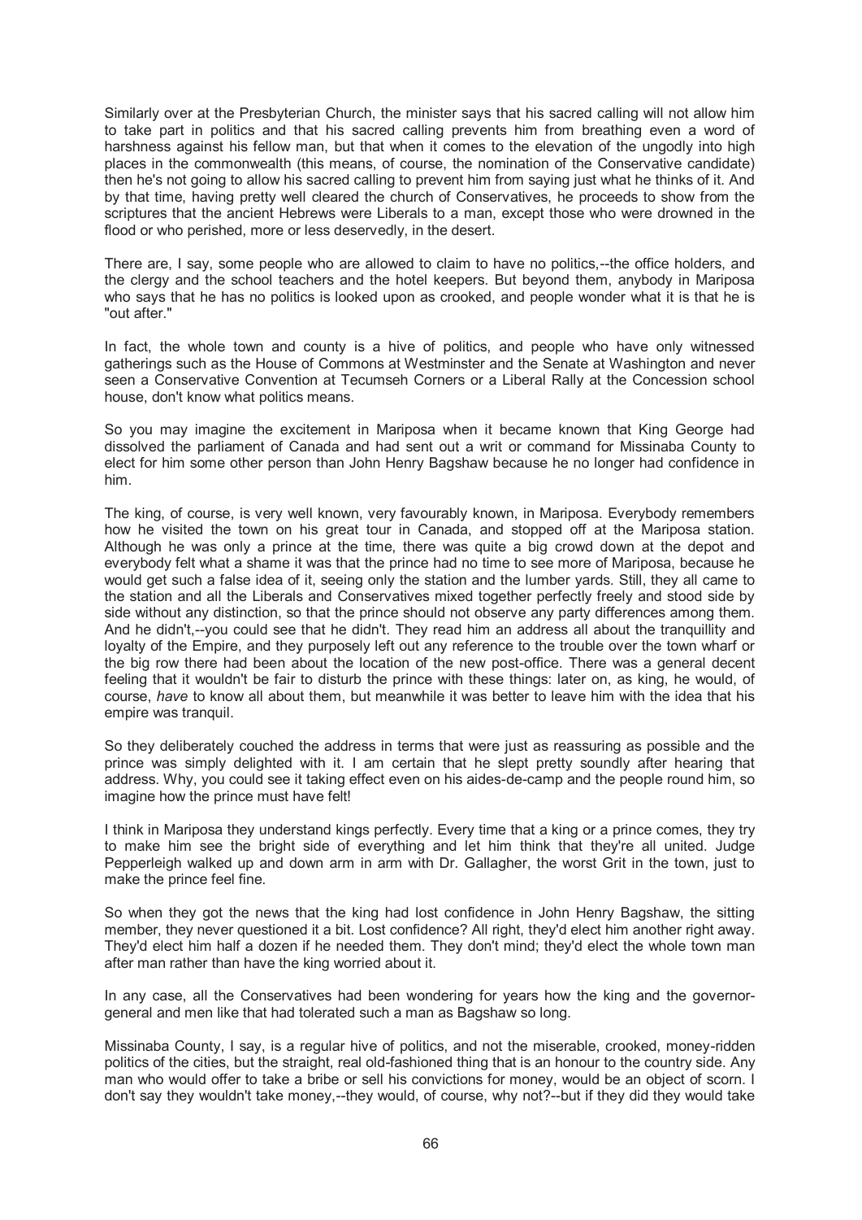Similarly over at the Presbyterian Church, the minister says that his sacred calling will not allow him to take part in politics and that his sacred calling prevents him from breathing even a word of harshness against his fellow man, but that when it comes to the elevation of the ungodly into high places in the commonwealth (this means, of course, the nomination of the Conservative candidate) then he's not going to allow his sacred calling to prevent him from saying just what he thinks of it. And by that time, having pretty well cleared the church of Conservatives, he proceeds to show from the scriptures that the ancient Hebrews were Liberals to a man, except those who were drowned in the flood or who perished, more or less deservedly, in the desert.

There are, I say, some people who are allowed to claim to have no politics,--the office holders, and the clergy and the school teachers and the hotel keepers. But beyond them, anybody in Mariposa who says that he has no politics is looked upon as crooked, and people wonder what it is that he is "out after."

In fact, the whole town and county is a hive of politics, and people who have only witnessed gatherings such as the House of Commons at Westminster and the Senate at Washington and never seen a Conservative Convention at Tecumseh Corners or a Liberal Rally at the Concession school house, don't know what politics means.

So you may imagine the excitement in Mariposa when it became known that King George had dissolved the parliament of Canada and had sent out a writ or command for Missinaba County to elect for him some other person than John Henry Bagshaw because he no longer had confidence in him.

The king, of course, is very well known, very favourably known, in Mariposa. Everybody remembers how he visited the town on his great tour in Canada, and stopped off at the Mariposa station. Although he was only a prince at the time, there was quite a big crowd down at the depot and everybody felt what a shame it was that the prince had no time to see more of Mariposa, because he would get such a false idea of it, seeing only the station and the lumber yards. Still, they all came to the station and all the Liberals and Conservatives mixed together perfectly freely and stood side by side without any distinction, so that the prince should not observe any party differences among them. And he didn't,--you could see that he didn't. They read him an address all about the tranquillity and loyalty of the Empire, and they purposely left out any reference to the trouble over the town wharf or the big row there had been about the location of the new post-office. There was a general decent feeling that it wouldn't be fair to disturb the prince with these things: later on, as king, he would, of course, *have* to know all about them, but meanwhile it was better to leave him with the idea that his empire was tranquil.

So they deliberately couched the address in terms that were just as reassuring as possible and the prince was simply delighted with it. I am certain that he slept pretty soundly after hearing that address. Why, you could see it taking effect even on his aides-de-camp and the people round him, so imagine how the prince must have felt!

I think in Mariposa they understand kings perfectly. Every time that a king or a prince comes, they try to make him see the bright side of everything and let him think that they're all united. Judge Pepperleigh walked up and down arm in arm with Dr. Gallagher, the worst Grit in the town, just to make the prince feel fine.

So when they got the news that the king had lost confidence in John Henry Bagshaw, the sitting member, they never questioned it a bit. Lost confidence? All right, they'd elect him another right away. They'd elect him half a dozen if he needed them. They don't mind; they'd elect the whole town man after man rather than have the king worried about it.

In any case, all the Conservatives had been wondering for years how the king and the governor-general and men like that had tolerated such a man as Bagshaw so long.

Missinaba County, I say, is a regular hive of politics, and not the miserable, crooked, money-ridden politics of the cities, but the straight, real old-fashioned thing that is an honour to the country side. Any man who would offer to take a bribe or sell his convictions for money, would be an object of scorn. I don't say they wouldn't take money,--they would, of course, why not?--but if they did they would take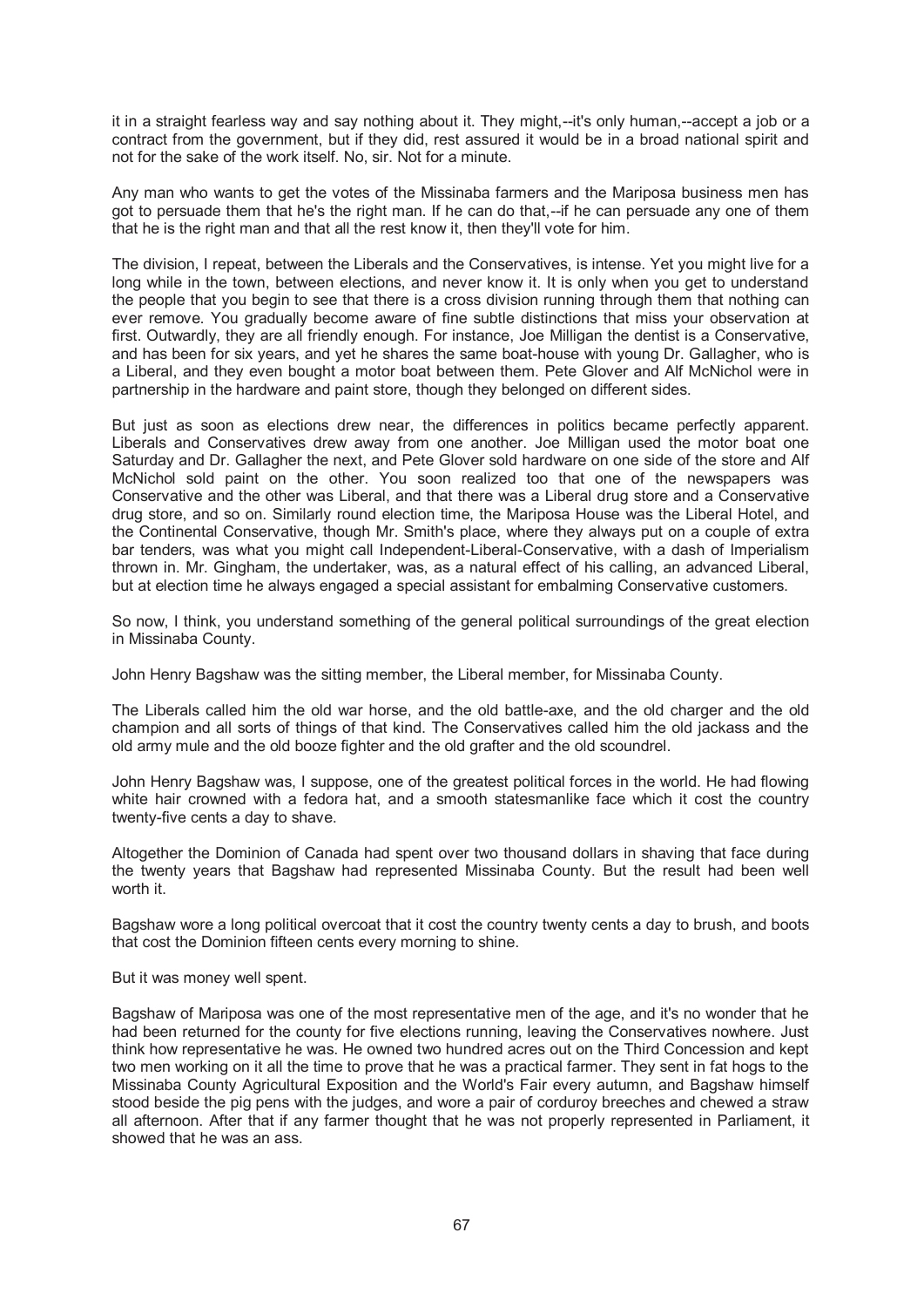it in a straight fearless way and say nothing about it. They might,--it's only human,--accept a job or a contract from the government, but if they did, rest assured it would be in a broad national spirit and not for the sake of the work itself. No, sir. Not for a minute.

Any man who wants to get the votes of the Missinaba farmers and the Mariposa business men has got to persuade them that he's the right man. If he can do that,--if he can persuade any one of them that he is the right man and that all the rest know it, then they'll vote for him.

The division, I repeat, between the Liberals and the Conservatives, is intense. Yet you might live for a long while in the town, between elections, and never know it. It is only when you get to understand the people that you begin to see that there is a cross division running through them that nothing can ever remove. You gradually become aware of fine subtle distinctions that miss your observation at first. Outwardly, they are all friendly enough. For instance, Joe Milligan the dentist is a Conservative, and has been for six years, and yet he shares the same boat-house with young Dr. Gallagher, who is a Liberal, and they even bought a motor boat between them. Pete Glover and Alf McNichol were in partnership in the hardware and paint store, though they belonged on different sides.

But just as soon as elections drew near, the differences in politics became perfectly apparent. Liberals and Conservatives drew away from one another. Joe Milligan used the motor boat one Saturday and Dr. Gallagher the next, and Pete Glover sold hardware on one side of the store and Alf McNichol sold paint on the other. You soon realized too that one of the newspapers was Conservative and the other was Liberal, and that there was a Liberal drug store and a Conservative drug store, and so on. Similarly round election time, the Mariposa House was the Liberal Hotel, and the Continental Conservative, though Mr. Smith's place, where they always put on a couple of extra bar tenders, was what you might call Independent-Liberal-Conservative, with a dash of Imperialism thrown in. Mr. Gingham, the undertaker, was, as a natural effect of his calling, an advanced Liberal, but at election time he always engaged a special assistant for embalming Conservative customers.

So now, I think, you understand something of the general political surroundings of the great election in Missinaba County.

John Henry Bagshaw was the sitting member, the Liberal member, for Missinaba County.

The Liberals called him the old war horse, and the old battle-axe, and the old charger and the old champion and all sorts of things of that kind. The Conservatives called him the old jackass and the old army mule and the old booze fighter and the old grafter and the old scoundrel.

John Henry Bagshaw was, I suppose, one of the greatest political forces in the world. He had flowing white hair crowned with a fedora hat, and a smooth statesmanlike face which it cost the country twenty-five cents a day to shave.

Altogether the Dominion of Canada had spent over two thousand dollars in shaving that face during the twenty years that Bagshaw had represented Missinaba County. But the result had been well worth it.

Bagshaw wore a long political overcoat that it cost the country twenty cents a day to brush, and boots that cost the Dominion fifteen cents every morning to shine.

But it was money well spent.

Bagshaw of Mariposa was one of the most representative men of the age, and it's no wonder that he had been returned for the county for five elections running, leaving the Conservatives nowhere. Just think how representative he was. He owned two hundred acres out on the Third Concession and kept two men working on it all the time to prove that he was a practical farmer. They sent in fat hogs to the Missinaba County Agricultural Exposition and the World's Fair every autumn, and Bagshaw himself stood beside the pig pens with the judges, and wore a pair of corduroy breeches and chewed a straw all afternoon. After that if any farmer thought that he was not properly represented in Parliament, it showed that he was an ass.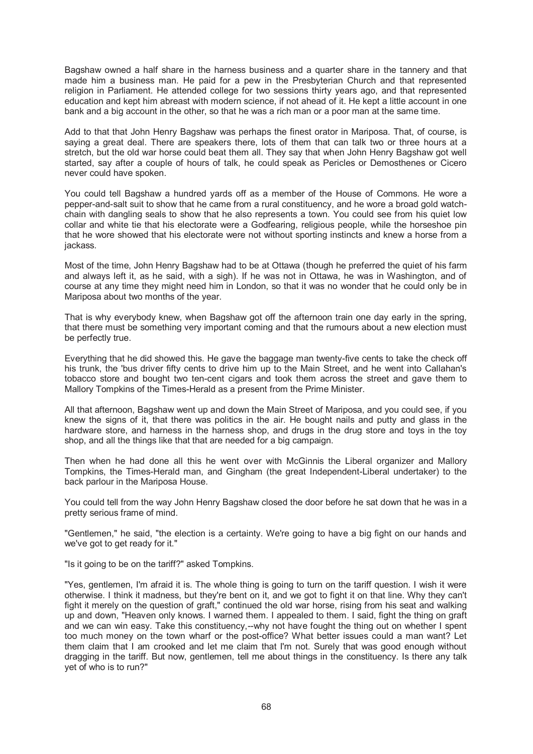Bagshaw owned a half share in the harness business and a quarter share in the tannery and that made him a business man. He paid for a pew in the Presbyterian Church and that represented religion in Parliament. He attended college for two sessions thirty years ago, and that represented education and kept him abreast with modern science, if not ahead of it. He kept a little account in one bank and a big account in the other, so that he was a rich man or a poor man at the same time.

Add to that that John Henry Bagshaw was perhaps the finest orator in Mariposa. That, of course, is saying a great deal. There are speakers there, lots of them that can talk two or three hours at a stretch, but the old war horse could beat them all. They say that when John Henry Bagshaw got well started, say after a couple of hours of talk, he could speak as Pericles or Demosthenes or Cicero never could have spoken.

You could tell Bagshaw a hundred yards off as a member of the House of Commons. He wore a pepper-and-salt suit to show that he came from a rural constituency, and he wore a broad gold watch-chain with dangling seals to show that he also represents a town. You could see from his quiet low collar and white tie that his electorate were a Godfearing, religious people, while the horseshoe pin that he wore showed that his electorate were not without sporting instincts and knew a horse from a jackass.

Most of the time, John Henry Bagshaw had to be at Ottawa (though he preferred the quiet of his farm and always left it, as he said, with a sigh). If he was not in Ottawa, he was in Washington, and of course at any time they might need him in London, so that it was no wonder that he could only be in Mariposa about two months of the year.

That is why everybody knew, when Bagshaw got off the afternoon train one day early in the spring, that there must be something very important coming and that the rumours about a new election must be perfectly true.

Everything that he did showed this. He gave the baggage man twenty-five cents to take the check off his trunk, the 'bus driver fifty cents to drive him up to the Main Street, and he went into Callahan's tobacco store and bought two ten-cent cigars and took them across the street and gave them to Mallory Tompkins of the Times-Herald as a present from the Prime Minister.

All that afternoon, Bagshaw went up and down the Main Street of Mariposa, and you could see, if you knew the signs of it, that there was politics in the air. He bought nails and putty and glass in the hardware store, and harness in the harness shop, and drugs in the drug store and toys in the toy shop, and all the things like that that are needed for a big campaign.

Then when he had done all this he went over with McGinnis the Liberal organizer and Mallory Tompkins, the Times-Herald man, and Gingham (the great Independent-Liberal undertaker) to the back parlour in the Mariposa House.

You could tell from the way John Henry Bagshaw closed the door before he sat down that he was in a pretty serious frame of mind.

"Gentlemen," he said, "the election is a certainty. We're going to have a big fight on our hands and we've got to get ready for it."

"Is it going to be on the tariff?" asked Tompkins.

"Yes, gentlemen, I'm afraid it is. The whole thing is going to turn on the tariff question. I wish it were otherwise. I think it madness, but they're bent on it, and we got to fight it on that line. Why they can't fight it merely on the question of graft," continued the old war horse, rising from his seat and walking up and down, "Heaven only knows. I warned them. I appealed to them. I said, fight the thing on graft and we can win easy. Take this constituency,--why not have fought the thing out on whether I spent too much money on the town wharf or the post-office? What better issues could a man want? Let them claim that I am crooked and let me claim that I'm not. Surely that was good enough without dragging in the tariff. But now, gentlemen, tell me about things in the constituency. Is there any talk yet of who is to run?"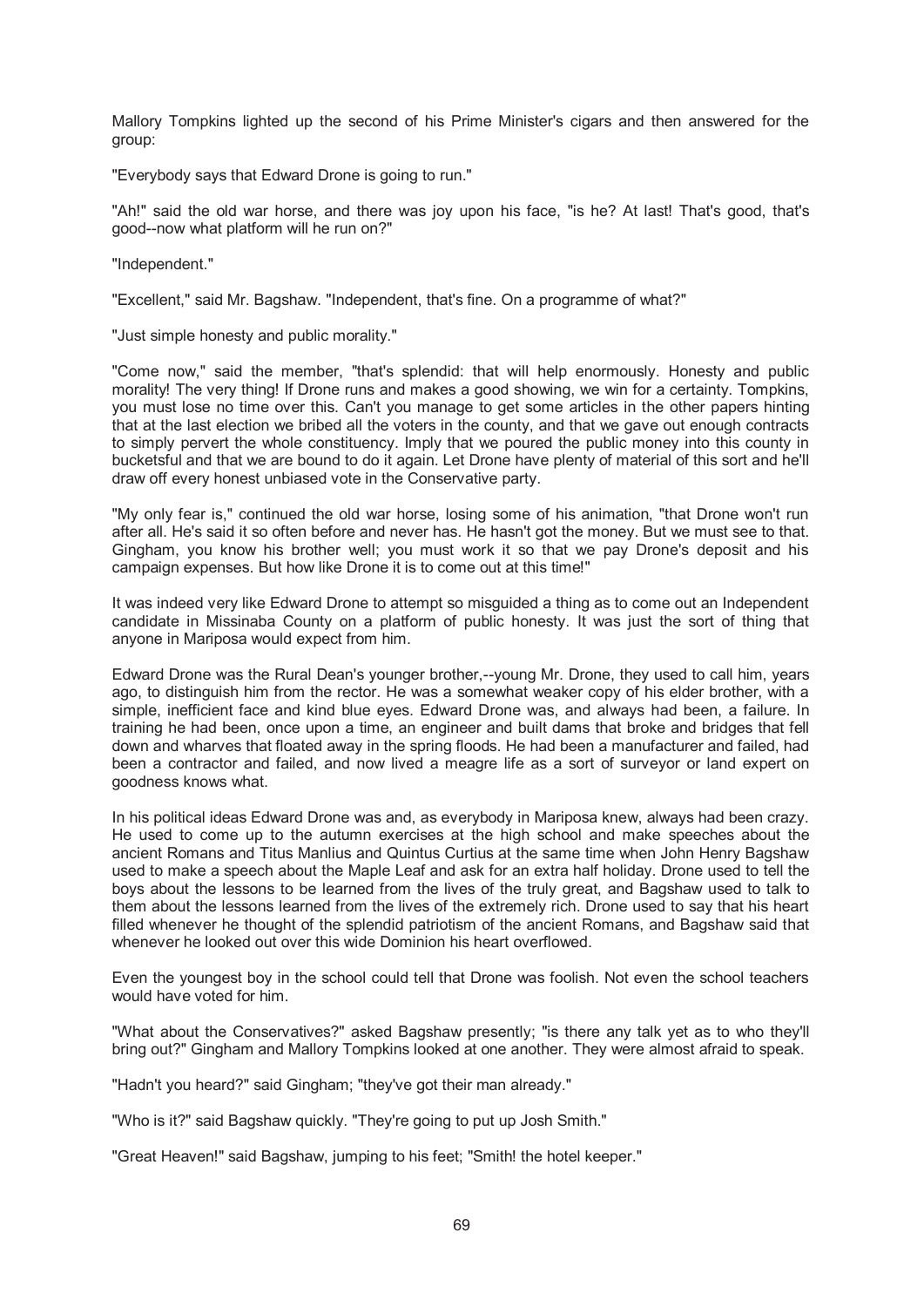Mallory Tompkins lighted up the second of his Prime Minister's cigars and then answered for the group:

"Everybody says that Edward Drone is going to run."

"Ah!" said the old war horse, and there was joy upon his face, "is he? At last! That's good, that's good--now what platform will he run on?"

"Independent."

"Excellent," said Mr. Bagshaw. "Independent, that's fine. On a programme of what?"

"Just simple honesty and public morality."

"Come now," said the member, "that's splendid: that will help enormously. Honesty and public morality! The very thing! If Drone runs and makes a good showing, we win for a certainty. Tompkins, you must lose no time over this. Can't you manage to get some articles in the other papers hinting that at the last election we bribed all the voters in the county, and that we gave out enough contracts to simply pervert the whole constituency. Imply that we poured the public money into this county in bucketsful and that we are bound to do it again. Let Drone have plenty of material of this sort and he'll draw off every honest unbiased vote in the Conservative party.

"My only fear is," continued the old war horse, losing some of his animation, "that Drone won't run after all. He's said it so often before and never has. He hasn't got the money. But we must see to that. Gingham, you know his brother well; you must work it so that we pay Drone's deposit and his campaign expenses. But how like Drone it is to come out at this time!"

It was indeed very like Edward Drone to attempt so misguided a thing as to come out an Independent candidate in Missinaba County on a platform of public honesty. It was just the sort of thing that anyone in Mariposa would expect from him.

Edward Drone was the Rural Dean's younger brother,--young Mr. Drone, they used to call him, years ago, to distinguish him from the rector. He was a somewhat weaker copy of his elder brother, with a simple, inefficient face and kind blue eyes. Edward Drone was, and always had been, a failure. In training he had been, once upon a time, an engineer and built dams that broke and bridges that fell down and wharves that floated away in the spring floods. He had been a manufacturer and failed, had been a contractor and failed, and now lived a meagre life as a sort of surveyor or land expert on goodness knows what.

In his political ideas Edward Drone was and, as everybody in Mariposa knew, always had been crazy. He used to come up to the autumn exercises at the high school and make speeches about the ancient Romans and Titus Manlius and Quintus Curtius at the same time when John Henry Bagshaw used to make a speech about the Maple Leaf and ask for an extra half holiday. Drone used to tell the boys about the lessons to be learned from the lives of the truly great, and Bagshaw used to talk to them about the lessons learned from the lives of the extremely rich. Drone used to say that his heart filled whenever he thought of the splendid patriotism of the ancient Romans, and Bagshaw said that whenever he looked out over this wide Dominion his heart overflowed.

Even the youngest boy in the school could tell that Drone was foolish. Not even the school teachers would have voted for him.

"What about the Conservatives?" asked Bagshaw presently; "is there any talk yet as to who they'll bring out?" Gingham and Mallory Tompkins looked at one another. They were almost afraid to speak.

"Hadn't you heard?" said Gingham; "they've got their man already."

"Who is it?" said Bagshaw quickly. "They're going to put up Josh Smith."

"Great Heaven!" said Bagshaw, jumping to his feet; "Smith! the hotel keeper."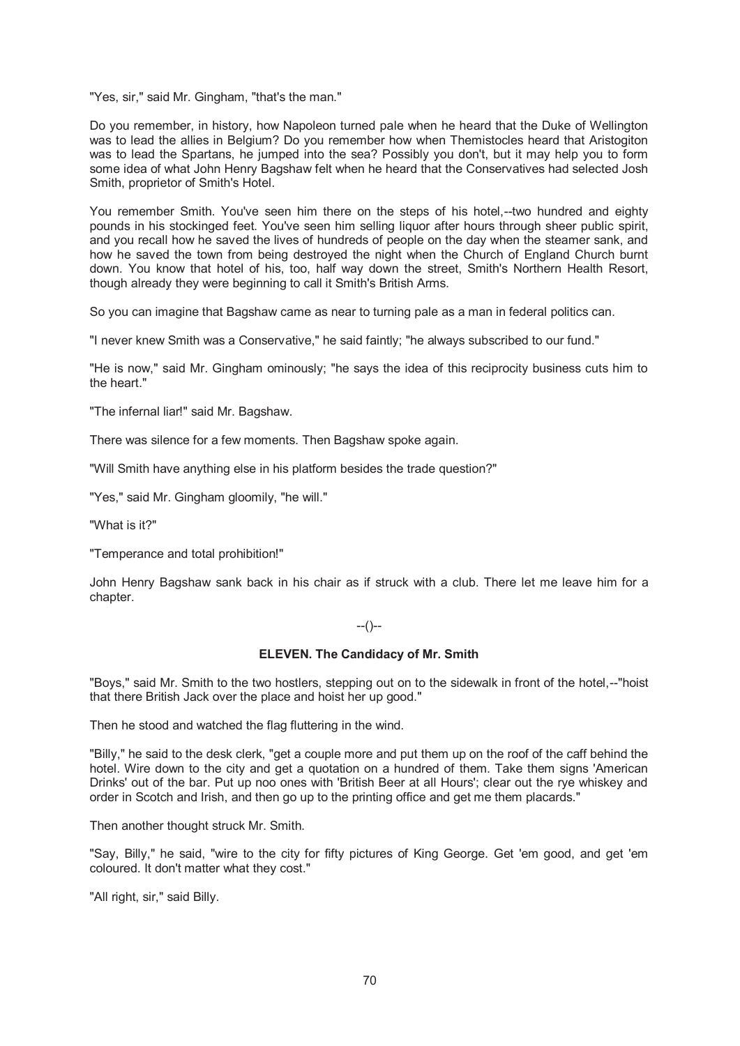"Yes, sir," said Mr. Gingham, "that's the man."

Do you remember, in history, how Napoleon turned pale when he heard that the Duke of Wellington was to lead the allies in Belgium? Do you remember how when Themistocles heard that Aristogiton was to lead the Spartans, he jumped into the sea? Possibly you don't, but it may help you to form some idea of what John Henry Bagshaw felt when he heard that the Conservatives had selected Josh Smith, proprietor of Smith's Hotel.

You remember Smith. You've seen him there on the steps of his hotel,--two hundred and eighty pounds in his stockinged feet. You've seen him selling liquor after hours through sheer public spirit, and you recall how he saved the lives of hundreds of people on the day when the steamer sank, and how he saved the town from being destroyed the night when the Church of England Church burnt down. You know that hotel of his, too, half way down the street, Smith's Northern Health Resort, though already they were beginning to call it Smith's British Arms.

So you can imagine that Bagshaw came as near to turning pale as a man in federal politics can.

"I never knew Smith was a Conservative," he said faintly; "he always subscribed to our fund."

"He is now," said Mr. Gingham ominously; "he says the idea of this reciprocity business cuts him to the heart."

"The infernal liar!" said Mr. Bagshaw.

There was silence for a few moments. Then Bagshaw spoke again.

"Will Smith have anything else in his platform besides the trade question?"

"Yes," said Mr. Gingham gloomily, "he will."

"What is it?"

"Temperance and total prohibition!"

John Henry Bagshaw sank back in his chair as if struck with a club. There let me leave him for a chapter.

--()--

## ELEVEN. The Candidacy of Mr. Smith

"Boys," said Mr. Smith to the two hostlers, stepping out on to the sidewalk in front of the hotel,--"hoist that there British Jack over the place and hoist her up good."

Then he stood and watched the flag fluttering in the wind.

"Billy," he said to the desk clerk, "get a couple more and put them up on the roof of the caff behind the hotel. Wire down to the city and get a quotation on a hundred of them. Take them signs 'American Drinks' out of the bar. Put up noo ones with 'British Beer at all Hours'; clear out the rye whiskey and order in Scotch and Irish, and then go up to the printing office and get me them placards."

Then another thought struck Mr. Smith.

"Say, Billy," he said, "wire to the city for fifty pictures of King George. Get 'em good, and get 'em coloured. It don't matter what they cost."

"All right, sir," said Billy.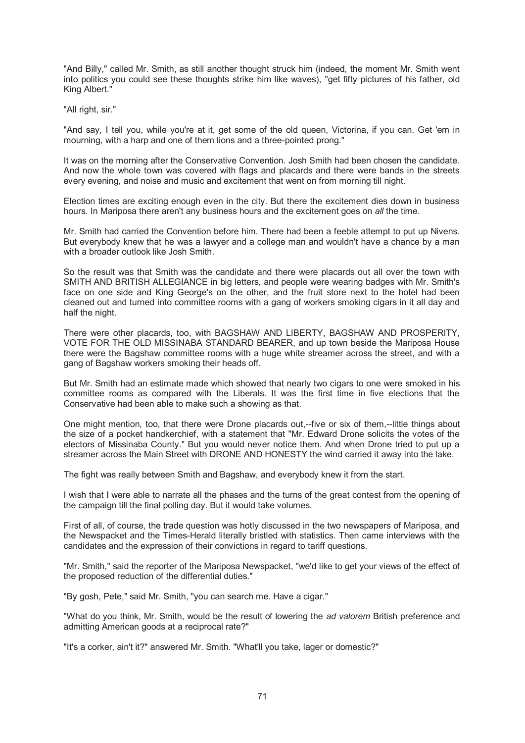"And Billy," called Mr. Smith, as still another thought struck him (indeed, the moment Mr. Smith went into politics you could see these thoughts strike him like waves), "get fifty pictures of his father, old King Albert."

"All right, sir."

"And say, I tell you, while you're at it, get some of the old queen, Victorina, if you can. Get 'em in mourning, with a harp and one of them lions and a three-pointed prong."

It was on the morning after the Conservative Convention. Josh Smith had been chosen the candidate. And now the whole town was covered with flags and placards and there were bands in the streets every evening, and noise and music and excitement that went on from morning till night.

Election times are exciting enough even in the city. But there the excitement dies down in business hours. In Mariposa there aren't any business hours and the excitement goes on *all* the time.

Mr. Smith had carried the Convention before him. There had been a feeble attempt to put up Nivens. But everybody knew that he was a lawyer and a college man and wouldn't have a chance by a man with a broader outlook like Josh Smith.

So the result was that Smith was the candidate and there were placards out all over the town with SMITH AND BRITISH ALLEGIANCE in big letters, and people were wearing badges with Mr. Smith's face on one side and King George's on the other, and the fruit store next to the hotel had been cleaned out and turned into committee rooms with a gang of workers smoking cigars in it all day and half the night.

There were other placards, too, with BAGSHAW AND LIBERTY, BAGSHAW AND PROSPERITY, VOTE FOR THE OLD MISSINABA STANDARD BEARER, and up town beside the Mariposa House there were the Bagshaw committee rooms with a huge white streamer across the street, and with a gang of Bagshaw workers smoking their heads off.

But Mr. Smith had an estimate made which showed that nearly two cigars to one were smoked in his committee rooms as compared with the Liberals. It was the first time in five elections that the Conservative had been able to make such a showing as that.

One might mention, too, that there were Drone placards out,--five or six of them,--little things about the size of a pocket handkerchief, with a statement that "Mr. Edward Drone solicits the votes of the electors of Missinaba County." But you would never notice them. And when Drone tried to put up a streamer across the Main Street with DRONE AND HONESTY the wind carried it away into the lake.

The fight was really between Smith and Bagshaw, and everybody knew it from the start.

I wish that I were able to narrate all the phases and the turns of the great contest from the opening of the campaign till the final polling day. But it would take volumes.

First of all, of course, the trade question was hotly discussed in the two newspapers of Mariposa, and the Newspacket and the Times-Herald literally bristled with statistics. Then came interviews with the candidates and the expression of their convictions in regard to tariff questions.

"Mr. Smith," said the reporter of the Mariposa Newspacket, "we'd like to get your views of the effect of the proposed reduction of the differential duties."

"By gosh, Pete," said Mr. Smith, "you can search me. Have a cigar."

"What do you think, Mr. Smith, would be the result of lowering the *ad valorem* British preference and admitting American goods at a reciprocal rate?"

"It's a corker, ain't it?" answered Mr. Smith. "What'll you take, lager or domestic?"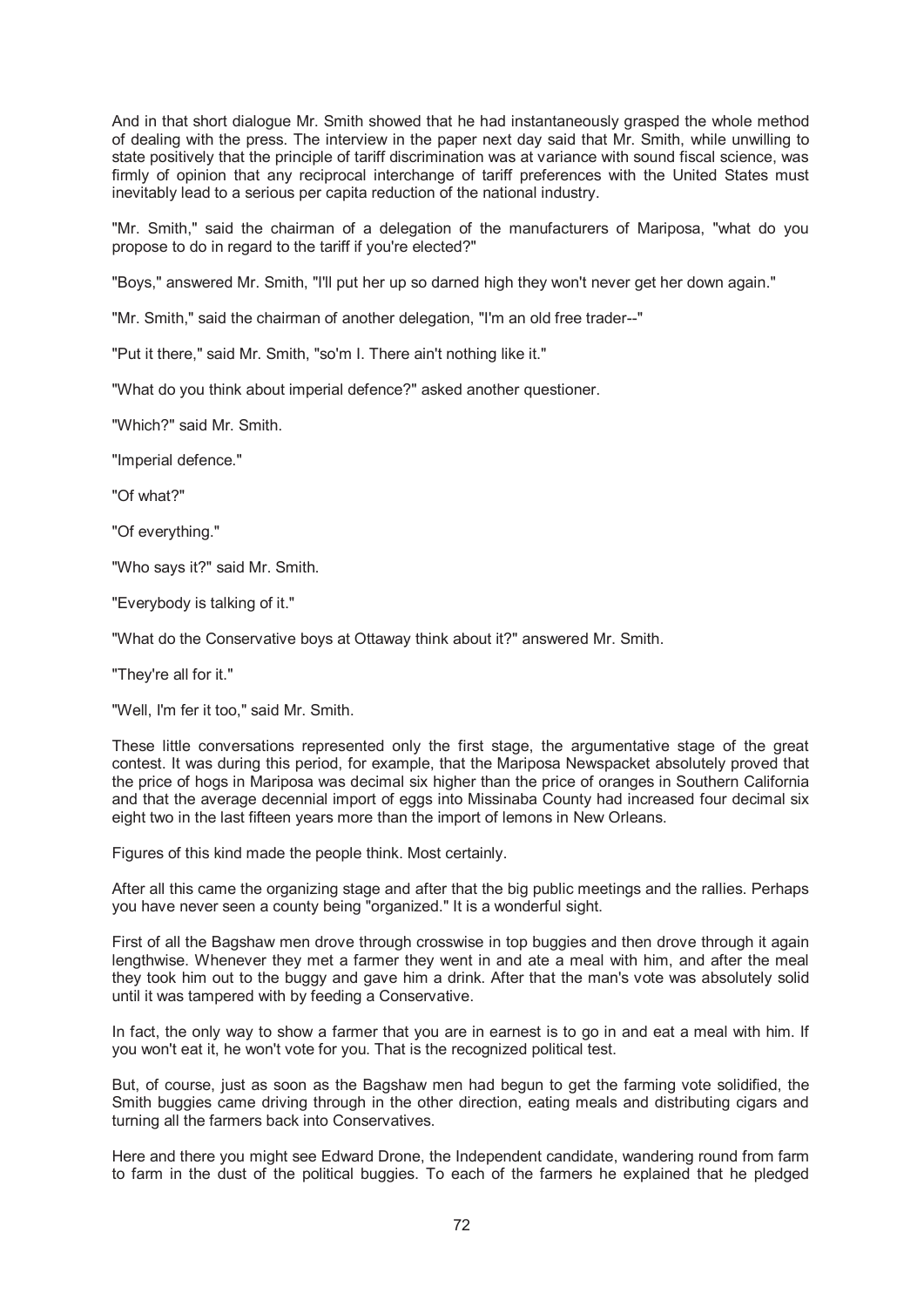And in that short dialogue Mr. Smith showed that he had instantaneously grasped the whole method of dealing with the press. The interview in the paper next day said that Mr. Smith, while unwilling to state positively that the principle of tariff discrimination was at variance with sound fiscal science, was firmly of opinion that any reciprocal interchange of tariff preferences with the United States must inevitably lead to a serious per capita reduction of the national industry.

"Mr. Smith," said the chairman of a delegation of the manufacturers of Mariposa, "what do you propose to do in regard to the tariff if you're elected?"

"Boys," answered Mr. Smith, "I'll put her up so darned high they won't never get her down again."

"Mr. Smith," said the chairman of another delegation, "I'm an old free trader--"

"Put it there," said Mr. Smith, "so'm I. There ain't nothing like it."

"What do you think about imperial defence?" asked another questioner.

"Which?" said Mr. Smith.

"Imperial defence."

"Of what?"

"Of everything."

"Who says it?" said Mr. Smith.

"Everybody is talking of it."

"What do the Conservative boys at Ottaway think about it?" answered Mr. Smith.

"They're all for it."

"Well, I'm fer it too," said Mr. Smith.

These little conversations represented only the first stage, the argumentative stage of the great contest. It was during this period, for example, that the Mariposa Newspacket absolutely proved that the price of hogs in Mariposa was decimal six higher than the price of oranges in Southern California and that the average decennial import of eggs into Missinaba County had increased four decimal six eight two in the last fifteen years more than the import of lemons in New Orleans.

Figures of this kind made the people think. Most certainly.

After all this came the organizing stage and after that the big public meetings and the rallies. Perhaps you have never seen a county being "organized." It is a wonderful sight.

First of all the Bagshaw men drove through crosswise in top buggies and then drove through it again lengthwise. Whenever they met a farmer they went in and ate a meal with him, and after the meal they took him out to the buggy and gave him a drink. After that the man's vote was absolutely solid until it was tampered with by feeding a Conservative.

In fact, the only way to show a farmer that you are in earnest is to go in and eat a meal with him. If you won't eat it, he won't vote for you. That is the recognized political test.

But, of course, just as soon as the Bagshaw men had begun to get the farming vote solidified, the Smith buggies came driving through in the other direction, eating meals and distributing cigars and turning all the farmers back into Conservatives.

Here and there you might see Edward Drone, the Independent candidate, wandering round from farm to farm in the dust of the political buggies. To each of the farmers he explained that he pledged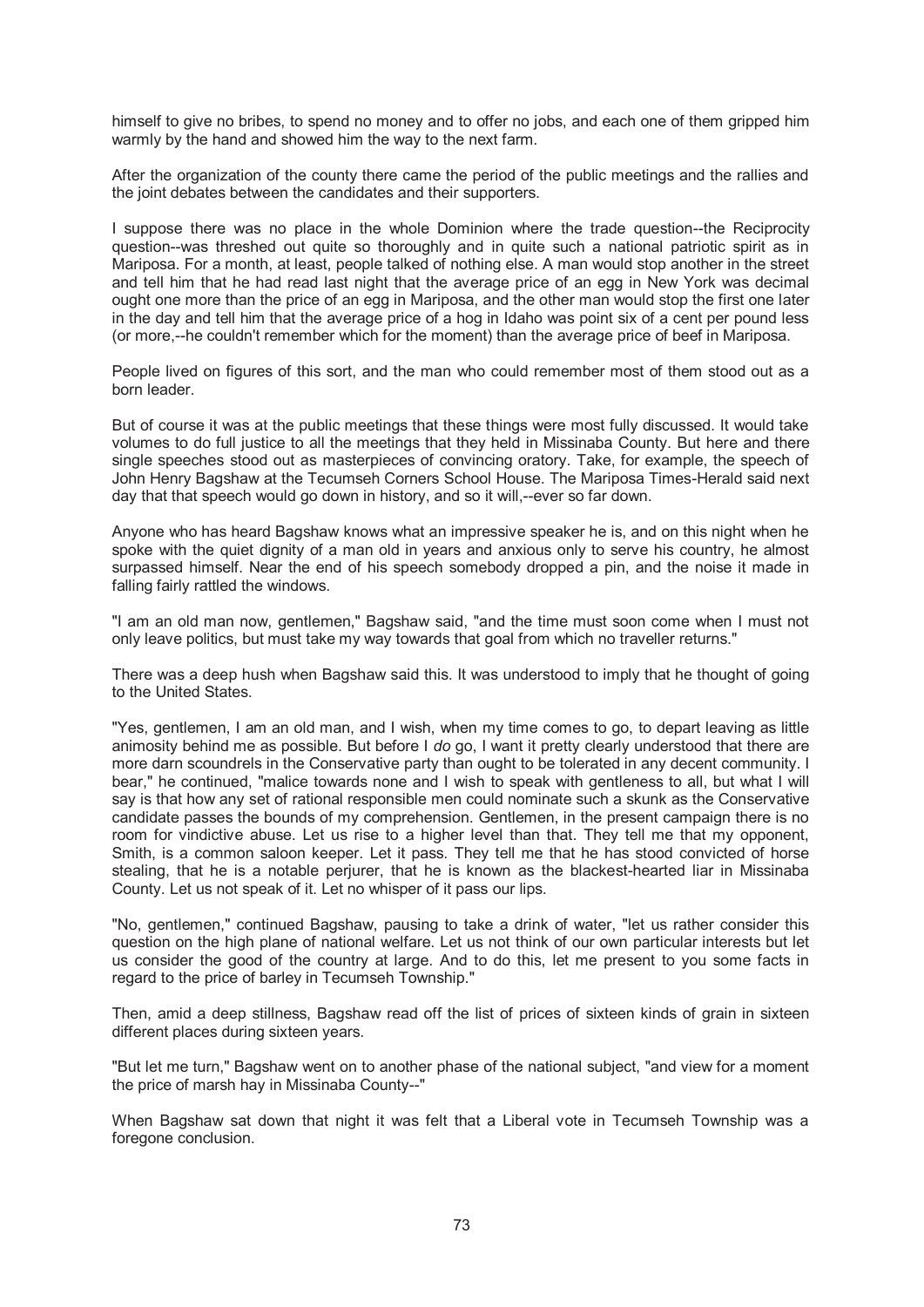himself to give no bribes, to spend no money and to offer no jobs, and each one of them gripped him warmly by the hand and showed him the way to the next farm.

After the organization of the county there came the period of the public meetings and the rallies and the joint debates between the candidates and their supporters.

I suppose there was no place in the whole Dominion where the trade question--the Reciprocity question--was threshed out quite so thoroughly and in quite such a national patriotic spirit as in Mariposa. For a month, at least, people talked of nothing else. A man would stop another in the street and tell him that he had read last night that the average price of an egg in New York was decimal ought one more than the price of an egg in Mariposa, and the other man would stop the first one later in the day and tell him that the average price of a hog in Idaho was point six of a cent per pound less (or more,--he couldn't remember which for the moment) than the average price of beef in Mariposa.

People lived on figures of this sort, and the man who could remember most of them stood out as a born leader.

But of course it was at the public meetings that these things were most fully discussed. It would take volumes to do full justice to all the meetings that they held in Missinaba County. But here and there single speeches stood out as masterpieces of convincing oratory. Take, for example, the speech of John Henry Bagshaw at the Tecumseh Corners School House. The Mariposa Times-Herald said next day that that speech would go down in history, and so it will,--ever so far down.

Anyone who has heard Bagshaw knows what an impressive speaker he is, and on this night when he spoke with the quiet dignity of a man old in years and anxious only to serve his country, he almost surpassed himself. Near the end of his speech somebody dropped a pin, and the noise it made in falling fairly rattled the windows.

"I am an old man now, gentlemen," Bagshaw said, "and the time must soon come when I must not only leave politics, but must take my way towards that goal from which no traveller returns."

There was a deep hush when Bagshaw said this. It was understood to imply that he thought of going to the United States.

"Yes, gentlemen, I am an old man, and I wish, when my time comes to go, to depart leaving as little animosity behind me as possible. But before I *do* go, I want it pretty clearly understood that there are more darn scoundrels in the Conservative party than ought to be tolerated in any decent community. I bear," he continued, "malice towards none and I wish to speak with gentleness to all, but what I will say is that how any set of rational responsible men could nominate such a skunk as the Conservative candidate passes the bounds of my comprehension. Gentlemen, in the present campaign there is no room for vindictive abuse. Let us rise to a higher level than that. They tell me that my opponent, Smith, is a common saloon keeper. Let it pass. They tell me that he has stood convicted of horse stealing, that he is a notable perjurer, that he is known as the blackest-hearted liar in Missinaba County. Let us not speak of it. Let no whisper of it pass our lips.

"No, gentlemen," continued Bagshaw, pausing to take a drink of water, "let us rather consider this question on the high plane of national welfare. Let us not think of our own particular interests but let us consider the good of the country at large. And to do this, let me present to you some facts in regard to the price of barley in Tecumseh Township."

Then, amid a deep stillness, Bagshaw read off the list of prices of sixteen kinds of grain in sixteen different places during sixteen years.

"But let me turn," Bagshaw went on to another phase of the national subject, "and view for a moment the price of marsh hay in Missinaba County--"

When Bagshaw sat down that night it was felt that a Liberal vote in Tecumseh Township was a foregone conclusion.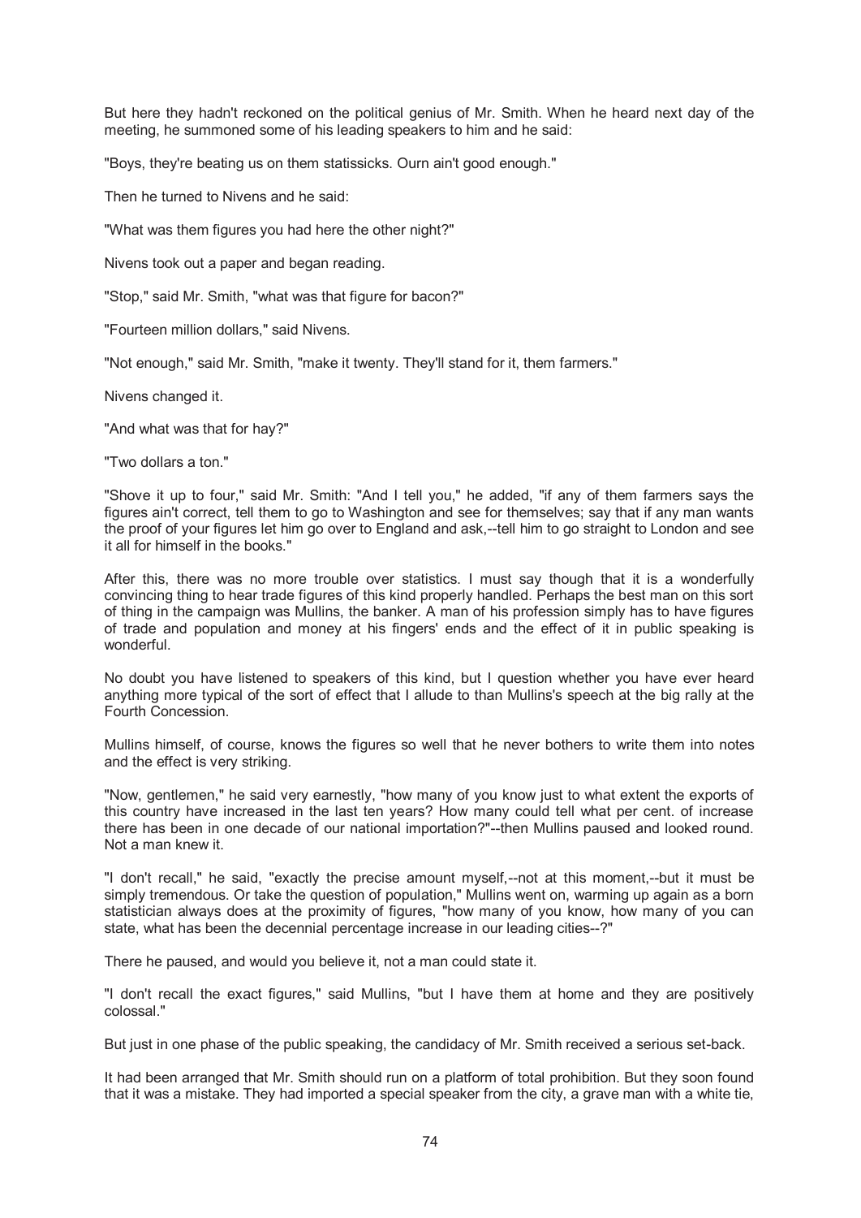But here they hadn't reckoned on the political genius of Mr. Smith. When he heard next day of the meeting, he summoned some of his leading speakers to him and he said:

"Boys, they're beating us on them statissicks. Ourn ain't good enough."

Then he turned to Nivens and he said:

"What was them figures you had here the other night?"

Nivens took out a paper and began reading.

"Stop," said Mr. Smith, "what was that figure for bacon?"

"Fourteen million dollars," said Nivens.

"Not enough," said Mr. Smith, "make it twenty. They'll stand for it, them farmers."

Nivens changed it.

"And what was that for hay?"

"Two dollars a ton."

"Shove it up to four," said Mr. Smith: "And I tell you," he added, "if any of them farmers says the figures ain't correct, tell them to go to Washington and see for themselves; say that if any man wants the proof of your figures let him go over to England and ask,--tell him to go straight to London and see it all for himself in the books."

After this, there was no more trouble over statistics. I must say though that it is a wonderfully convincing thing to hear trade figures of this kind properly handled. Perhaps the best man on this sort of thing in the campaign was Mullins, the banker. A man of his profession simply has to have figures of trade and population and money at his fingers' ends and the effect of it in public speaking is wonderful.

No doubt you have listened to speakers of this kind, but I question whether you have ever heard anything more typical of the sort of effect that I allude to than Mullins's speech at the big rally at the Fourth Concession.

Mullins himself, of course, knows the figures so well that he never bothers to write them into notes and the effect is very striking.

"Now, gentlemen," he said very earnestly, "how many of you know just to what extent the exports of this country have increased in the last ten years? How many could tell what per cent. of increase there has been in one decade of our national importation?"--then Mullins paused and looked round. Not a man knew it.

"I don't recall," he said, "exactly the precise amount myself,--not at this moment,--but it must be simply tremendous. Or take the question of population," Mullins went on, warming up again as a born statistician always does at the proximity of figures, "how many of you know, how many of you can state, what has been the decennial percentage increase in our leading cities--?"

There he paused, and would you believe it, not a man could state it.

"I don't recall the exact figures," said Mullins, "but I have them at home and they are positively colossal."

But just in one phase of the public speaking, the candidacy of Mr. Smith received a serious set-back.

It had been arranged that Mr. Smith should run on a platform of total prohibition. But they soon found that it was a mistake. They had imported a special speaker from the city, a grave man with a white tie,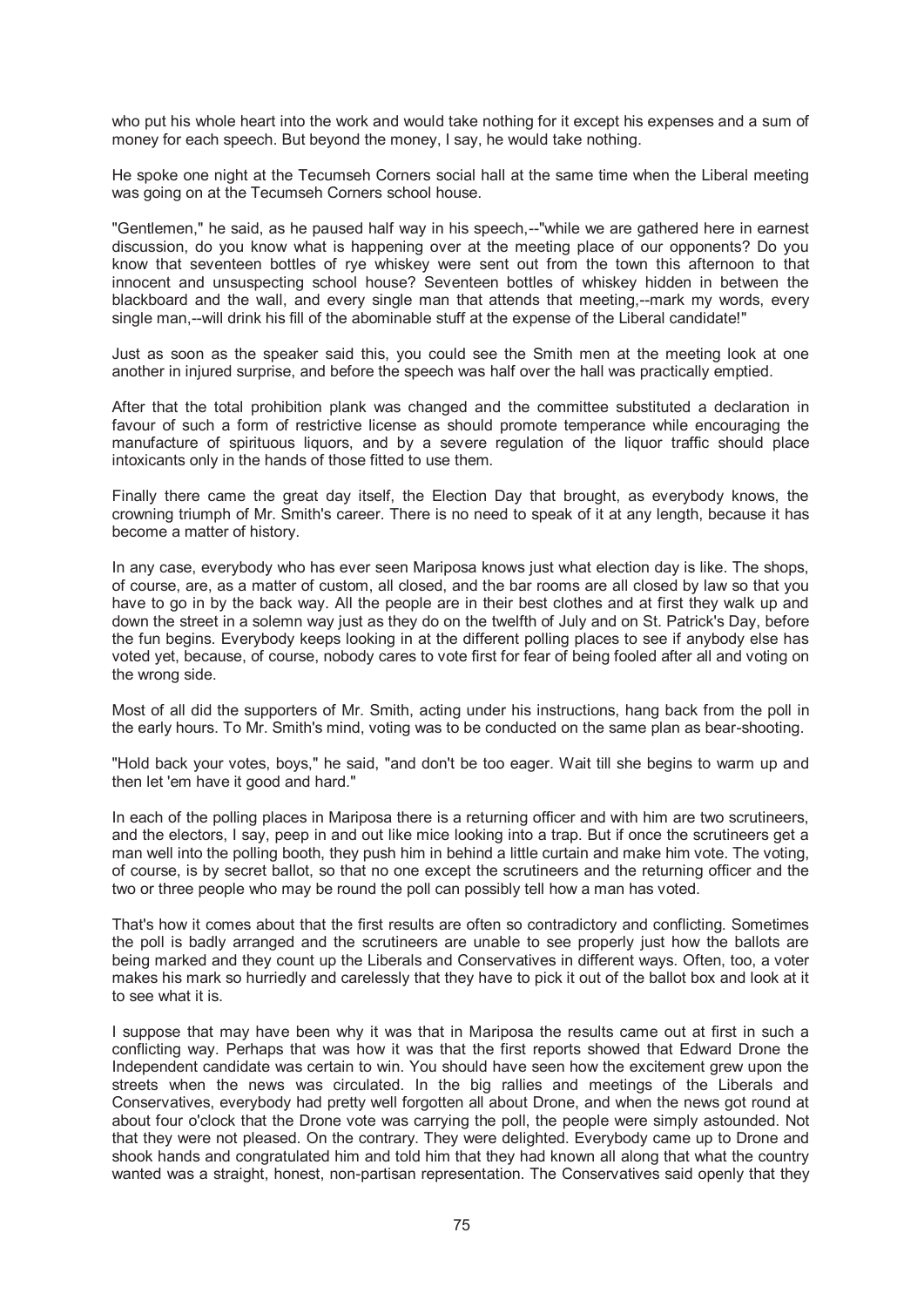who put his whole heart into the work and would take nothing for it except his expenses and a sum of money for each speech. But beyond the money, I say, he would take nothing.

He spoke one night at the Tecumseh Corners social hall at the same time when the Liberal meeting was going on at the Tecumseh Corners school house.

"Gentlemen," he said, as he paused half way in his speech,--"while we are gathered here in earnest discussion, do you know what is happening over at the meeting place of our opponents? Do you know that seventeen bottles of rye whiskey were sent out from the town this afternoon to that innocent and unsuspecting school house? Seventeen bottles of whiskey hidden in between the blackboard and the wall, and every single man that attends that meeting,--mark my words, every single man,--will drink his fill of the abominable stuff at the expense of the Liberal candidate!"

Just as soon as the speaker said this, you could see the Smith men at the meeting look at one another in injured surprise, and before the speech was half over the hall was practically emptied.

After that the total prohibition plank was changed and the committee substituted a declaration in favour of such a form of restrictive license as should promote temperance while encouraging the manufacture of spirituous liquors, and by a severe regulation of the liquor traffic should place intoxicants only in the hands of those fitted to use them.

Finally there came the great day itself, the Election Day that brought, as everybody knows, the crowning triumph of Mr. Smith's career. There is no need to speak of it at any length, because it has become a matter of history.

In any case, everybody who has ever seen Mariposa knows just what election day is like. The shops, of course, are, as a matter of custom, all closed, and the bar rooms are all closed by law so that you have to go in by the back way. All the people are in their best clothes and at first they walk up and down the street in a solemn way just as they do on the twelfth of July and on St. Patrick's Day, before the fun begins. Everybody keeps looking in at the different polling places to see if anybody else has voted yet, because, of course, nobody cares to vote first for fear of being fooled after all and voting on the wrong side.

Most of all did the supporters of Mr. Smith, acting under his instructions, hang back from the poll in the early hours. To Mr. Smith's mind, voting was to be conducted on the same plan as bear-shooting.

"Hold back your votes, boys," he said, "and don't be too eager. Wait till she begins to warm up and then let 'em have it good and hard."

In each of the polling places in Mariposa there is a returning officer and with him are two scrutineers, and the electors, I say, peep in and out like mice looking into a trap. But if once the scrutineers get a man well into the polling booth, they push him in behind a little curtain and make him vote. The voting, of course, is by secret ballot, so that no one except the scrutineers and the returning officer and the two or three people who may be round the poll can possibly tell how a man has voted.

That's how it comes about that the first results are often so contradictory and conflicting. Sometimes the poll is badly arranged and the scrutineers are unable to see properly just how the ballots are being marked and they count up the Liberals and Conservatives in different ways. Often, too, a voter makes his mark so hurriedly and carelessly that they have to pick it out of the ballot box and look at it to see what it is.

I suppose that may have been why it was that in Mariposa the results came out at first in such a conflicting way. Perhaps that was how it was that the first reports showed that Edward Drone the Independent candidate was certain to win. You should have seen how the excitement grew upon the streets when the news was circulated. In the big rallies and meetings of the Liberals and Conservatives, everybody had pretty well forgotten all about Drone, and when the news got round at about four o'clock that the Drone vote was carrying the poll, the people were simply astounded. Not that they were not pleased. On the contrary. They were delighted. Everybody came up to Drone and shook hands and congratulated him and told him that they had known all along that what the country wanted was a straight, honest, non-partisan representation. The Conservatives said openly that they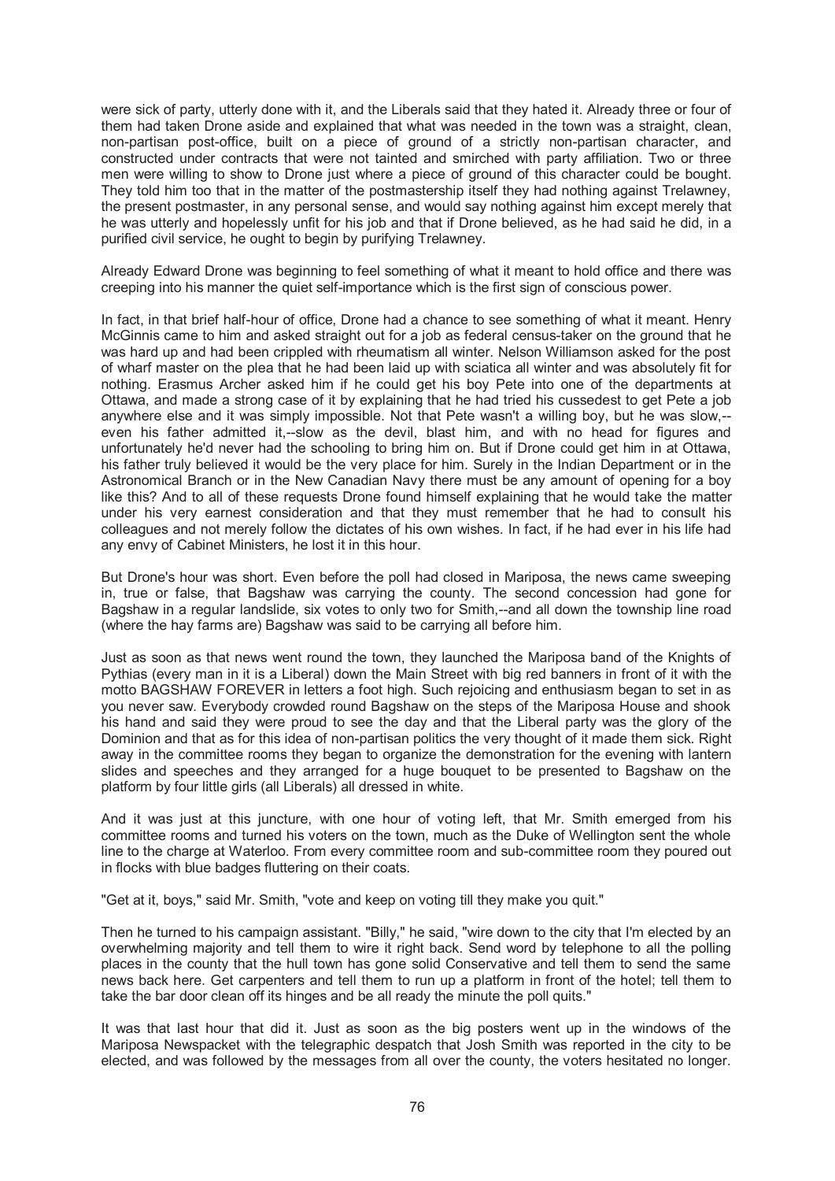were sick of party, utterly done with it, and the Liberals said that they hated it. Already three or four of them had taken Drone aside and explained that what was needed in the town was a straight, clean, non-partisan post-office, built on a piece of ground of a strictly non-partisan character, and constructed under contracts that were not tainted and smirched with party affiliation. Two or three men were willing to show to Drone just where a piece of ground of this character could be bought. They told him too that in the matter of the postmastership itself they had nothing against Trelawney, the present postmaster, in any personal sense, and would say nothing against him except merely that he was utterly and hopelessly unfit for his job and that if Drone believed, as he had said he did, in a purified civil service, he ought to begin by purifying Trelawney.

Already Edward Drone was beginning to feel something of what it meant to hold office and there was creeping into his manner the quiet self-importance which is the first sign of conscious power.

In fact, in that brief half-hour of office, Drone had a chance to see something of what it meant. Henry McGinnis came to him and asked straight out for a job as federal census-taker on the ground that he was hard up and had been crippled with rheumatism all winter. Nelson Williamson asked for the post of wharf master on the plea that he had been laid up with sciatica all winter and was absolutely fit for nothing. Erasmus Archer asked him if he could get his boy Pete into one of the departments at Ottawa, and made a strong case of it by explaining that he had tried his cussedest to get Pete a job anywhere else and it was simply impossible. Not that Pete wasn't a willing boy, but he was slow,--even his father admitted it,--slow as the devil, blast him, and with no head for figures and unfortunately he'd never had the schooling to bring him on. But if Drone could get him in at Ottawa, his father truly believed it would be the very place for him. Surely in the Indian Department or in the Astronomical Branch or in the New Canadian Navy there must be any amount of opening for a boy like this? And to all of these requests Drone found himself explaining that he would take the matter under his very earnest consideration and that they must remember that he had to consult his colleagues and not merely follow the dictates of his own wishes. In fact, if he had ever in his life had any envy of Cabinet Ministers, he lost it in this hour.

But Drone's hour was short. Even before the poll had closed in Mariposa, the news came sweeping in, true or false, that Bagshaw was carrying the county. The second concession had gone for Bagshaw in a regular landslide, six votes to only two for Smith,--and all down the township line road (where the hay farms are) Bagshaw was said to be carrying all before him.

Just as soon as that news went round the town, they launched the Mariposa band of the Knights of Pythias (every man in it is a Liberal) down the Main Street with big red banners in front of it with the motto BAGSHAW FOREVER in letters a foot high. Such rejoicing and enthusiasm began to set in as you never saw. Everybody crowded round Bagshaw on the steps of the Mariposa House and shook his hand and said they were proud to see the day and that the Liberal party was the glory of the Dominion and that as for this idea of non-partisan politics the very thought of it made them sick. Right away in the committee rooms they began to organize the demonstration for the evening with lantern slides and speeches and they arranged for a huge bouquet to be presented to Bagshaw on the platform by four little girls (all Liberals) all dressed in white.

And it was just at this juncture, with one hour of voting left, that Mr. Smith emerged from his committee rooms and turned his voters on the town, much as the Duke of Wellington sent the whole line to the charge at Waterloo. From every committee room and sub-committee room they poured out in flocks with blue badges fluttering on their coats.

"Get at it, boys," said Mr. Smith, "vote and keep on voting till they make you quit."

Then he turned to his campaign assistant. "Billy," he said, "wire down to the city that I'm elected by an overwhelming majority and tell them to wire it right back. Send word by telephone to all the polling places in the county that the hull town has gone solid Conservative and tell them to send the same news back here. Get carpenters and tell them to run up a platform in front of the hotel; tell them to take the bar door clean off its hinges and be all ready the minute the poll quits."

It was that last hour that did it. Just as soon as the big posters went up in the windows of the Mariposa Newspacket with the telegraphic despatch that Josh Smith was reported in the city to be elected, and was followed by the messages from all over the county, the voters hesitated no longer.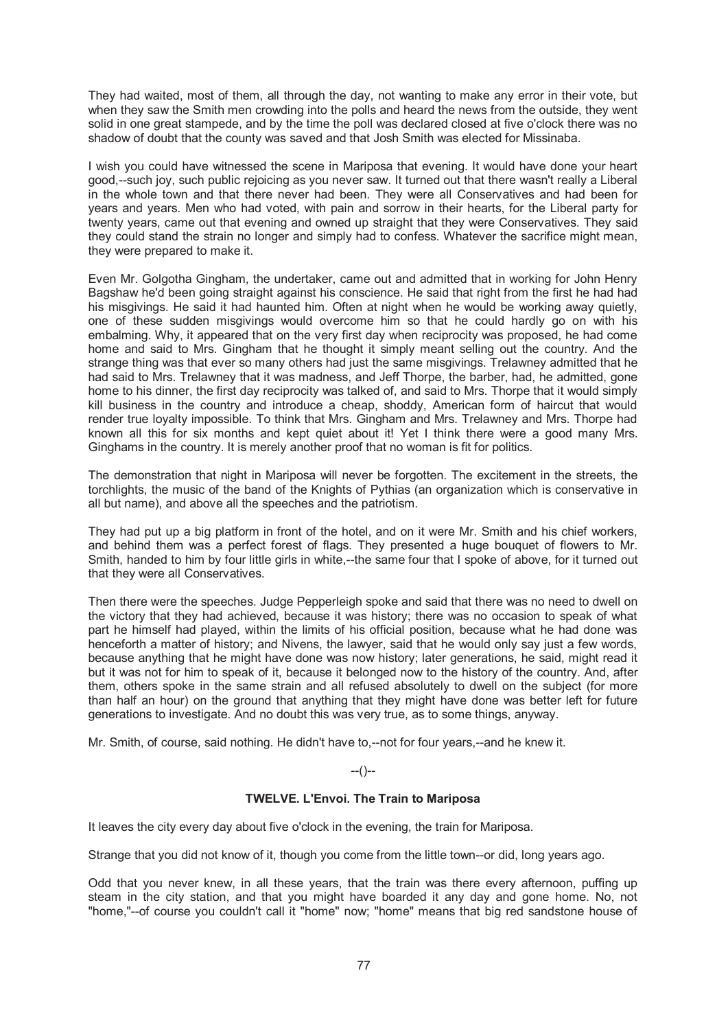They had waited, most of them, all through the day, not wanting to make any error in their vote, but when they saw the Smith men crowding into the polls and heard the news from the outside, they went solid in one great stampede, and by the time the poll was declared closed at five o'clock there was no shadow of doubt that the county was saved and that Josh Smith was elected for Missinaba.

I wish you could have witnessed the scene in Mariposa that evening. It would have done your heart good,--such joy, such public rejoicing as you never saw. It turned out that there wasn't really a Liberal in the whole town and that there never had been. They were all Conservatives and had been for years and years. Men who had voted, with pain and sorrow in their hearts, for the Liberal party for twenty years, came out that evening and owned up straight that they were Conservatives. They said they could stand the strain no longer and simply had to confess. Whatever the sacrifice might mean, they were prepared to make it.

Even Mr. Golgotha Gingham, the undertaker, came out and admitted that in working for John Henry Bagshaw he'd been going straight against his conscience. He said that right from the first he had had his misgivings. He said it had haunted him. Often at night when he would be working away quietly, one of these sudden misgivings would overcome him so that he could hardly go on with his embalming. Why, it appeared that on the very first day when reciprocity was proposed, he had come home and said to Mrs. Gingham that he thought it simply meant selling out the country. And the strange thing was that ever so many others had just the same misgivings. Trelawney admitted that he had said to Mrs. Trelawney that it was madness, and Jeff Thorpe, the barber, had, he admitted, gone home to his dinner, the first day reciprocity was talked of, and said to Mrs. Thorpe that it would simply kill business in the country and introduce a cheap, shoddy, American form of haircut that would render true loyalty impossible. To think that Mrs. Gingham and Mrs. Trelawney and Mrs. Thorpe had known all this for six months and kept quiet about it! Yet I think there were a good many Mrs. Ginghams in the country. It is merely another proof that no woman is fit for politics.

The demonstration that night in Mariposa will never be forgotten. The excitement in the streets, the torchlights, the music of the band of the Knights of Pythias (an organization which is conservative in all but name), and above all the speeches and the patriotism.

They had put up a big platform in front of the hotel, and on it were Mr. Smith and his chief workers, and behind them was a perfect forest of flags. They presented a huge bouquet of flowers to Mr. Smith, handed to him by four little girls in white,--the same four that I spoke of above, for it turned out that they were all Conservatives.

Then there were the speeches. Judge Pepperleigh spoke and said that there was no need to dwell on the victory that they had achieved, because it was history; there was no occasion to speak of what part he himself had played, within the limits of his official position, because what he had done was henceforth a matter of history; and Nivens, the lawyer, said that he would only say just a few words, because anything that he might have done was now history; later generations, he said, might read it but it was not for him to speak of it, because it belonged now to the history of the country. And, after them, others spoke in the same strain and all refused absolutely to dwell on the subject (for more than half an hour) on the ground that anything that they might have done was better left for future generations to investigate. And no doubt this was very true, as to some things, anyway.

Mr. Smith, of course, said nothing. He didn't have to,--not for four years,--and he knew it.

--()--

## TWELVE. L'Envoi. The Train to Mariposa

It leaves the city every day about five o'clock in the evening, the train for Mariposa.

Strange that you did not know of it, though you come from the little town--or did, long years ago.

Odd that you never knew, in all these years, that the train was there every afternoon, puffing up steam in the city station, and that you might have boarded it any day and gone home. No, not "home,"--of course you couldn't call it "home" now; "home" means that big red sandstone house of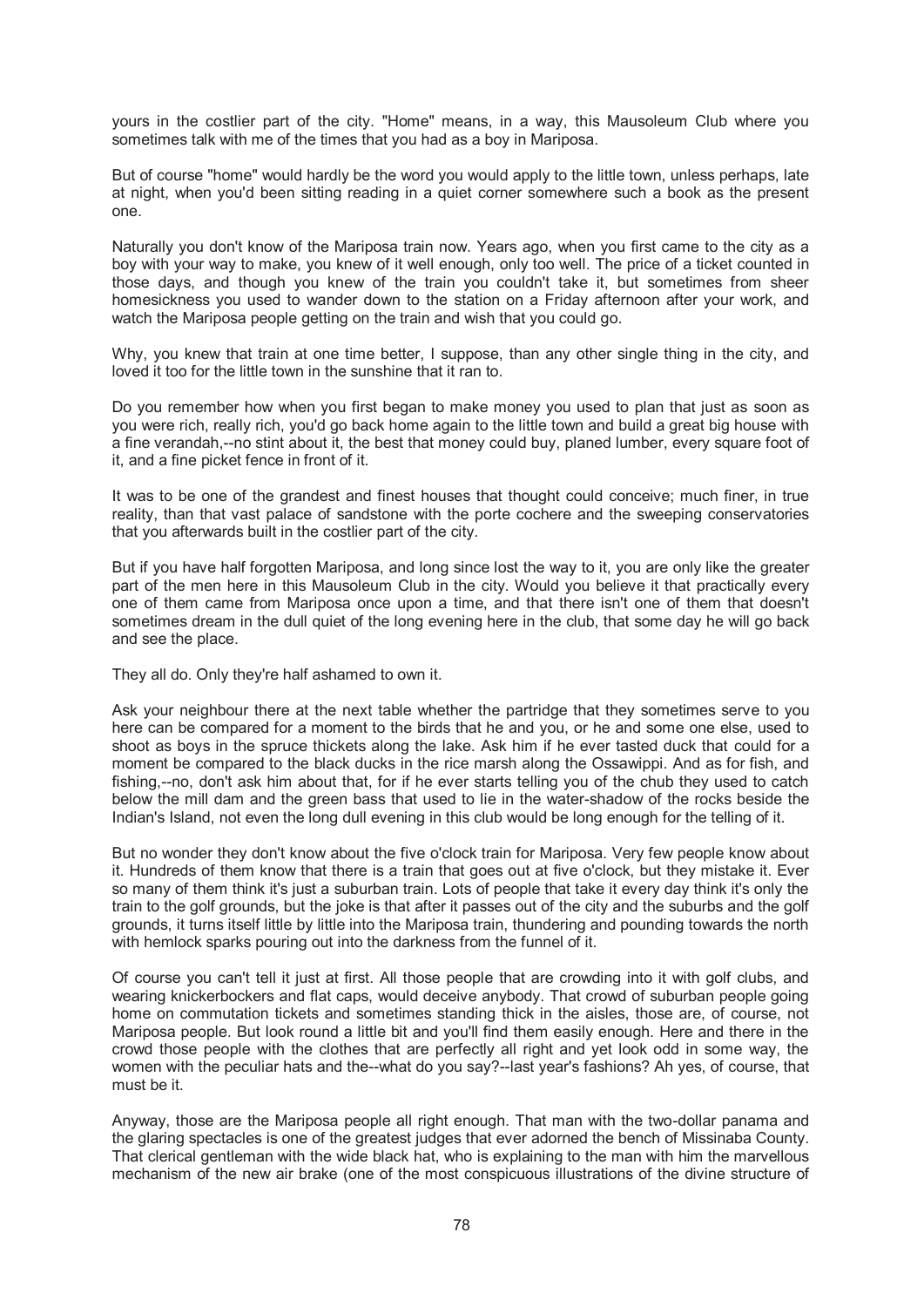yours in the costlier part of the city. "Home" means, in a way, this Mausoleum Club where you sometimes talk with me of the times that you had as a boy in Mariposa.

But of course "home" would hardly be the word you would apply to the little town, unless perhaps, late at night, when you'd been sitting reading in a quiet corner somewhere such a book as the present one.

Naturally you don't know of the Mariposa train now. Years ago, when you first came to the city as a boy with your way to make, you knew of it well enough, only too well. The price of a ticket counted in those days, and though you knew of the train you couldn't take it, but sometimes from sheer homesickness you used to wander down to the station on a Friday afternoon after your work, and watch the Mariposa people getting on the train and wish that you could go.

Why, you knew that train at one time better, I suppose, than any other single thing in the city, and loved it too for the little town in the sunshine that it ran to.

Do you remember how when you first began to make money you used to plan that just as soon as you were rich, really rich, you'd go back home again to the little town and build a great big house with a fine verandah,--no stint about it, the best that money could buy, planed lumber, every square foot of it, and a fine picket fence in front of it.

It was to be one of the grandest and finest houses that thought could conceive; much finer, in true reality, than that vast palace of sandstone with the porte cochere and the sweeping conservatories that you afterwards built in the costlier part of the city.

But if you have half forgotten Mariposa, and long since lost the way to it, you are only like the greater part of the men here in this Mausoleum Club in the city. Would you believe it that practically every one of them came from Mariposa once upon a time, and that there isn't one of them that doesn't sometimes dream in the dull quiet of the long evening here in the club, that some day he will go back and see the place.

They all do. Only they're half ashamed to own it.

Ask your neighbour there at the next table whether the partridge that they sometimes serve to you here can be compared for a moment to the birds that he and you, or he and some one else, used to shoot as boys in the spruce thickets along the lake. Ask him if he ever tasted duck that could for a moment be compared to the black ducks in the rice marsh along the Ossawippi. And as for fish, and fishing,--no, don't ask him about that, for if he ever starts telling you of the chub they used to catch below the mill dam and the green bass that used to lie in the water-shadow of the rocks beside the Indian's Island, not even the long dull evening in this club would be long enough for the telling of it.

But no wonder they don't know about the five o'clock train for Mariposa. Very few people know about it. Hundreds of them know that there is a train that goes out at five o'clock, but they mistake it. Ever so many of them think it's just a suburban train. Lots of people that take it every day think it's only the train to the golf grounds, but the joke is that after it passes out of the city and the suburbs and the golf grounds, it turns itself little by little into the Mariposa train, thundering and pounding towards the north with hemlock sparks pouring out into the darkness from the funnel of it.

Of course you can't tell it just at first. All those people that are crowding into it with golf clubs, and wearing knickerbockers and flat caps, would deceive anybody. That crowd of suburban people going home on commutation tickets and sometimes standing thick in the aisles, those are, of course, not Mariposa people. But look round a little bit and you'll find them easily enough. Here and there in the crowd those people with the clothes that are perfectly all right and yet look odd in some way, the women with the peculiar hats and the--what do you say?--last year's fashions? Ah yes, of course, that must be it.

Anyway, those are the Mariposa people all right enough. That man with the two-dollar panama and the glaring spectacles is one of the greatest judges that ever adorned the bench of Missinaba County. That clerical gentleman with the wide black hat, who is explaining to the man with him the marvellous mechanism of the new air brake (one of the most conspicuous illustrations of the divine structure of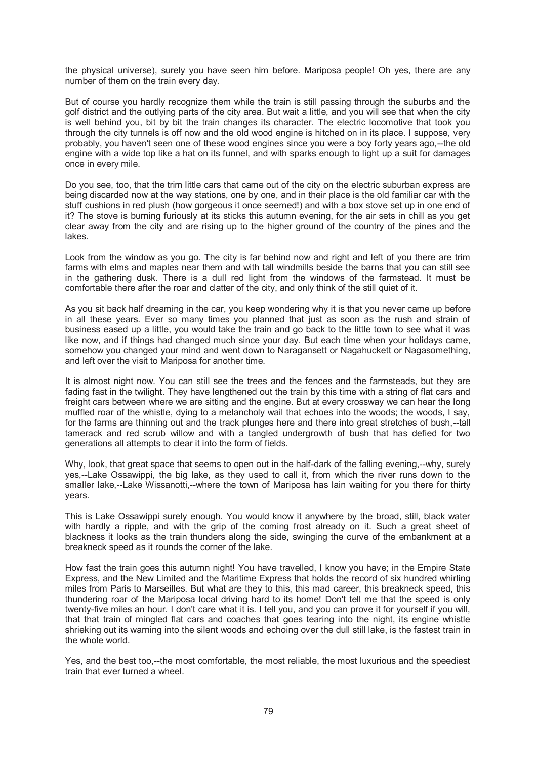the physical universe), surely you have seen him before. Mariposa people! Oh yes, there are any number of them on the train every day.

But of course you hardly recognize them while the train is still passing through the suburbs and the golf district and the outlying parts of the city area. But wait a little, and you will see that when the city is well behind you, bit by bit the train changes its character. The electric locomotive that took you through the city tunnels is off now and the old wood engine is hitched on in its place. I suppose, very probably, you haven't seen one of these wood engines since you were a boy forty years ago,--the old engine with a wide top like a hat on its funnel, and with sparks enough to light up a suit for damages once in every mile.

Do you see, too, that the trim little cars that came out of the city on the electric suburban express are being discarded now at the way stations, one by one, and in their place is the old familiar car with the stuff cushions in red plush (how gorgeous it once seemed!) and with a box stove set up in one end of it? The stove is burning furiously at its sticks this autumn evening, for the air sets in chill as you get clear away from the city and are rising up to the higher ground of the country of the pines and the lakes.

Look from the window as you go. The city is far behind now and right and left of you there are trim farms with elms and maples near them and with tall windmills beside the barns that you can still see in the gathering dusk. There is a dull red light from the windows of the farmstead. It must be comfortable there after the roar and clatter of the city, and only think of the still quiet of it.

As you sit back half dreaming in the car, you keep wondering why it is that you never came up before in all these years. Ever so many times you planned that just as soon as the rush and strain of business eased up a little, you would take the train and go back to the little town to see what it was like now, and if things had changed much since your day. But each time when your holidays came, somehow you changed your mind and went down to Naragansett or Nagahuckett or Nagasomething, and left over the visit to Mariposa for another time.

It is almost night now. You can still see the trees and the fences and the farmsteads, but they are fading fast in the twilight. They have lengthened out the train by this time with a string of flat cars and freight cars between where we are sitting and the engine. But at every crossway we can hear the long muffled roar of the whistle, dying to a melancholy wail that echoes into the woods; the woods, I say, for the farms are thinning out and the track plunges here and there into great stretches of bush,--tall tamerack and red scrub willow and with a tangled undergrowth of bush that has defied for two generations all attempts to clear it into the form of fields.

Why, look, that great space that seems to open out in the half-dark of the falling evening,--why, surely yes,--Lake Ossawippi, the big lake, as they used to call it, from which the river runs down to the smaller lake,--Lake Wissanotti,--where the town of Mariposa has lain waiting for you there for thirty years.

This is Lake Ossawippi surely enough. You would know it anywhere by the broad, still, black water with hardly a ripple, and with the grip of the coming frost already on it. Such a great sheet of blackness it looks as the train thunders along the side, swinging the curve of the embankment at a breakneck speed as it rounds the corner of the lake.

How fast the train goes this autumn night! You have travelled, I know you have; in the Empire State Express, and the New Limited and the Maritime Express that holds the record of six hundred whirling miles from Paris to Marseilles. But what are they to this, this mad career, this breakneck speed, this thundering roar of the Mariposa local driving hard to its home! Don't tell me that the speed is only twenty-five miles an hour. I don't care what it is. I tell you, and you can prove it for yourself if you will, that that train of mingled flat cars and coaches that goes tearing into the night, its engine whistle shrieking out its warning into the silent woods and echoing over the dull still lake, is the fastest train in the whole world.

Yes, and the best too,--the most comfortable, the most reliable, the most luxurious and the speediest train that ever turned a wheel.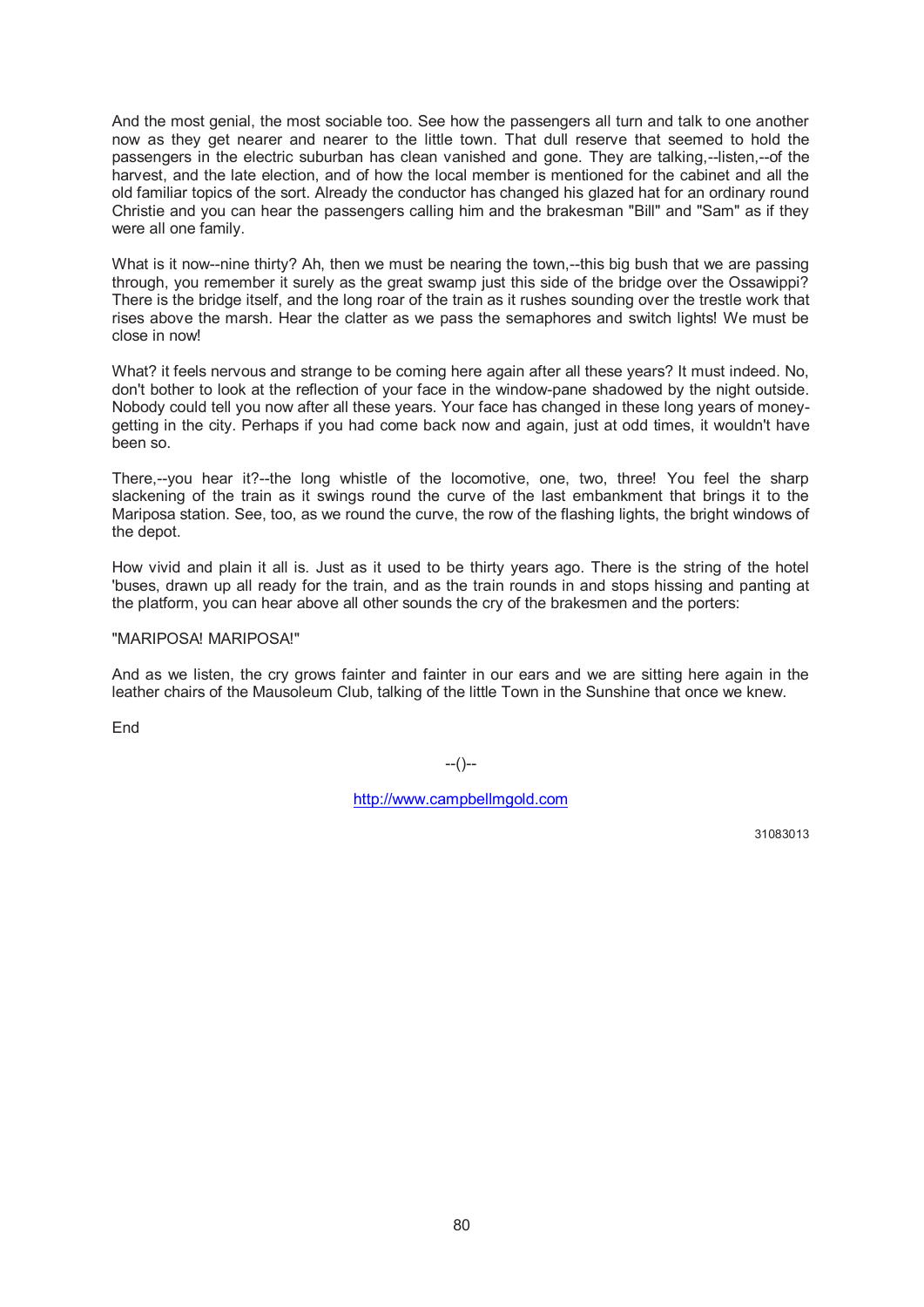And the most genial, the most sociable too. See how the passengers all turn and talk to one another now as they get nearer and nearer to the little town. That dull reserve that seemed to hold the passengers in the electric suburban has clean vanished and gone. They are talking,--listen,--of the harvest, and the late election, and of how the local member is mentioned for the cabinet and all the old familiar topics of the sort. Already the conductor has changed his glazed hat for an ordinary round Christie and you can hear the passengers calling him and the brakesman "Bill" and "Sam" as if they were all one family.

What is it now--nine thirty? Ah, then we must be nearing the town,--this big bush that we are passing through, you remember it surely as the great swamp just this side of the bridge over the Ossawippi? There is the bridge itself, and the long roar of the train as it rushes sounding over the trestle work that rises above the marsh. Hear the clatter as we pass the semaphores and switch lights! We must be close in now!

What? it feels nervous and strange to be coming here again after all these years? It must indeed. No, don't bother to look at the reflection of your face in the window-pane shadowed by the night outside. Nobody could tell you now after all these years. Your face has changed in these long years of money-getting in the city. Perhaps if you had come back now and again, just at odd times, it wouldn't have been so.

There,--you hear it?--the long whistle of the locomotive, one, two, three! You feel the sharp slackening of the train as it swings round the curve of the last embankment that brings it to the Mariposa station. See, too, as we round the curve, the row of the flashing lights, the bright windows of the depot.

How vivid and plain it all is. Just as it used to be thirty years ago. There is the string of the hotel 'buses, drawn up all ready for the train, and as the train rounds in and stops hissing and panting at the platform, you can hear above all other sounds the cry of the brakesmen and the porters:

"MARIPOSA! MARIPOSA!"

And as we listen, the cry grows fainter and fainter in our ears and we are sitting here again in the leather chairs of the Mausoleum Club, talking of the little Town in the Sunshine that once we knew.

End

--()--

http://www.campbellmgold.com

31083013